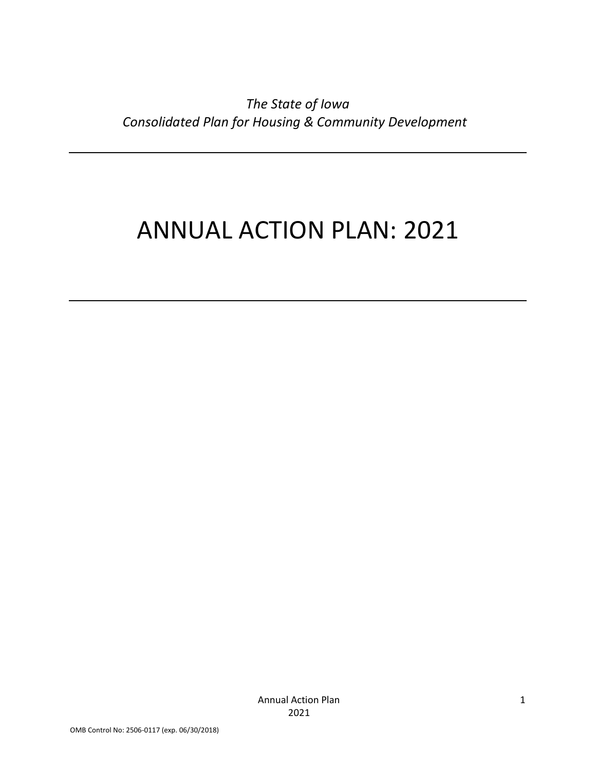*The State of Iowa*
*Consolidated Plan for Housing & Community Development*

---

# ANNUAL ACTION PLAN: 2021

---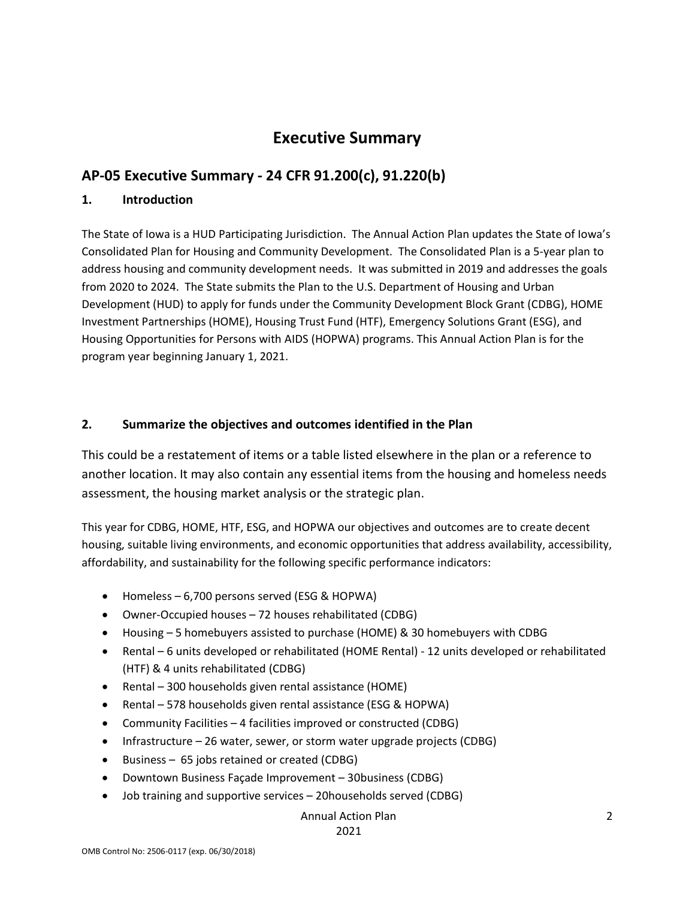# Executive Summary

## AP-05 Executive Summary - 24 CFR 91.200(c), 91.220(b)

### 1. Introduction

The State of Iowa is a HUD Participating Jurisdiction. The Annual Action Plan updates the State of Iowa's Consolidated Plan for Housing and Community Development. The Consolidated Plan is a 5-year plan to address housing and community development needs. It was submitted in 2019 and addresses the goals from 2020 to 2024. The State submits the Plan to the U.S. Department of Housing and Urban Development (HUD) to apply for funds under the Community Development Block Grant (CDBG), HOME Investment Partnerships (HOME), Housing Trust Fund (HTF), Emergency Solutions Grant (ESG), and Housing Opportunities for Persons with AIDS (HOPWA) programs. This Annual Action Plan is for the program year beginning January 1, 2021.

### 2. Summarize the objectives and outcomes identified in the Plan

This could be a restatement of items or a table listed elsewhere in the plan or a reference to another location. It may also contain any essential items from the housing and homeless needs assessment, the housing market analysis or the strategic plan.

This year for CDBG, HOME, HTF, ESG, and HOPWA our objectives and outcomes are to create decent housing, suitable living environments, and economic opportunities that address availability, accessibility, affordability, and sustainability for the following specific performance indicators:

- Homeless – 6,700 persons served (ESG & HOPWA)
- Owner-Occupied houses – 72 houses rehabilitated (CDBG)
- Housing – 5 homebuyers assisted to purchase (HOME) & 30 homebuyers with CDBG
- Rental – 6 units developed or rehabilitated (HOME Rental) - 12 units developed or rehabilitated (HTF) & 4 units rehabilitated (CDBG)
- Rental – 300 households given rental assistance (HOME)
- Rental – 578 households given rental assistance (ESG & HOPWA)
- Community Facilities – 4 facilities improved or constructed (CDBG)
- Infrastructure – 26 water, sewer, or storm water upgrade projects (CDBG)
- Business – 65 jobs retained or created (CDBG)
- Downtown Business Façade Improvement – 30business (CDBG)
- Job training and supportive services – 20households served (CDBG)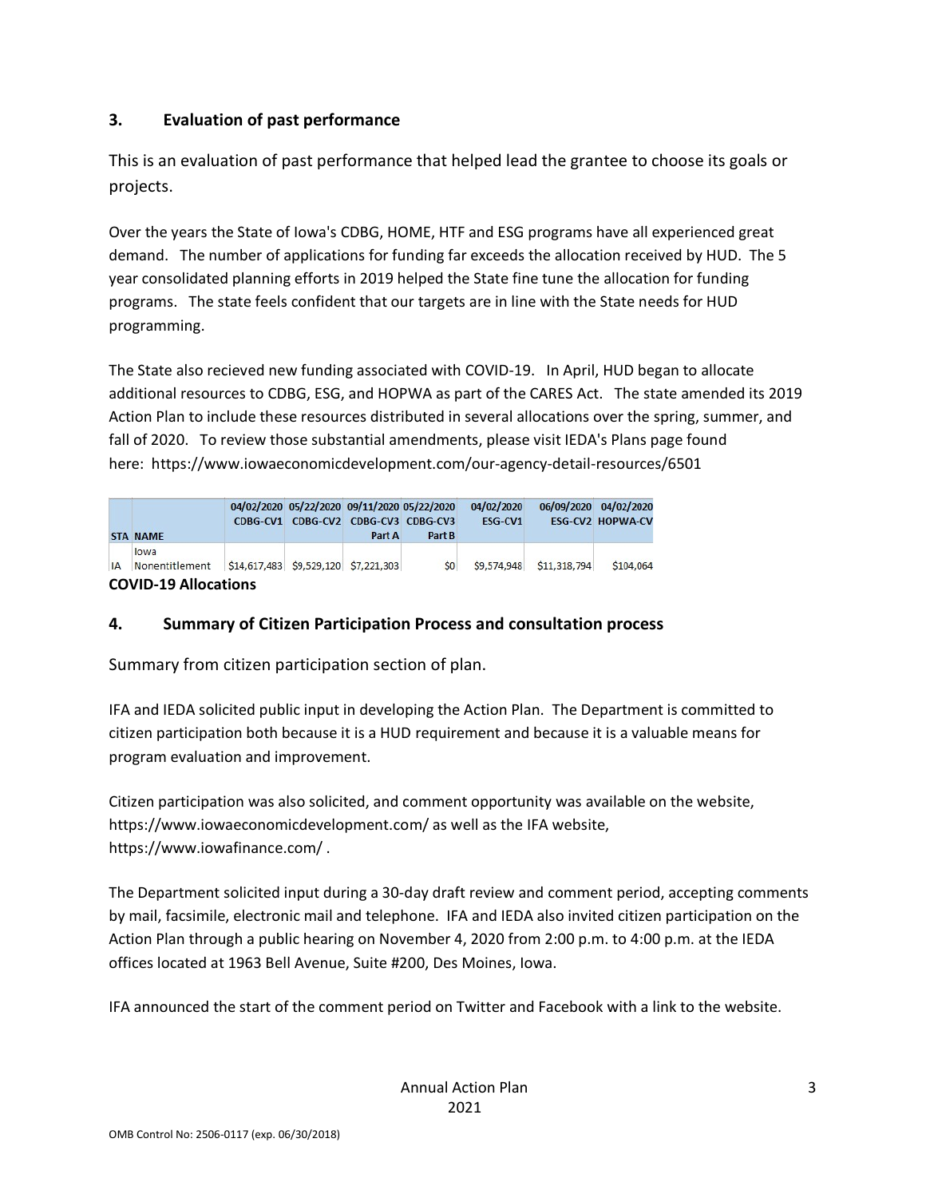## 3. Evaluation of past performance

This is an evaluation of past performance that helped lead the grantee to choose its goals or projects.

Over the years the State of Iowa's CDBG, HOME, HTF and ESG programs have all experienced great demand. The number of applications for funding far exceeds the allocation received by HUD. The 5 year consolidated planning efforts in 2019 helped the State fine tune the allocation for funding programs. The state feels confident that our targets are in line with the State needs for HUD programming.

The State also recieved new funding associated with COVID-19. In April, HUD began to allocate additional resources to CDBG, ESG, and HOPWA as part of the CARES Act. The state amended its 2019 Action Plan to include these resources distributed in several allocations over the spring, summer, and fall of 2020. To review those substantial amendments, please visit IEDA's Plans page found here: https://www.iowaeconomicdevelopment.com/our-agency-detail-resources/6501

| STA | NAME | 04/02/2020 CDBG-CV1 | 05/22/2020 CDBG-CV2 | 09/11/2020 CDBG-CV3 Part A | 05/22/2020 CDBG-CV3 Part B | 04/02/2020 ESG-CV1 | 06/09/2020 ESG-CV2 | 04/02/2020 HOPWA-CV |
|---|---|---|---|---|---|---|---|---|
| IA | Iowa Nonentitlement | $14,617,483 | $9,529,120 | $7,221,303 | $0 | $9,574,948 | $11,318,794 | $104,064 |

**COVID-19 Allocations**

## 4. Summary of Citizen Participation Process and consultation process

Summary from citizen participation section of plan.

IFA and IEDA solicited public input in developing the Action Plan. The Department is committed to citizen participation both because it is a HUD requirement and because it is a valuable means for program evaluation and improvement.

Citizen participation was also solicited, and comment opportunity was available on the website, https://www.iowaeconomicdevelopment.com/ as well as the IFA website, https://www.iowafinance.com/ .

The Department solicited input during a 30-day draft review and comment period, accepting comments by mail, facsimile, electronic mail and telephone. IFA and IEDA also invited citizen participation on the Action Plan through a public hearing on November 4, 2020 from 2:00 p.m. to 4:00 p.m. at the IEDA offices located at 1963 Bell Avenue, Suite #200, Des Moines, Iowa.

IFA announced the start of the comment period on Twitter and Facebook with a link to the website.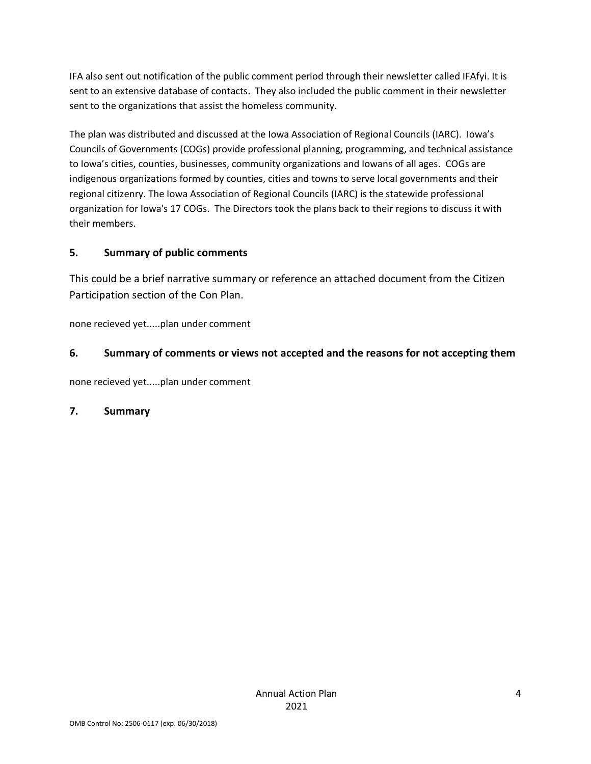IFA also sent out notification of the public comment period through their newsletter called IFAfyi. It is sent to an extensive database of contacts. They also included the public comment in their newsletter sent to the organizations that assist the homeless community.

The plan was distributed and discussed at the Iowa Association of Regional Councils (IARC). Iowa's Councils of Governments (COGs) provide professional planning, programming, and technical assistance to Iowa's cities, counties, businesses, community organizations and Iowans of all ages. COGs are indigenous organizations formed by counties, cities and towns to serve local governments and their regional citizenry. The Iowa Association of Regional Councils (IARC) is the statewide professional organization for Iowa's 17 COGs. The Directors took the plans back to their regions to discuss it with their members.

## 5. Summary of public comments

This could be a brief narrative summary or reference an attached document from the Citizen Participation section of the Con Plan.

none recieved yet.....plan under comment

## 6. Summary of comments or views not accepted and the reasons for not accepting them

none recieved yet.....plan under comment

## 7. Summary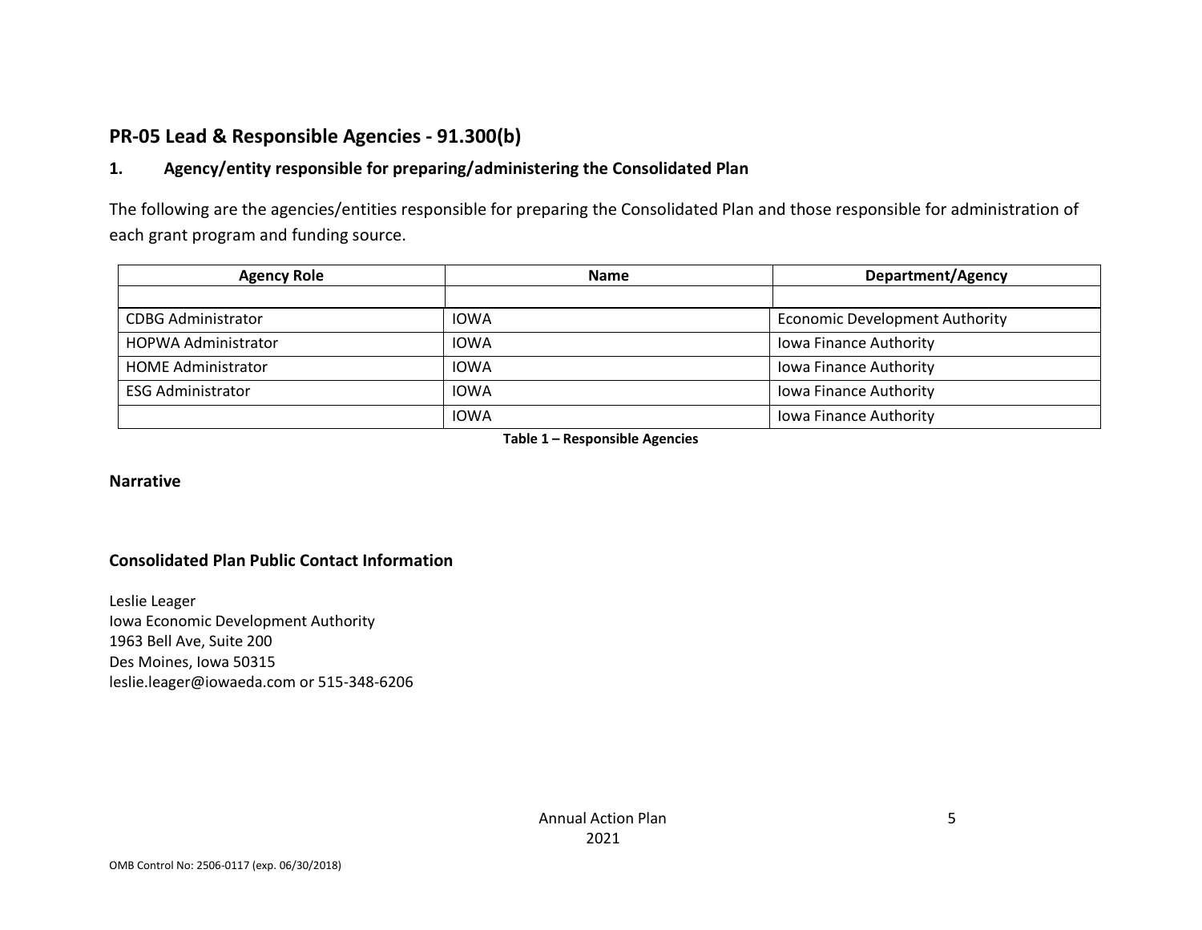## PR-05 Lead & Responsible Agencies - 91.300(b)

### 1. Agency/entity responsible for preparing/administering the Consolidated Plan

The following are the agencies/entities responsible for preparing the Consolidated Plan and those responsible for administration of each grant program and funding source.

| Agency Role | Name | Department/Agency |
|---|---|---|
| | | |
| CDBG Administrator | IOWA | Economic Development Authority |
| HOPWA Administrator | IOWA | Iowa Finance Authority |
| HOME Administrator | IOWA | Iowa Finance Authority |
| ESG Administrator | IOWA | Iowa Finance Authority |
| | IOWA | Iowa Finance Authority |

**Table 1 – Responsible Agencies**

### Narrative

### Consolidated Plan Public Contact Information

Leslie Leager
Iowa Economic Development Authority
1963 Bell Ave, Suite 200
Des Moines, Iowa 50315
leslie.leager@iowaeda.com or 515-348-6206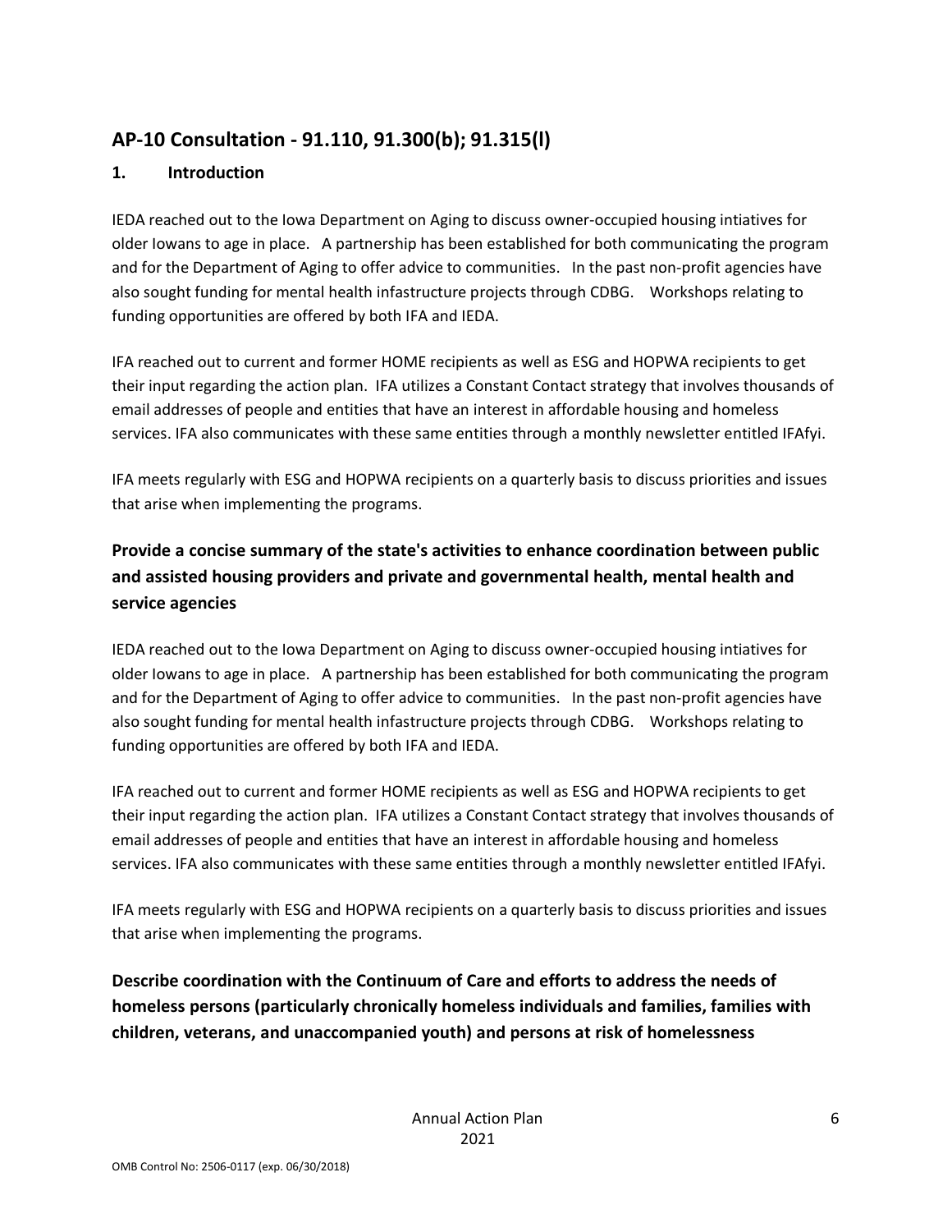## AP-10 Consultation - 91.110, 91.300(b); 91.315(l)

### 1. Introduction

IEDA reached out to the Iowa Department on Aging to discuss owner-occupied housing intiatives for older Iowans to age in place. A partnership has been established for both communicating the program and for the Department of Aging to offer advice to communities. In the past non-profit agencies have also sought funding for mental health infastructure projects through CDBG. Workshops relating to funding opportunities are offered by both IFA and IEDA.

IFA reached out to current and former HOME recipients as well as ESG and HOPWA recipients to get their input regarding the action plan. IFA utilizes a Constant Contact strategy that involves thousands of email addresses of people and entities that have an interest in affordable housing and homeless services. IFA also communicates with these same entities through a monthly newsletter entitled IFAfyi.

IFA meets regularly with ESG and HOPWA recipients on a quarterly basis to discuss priorities and issues that arise when implementing the programs.

### Provide a concise summary of the state's activities to enhance coordination between public and assisted housing providers and private and governmental health, mental health and service agencies

IEDA reached out to the Iowa Department on Aging to discuss owner-occupied housing intiatives for older Iowans to age in place. A partnership has been established for both communicating the program and for the Department of Aging to offer advice to communities. In the past non-profit agencies have also sought funding for mental health infastructure projects through CDBG. Workshops relating to funding opportunities are offered by both IFA and IEDA.

IFA reached out to current and former HOME recipients as well as ESG and HOPWA recipients to get their input regarding the action plan. IFA utilizes a Constant Contact strategy that involves thousands of email addresses of people and entities that have an interest in affordable housing and homeless services. IFA also communicates with these same entities through a monthly newsletter entitled IFAfyi.

IFA meets regularly with ESG and HOPWA recipients on a quarterly basis to discuss priorities and issues that arise when implementing the programs.

### Describe coordination with the Continuum of Care and efforts to address the needs of homeless persons (particularly chronically homeless individuals and families, families with children, veterans, and unaccompanied youth) and persons at risk of homelessness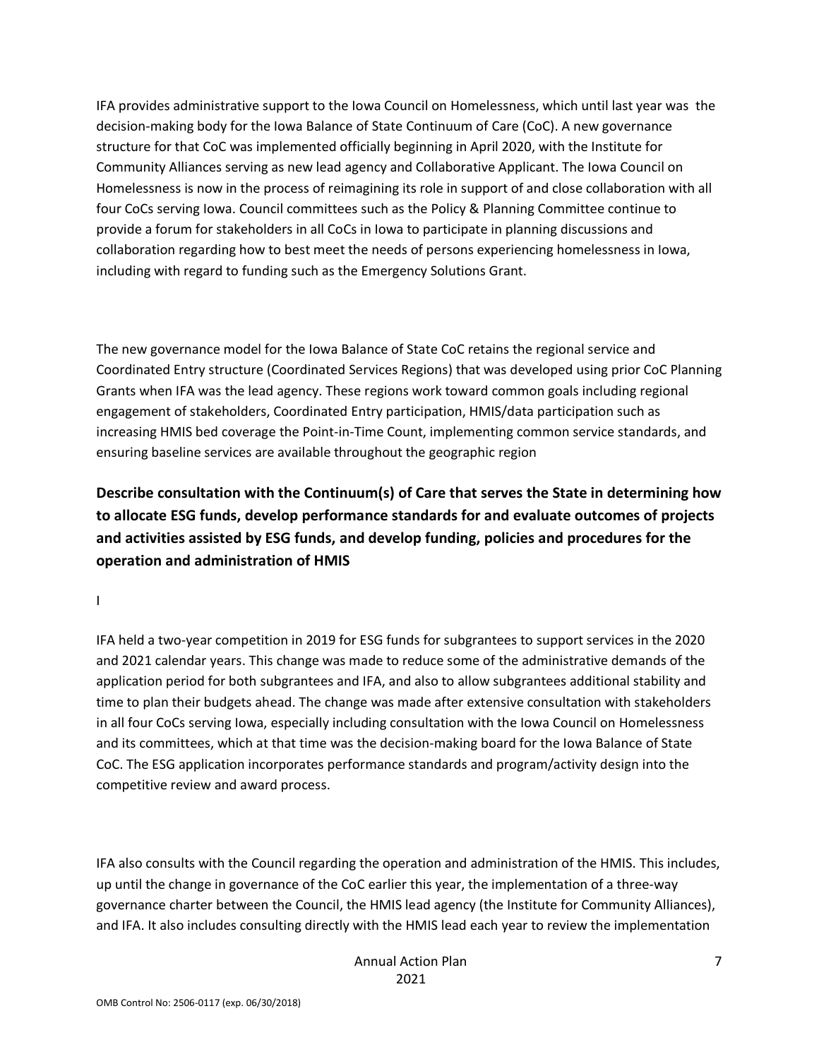IFA provides administrative support to the Iowa Council on Homelessness, which until last year was the decision-making body for the Iowa Balance of State Continuum of Care (CoC). A new governance structure for that CoC was implemented officially beginning in April 2020, with the Institute for Community Alliances serving as new lead agency and Collaborative Applicant. The Iowa Council on Homelessness is now in the process of reimagining its role in support of and close collaboration with all four CoCs serving Iowa. Council committees such as the Policy & Planning Committee continue to provide a forum for stakeholders in all CoCs in Iowa to participate in planning discussions and collaboration regarding how to best meet the needs of persons experiencing homelessness in Iowa, including with regard to funding such as the Emergency Solutions Grant.

The new governance model for the Iowa Balance of State CoC retains the regional service and Coordinated Entry structure (Coordinated Services Regions) that was developed using prior CoC Planning Grants when IFA was the lead agency. These regions work toward common goals including regional engagement of stakeholders, Coordinated Entry participation, HMIS/data participation such as increasing HMIS bed coverage the Point-in-Time Count, implementing common service standards, and ensuring baseline services are available throughout the geographic region

**Describe consultation with the Continuum(s) of Care that serves the State in determining how to allocate ESG funds, develop performance standards for and evaluate outcomes of projects and activities assisted by ESG funds, and develop funding, policies and procedures for the operation and administration of HMIS**

I

IFA held a two-year competition in 2019 for ESG funds for subgrantees to support services in the 2020 and 2021 calendar years. This change was made to reduce some of the administrative demands of the application period for both subgrantees and IFA, and also to allow subgrantees additional stability and time to plan their budgets ahead. The change was made after extensive consultation with stakeholders in all four CoCs serving Iowa, especially including consultation with the Iowa Council on Homelessness and its committees, which at that time was the decision-making board for the Iowa Balance of State CoC. The ESG application incorporates performance standards and program/activity design into the competitive review and award process.

IFA also consults with the Council regarding the operation and administration of the HMIS. This includes, up until the change in governance of the CoC earlier this year, the implementation of a three-way governance charter between the Council, the HMIS lead agency (the Institute for Community Alliances), and IFA. It also includes consulting directly with the HMIS lead each year to review the implementation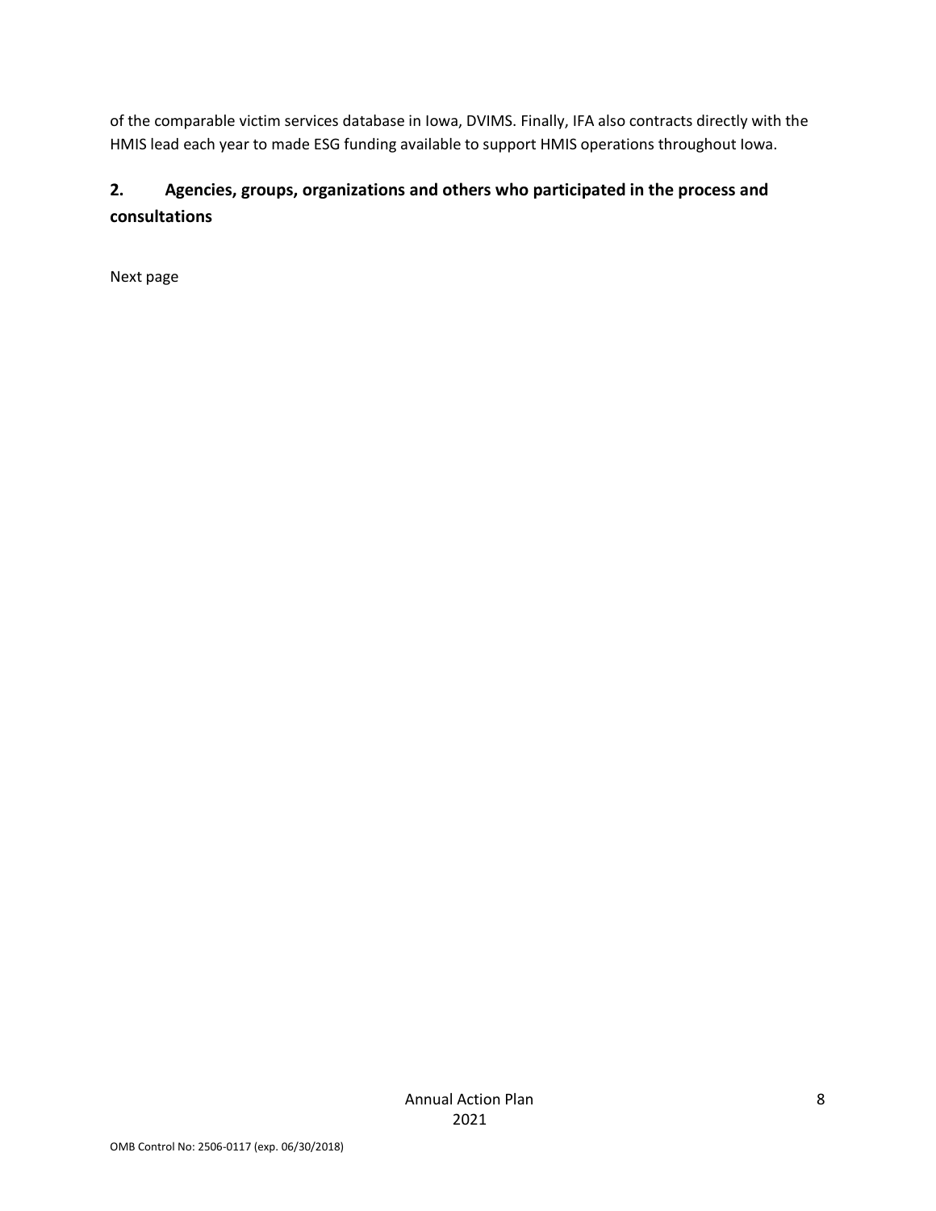of the comparable victim services database in Iowa, DVIMS. Finally, IFA also contracts directly with the HMIS lead each year to made ESG funding available to support HMIS operations throughout Iowa.

## 2. Agencies, groups, organizations and others who participated in the process and consultations

Next page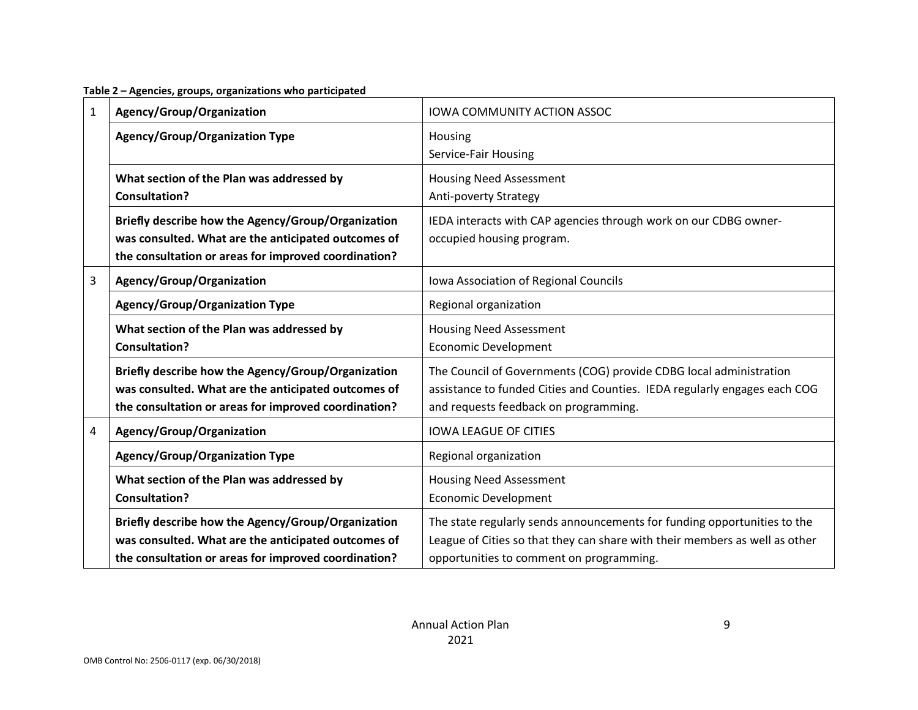**Table 2 – Agencies, groups, organizations who participated**

| | | |
|---|---|---|
| 1 | **Agency/Group/Organization** | IOWA COMMUNITY ACTION ASSOC |
| | **Agency/Group/Organization Type** | Housing<br>Service-Fair Housing |
| | **What section of the Plan was addressed by Consultation?** | Housing Need Assessment<br>Anti-poverty Strategy |
| | **Briefly describe how the Agency/Group/Organization was consulted. What are the anticipated outcomes of the consultation or areas for improved coordination?** | IEDA interacts with CAP agencies through work on our CDBG owner-occupied housing program. |
| 3 | **Agency/Group/Organization** | Iowa Association of Regional Councils |
| | **Agency/Group/Organization Type** | Regional organization |
| | **What section of the Plan was addressed by Consultation?** | Housing Need Assessment<br>Economic Development |
| | **Briefly describe how the Agency/Group/Organization was consulted. What are the anticipated outcomes of the consultation or areas for improved coordination?** | The Council of Governments (COG) provide CDBG local administration assistance to funded Cities and Counties. IEDA regularly engages each COG and requests feedback on programming. |
| 4 | **Agency/Group/Organization** | IOWA LEAGUE OF CITIES |
| | **Agency/Group/Organization Type** | Regional organization |
| | **What section of the Plan was addressed by Consultation?** | Housing Need Assessment<br>Economic Development |
| | **Briefly describe how the Agency/Group/Organization was consulted. What are the anticipated outcomes of the consultation or areas for improved coordination?** | The state regularly sends announcements for funding opportunities to the League of Cities so that they can share with their members as well as other opportunities to comment on programming. |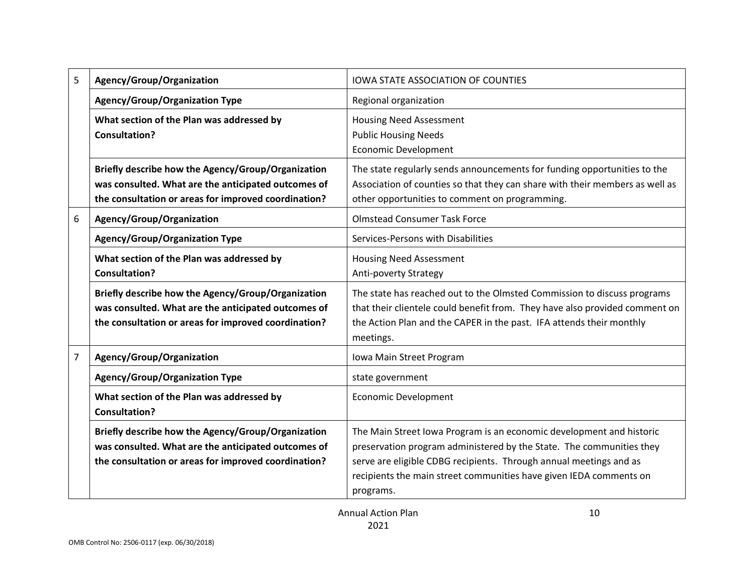| | | |
|---|---|---|
| 5 | **Agency/Group/Organization** | IOWA STATE ASSOCIATION OF COUNTIES |
| | **Agency/Group/Organization Type** | Regional organization |
| | **What section of the Plan was addressed by Consultation?** | Housing Need Assessment<br>Public Housing Needs<br>Economic Development |
| | **Briefly describe how the Agency/Group/Organization was consulted. What are the anticipated outcomes of the consultation or areas for improved coordination?** | The state regularly sends announcements for funding opportunities to the Association of counties so that they can share with their members as well as other opportunities to comment on programming. |
| 6 | **Agency/Group/Organization** | Olmstead Consumer Task Force |
| | **Agency/Group/Organization Type** | Services-Persons with Disabilities |
| | **What section of the Plan was addressed by Consultation?** | Housing Need Assessment<br>Anti-poverty Strategy |
| | **Briefly describe how the Agency/Group/Organization was consulted. What are the anticipated outcomes of the consultation or areas for improved coordination?** | The state has reached out to the Olmsted Commission to discuss programs that their clientele could benefit from. They have also provided comment on the Action Plan and the CAPER in the past. IFA attends their monthly meetings. |
| 7 | **Agency/Group/Organization** | Iowa Main Street Program |
| | **Agency/Group/Organization Type** | state government |
| | **What section of the Plan was addressed by Consultation?** | Economic Development |
| | **Briefly describe how the Agency/Group/Organization was consulted. What are the anticipated outcomes of the consultation or areas for improved coordination?** | The Main Street Iowa Program is an economic development and historic preservation program administered by the State. The communities they serve are eligible CDBG recipients. Through annual meetings and as recipients the main street communities have given IEDA comments on programs. |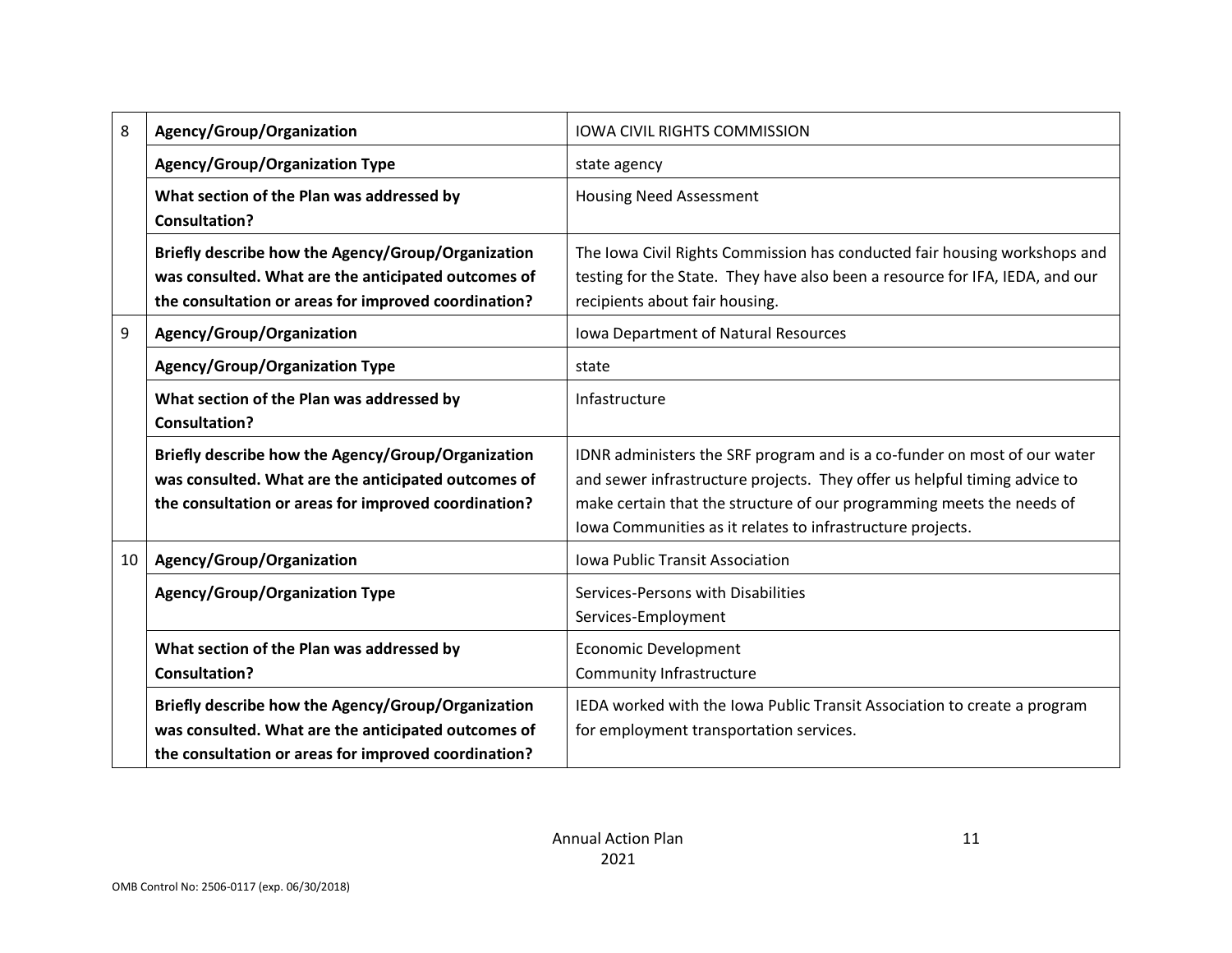| | | |
|---|---|---|
| 8 | **Agency/Group/Organization** | IOWA CIVIL RIGHTS COMMISSION |
| | **Agency/Group/Organization Type** | state agency |
| | **What section of the Plan was addressed by Consultation?** | Housing Need Assessment |
| | **Briefly describe how the Agency/Group/Organization was consulted. What are the anticipated outcomes of the consultation or areas for improved coordination?** | The Iowa Civil Rights Commission has conducted fair housing workshops and testing for the State. They have also been a resource for IFA, IEDA, and our recipients about fair housing. |
| 9 | **Agency/Group/Organization** | Iowa Department of Natural Resources |
| | **Agency/Group/Organization Type** | state |
| | **What section of the Plan was addressed by Consultation?** | Infastructure |
| | **Briefly describe how the Agency/Group/Organization was consulted. What are the anticipated outcomes of the consultation or areas for improved coordination?** | IDNR administers the SRF program and is a co-funder on most of our water and sewer infrastructure projects. They offer us helpful timing advice to make certain that the structure of our programming meets the needs of Iowa Communities as it relates to infrastructure projects. |
| 10 | **Agency/Group/Organization** | Iowa Public Transit Association |
| | **Agency/Group/Organization Type** | Services-Persons with Disabilities<br>Services-Employment |
| | **What section of the Plan was addressed by Consultation?** | Economic Development<br>Community Infrastructure |
| | **Briefly describe how the Agency/Group/Organization was consulted. What are the anticipated outcomes of the consultation or areas for improved coordination?** | IEDA worked with the Iowa Public Transit Association to create a program for employment transportation services. |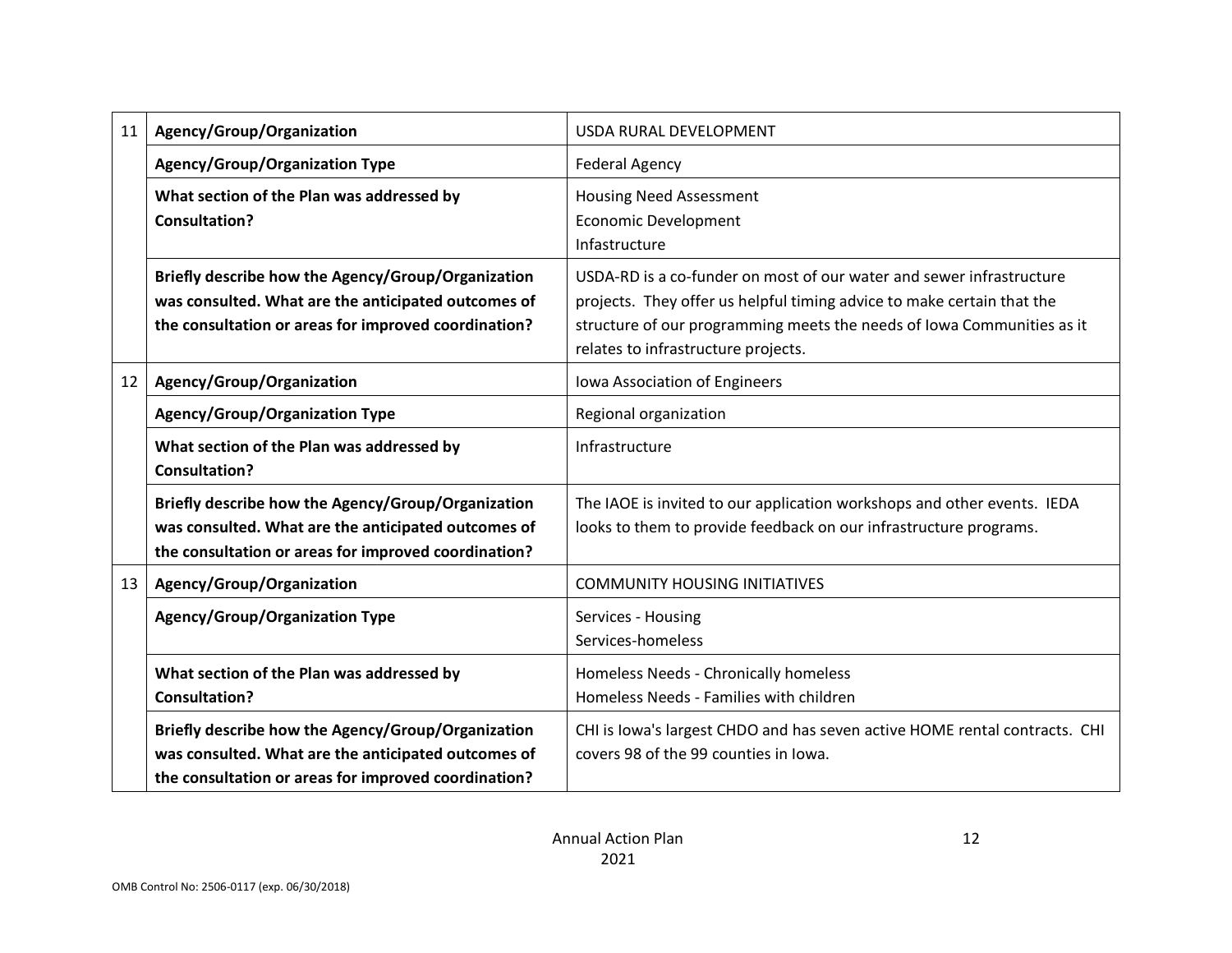| | | |
|---|---|---|
| 11 | **Agency/Group/Organization** | USDA RURAL DEVELOPMENT |
| | **Agency/Group/Organization Type** | Federal Agency |
| | **What section of the Plan was addressed by Consultation?** | Housing Need Assessment<br>Economic Development<br>Infastructure |
| | **Briefly describe how the Agency/Group/Organization was consulted. What are the anticipated outcomes of the consultation or areas for improved coordination?** | USDA-RD is a co-funder on most of our water and sewer infrastructure projects. They offer us helpful timing advice to make certain that the structure of our programming meets the needs of Iowa Communities as it relates to infrastructure projects. |
| 12 | **Agency/Group/Organization** | Iowa Association of Engineers |
| | **Agency/Group/Organization Type** | Regional organization |
| | **What section of the Plan was addressed by Consultation?** | Infrastructure |
| | **Briefly describe how the Agency/Group/Organization was consulted. What are the anticipated outcomes of the consultation or areas for improved coordination?** | The IAOE is invited to our application workshops and other events. IEDA looks to them to provide feedback on our infrastructure programs. |
| 13 | **Agency/Group/Organization** | COMMUNITY HOUSING INITIATIVES |
| | **Agency/Group/Organization Type** | Services - Housing<br>Services-homeless |
| | **What section of the Plan was addressed by Consultation?** | Homeless Needs - Chronically homeless<br>Homeless Needs - Families with children |
| | **Briefly describe how the Agency/Group/Organization was consulted. What are the anticipated outcomes of the consultation or areas for improved coordination?** | CHI is Iowa's largest CHDO and has seven active HOME rental contracts. CHI covers 98 of the 99 counties in Iowa. |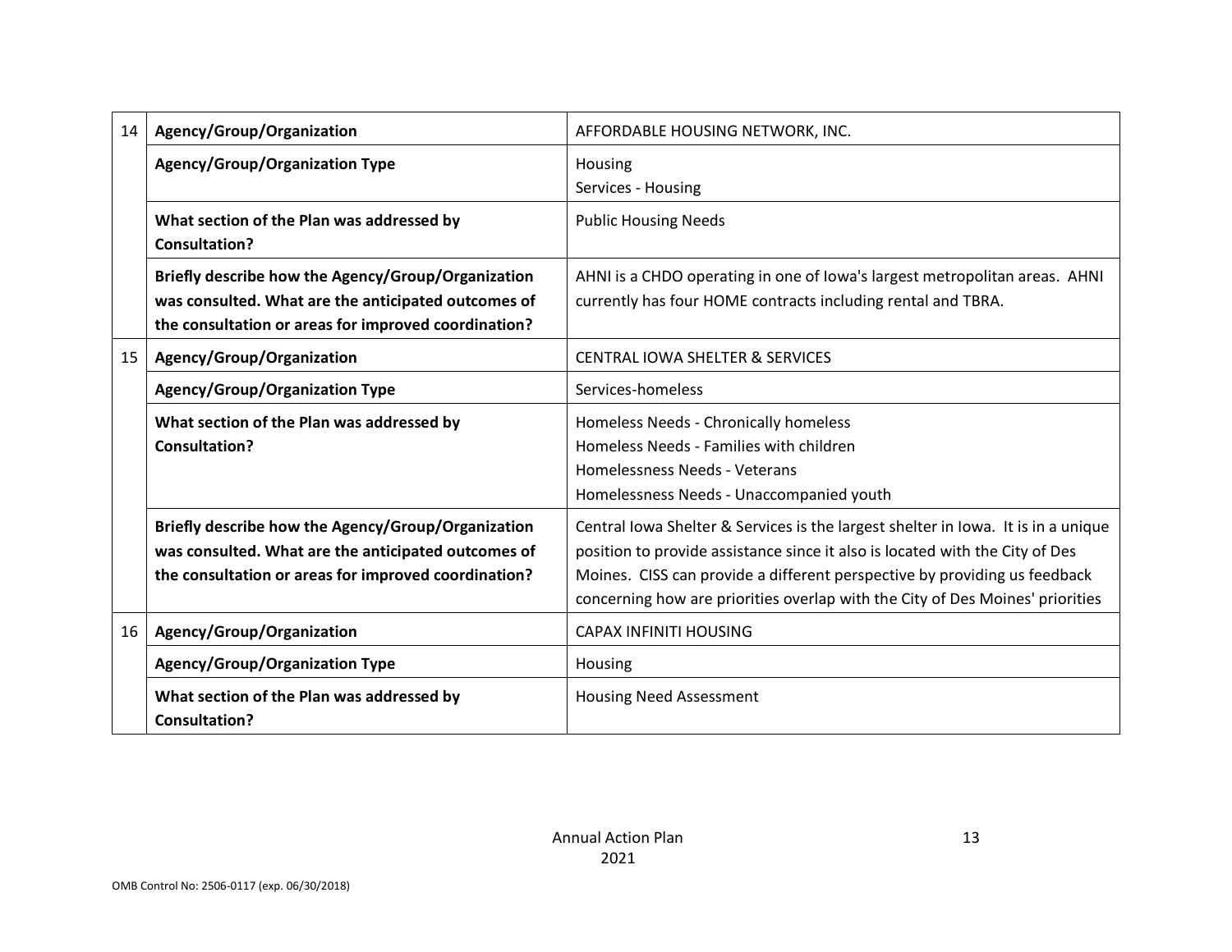| | | |
|---|---|---|
| 14 | **Agency/Group/Organization** | AFFORDABLE HOUSING NETWORK, INC. |
| | **Agency/Group/Organization Type** | Housing<br>Services - Housing |
| | **What section of the Plan was addressed by Consultation?** | Public Housing Needs |
| | **Briefly describe how the Agency/Group/Organization was consulted. What are the anticipated outcomes of the consultation or areas for improved coordination?** | AHNI is a CHDO operating in one of Iowa's largest metropolitan areas. AHNI currently has four HOME contracts including rental and TBRA. |
| 15 | **Agency/Group/Organization** | CENTRAL IOWA SHELTER & SERVICES |
| | **Agency/Group/Organization Type** | Services-homeless |
| | **What section of the Plan was addressed by Consultation?** | Homeless Needs - Chronically homeless<br>Homeless Needs - Families with children<br>Homelessness Needs - Veterans<br>Homelessness Needs - Unaccompanied youth |
| | **Briefly describe how the Agency/Group/Organization was consulted. What are the anticipated outcomes of the consultation or areas for improved coordination?** | Central Iowa Shelter & Services is the largest shelter in Iowa. It is in a unique position to provide assistance since it also is located with the City of Des Moines. CISS can provide a different perspective by providing us feedback concerning how are priorities overlap with the City of Des Moines' priorities |
| 16 | **Agency/Group/Organization** | CAPAX INFINITI HOUSING |
| | **Agency/Group/Organization Type** | Housing |
| | **What section of the Plan was addressed by Consultation?** | Housing Need Assessment |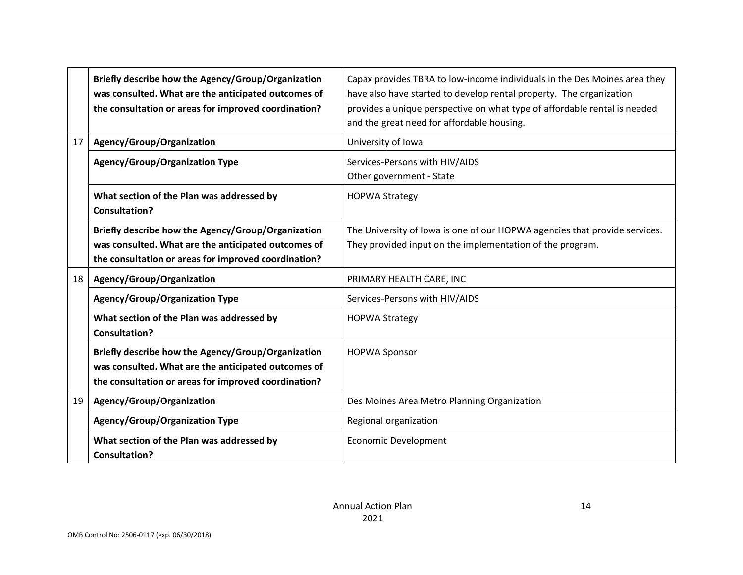| | | |
|---|---|---|
| | **Briefly describe how the Agency/Group/Organization was consulted. What are the anticipated outcomes of the consultation or areas for improved coordination?** | Capax provides TBRA to low-income individuals in the Des Moines area they have also have started to develop rental property. The organization provides a unique perspective on what type of affordable rental is needed and the great need for affordable housing. |
| 17 | **Agency/Group/Organization** | University of Iowa |
| | **Agency/Group/Organization Type** | Services-Persons with HIV/AIDS<br>Other government - State |
| | **What section of the Plan was addressed by Consultation?** | HOPWA Strategy |
| | **Briefly describe how the Agency/Group/Organization was consulted. What are the anticipated outcomes of the consultation or areas for improved coordination?** | The University of Iowa is one of our HOPWA agencies that provide services. They provided input on the implementation of the program. |
| 18 | **Agency/Group/Organization** | PRIMARY HEALTH CARE, INC |
| | **Agency/Group/Organization Type** | Services-Persons with HIV/AIDS |
| | **What section of the Plan was addressed by Consultation?** | HOPWA Strategy |
| | **Briefly describe how the Agency/Group/Organization was consulted. What are the anticipated outcomes of the consultation or areas for improved coordination?** | HOPWA Sponsor |
| 19 | **Agency/Group/Organization** | Des Moines Area Metro Planning Organization |
| | **Agency/Group/Organization Type** | Regional organization |
| | **What section of the Plan was addressed by Consultation?** | Economic Development |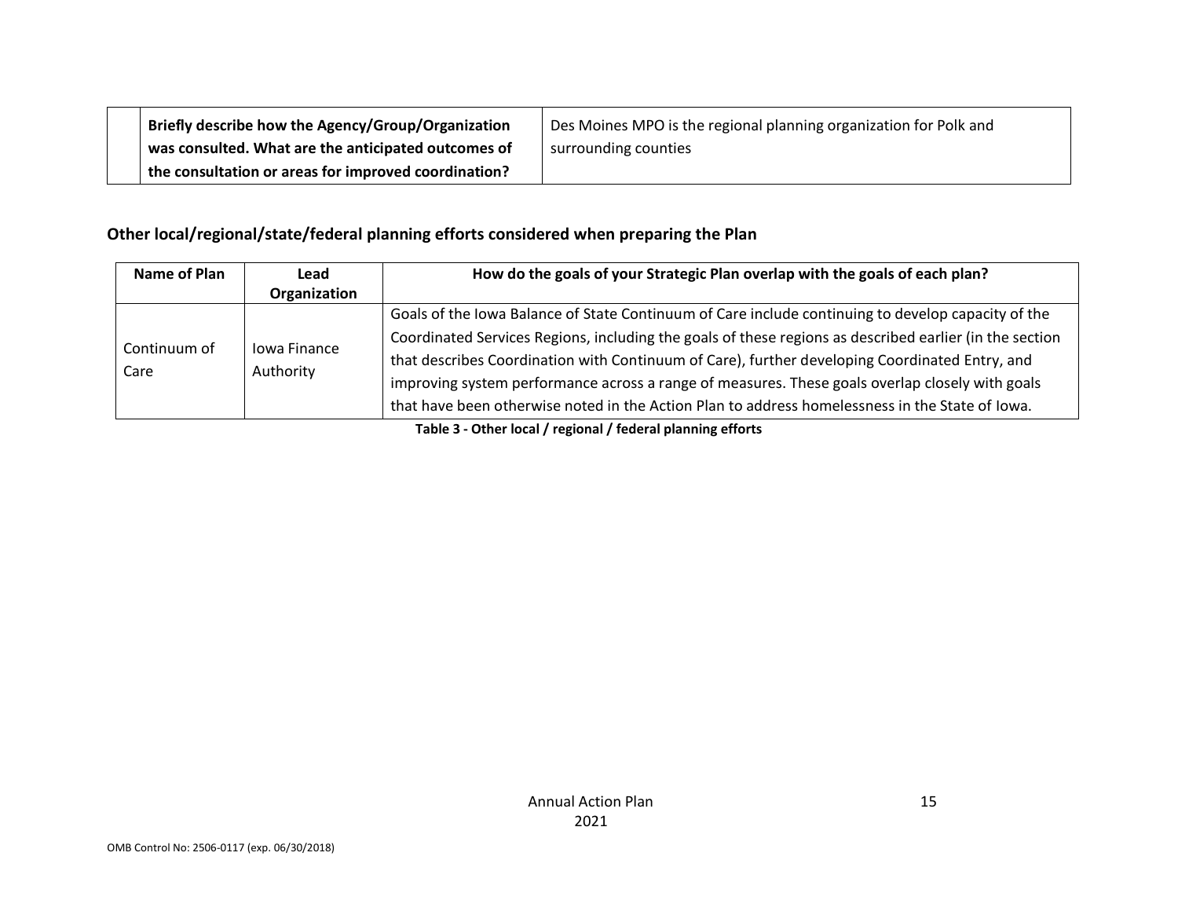| | | |
|---|---|---|
| | **Briefly describe how the Agency/Group/Organization was consulted. What are the anticipated outcomes of the consultation or areas for improved coordination?** | Des Moines MPO is the regional planning organization for Polk and surrounding counties |

### Other local/regional/state/federal planning efforts considered when preparing the Plan

| Name of Plan | Lead Organization | How do the goals of your Strategic Plan overlap with the goals of each plan? |
|---|---|---|
| Continuum of Care | Iowa Finance Authority | Goals of the Iowa Balance of State Continuum of Care include continuing to develop capacity of the Coordinated Services Regions, including the goals of these regions as described earlier (in the section that describes Coordination with Continuum of Care), further developing Coordinated Entry, and improving system performance across a range of measures. These goals overlap closely with goals that have been otherwise noted in the Action Plan to address homelessness in the State of Iowa. |

**Table 3 - Other local / regional / federal planning efforts**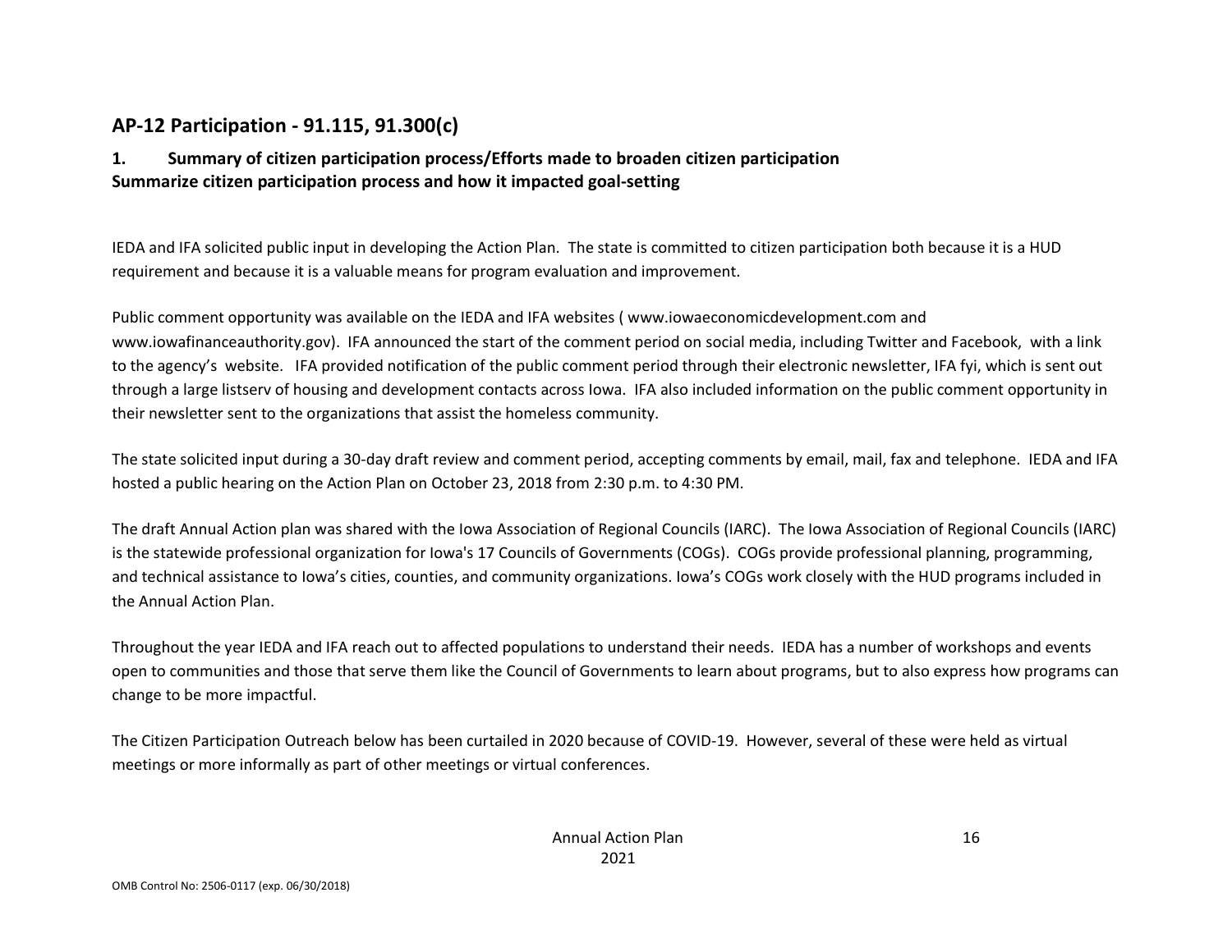## AP-12 Participation - 91.115, 91.300(c)

### 1. Summary of citizen participation process/Efforts made to broaden citizen participation

**Summarize citizen participation process and how it impacted goal-setting**

IEDA and IFA solicited public input in developing the Action Plan. The state is committed to citizen participation both because it is a HUD requirement and because it is a valuable means for program evaluation and improvement.

Public comment opportunity was available on the IEDA and IFA websites ( www.iowaeconomicdevelopment.com and www.iowafinanceauthority.gov). IFA announced the start of the comment period on social media, including Twitter and Facebook, with a link to the agency's website. IFA provided notification of the public comment period through their electronic newsletter, IFA fyi, which is sent out through a large listserv of housing and development contacts across Iowa. IFA also included information on the public comment opportunity in their newsletter sent to the organizations that assist the homeless community.

The state solicited input during a 30-day draft review and comment period, accepting comments by email, mail, fax and telephone. IEDA and IFA hosted a public hearing on the Action Plan on October 23, 2018 from 2:30 p.m. to 4:30 PM.

The draft Annual Action plan was shared with the Iowa Association of Regional Councils (IARC). The Iowa Association of Regional Councils (IARC) is the statewide professional organization for Iowa's 17 Councils of Governments (COGs). COGs provide professional planning, programming, and technical assistance to Iowa's cities, counties, and community organizations. Iowa's COGs work closely with the HUD programs included in the Annual Action Plan.

Throughout the year IEDA and IFA reach out to affected populations to understand their needs. IEDA has a number of workshops and events open to communities and those that serve them like the Council of Governments to learn about programs, but to also express how programs can change to be more impactful.

The Citizen Participation Outreach below has been curtailed in 2020 because of COVID-19. However, several of these were held as virtual meetings or more informally as part of other meetings or virtual conferences.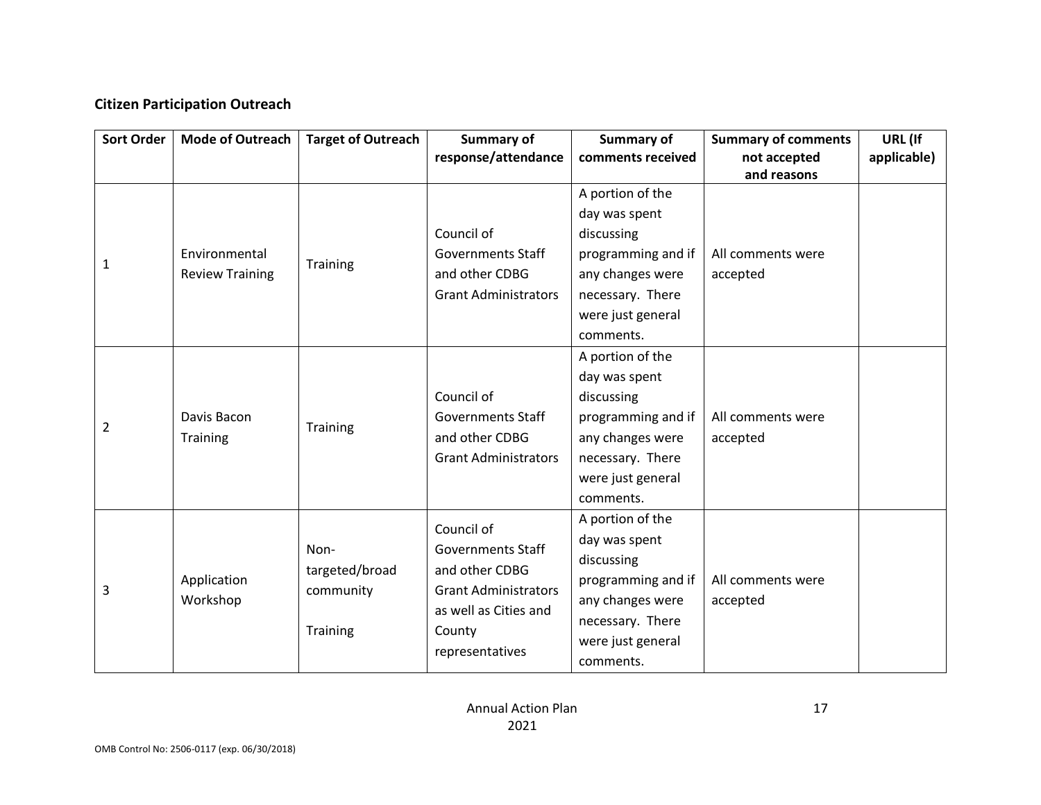**Citizen Participation Outreach**

| Sort Order | Mode of Outreach | Target of Outreach | Summary of response/attendance | Summary of comments received | Summary of comments not accepted and reasons | URL (If applicable) |
|---|---|---|---|---|---|---|
| 1 | Environmental Review Training | Training | Council of Governments Staff and other CDBG Grant Administrators | A portion of the day was spent discussing programming and if any changes were necessary. There were just general comments. | All comments were accepted | |
| 2 | Davis Bacon Training | Training | Council of Governments Staff and other CDBG Grant Administrators | A portion of the day was spent discussing programming and if any changes were necessary. There were just general comments. | All comments were accepted | |
| 3 | Application Workshop | Non-targeted/broad community<br><br>Training | Council of Governments Staff and other CDBG Grant Administrators as well as Cities and County representatives | A portion of the day was spent discussing programming and if any changes were necessary. There were just general comments. | All comments were accepted | |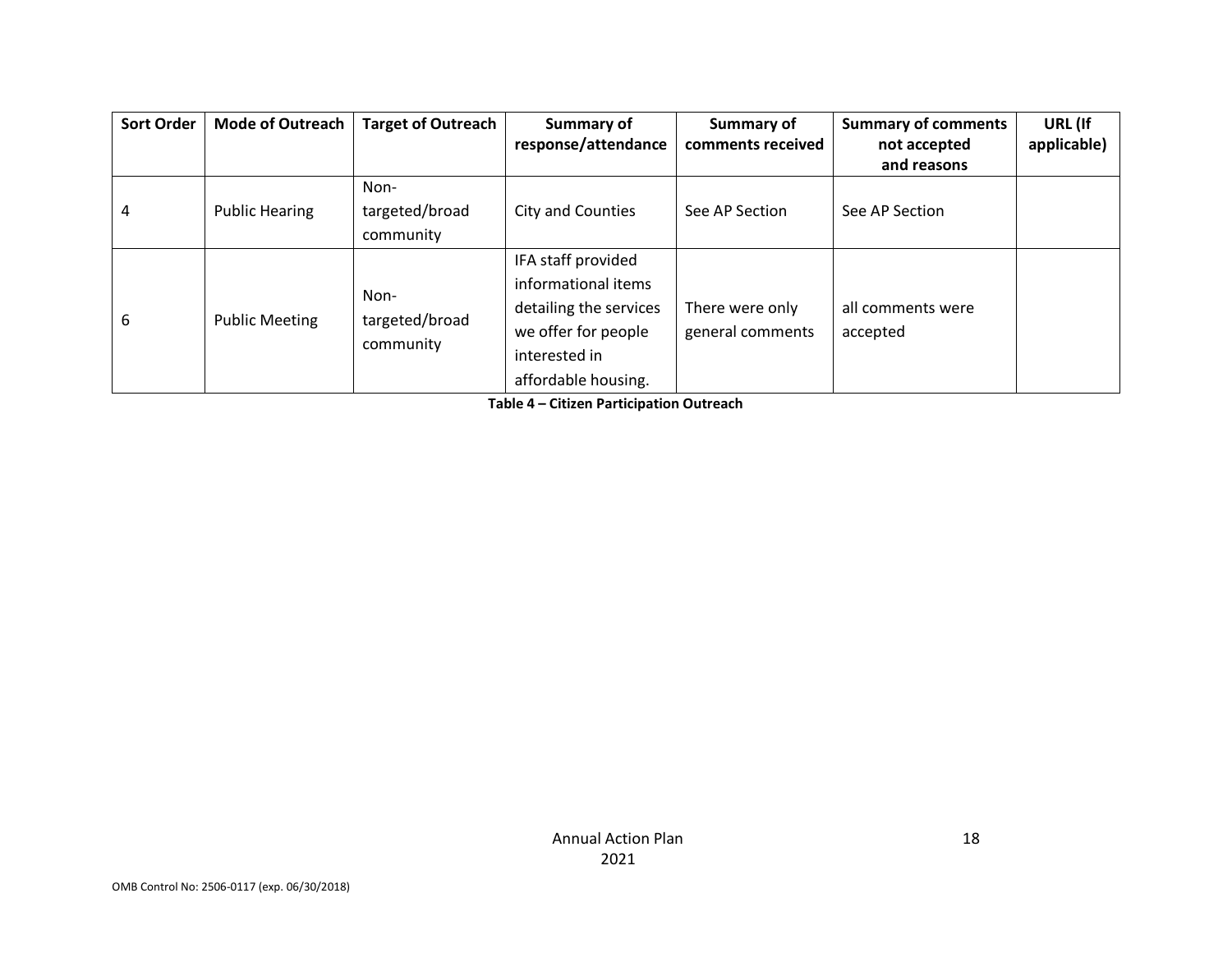| Sort Order | Mode of Outreach | Target of Outreach | Summary of response/attendance | Summary of comments received | Summary of comments not accepted and reasons | URL (If applicable) |
|---|---|---|---|---|---|---|
| 4 | Public Hearing | Non-targeted/broad community | City and Counties | See AP Section | See AP Section | |
| 6 | Public Meeting | Non-targeted/broad community | IFA staff provided informational items detailing the services we offer for people interested in affordable housing. | There were only general comments | all comments were accepted | |

**Table 4 – Citizen Participation Outreach**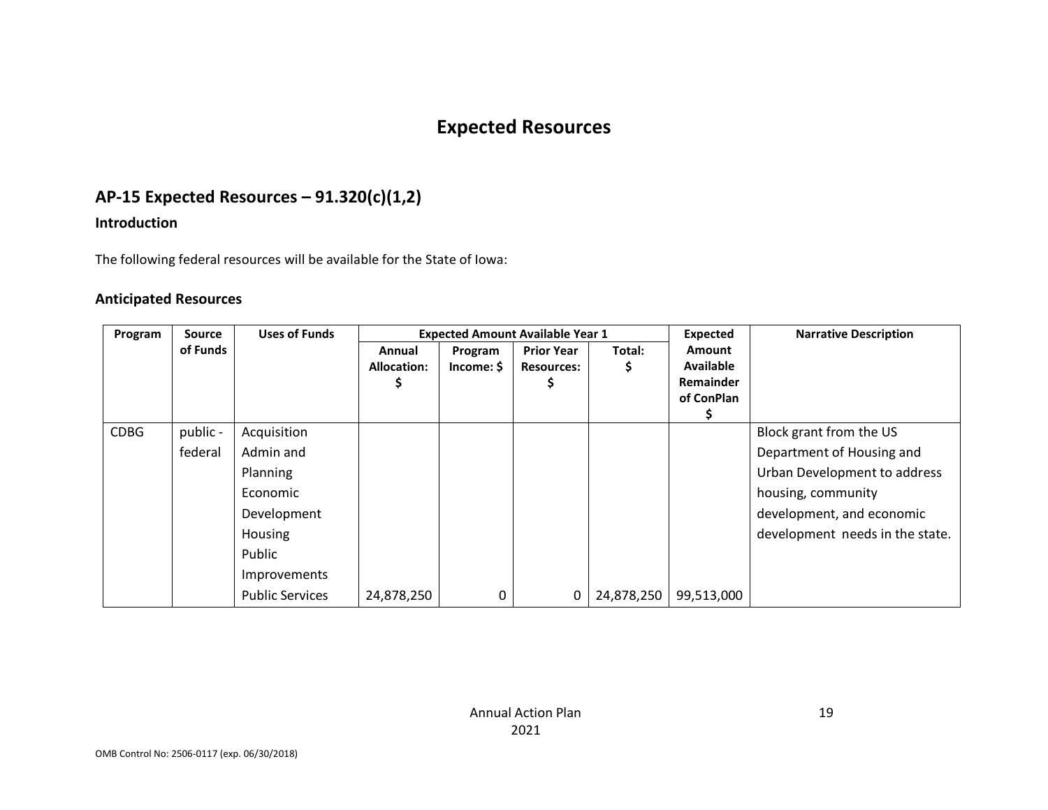# Expected Resources

## AP-15 Expected Resources – 91.320(c)(1,2)

### Introduction

The following federal resources will be available for the State of Iowa:

### Anticipated Resources

| Program | Source of Funds | Uses of Funds | Expected Amount Available Year 1 | | | | Expected Amount Available Remainder of ConPlan $ | Narrative Description |
|---|---|---|---|---|---|---|---|---|
| | | | Annual Allocation: $ | Program Income: $ | Prior Year Resources: $ | Total: $ | | |
| CDBG | public - federal | Acquisition<br>Admin and Planning<br>Economic Development<br>Housing<br>Public Improvements<br>Public Services | 24,878,250 | 0 | 0 | 24,878,250 | 99,513,000 | Block grant from the US Department of Housing and Urban Development to address housing, community development, and economic development needs in the state. |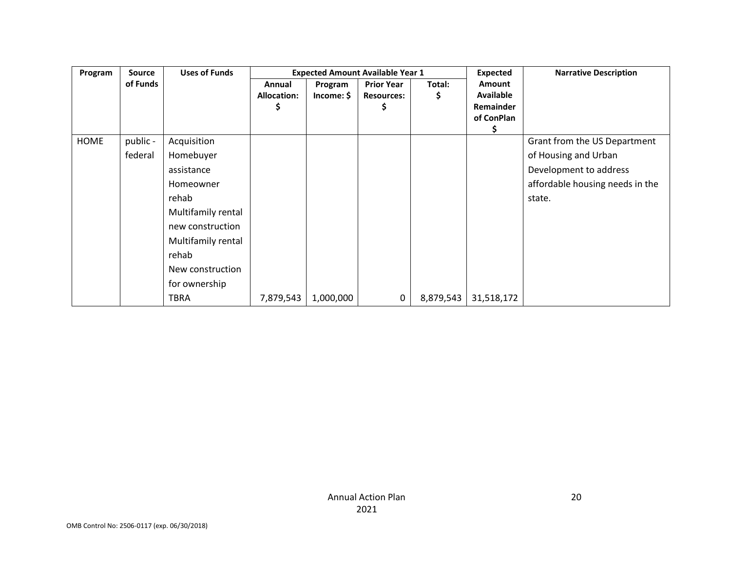| Program | Source of Funds | Uses of Funds | Expected Amount Available Year 1 | | | | Expected Amount Available Remainder of ConPlan $ | Narrative Description |
|---|---|---|---|---|---|---|---|---|
| | | | Annual Allocation: $ | Program Income: $ | Prior Year Resources: $ | Total: $ | | |
| HOME | public - federal | Acquisition Homebuyer assistance Homeowner rehab Multifamily rental new construction Multifamily rental rehab New construction for ownership TBRA | 7,879,543 | 1,000,000 | 0 | 8,879,543 | 31,518,172 | Grant from the US Department of Housing and Urban Development to address affordable housing needs in the state. |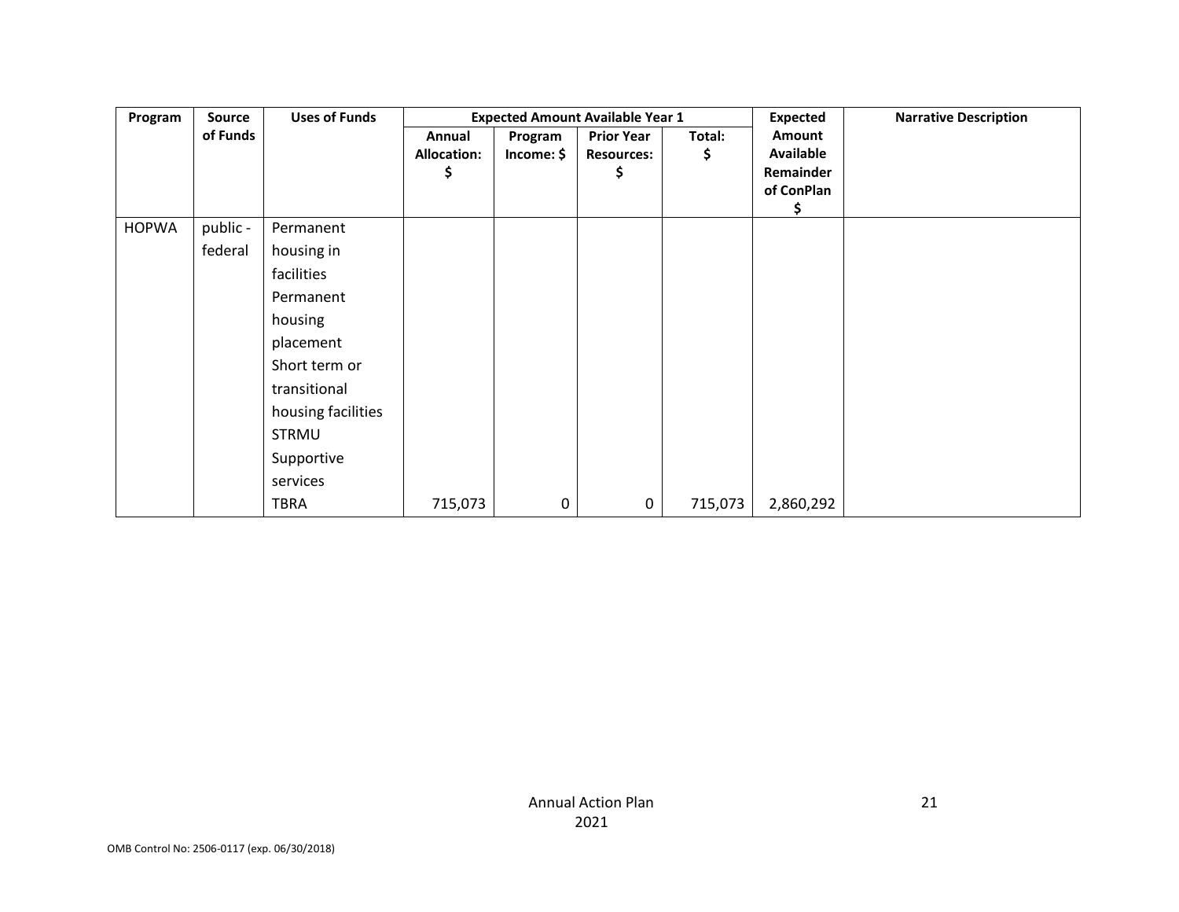| Program | Source of Funds | Uses of Funds | Expected Amount Available Year 1 | | | | Expected Amount Available Remainder of ConPlan $ | Narrative Description |
|---|---|---|---|---|---|---|---|---|
| | | | Annual Allocation: $ | Program Income: $ | Prior Year Resources: $ | Total: $ | | |
| HOPWA | public - federal | Permanent housing in facilities<br>Permanent housing placement<br>Short term or transitional housing facilities<br>STRMU<br>Supportive services<br>TBRA | 715,073 | 0 | 0 | 715,073 | 2,860,292 | |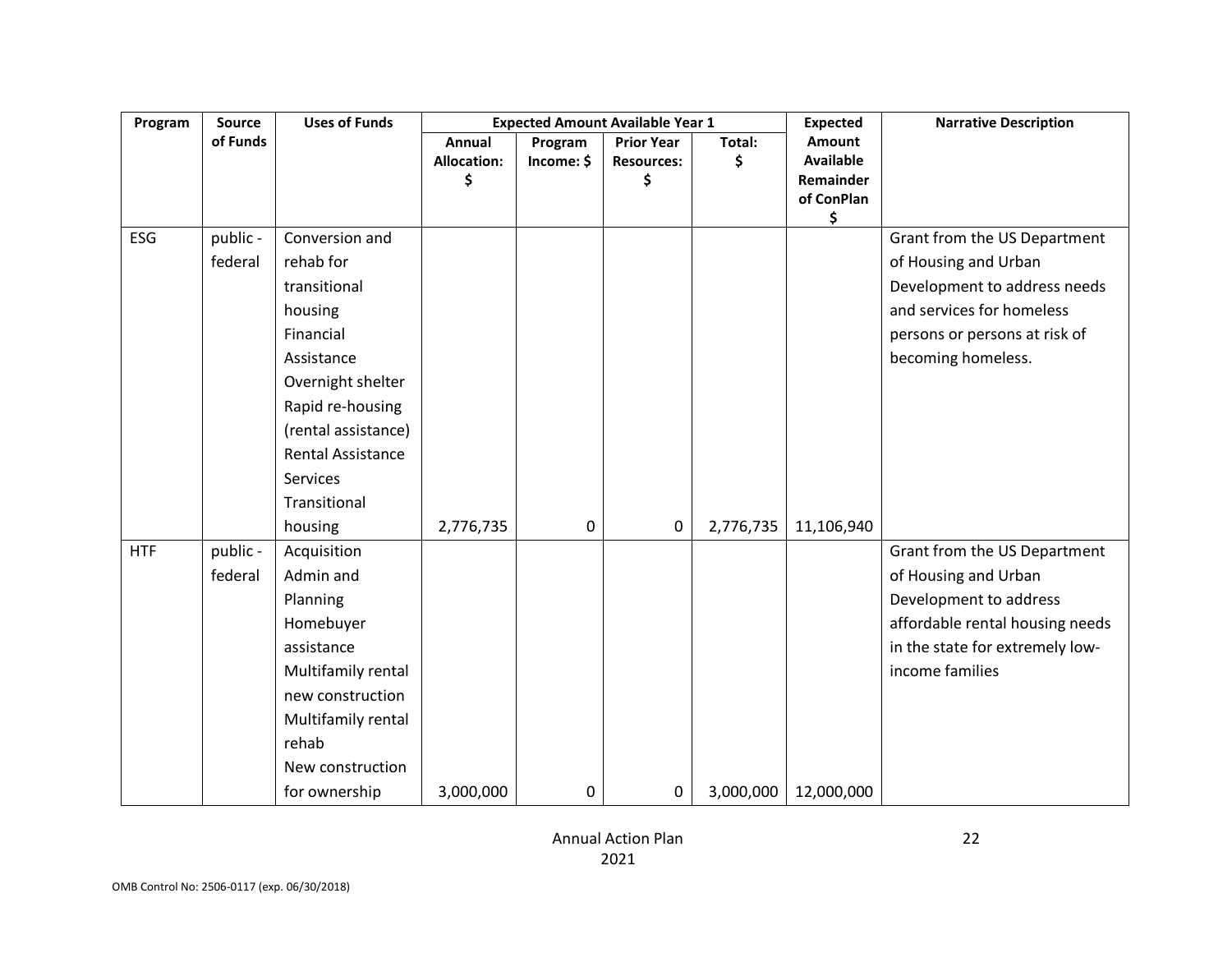| Program | Source of Funds | Uses of Funds | Expected Amount Available Year 1 | | | | Expected Amount Available Remainder of ConPlan $ | Narrative Description |
|---|---|---|---|---|---|---|---|---|
| | | | Annual Allocation: $ | Program Income: $ | Prior Year Resources: $ | Total: $ | | |
| ESG | public - federal | Conversion and rehab for transitional housing<br>Financial Assistance<br>Overnight shelter<br>Rapid re-housing (rental assistance)<br>Rental Assistance<br>Services<br>Transitional housing | 2,776,735 | 0 | 0 | 2,776,735 | 11,106,940 | Grant from the US Department of Housing and Urban Development to address needs and services for homeless persons or persons at risk of becoming homeless. |
| HTF | public - federal | Acquisition<br>Admin and Planning<br>Homebuyer assistance<br>Multifamily rental new construction<br>Multifamily rental rehab<br>New construction for ownership | 3,000,000 | 0 | 0 | 3,000,000 | 12,000,000 | Grant from the US Department of Housing and Urban Development to address affordable rental housing needs in the state for extremely low-income families |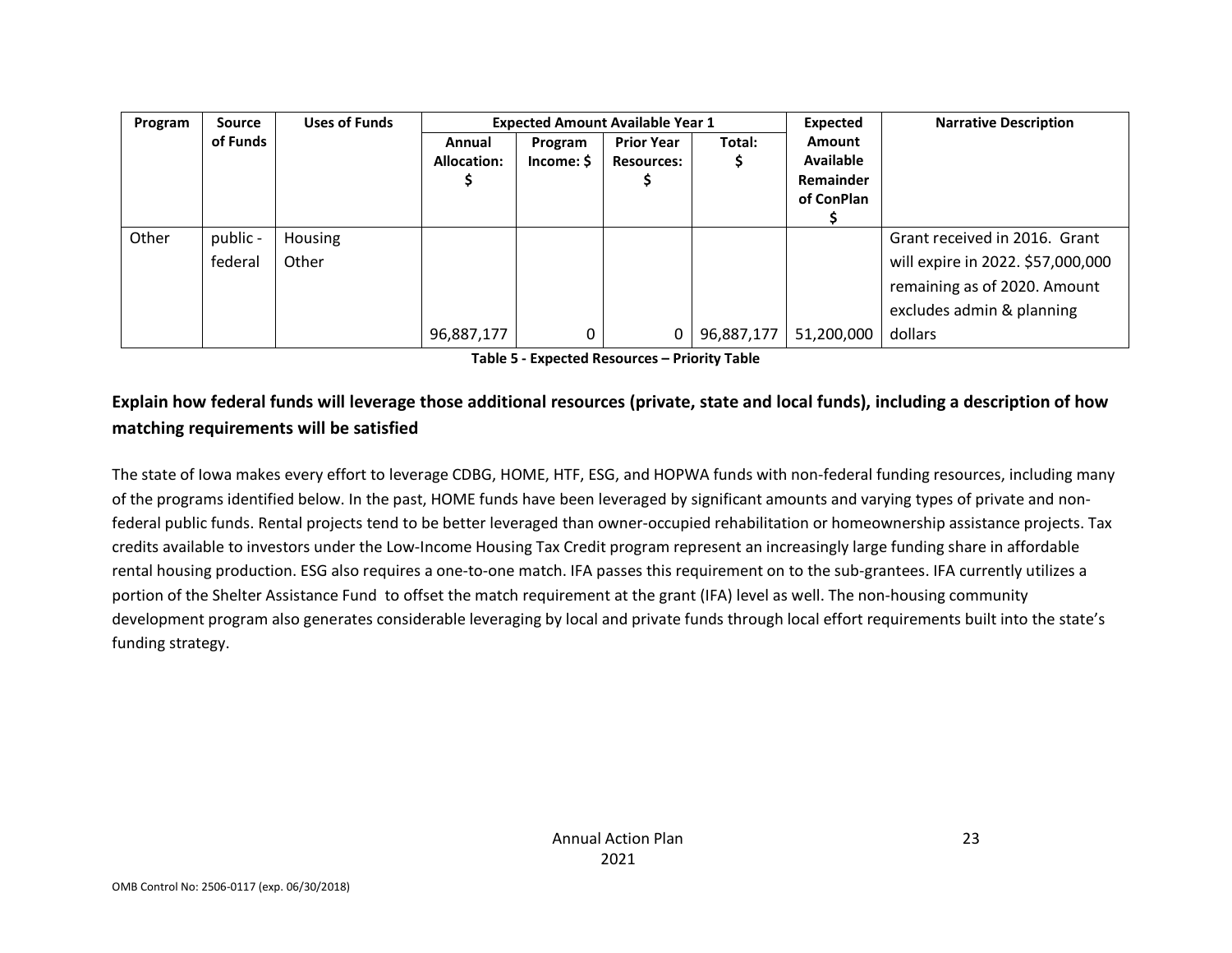| Program | Source of Funds | Uses of Funds | Expected Amount Available Year 1 | | | | Expected Amount Available Remainder of ConPlan $ | Narrative Description |
|---|---|---|---|---|---|---|---|---|
| | | | Annual Allocation: $ | Program Income: $ | Prior Year Resources: $ | Total: $ | | |
| Other | public - federal | Housing Other | 96,887,177 | 0 | 0 | 96,887,177 | 51,200,000 | Grant received in 2016. Grant will expire in 2022. $57,000,000 remaining as of 2020. Amount excludes admin & planning dollars |

**Table 5 - Expected Resources – Priority Table**

### Explain how federal funds will leverage those additional resources (private, state and local funds), including a description of how matching requirements will be satisfied

The state of Iowa makes every effort to leverage CDBG, HOME, HTF, ESG, and HOPWA funds with non-federal funding resources, including many of the programs identified below. In the past, HOME funds have been leveraged by significant amounts and varying types of private and non-federal public funds. Rental projects tend to be better leveraged than owner-occupied rehabilitation or homeownership assistance projects. Tax credits available to investors under the Low-Income Housing Tax Credit program represent an increasingly large funding share in affordable rental housing production. ESG also requires a one-to-one match. IFA passes this requirement on to the sub-grantees. IFA currently utilizes a portion of the Shelter Assistance Fund to offset the match requirement at the grant (IFA) level as well. The non-housing community development program also generates considerable leveraging by local and private funds through local effort requirements built into the state's funding strategy.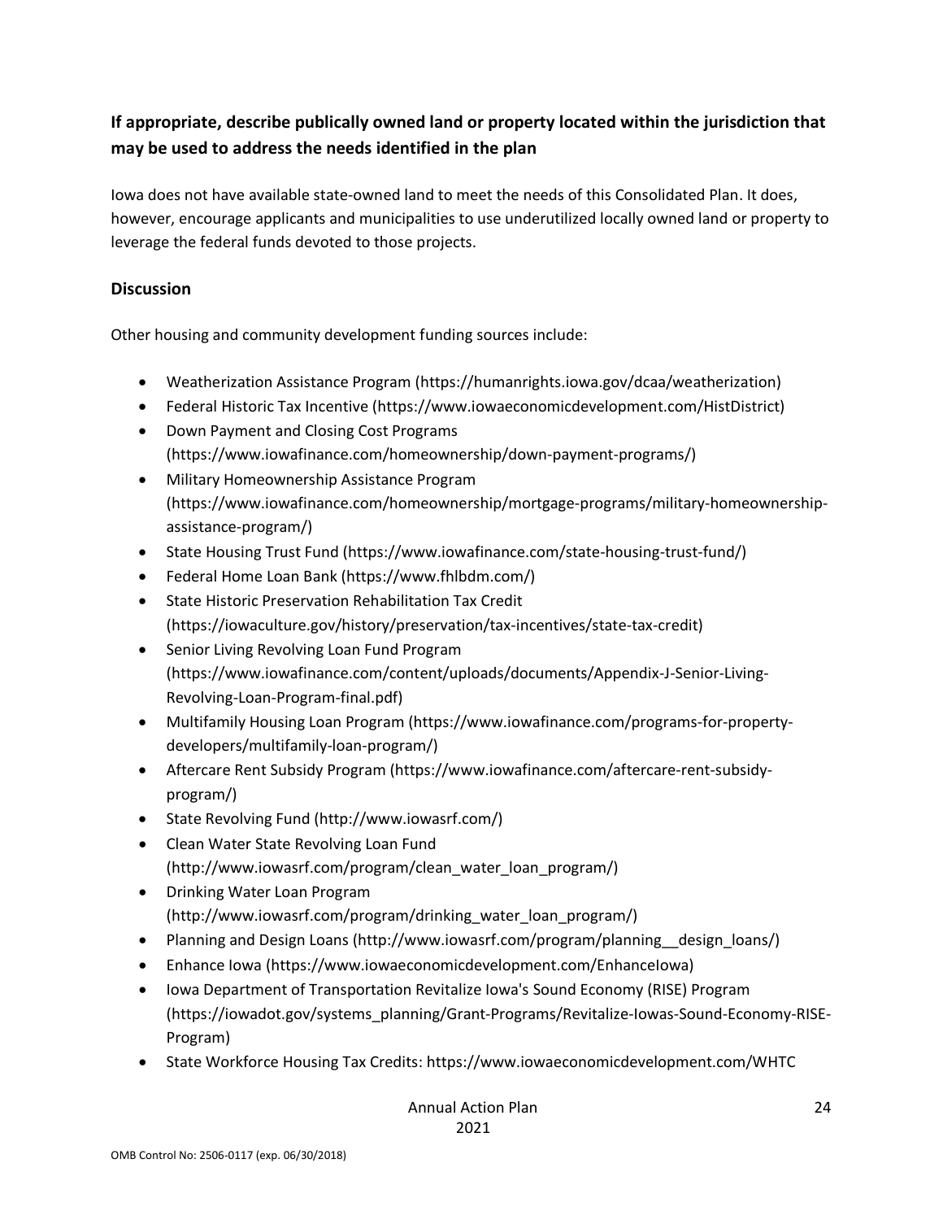### If appropriate, describe publically owned land or property located within the jurisdiction that may be used to address the needs identified in the plan

Iowa does not have available state-owned land to meet the needs of this Consolidated Plan. It does, however, encourage applicants and municipalities to use underutilized locally owned land or property to leverage the federal funds devoted to those projects.

### Discussion

Other housing and community development funding sources include:

- Weatherization Assistance Program (https://humanrights.iowa.gov/dcaa/weatherization)
- Federal Historic Tax Incentive (https://www.iowaeconomicdevelopment.com/HistDistrict)
- Down Payment and Closing Cost Programs (https://www.iowafinance.com/homeownership/down-payment-programs/)
- Military Homeownership Assistance Program (https://www.iowafinance.com/homeownership/mortgage-programs/military-homeownership-assistance-program/)
- State Housing Trust Fund (https://www.iowafinance.com/state-housing-trust-fund/)
- Federal Home Loan Bank (https://www.fhlbdm.com/)
- State Historic Preservation Rehabilitation Tax Credit (https://iowaculture.gov/history/preservation/tax-incentives/state-tax-credit)
- Senior Living Revolving Loan Fund Program (https://www.iowafinance.com/content/uploads/documents/Appendix-J-Senior-Living-Revolving-Loan-Program-final.pdf)
- Multifamily Housing Loan Program (https://www.iowafinance.com/programs-for-property-developers/multifamily-loan-program/)
- Aftercare Rent Subsidy Program (https://www.iowafinance.com/aftercare-rent-subsidy-program/)
- State Revolving Fund (http://www.iowasrf.com/)
- Clean Water State Revolving Loan Fund (http://www.iowasrf.com/program/clean_water_loan_program/)
- Drinking Water Loan Program (http://www.iowasrf.com/program/drinking_water_loan_program/)
- Planning and Design Loans (http://www.iowasrf.com/program/planning__design_loans/)
- Enhance Iowa (https://www.iowaeconomicdevelopment.com/EnhanceIowa)
- Iowa Department of Transportation Revitalize Iowa's Sound Economy (RISE) Program (https://iowadot.gov/systems_planning/Grant-Programs/Revitalize-Iowas-Sound-Economy-RISE-Program)
- State Workforce Housing Tax Credits: https://www.iowaeconomicdevelopment.com/WHTC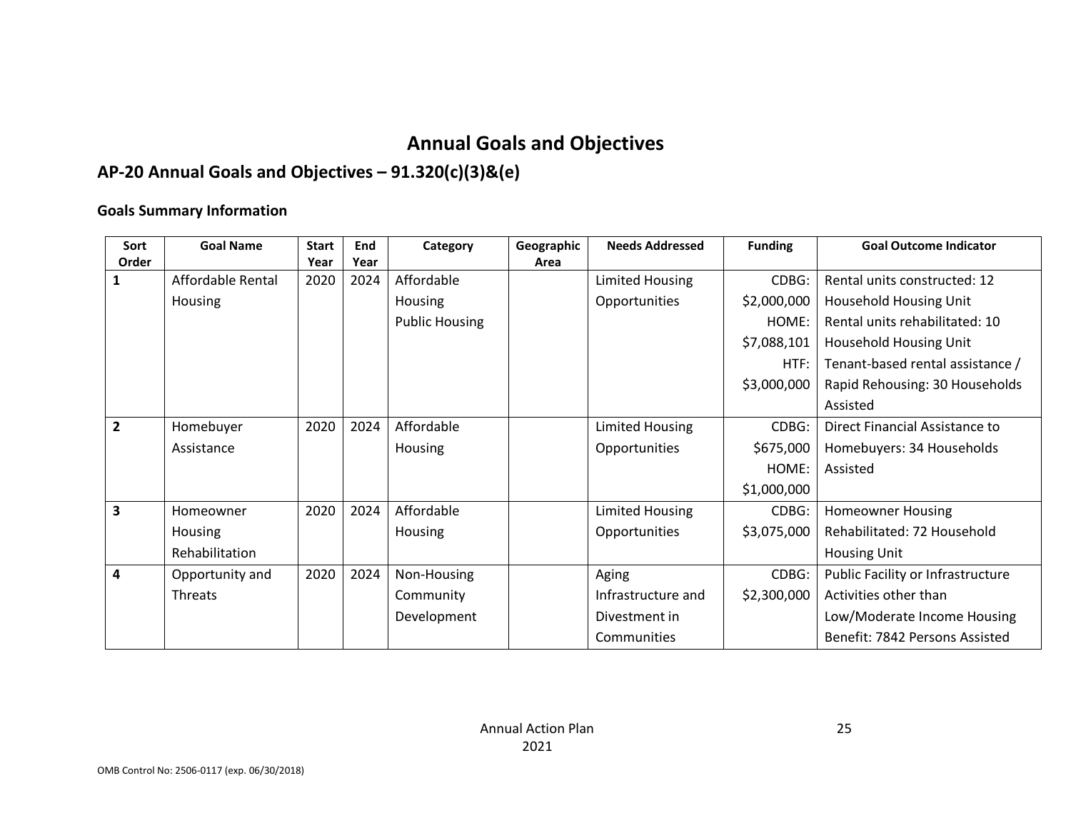# Annual Goals and Objectives

## AP-20 Annual Goals and Objectives – 91.320(c)(3)&(e)

### Goals Summary Information

| Sort Order | Goal Name | Start Year | End Year | Category | Geographic Area | Needs Addressed | Funding | Goal Outcome Indicator |
|---|---|---|---|---|---|---|---|---|
| 1 | Affordable Rental Housing | 2020 | 2024 | Affordable Housing<br>Public Housing | | Limited Housing Opportunities | CDBG: $2,000,000<br>HOME: $7,088,101<br>HTF: $3,000,000 | Rental units constructed: 12 Household Housing Unit<br>Rental units rehabilitated: 10 Household Housing Unit<br>Tenant-based rental assistance / Rapid Rehousing: 30 Households Assisted |
| 2 | Homebuyer Assistance | 2020 | 2024 | Affordable Housing | | Limited Housing Opportunities | CDBG: $675,000<br>HOME: $1,000,000 | Direct Financial Assistance to Homebuyers: 34 Households Assisted |
| 3 | Homeowner Housing Rehabilitation | 2020 | 2024 | Affordable Housing | | Limited Housing Opportunities | CDBG: $3,075,000 | Homeowner Housing Rehabilitated: 72 Household Housing Unit |
| 4 | Opportunity and Threats | 2020 | 2024 | Non-Housing Community Development | | Aging Infrastructure and Divestment in Communities | CDBG: $2,300,000 | Public Facility or Infrastructure Activities other than Low/Moderate Income Housing Benefit: 7842 Persons Assisted |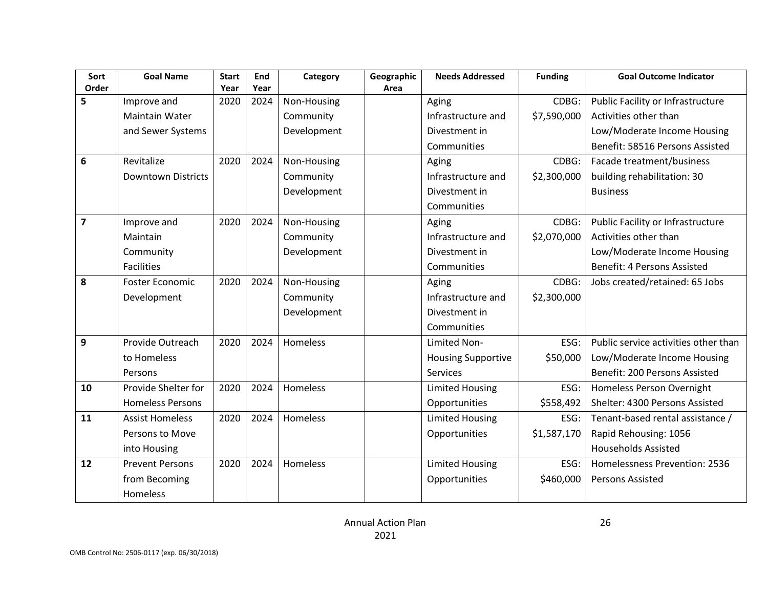| Sort Order | Goal Name | Start Year | End Year | Category | Geographic Area | Needs Addressed | Funding | Goal Outcome Indicator |
|---|---|---|---|---|---|---|---|---|
| 5 | Improve and Maintain Water and Sewer Systems | 2020 | 2024 | Non-Housing Community Development | | Aging Infrastructure and Divestment in Communities | CDBG: $7,590,000 | Public Facility or Infrastructure Activities other than Low/Moderate Income Housing Benefit: 58516 Persons Assisted |
| 6 | Revitalize Downtown Districts | 2020 | 2024 | Non-Housing Community Development | | Aging Infrastructure and Divestment in Communities | CDBG: $2,300,000 | Facade treatment/business building rehabilitation: 30 Business |
| 7 | Improve and Maintain Community Facilities | 2020 | 2024 | Non-Housing Community Development | | Aging Infrastructure and Divestment in Communities | CDBG: $2,070,000 | Public Facility or Infrastructure Activities other than Low/Moderate Income Housing Benefit: 4 Persons Assisted |
| 8 | Foster Economic Development | 2020 | 2024 | Non-Housing Community Development | | Aging Infrastructure and Divestment in Communities | CDBG: $2,300,000 | Jobs created/retained: 65 Jobs |
| 9 | Provide Outreach to Homeless Persons | 2020 | 2024 | Homeless | | Limited Non-Housing Supportive Services | ESG: $50,000 | Public service activities other than Low/Moderate Income Housing Benefit: 200 Persons Assisted |
| 10 | Provide Shelter for Homeless Persons | 2020 | 2024 | Homeless | | Limited Housing Opportunities | ESG: $558,492 | Homeless Person Overnight Shelter: 4300 Persons Assisted |
| 11 | Assist Homeless Persons to Move into Housing | 2020 | 2024 | Homeless | | Limited Housing Opportunities | ESG: $1,587,170 | Tenant-based rental assistance / Rapid Rehousing: 1056 Households Assisted |
| 12 | Prevent Persons from Becoming Homeless | 2020 | 2024 | Homeless | | Limited Housing Opportunities | ESG: $460,000 | Homelessness Prevention: 2536 Persons Assisted |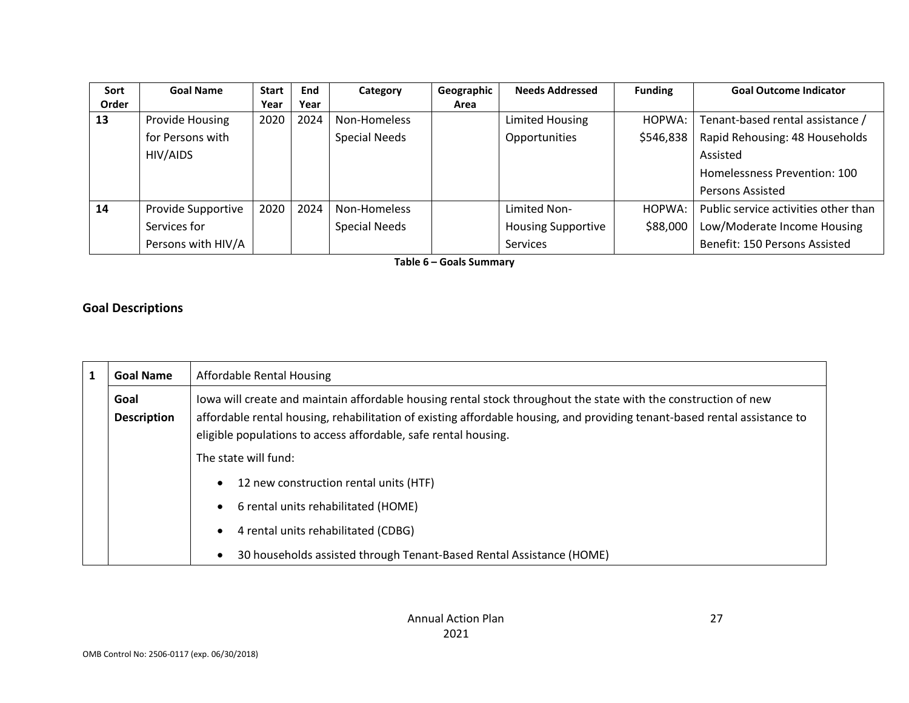| Sort Order | Goal Name | Start Year | End Year | Category | Geographic Area | Needs Addressed | Funding | Goal Outcome Indicator |
|---|---|---|---|---|---|---|---|---|
| 13 | Provide Housing for Persons with HIV/AIDS | 2020 | 2024 | Non-Homeless Special Needs | | Limited Housing Opportunities | HOPWA: $546,838 | Tenant-based rental assistance / Rapid Rehousing: 48 Households Assisted<br>Homelessness Prevention: 100 Persons Assisted |
| 14 | Provide Supportive Services for Persons with HIV/A | 2020 | 2024 | Non-Homeless Special Needs | | Limited Non-Housing Supportive Services | HOPWA: $88,000 | Public service activities other than Low/Moderate Income Housing Benefit: 150 Persons Assisted |

**Table 6 – Goals Summary**

## Goal Descriptions

| 1 | **Goal Name** | Affordable Rental Housing |
|---|---|---|
| | **Goal Description** | Iowa will create and maintain affordable housing rental stock throughout the state with the construction of new affordable rental housing, rehabilitation of existing affordable housing, and providing tenant-based rental assistance to eligible populations to access affordable, safe rental housing.<br>The state will fund:<br>• 12 new construction rental units (HTF)<br>• 6 rental units rehabilitated (HOME)<br>• 4 rental units rehabilitated (CDBG)<br>• 30 households assisted through Tenant-Based Rental Assistance (HOME) |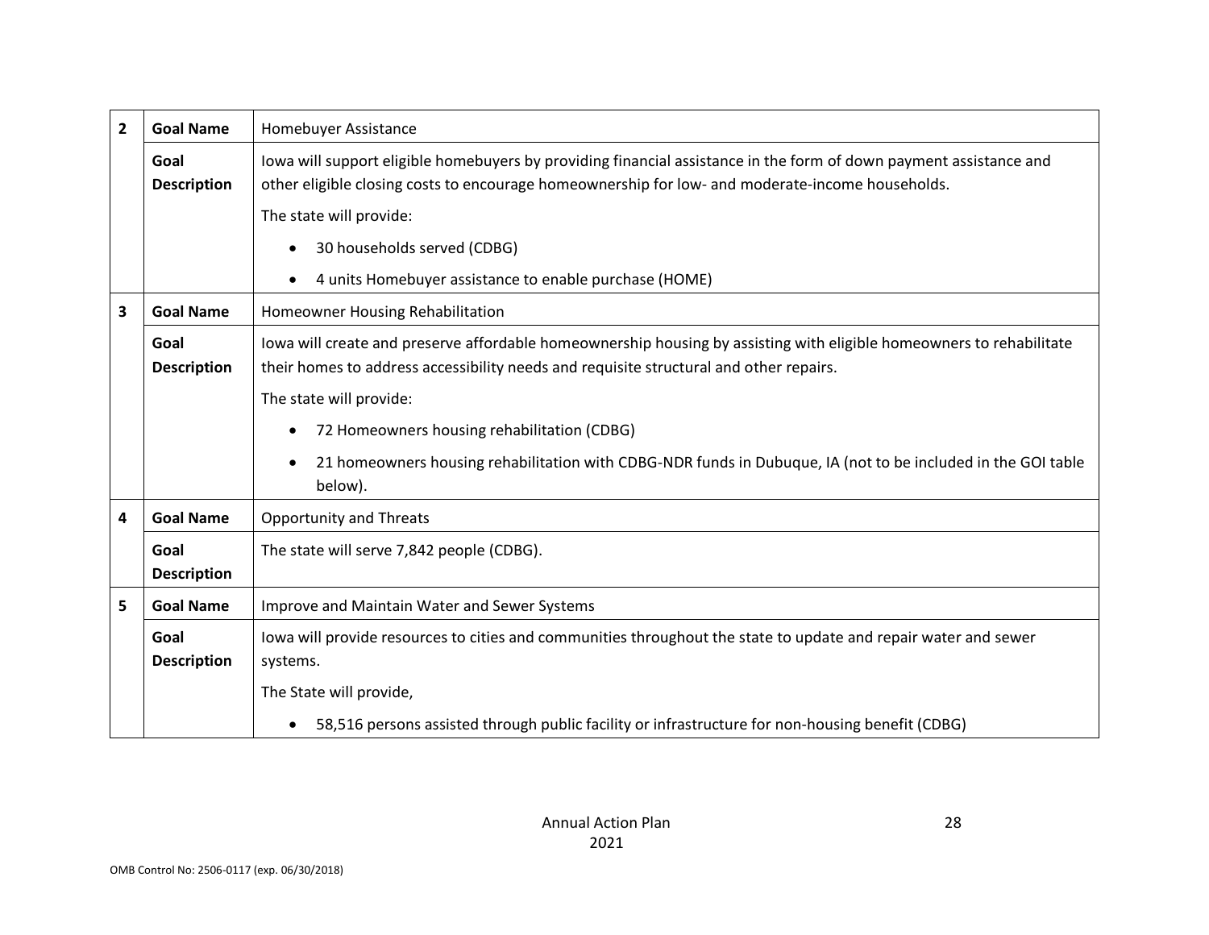| | | |
|---|---|---|
| 2 | **Goal Name** | Homebuyer Assistance |
| | **Goal Description** | Iowa will support eligible homebuyers by providing financial assistance in the form of down payment assistance and other eligible closing costs to encourage homeownership for low- and moderate-income households.<br><br>The state will provide:<br><br>• 30 households served (CDBG)<br>• 4 units Homebuyer assistance to enable purchase (HOME) |
| 3 | **Goal Name** | Homeowner Housing Rehabilitation |
| | **Goal Description** | Iowa will create and preserve affordable homeownership housing by assisting with eligible homeowners to rehabilitate their homes to address accessibility needs and requisite structural and other repairs.<br><br>The state will provide:<br><br>• 72 Homeowners housing rehabilitation (CDBG)<br>• 21 homeowners housing rehabilitation with CDBG-NDR funds in Dubuque, IA (not to be included in the GOI table below). |
| 4 | **Goal Name** | Opportunity and Threats |
| | **Goal Description** | The state will serve 7,842 people (CDBG). |
| 5 | **Goal Name** | Improve and Maintain Water and Sewer Systems |
| | **Goal Description** | Iowa will provide resources to cities and communities throughout the state to update and repair water and sewer systems.<br><br>The State will provide,<br><br>• 58,516 persons assisted through public facility or infrastructure for non-housing benefit (CDBG) |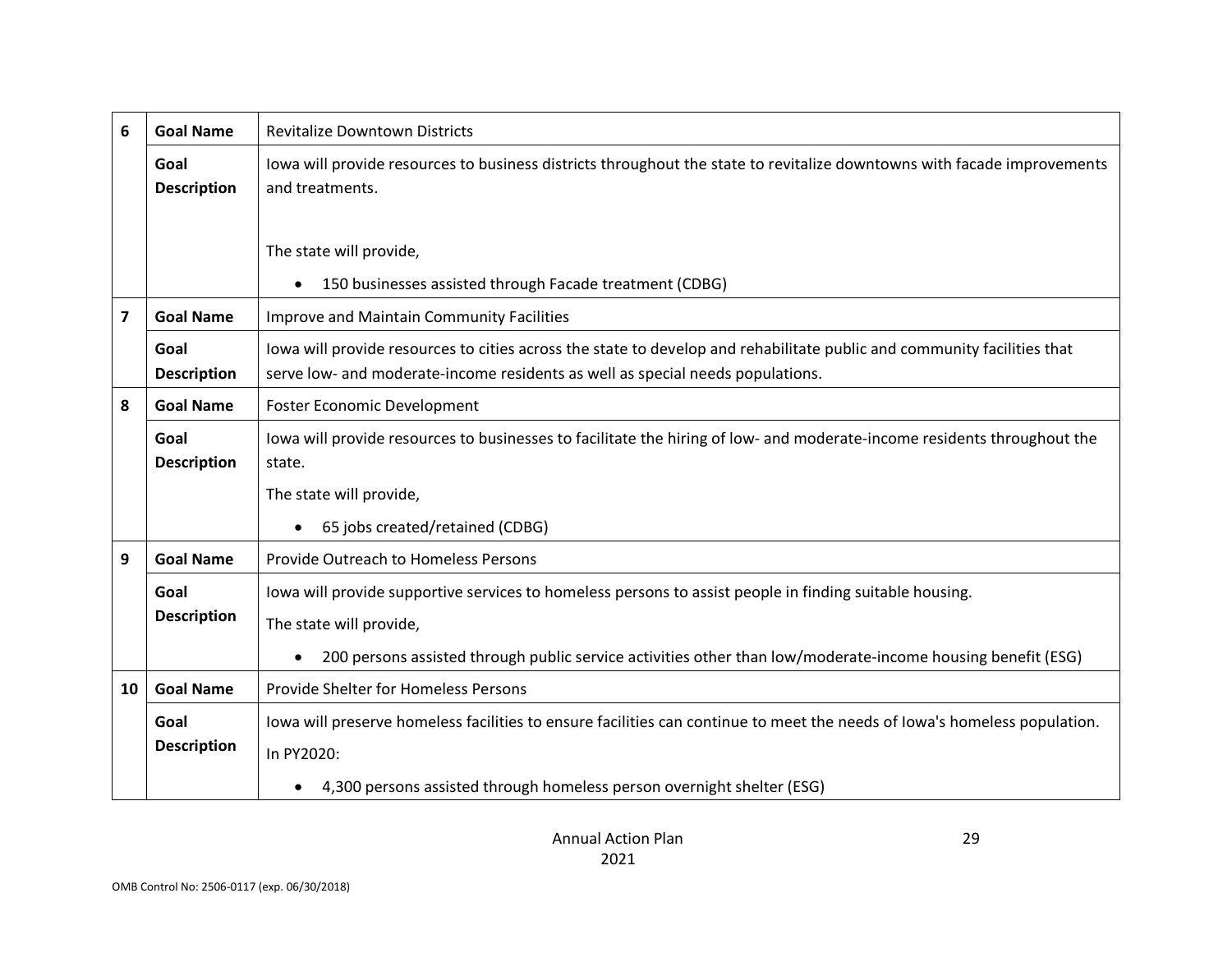| | | |
|---|---|---|
| 6 | **Goal Name** | Revitalize Downtown Districts |
| | **Goal Description** | Iowa will provide resources to business districts throughout the state to revitalize downtowns with facade improvements and treatments.<br><br>The state will provide,<br><ul><li>150 businesses assisted through Facade treatment (CDBG)</li></ul> |
| 7 | **Goal Name** | Improve and Maintain Community Facilities |
| | **Goal Description** | Iowa will provide resources to cities across the state to develop and rehabilitate public and community facilities that serve low- and moderate-income residents as well as special needs populations. |
| 8 | **Goal Name** | Foster Economic Development |
| | **Goal Description** | Iowa will provide resources to businesses to facilitate the hiring of low- and moderate-income residents throughout the state.<br>The state will provide,<br><ul><li>65 jobs created/retained (CDBG)</li></ul> |
| 9 | **Goal Name** | Provide Outreach to Homeless Persons |
| | **Goal Description** | Iowa will provide supportive services to homeless persons to assist people in finding suitable housing.<br>The state will provide,<br><ul><li>200 persons assisted through public service activities other than low/moderate-income housing benefit (ESG)</li></ul> |
| 10 | **Goal Name** | Provide Shelter for Homeless Persons |
| | **Goal Description** | Iowa will preserve homeless facilities to ensure facilities can continue to meet the needs of Iowa's homeless population.<br>In PY2020:<br><ul><li>4,300 persons assisted through homeless person overnight shelter (ESG)</li></ul> |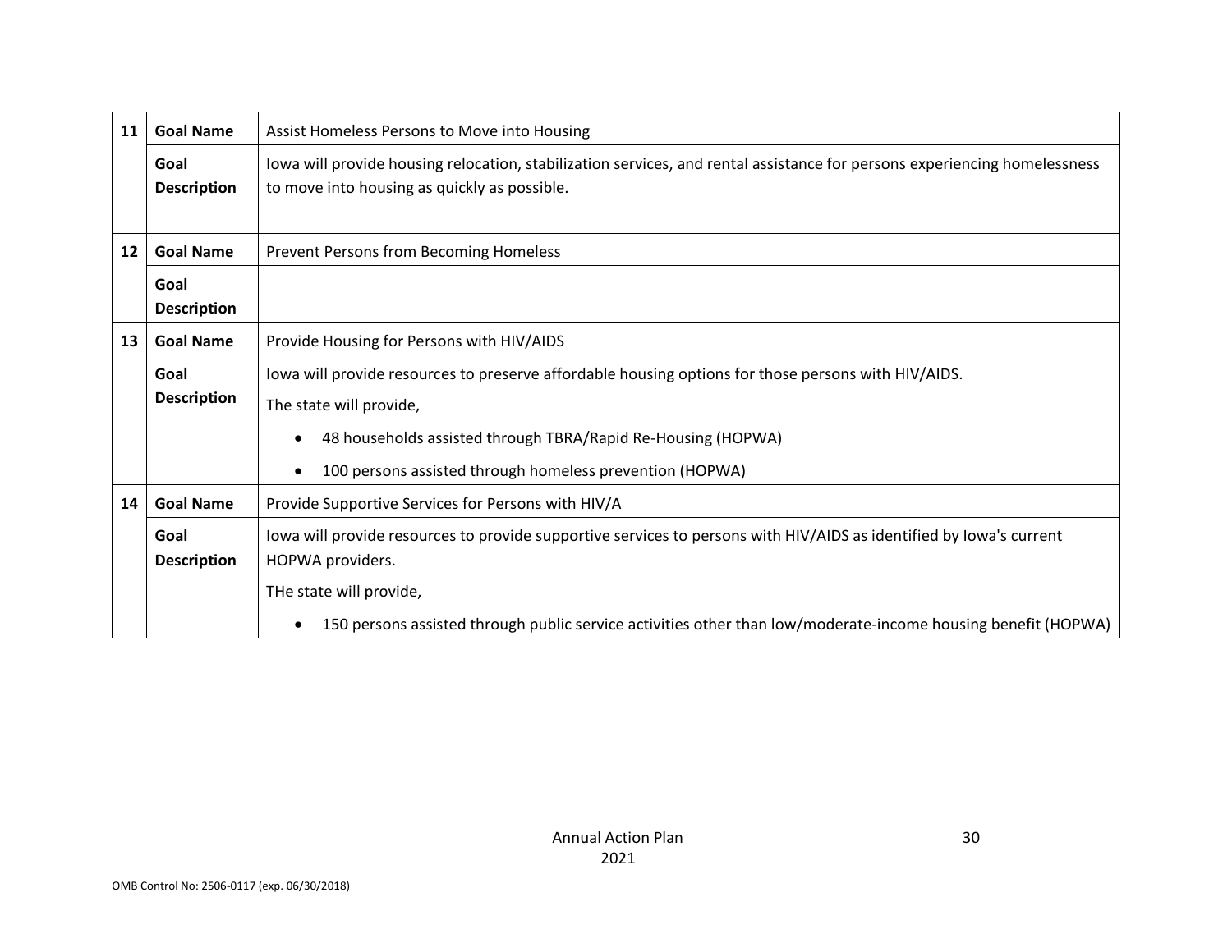| | | |
|---|---|---|
| 11 | **Goal Name** | Assist Homeless Persons to Move into Housing |
| | **Goal Description** | Iowa will provide housing relocation, stabilization services, and rental assistance for persons experiencing homelessness to move into housing as quickly as possible. |
| 12 | **Goal Name** | Prevent Persons from Becoming Homeless |
| | **Goal Description** | |
| 13 | **Goal Name** | Provide Housing for Persons with HIV/AIDS |
| | **Goal Description** | Iowa will provide resources to preserve affordable housing options for those persons with HIV/AIDS.<br>The state will provide,<br>• 48 households assisted through TBRA/Rapid Re-Housing (HOPWA)<br>• 100 persons assisted through homeless prevention (HOPWA) |
| 14 | **Goal Name** | Provide Supportive Services for Persons with HIV/A |
| | **Goal Description** | Iowa will provide resources to provide supportive services to persons with HIV/AIDS as identified by Iowa's current HOPWA providers.<br>THe state will provide,<br>• 150 persons assisted through public service activities other than low/moderate-income housing benefit (HOPWA) |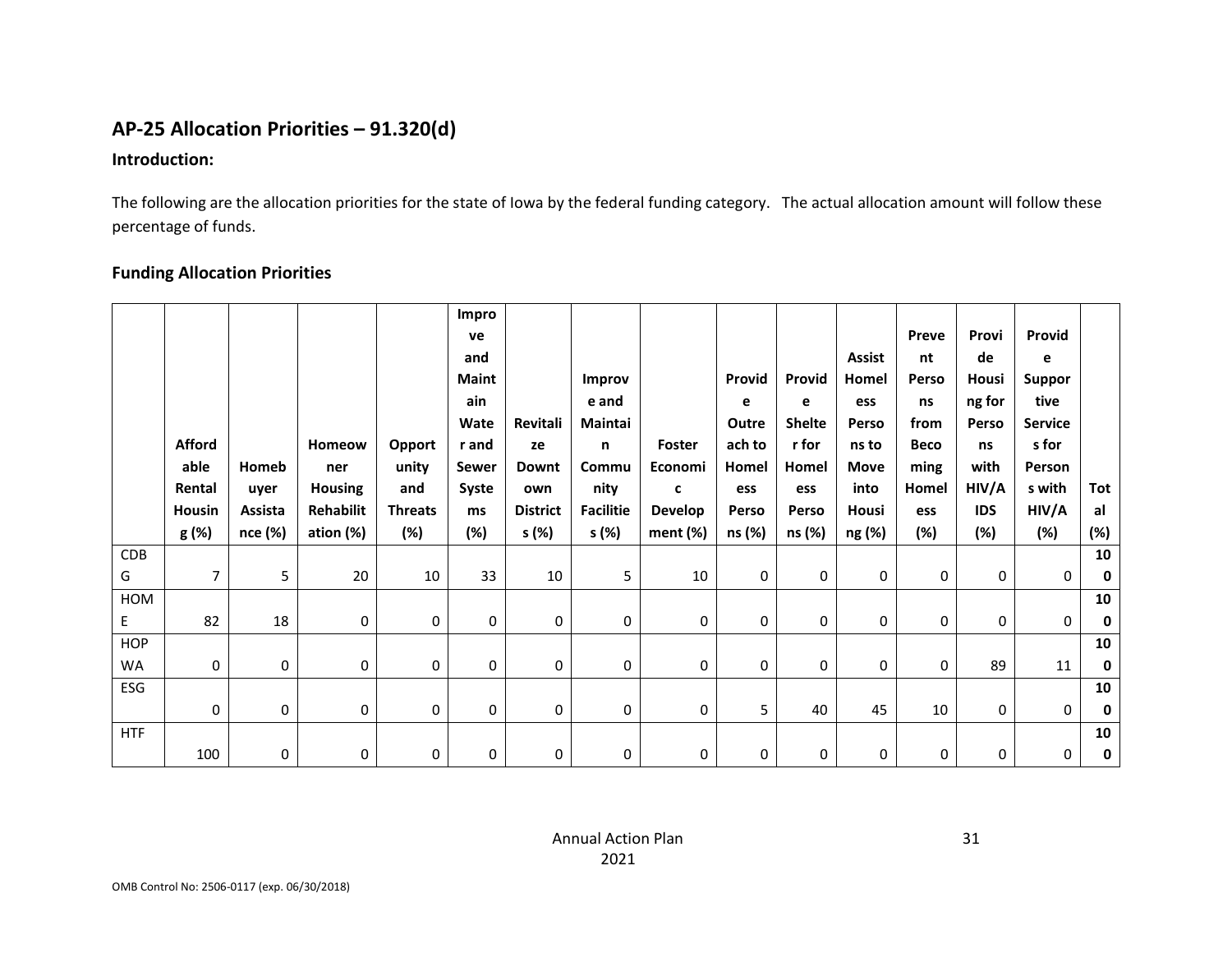## AP-25 Allocation Priorities – 91.320(d)

### Introduction:

The following are the allocation priorities for the state of Iowa by the federal funding category. The actual allocation amount will follow these percentage of funds.

### Funding Allocation Priorities

| | Affordable Rental Housing (%) | Homebuyer Assistance (%) | Homeowner Housing Rehabilitation (%) | Opportunity and Threats (%) | Improve and Maintain Water and Sewer Systems (%) | Revitalize Downtown Districts (%) | Improve and Maintain Community Facilities (%) | Foster Economic Development (%) | Provide Outreach to Homeless Persons (%) | Provide Shelter for Homeless Persons (%) | Assist Homeless Persons to Move into Housing (%) | Prevent Persons from Becoming Homeless (%) | Provide Housing for Persons with HIV/AIDS (%) | Provide Supportive Services for Persons with HIV/AIDS (%) | Total (%) |
|---|---|---|---|---|---|---|---|---|---|---|---|---|---|---|---|
| CDBG | 7 | 5 | 20 | 10 | 33 | 10 | 5 | 10 | 0 | 0 | 0 | 0 | 0 | 0 | **100** |
| HOME | 82 | 18 | 0 | 0 | 0 | 0 | 0 | 0 | 0 | 0 | 0 | 0 | 0 | 0 | **100** |
| HOPWA | 0 | 0 | 0 | 0 | 0 | 0 | 0 | 0 | 0 | 0 | 0 | 0 | 89 | 11 | **100** |
| ESG | 0 | 0 | 0 | 0 | 0 | 0 | 0 | 0 | 5 | 40 | 45 | 10 | 0 | 0 | **100** |
| HTF | 100 | 0 | 0 | 0 | 0 | 0 | 0 | 0 | 0 | 0 | 0 | 0 | 0 | 0 | **100** |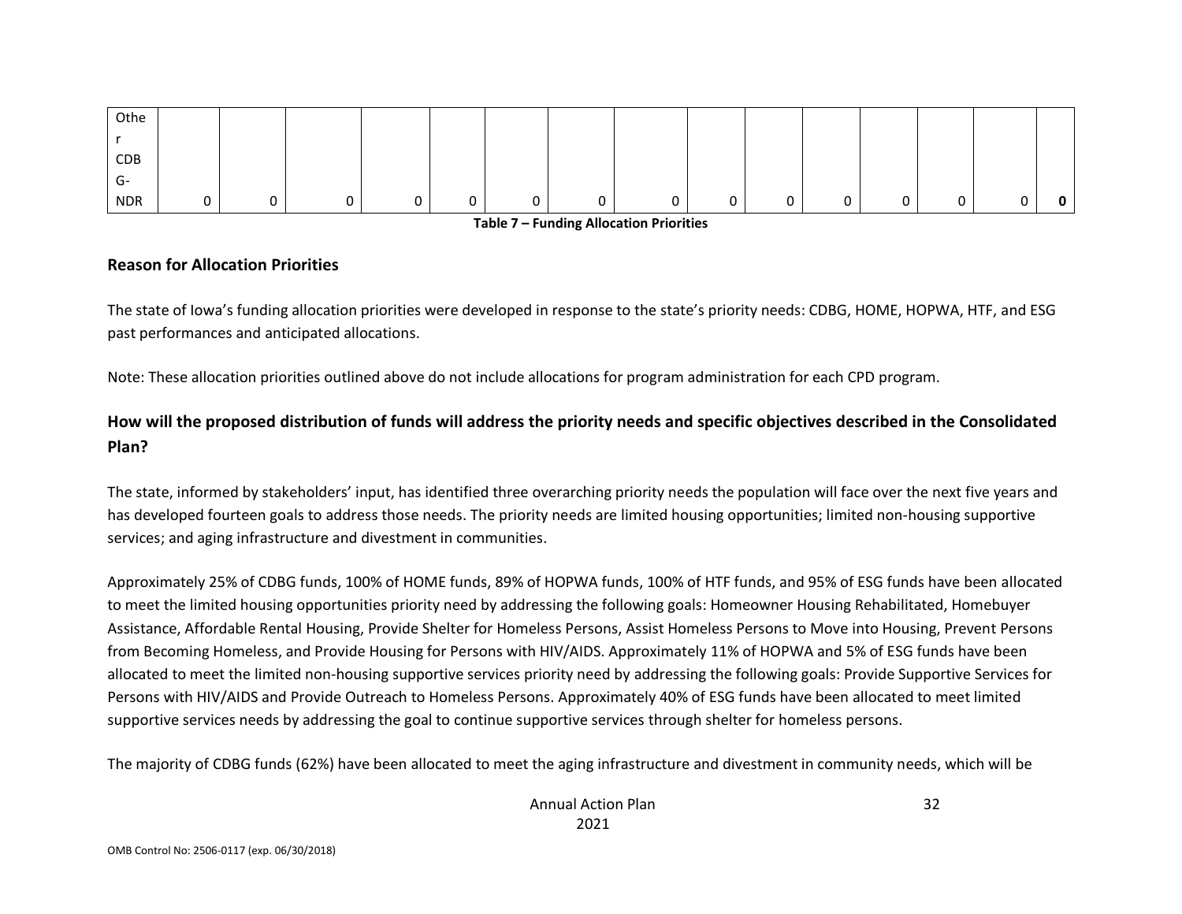| Other CDBG-NDR | 0 | 0 | 0 | 0 | 0 | 0 | 0 | 0 | 0 | 0 | 0 | 0 | 0 | 0 | **0** |
|---|---|---|---|---|---|---|---|---|---|---|---|---|---|---|---|

**Table 7 – Funding Allocation Priorities**

### Reason for Allocation Priorities

The state of Iowa's funding allocation priorities were developed in response to the state's priority needs: CDBG, HOME, HOPWA, HTF, and ESG past performances and anticipated allocations.

Note: These allocation priorities outlined above do not include allocations for program administration for each CPD program.

### How will the proposed distribution of funds will address the priority needs and specific objectives described in the Consolidated Plan?

The state, informed by stakeholders' input, has identified three overarching priority needs the population will face over the next five years and has developed fourteen goals to address those needs. The priority needs are limited housing opportunities; limited non-housing supportive services; and aging infrastructure and divestment in communities.

Approximately 25% of CDBG funds, 100% of HOME funds, 89% of HOPWA funds, 100% of HTF funds, and 95% of ESG funds have been allocated to meet the limited housing opportunities priority need by addressing the following goals: Homeowner Housing Rehabilitated, Homebuyer Assistance, Affordable Rental Housing, Provide Shelter for Homeless Persons, Assist Homeless Persons to Move into Housing, Prevent Persons from Becoming Homeless, and Provide Housing for Persons with HIV/AIDS. Approximately 11% of HOPWA and 5% of ESG funds have been allocated to meet the limited non-housing supportive services priority need by addressing the following goals: Provide Supportive Services for Persons with HIV/AIDS and Provide Outreach to Homeless Persons. Approximately 40% of ESG funds have been allocated to meet limited supportive services needs by addressing the goal to continue supportive services through shelter for homeless persons.

The majority of CDBG funds (62%) have been allocated to meet the aging infrastructure and divestment in community needs, which will be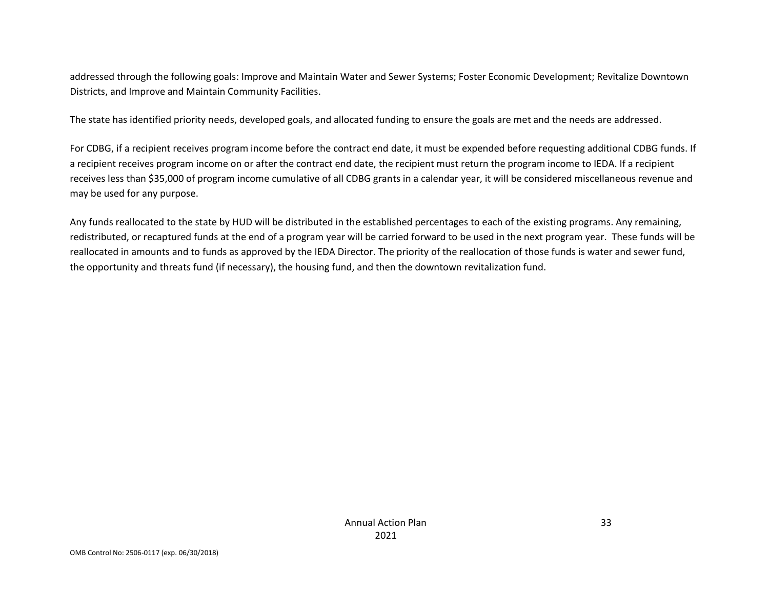addressed through the following goals: Improve and Maintain Water and Sewer Systems; Foster Economic Development; Revitalize Downtown Districts, and Improve and Maintain Community Facilities.

The state has identified priority needs, developed goals, and allocated funding to ensure the goals are met and the needs are addressed.

For CDBG, if a recipient receives program income before the contract end date, it must be expended before requesting additional CDBG funds. If a recipient receives program income on or after the contract end date, the recipient must return the program income to IEDA. If a recipient receives less than $35,000 of program income cumulative of all CDBG grants in a calendar year, it will be considered miscellaneous revenue and may be used for any purpose.

Any funds reallocated to the state by HUD will be distributed in the established percentages to each of the existing programs. Any remaining, redistributed, or recaptured funds at the end of a program year will be carried forward to be used in the next program year. These funds will be reallocated in amounts and to funds as approved by the IEDA Director. The priority of the reallocation of those funds is water and sewer fund, the opportunity and threats fund (if necessary), the housing fund, and then the downtown revitalization fund.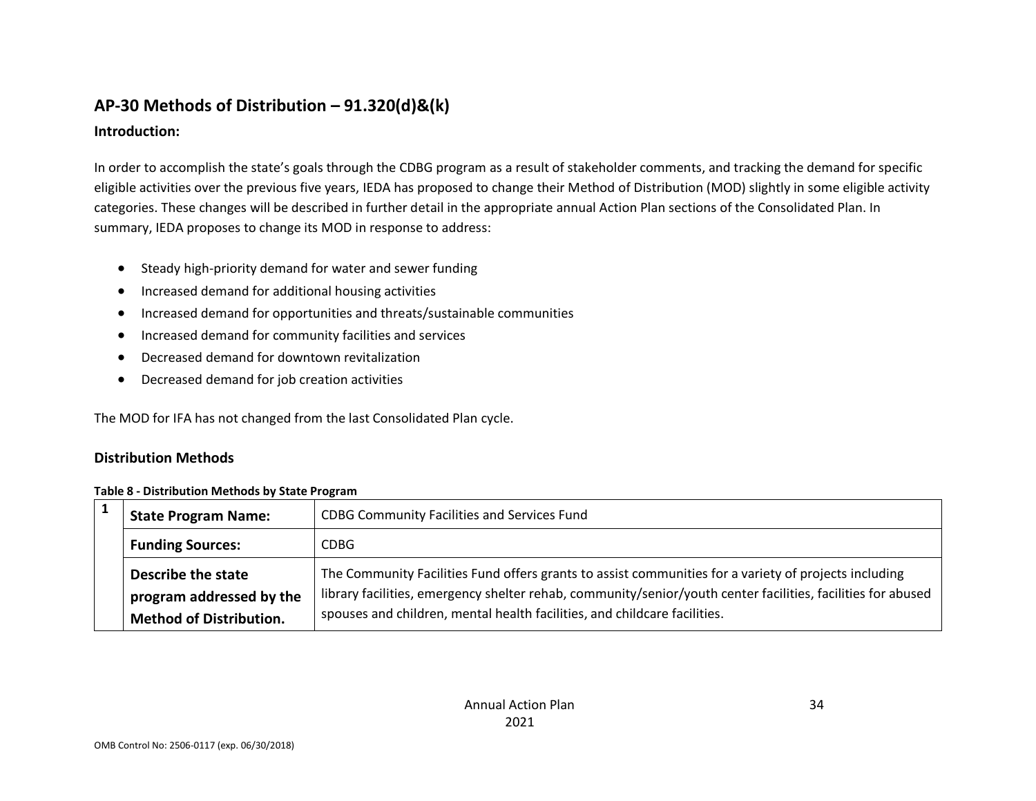## AP-30 Methods of Distribution – 91.320(d)&(k)

### Introduction:

In order to accomplish the state's goals through the CDBG program as a result of stakeholder comments, and tracking the demand for specific eligible activities over the previous five years, IEDA has proposed to change their Method of Distribution (MOD) slightly in some eligible activity categories. These changes will be described in further detail in the appropriate annual Action Plan sections of the Consolidated Plan. In summary, IEDA proposes to change its MOD in response to address:

- Steady high-priority demand for water and sewer funding
- Increased demand for additional housing activities
- Increased demand for opportunities and threats/sustainable communities
- Increased demand for community facilities and services
- Decreased demand for downtown revitalization
- Decreased demand for job creation activities

The MOD for IFA has not changed from the last Consolidated Plan cycle.

### Distribution Methods

**Table 8 - Distribution Methods by State Program**

| | | |
|---|---|---|
| 1 | **State Program Name:** | CDBG Community Facilities and Services Fund |
| | **Funding Sources:** | CDBG |
| | **Describe the state program addressed by the Method of Distribution.** | The Community Facilities Fund offers grants to assist communities for a variety of projects including library facilities, emergency shelter rehab, community/senior/youth center facilities, facilities for abused spouses and children, mental health facilities, and childcare facilities. |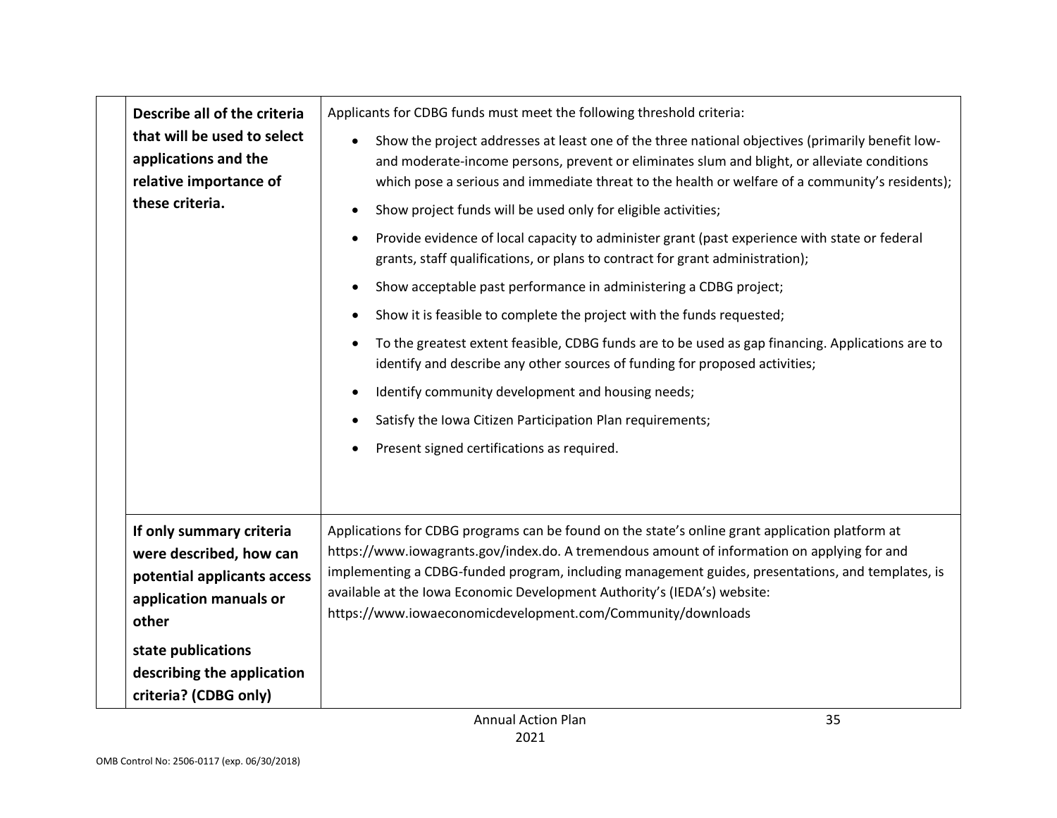| | |
|---|---|
| **Describe all of the criteria that will be used to select applications and the relative importance of these criteria.** | Applicants for CDBG funds must meet the following threshold criteria:<br>• Show the project addresses at least one of the three national objectives (primarily benefit low- and moderate-income persons, prevent or eliminates slum and blight, or alleviate conditions which pose a serious and immediate threat to the health or welfare of a community's residents);<br>• Show project funds will be used only for eligible activities;<br>• Provide evidence of local capacity to administer grant (past experience with state or federal grants, staff qualifications, or plans to contract for grant administration);<br>• Show acceptable past performance in administering a CDBG project;<br>• Show it is feasible to complete the project with the funds requested;<br>• To the greatest extent feasible, CDBG funds are to be used as gap financing. Applications are to identify and describe any other sources of funding for proposed activities;<br>• Identify community development and housing needs;<br>• Satisfy the Iowa Citizen Participation Plan requirements;<br>• Present signed certifications as required. |
| **If only summary criteria were described, how can potential applicants access application manuals or other state publications describing the application criteria? (CDBG only)** | Applications for CDBG programs can be found on the state's online grant application platform at https://www.iowagrants.gov/index.do. A tremendous amount of information on applying for and implementing a CDBG-funded program, including management guides, presentations, and templates, is available at the Iowa Economic Development Authority's (IEDA's) website: https://www.iowaeconomicdevelopment.com/Community/downloads |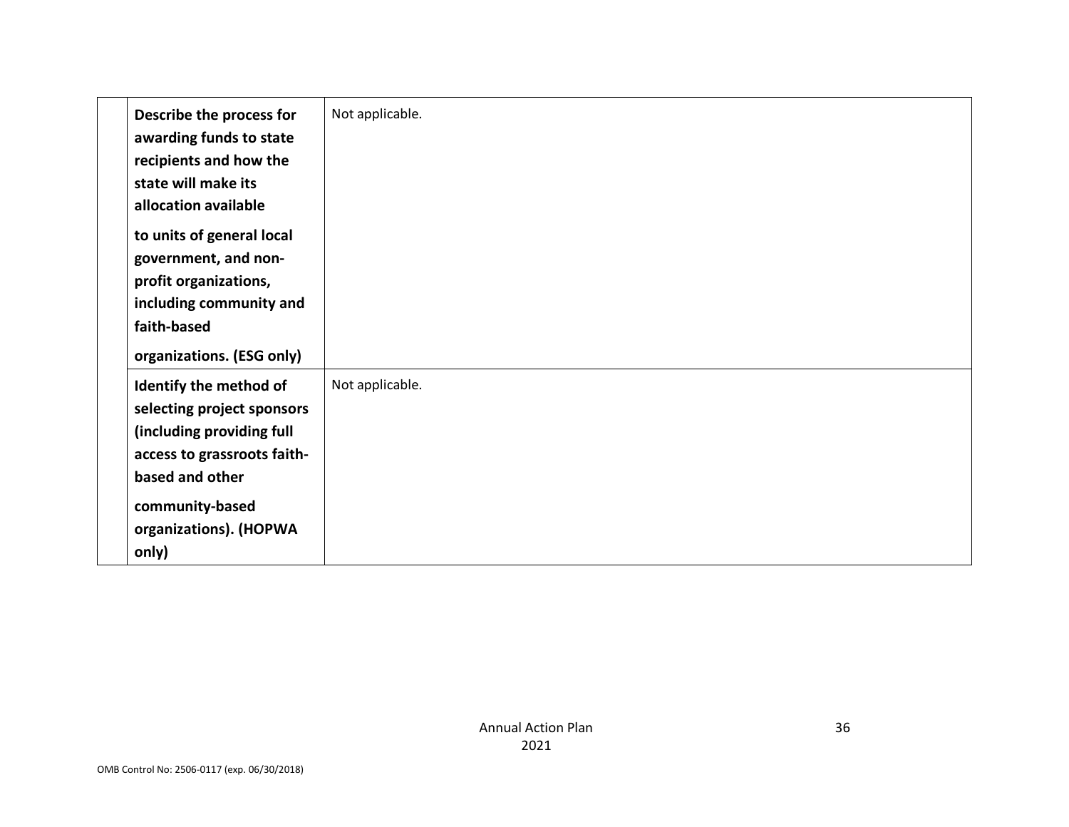| | | |
|---|---|---|
| | **Describe the process for awarding funds to state recipients and how the state will make its allocation available to units of general local government, and non-profit organizations, including community and faith-based organizations. (ESG only)** | Not applicable. |
| | **Identify the method of selecting project sponsors (including providing full access to grassroots faith-based and other community-based organizations). (HOPWA only)** | Not applicable. |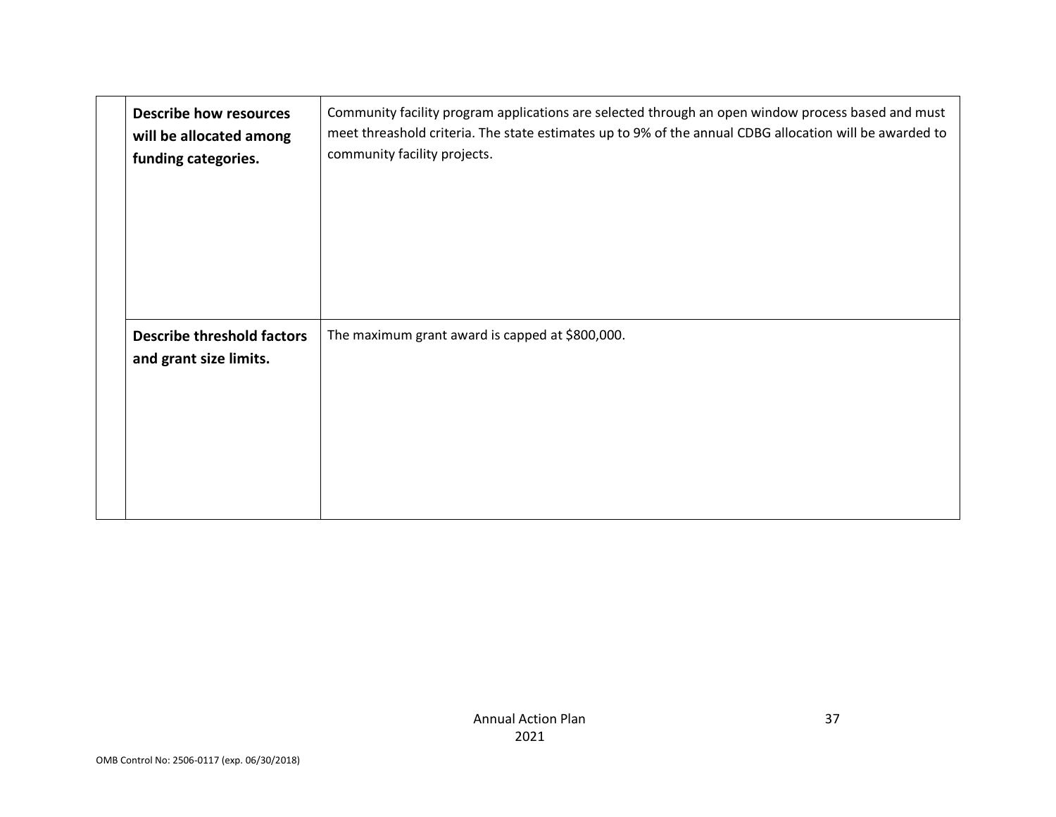| | | |
|---|---|---|
| | **Describe how resources will be allocated among funding categories.** | Community facility program applications are selected through an open window process based and must meet threashold criteria. The state estimates up to 9% of the annual CDBG allocation will be awarded to community facility projects. |
| | **Describe threshold factors and grant size limits.** | The maximum grant award is capped at $800,000. |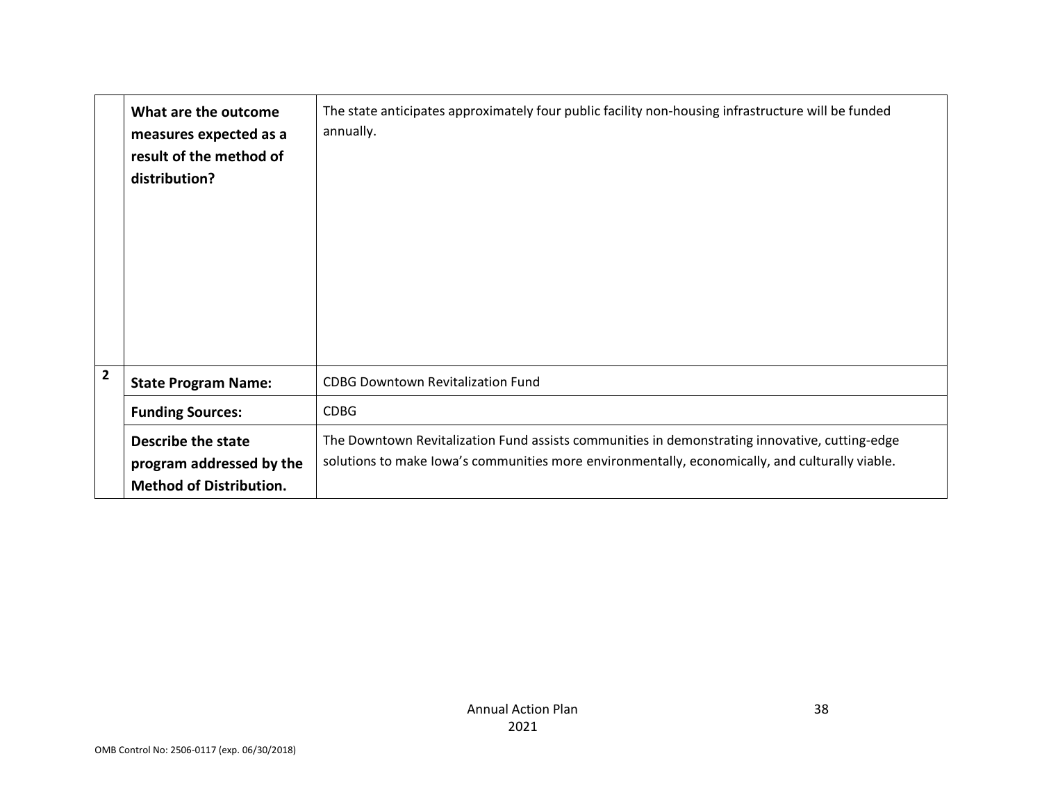|   |   |   |
|---|---|---|
|   | **What are the outcome measures expected as a result of the method of distribution?** | The state anticipates approximately four public facility non-housing infrastructure will be funded annually. |
| **2** | **State Program Name:** | CDBG Downtown Revitalization Fund |
|   | **Funding Sources:** | CDBG |
|   | **Describe the state program addressed by the Method of Distribution.** | The Downtown Revitalization Fund assists communities in demonstrating innovative, cutting-edge solutions to make Iowa's communities more environmentally, economically, and culturally viable. |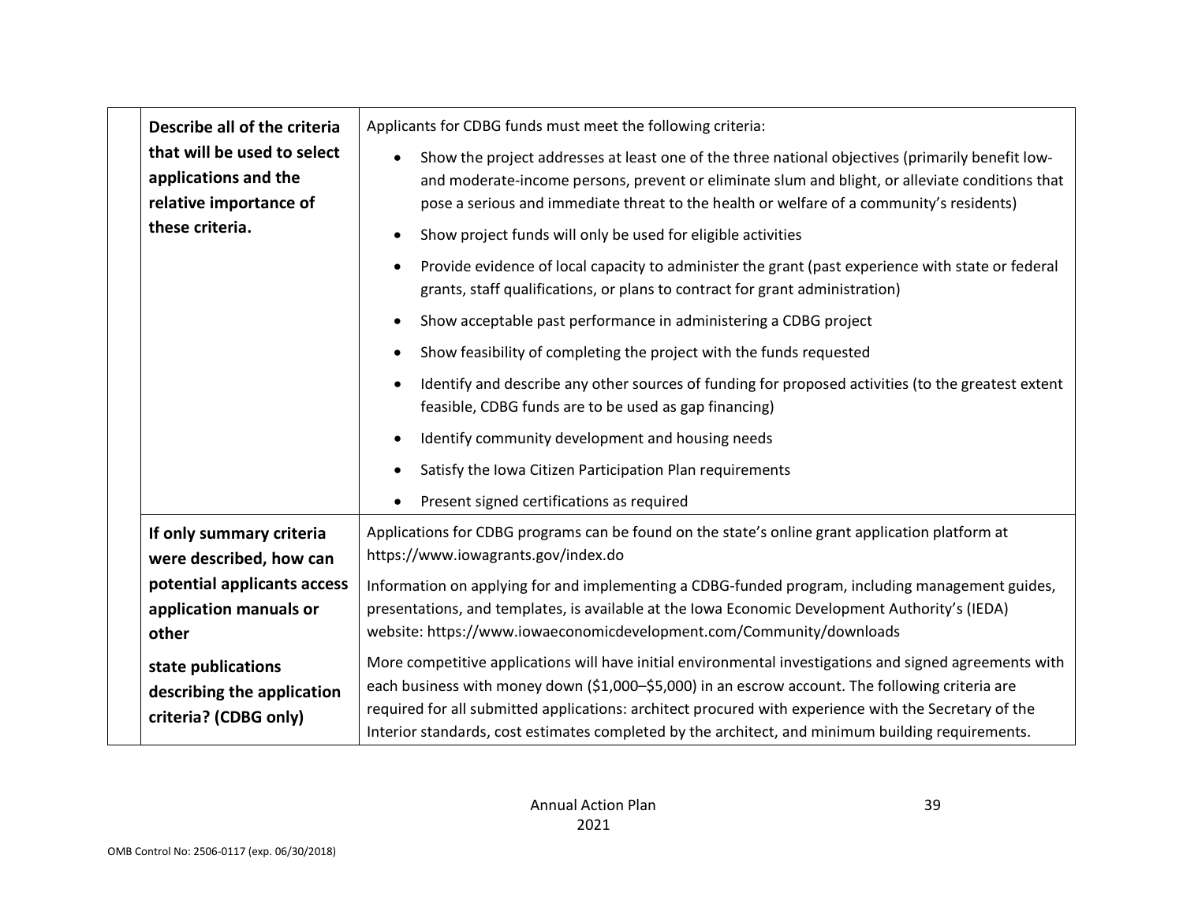| | | |
|---|---|---|
| | **Describe all of the criteria that will be used to select applications and the relative importance of these criteria.** | Applicants for CDBG funds must meet the following criteria:<br>• Show the project addresses at least one of the three national objectives (primarily benefit low- and moderate-income persons, prevent or eliminate slum and blight, or alleviate conditions that pose a serious and immediate threat to the health or welfare of a community's residents)<br>• Show project funds will only be used for eligible activities<br>• Provide evidence of local capacity to administer the grant (past experience with state or federal grants, staff qualifications, or plans to contract for grant administration)<br>• Show acceptable past performance in administering a CDBG project<br>• Show feasibility of completing the project with the funds requested<br>• Identify and describe any other sources of funding for proposed activities (to the greatest extent feasible, CDBG funds are to be used as gap financing)<br>• Identify community development and housing needs<br>• Satisfy the Iowa Citizen Participation Plan requirements<br>• Present signed certifications as required |
| | **If only summary criteria were described, how can potential applicants access application manuals or other state publications describing the application criteria? (CDBG only)** | Applications for CDBG programs can be found on the state's online grant application platform at https://www.iowagrants.gov/index.do<br>Information on applying for and implementing a CDBG-funded program, including management guides, presentations, and templates, is available at the Iowa Economic Development Authority's (IEDA) website: https://www.iowaeconomicdevelopment.com/Community/downloads<br>More competitive applications will have initial environmental investigations and signed agreements with each business with money down ($1,000–$5,000) in an escrow account. The following criteria are required for all submitted applications: architect procured with experience with the Secretary of the Interior standards, cost estimates completed by the architect, and minimum building requirements. |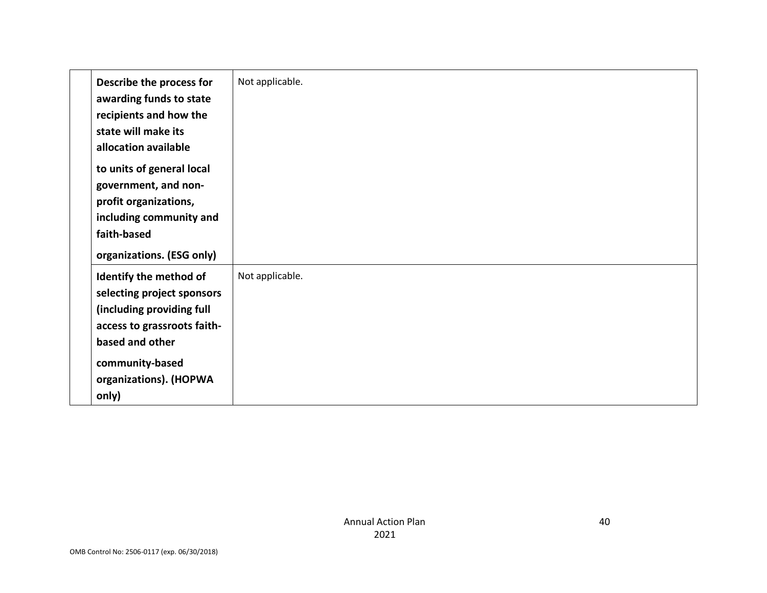| | | |
|---|---|---|
| | **Describe the process for awarding funds to state recipients and how the state will make its allocation available to units of general local government, and non-profit organizations, including community and faith-based organizations. (ESG only)** | Not applicable. |
| | **Identify the method of selecting project sponsors (including providing full access to grassroots faith-based and other community-based organizations). (HOPWA only)** | Not applicable. |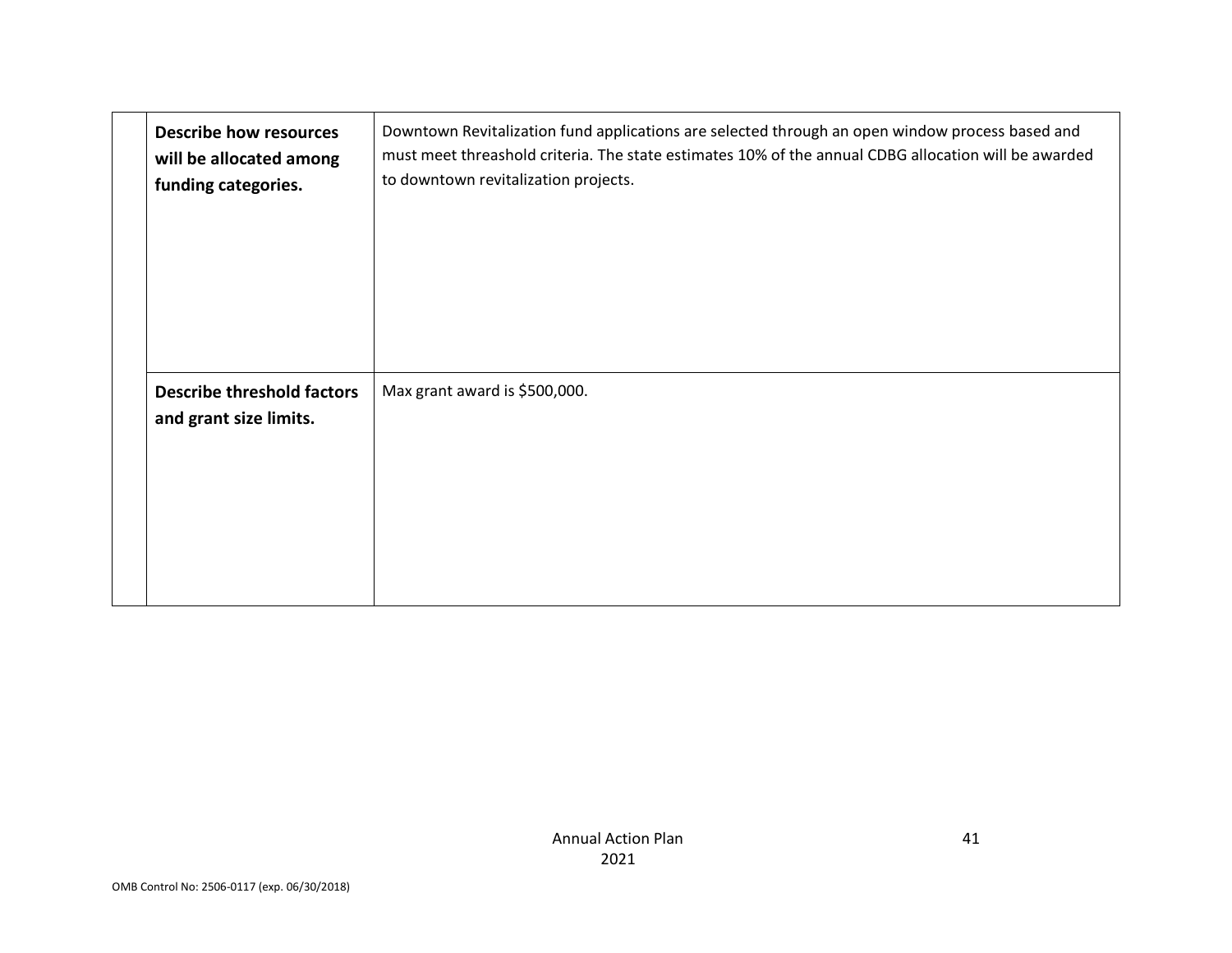| | | |
|---|---|---|
| | **Describe how resources will be allocated among funding categories.** | Downtown Revitalization fund applications are selected through an open window process based and must meet threashold criteria. The state estimates 10% of the annual CDBG allocation will be awarded to downtown revitalization projects. |
| | **Describe threshold factors and grant size limits.** | Max grant award is $500,000. |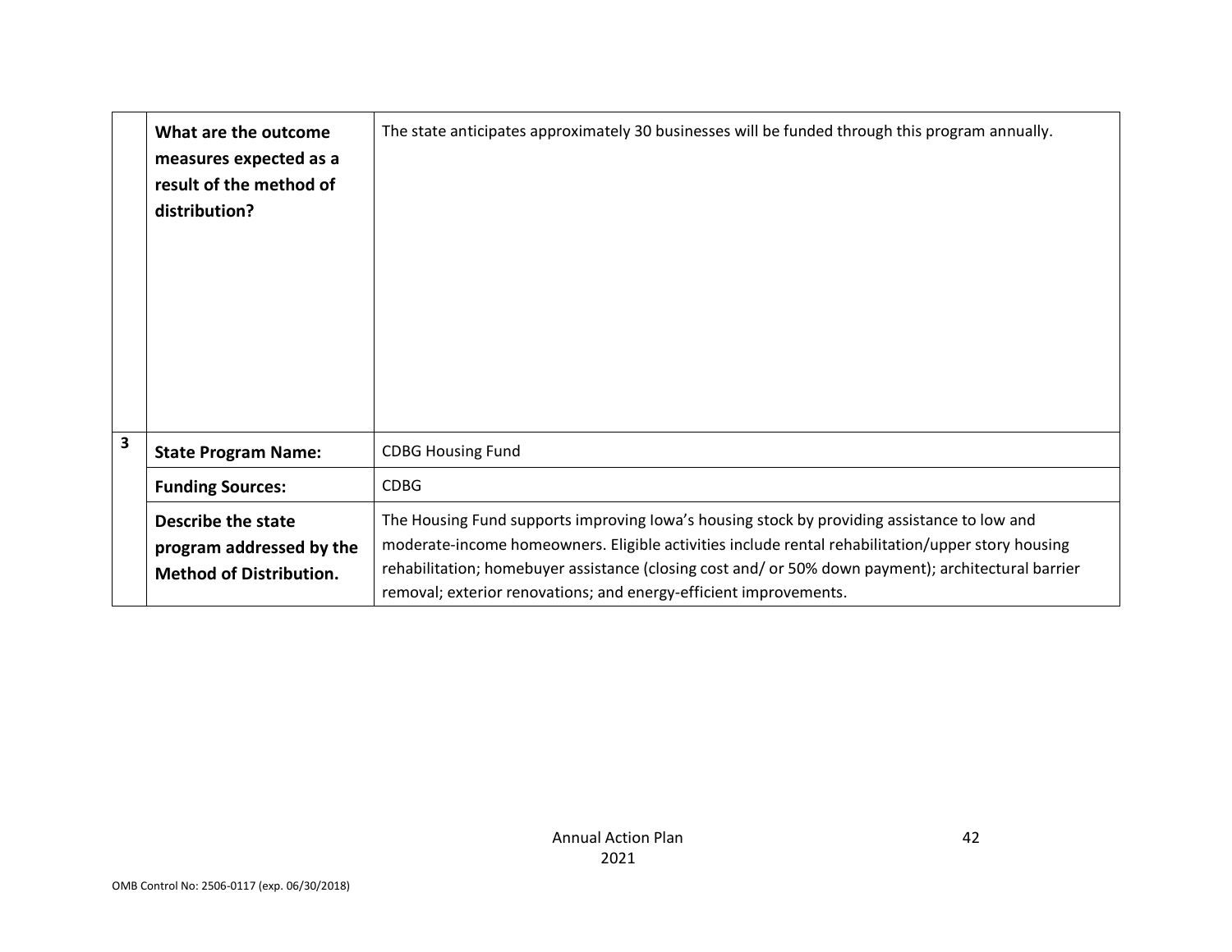| | | |
|---|---|---|
| | **What are the outcome measures expected as a result of the method of distribution?** | The state anticipates approximately 30 businesses will be funded through this program annually. |
| **3** | **State Program Name:** | CDBG Housing Fund |
| | **Funding Sources:** | CDBG |
| | **Describe the state program addressed by the Method of Distribution.** | The Housing Fund supports improving Iowa's housing stock by providing assistance to low and moderate-income homeowners. Eligible activities include rental rehabilitation/upper story housing rehabilitation; homebuyer assistance (closing cost and/ or 50% down payment); architectural barrier removal; exterior renovations; and energy-efficient improvements. |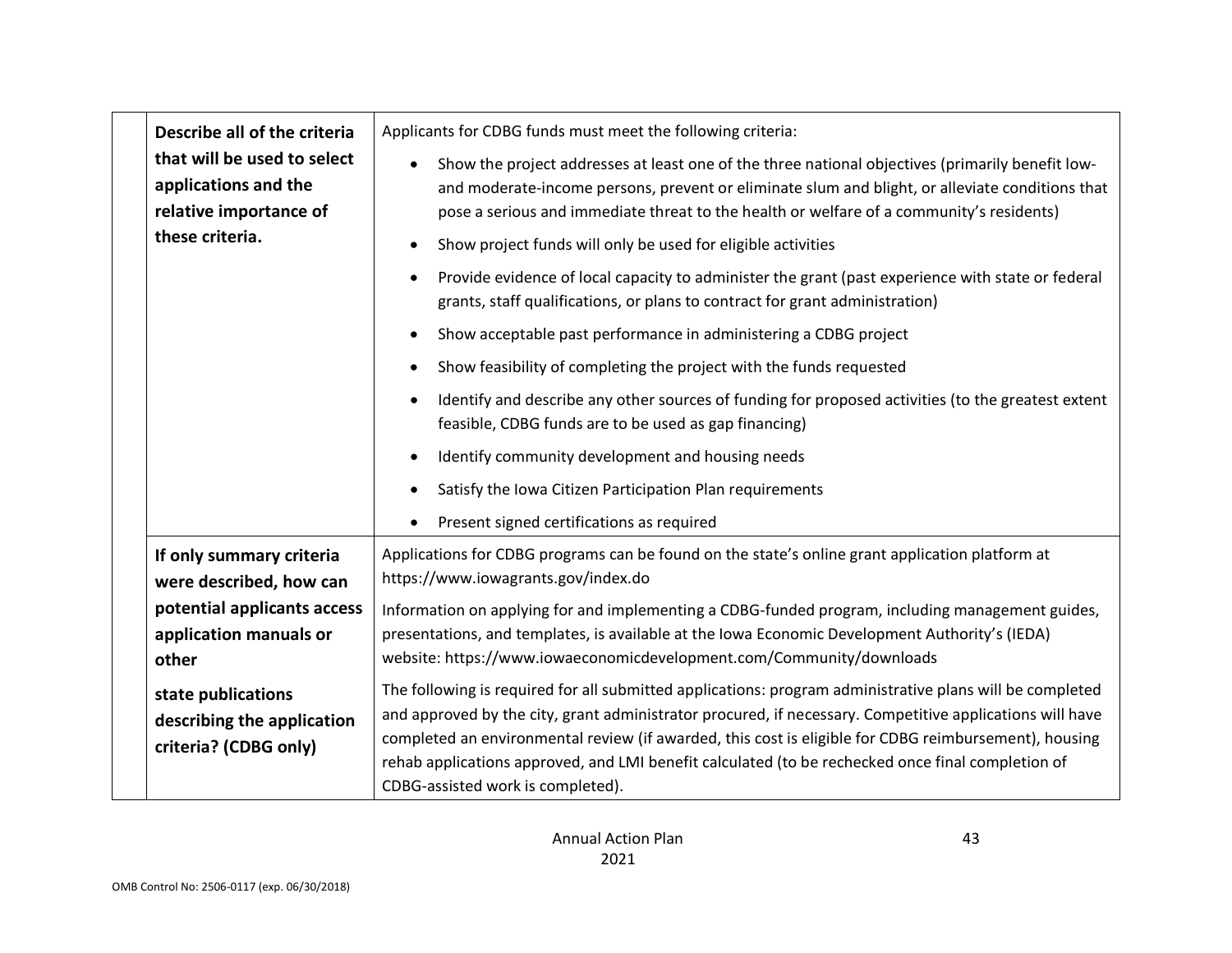| | |
|---|---|
| **Describe all of the criteria that will be used to select applications and the relative importance of these criteria.** | Applicants for CDBG funds must meet the following criteria:<br>• Show the project addresses at least one of the three national objectives (primarily benefit low- and moderate-income persons, prevent or eliminate slum and blight, or alleviate conditions that pose a serious and immediate threat to the health or welfare of a community's residents)<br>• Show project funds will only be used for eligible activities<br>• Provide evidence of local capacity to administer the grant (past experience with state or federal grants, staff qualifications, or plans to contract for grant administration)<br>• Show acceptable past performance in administering a CDBG project<br>• Show feasibility of completing the project with the funds requested<br>• Identify and describe any other sources of funding for proposed activities (to the greatest extent feasible, CDBG funds are to be used as gap financing)<br>• Identify community development and housing needs<br>• Satisfy the Iowa Citizen Participation Plan requirements<br>• Present signed certifications as required |
| **If only summary criteria were described, how can potential applicants access application manuals or other state publications describing the application criteria? (CDBG only)** | Applications for CDBG programs can be found on the state's online grant application platform at https://www.iowagrants.gov/index.do<br><br>Information on applying for and implementing a CDBG-funded program, including management guides, presentations, and templates, is available at the Iowa Economic Development Authority's (IEDA) website: https://www.iowaeconomicdevelopment.com/Community/downloads<br><br>The following is required for all submitted applications: program administrative plans will be completed and approved by the city, grant administrator procured, if necessary. Competitive applications will have completed an environmental review (if awarded, this cost is eligible for CDBG reimbursement), housing rehab applications approved, and LMI benefit calculated (to be rechecked once final completion of CDBG-assisted work is completed). |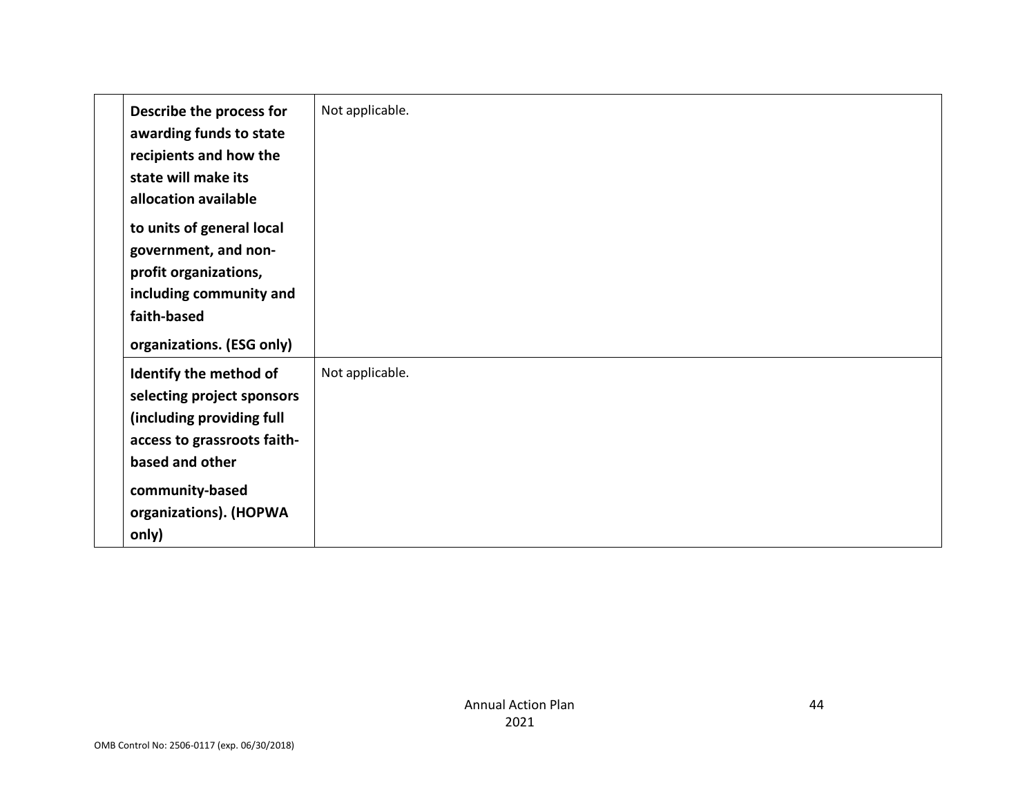| | | |
|---|---|---|
| | **Describe the process for awarding funds to state recipients and how the state will make its allocation available to units of general local government, and non-profit organizations, including community and faith-based organizations. (ESG only)** | Not applicable. |
| | **Identify the method of selecting project sponsors (including providing full access to grassroots faith-based and other community-based organizations). (HOPWA only)** | Not applicable. |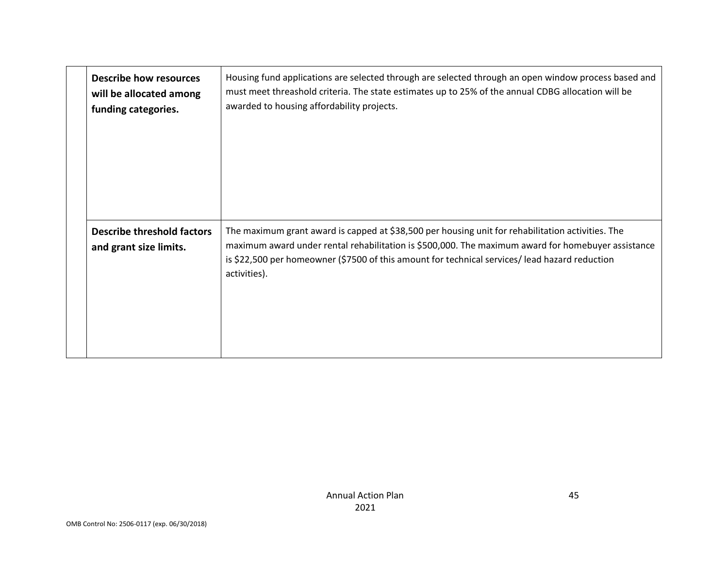| | | |
|---|---|---|
| | **Describe how resources will be allocated among funding categories.** | Housing fund applications are selected through are selected through an open window process based and must meet threashold criteria. The state estimates up to 25% of the annual CDBG allocation will be awarded to housing affordability projects. |
| | **Describe threshold factors and grant size limits.** | The maximum grant award is capped at $38,500 per housing unit for rehabilitation activities. The maximum award under rental rehabilitation is $500,000. The maximum award for homebuyer assistance is $22,500 per homeowner ($7500 of this amount for technical services/ lead hazard reduction activities). |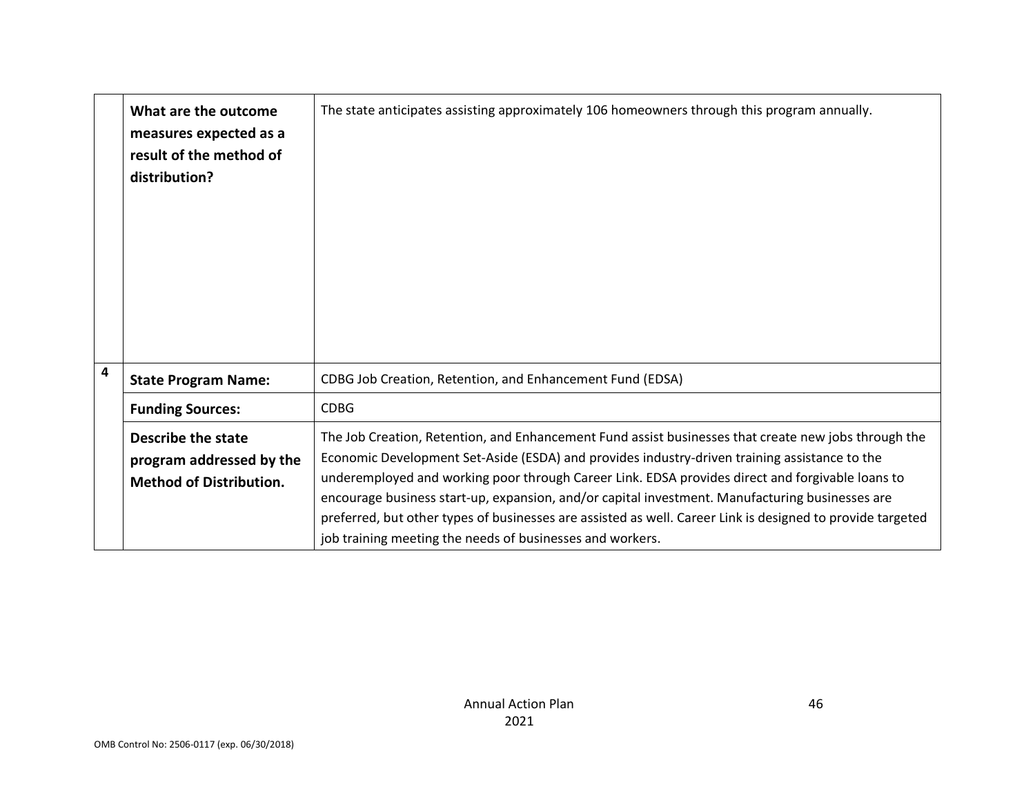| | | |
|---|---|---|
| | **What are the outcome measures expected as a result of the method of distribution?** | The state anticipates assisting approximately 106 homeowners through this program annually. |
| 4 | **State Program Name:** | CDBG Job Creation, Retention, and Enhancement Fund (EDSA) |
| | **Funding Sources:** | CDBG |
| | **Describe the state program addressed by the Method of Distribution.** | The Job Creation, Retention, and Enhancement Fund assist businesses that create new jobs through the Economic Development Set-Aside (ESDA) and provides industry-driven training assistance to the underemployed and working poor through Career Link. EDSA provides direct and forgivable loans to encourage business start-up, expansion, and/or capital investment. Manufacturing businesses are preferred, but other types of businesses are assisted as well. Career Link is designed to provide targeted job training meeting the needs of businesses and workers. |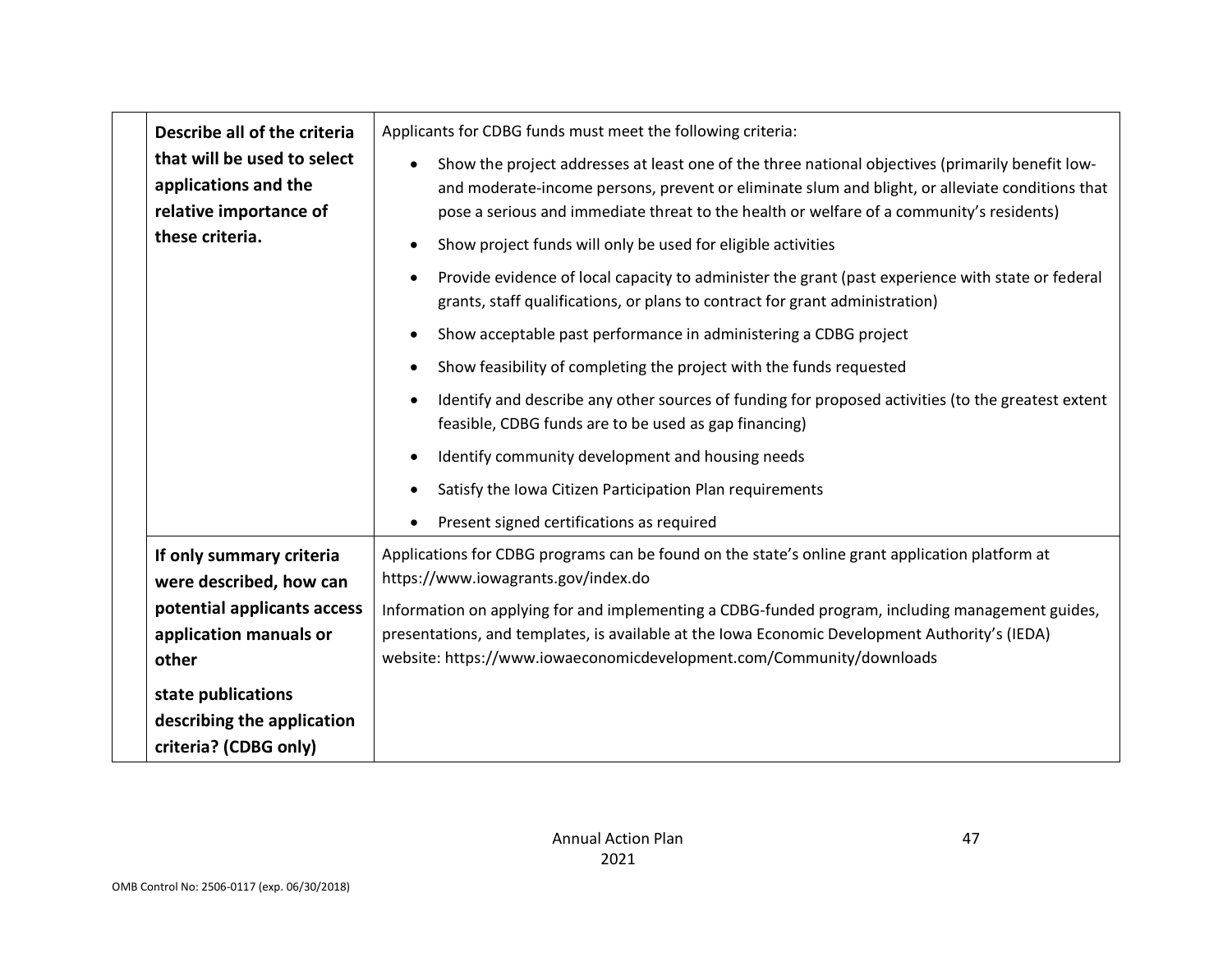| | |
|---|---|
| **Describe all of the criteria that will be used to select applications and the relative importance of these criteria.** | Applicants for CDBG funds must meet the following criteria:<br>• Show the project addresses at least one of the three national objectives (primarily benefit low- and moderate-income persons, prevent or eliminate slum and blight, or alleviate conditions that pose a serious and immediate threat to the health or welfare of a community's residents)<br>• Show project funds will only be used for eligible activities<br>• Provide evidence of local capacity to administer the grant (past experience with state or federal grants, staff qualifications, or plans to contract for grant administration)<br>• Show acceptable past performance in administering a CDBG project<br>• Show feasibility of completing the project with the funds requested<br>• Identify and describe any other sources of funding for proposed activities (to the greatest extent feasible, CDBG funds are to be used as gap financing)<br>• Identify community development and housing needs<br>• Satisfy the Iowa Citizen Participation Plan requirements<br>• Present signed certifications as required |
| **If only summary criteria were described, how can potential applicants access application manuals or other state publications describing the application criteria? (CDBG only)** | Applications for CDBG programs can be found on the state's online grant application platform at https://www.iowagrants.gov/index.do<br>Information on applying for and implementing a CDBG-funded program, including management guides, presentations, and templates, is available at the Iowa Economic Development Authority's (IEDA) website: https://www.iowaeconomicdevelopment.com/Community/downloads |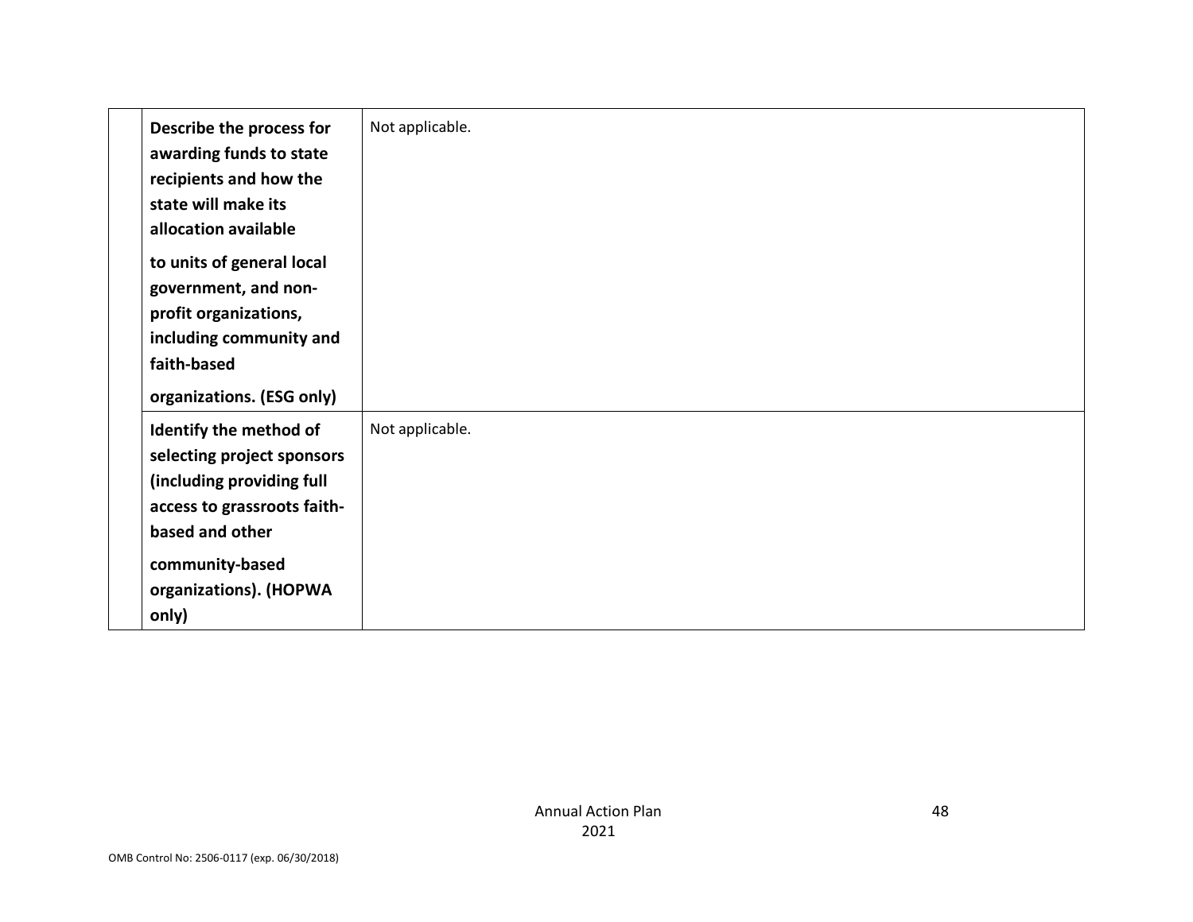| | | |
|---|---|---|
| | **Describe the process for awarding funds to state recipients and how the state will make its allocation available to units of general local government, and non-profit organizations, including community and faith-based organizations. (ESG only)** | Not applicable. |
| | **Identify the method of selecting project sponsors (including providing full access to grassroots faith-based and other community-based organizations). (HOPWA only)** | Not applicable. |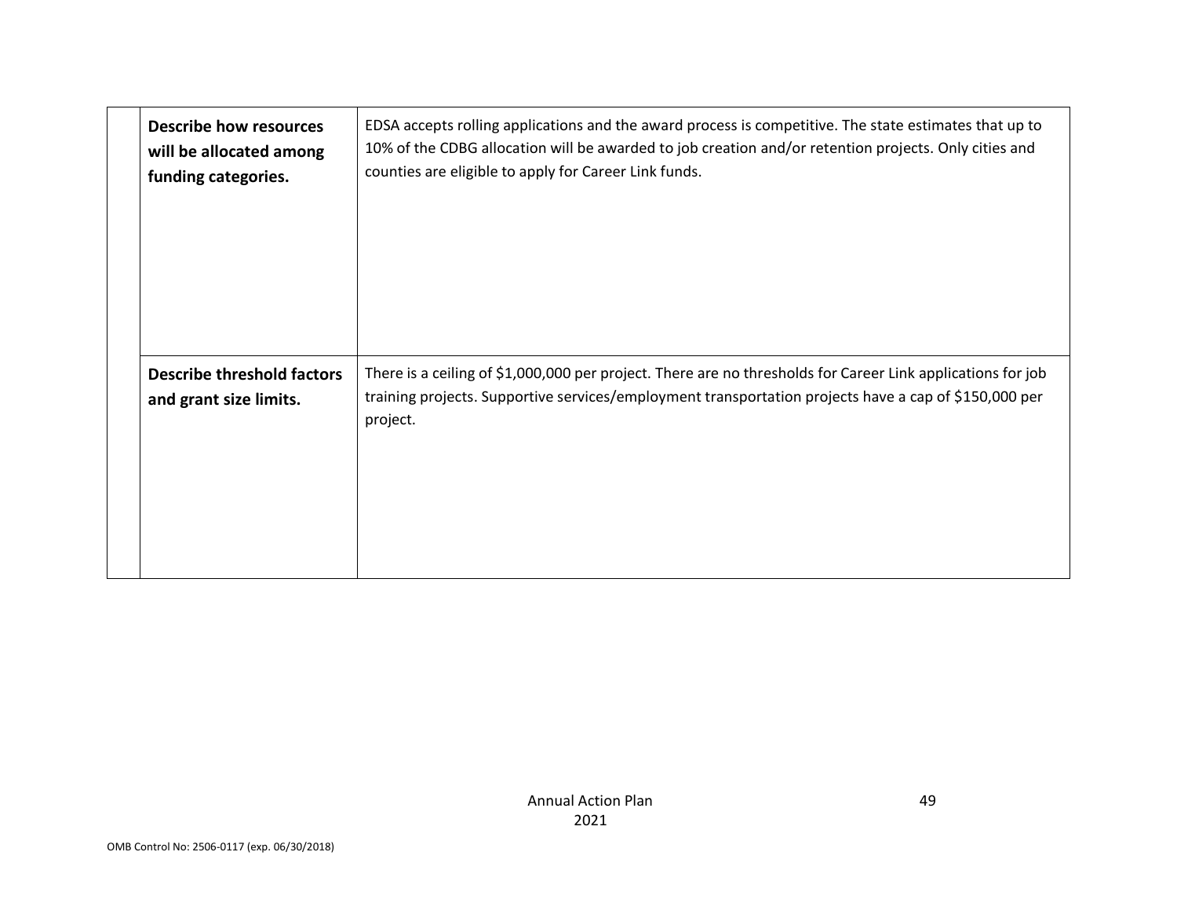| | | |
|---|---|---|
| | **Describe how resources will be allocated among funding categories.** | EDSA accepts rolling applications and the award process is competitive. The state estimates that up to 10% of the CDBG allocation will be awarded to job creation and/or retention projects. Only cities and counties are eligible to apply for Career Link funds. |
| | **Describe threshold factors and grant size limits.** | There is a ceiling of $1,000,000 per project. There are no thresholds for Career Link applications for job training projects. Supportive services/employment transportation projects have a cap of $150,000 per project. |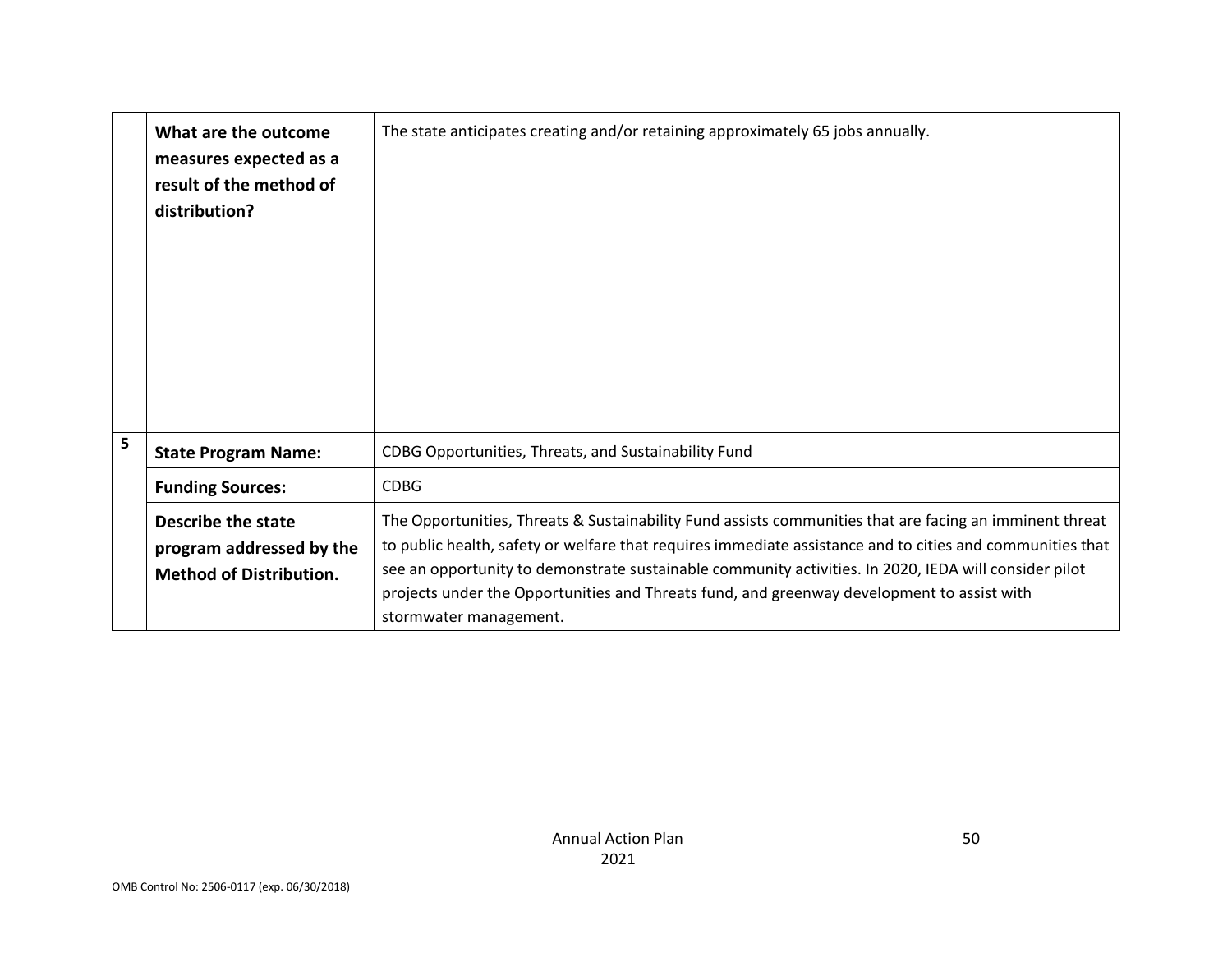| | | |
|---|---|---|
| | **What are the outcome measures expected as a result of the method of distribution?** | The state anticipates creating and/or retaining approximately 65 jobs annually. |
| 5 | **State Program Name:** | CDBG Opportunities, Threats, and Sustainability Fund |
| | **Funding Sources:** | CDBG |
| | **Describe the state program addressed by the Method of Distribution.** | The Opportunities, Threats & Sustainability Fund assists communities that are facing an imminent threat to public health, safety or welfare that requires immediate assistance and to cities and communities that see an opportunity to demonstrate sustainable community activities. In 2020, IEDA will consider pilot projects under the Opportunities and Threats fund, and greenway development to assist with stormwater management. |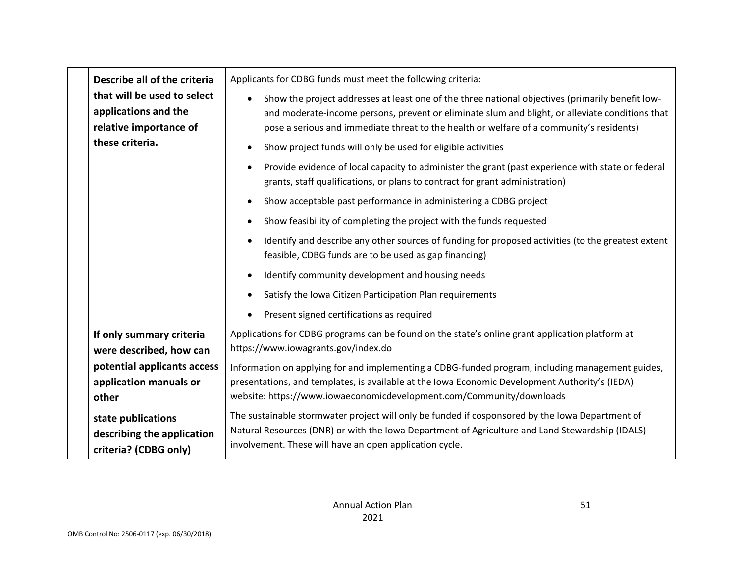| | |
|---|---|
| **Describe all of the criteria that will be used to select applications and the relative importance of these criteria.** | Applicants for CDBG funds must meet the following criteria:<br>• Show the project addresses at least one of the three national objectives (primarily benefit low- and moderate-income persons, prevent or eliminate slum and blight, or alleviate conditions that pose a serious and immediate threat to the health or welfare of a community's residents)<br>• Show project funds will only be used for eligible activities<br>• Provide evidence of local capacity to administer the grant (past experience with state or federal grants, staff qualifications, or plans to contract for grant administration)<br>• Show acceptable past performance in administering a CDBG project<br>• Show feasibility of completing the project with the funds requested<br>• Identify and describe any other sources of funding for proposed activities (to the greatest extent feasible, CDBG funds are to be used as gap financing)<br>• Identify community development and housing needs<br>• Satisfy the Iowa Citizen Participation Plan requirements<br>• Present signed certifications as required |
| **If only summary criteria were described, how can potential applicants access application manuals or other state publications describing the application criteria? (CDBG only)** | Applications for CDBG programs can be found on the state's online grant application platform at https://www.iowagrants.gov/index.do<br>Information on applying for and implementing a CDBG-funded program, including management guides, presentations, and templates, is available at the Iowa Economic Development Authority's (IEDA) website: https://www.iowaeconomicdevelopment.com/Community/downloads<br>The sustainable stormwater project will only be funded if cosponsored by the Iowa Department of Natural Resources (DNR) or with the Iowa Department of Agriculture and Land Stewardship (IDALS) involvement. These will have an open application cycle. |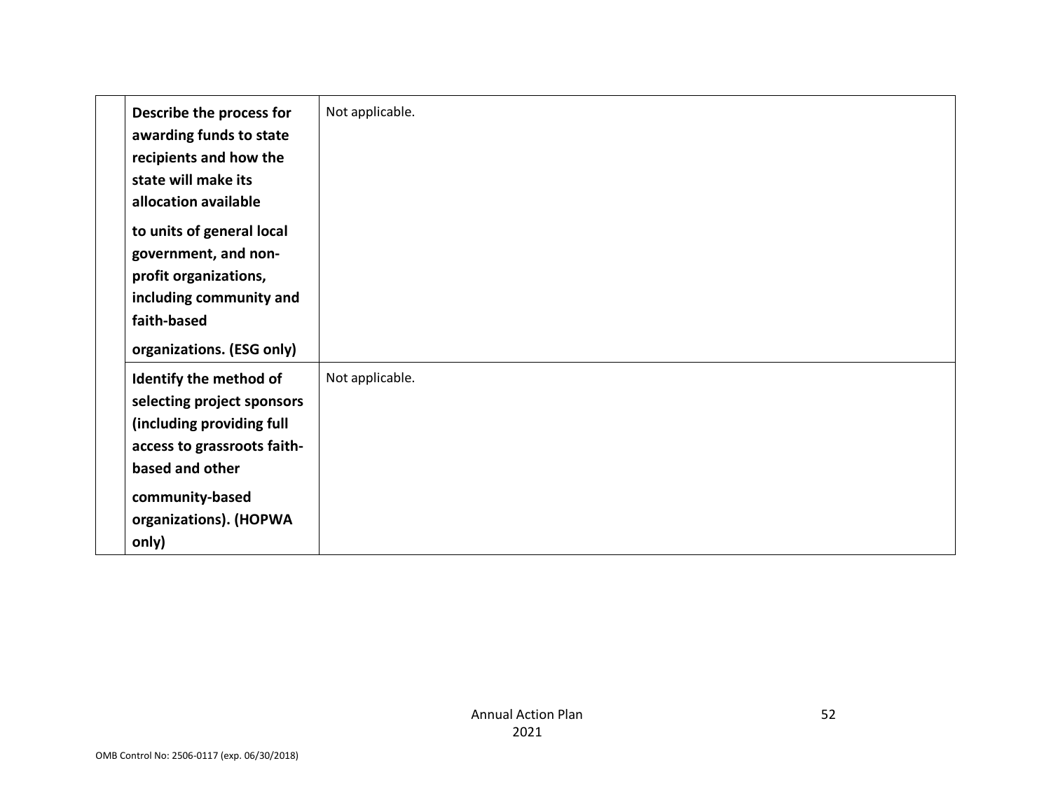| | | |
|---|---|---|
| | **Describe the process for awarding funds to state recipients and how the state will make its allocation available to units of general local government, and non-profit organizations, including community and faith-based organizations. (ESG only)** | Not applicable. |
| | **Identify the method of selecting project sponsors (including providing full access to grassroots faith-based and other community-based organizations). (HOPWA only)** | Not applicable. |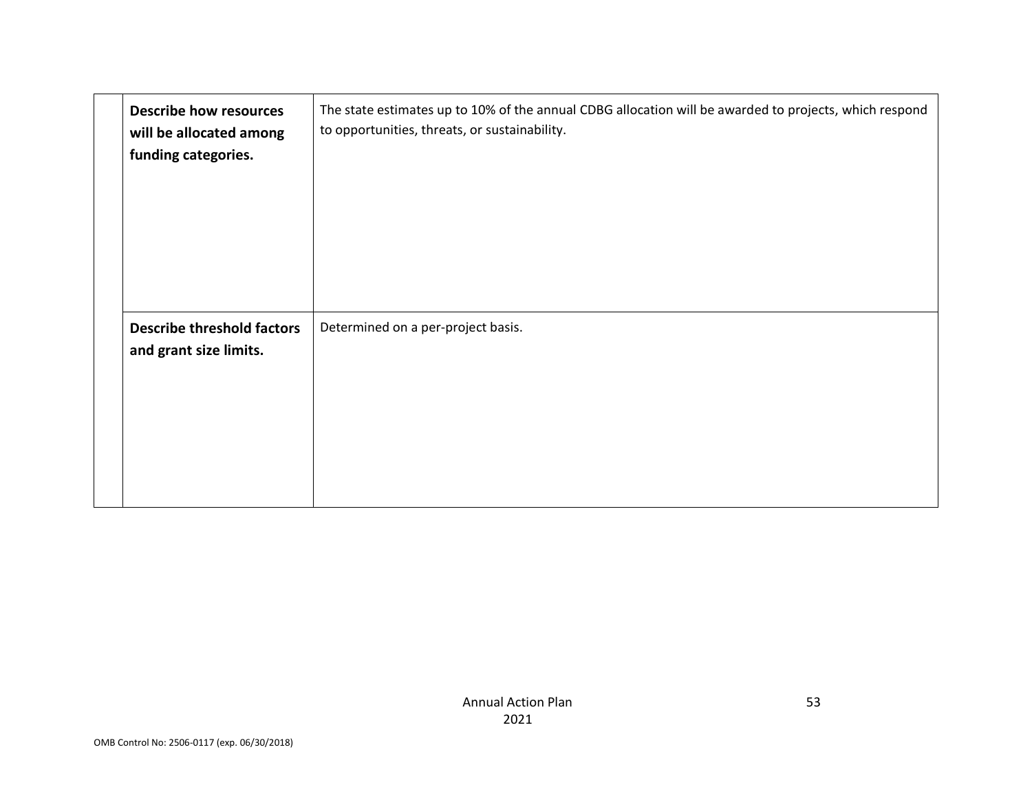| | | |
|---|---|---|
| | **Describe how resources will be allocated among funding categories.** | The state estimates up to 10% of the annual CDBG allocation will be awarded to projects, which respond to opportunities, threats, or sustainability. |
| | **Describe threshold factors and grant size limits.** | Determined on a per-project basis. |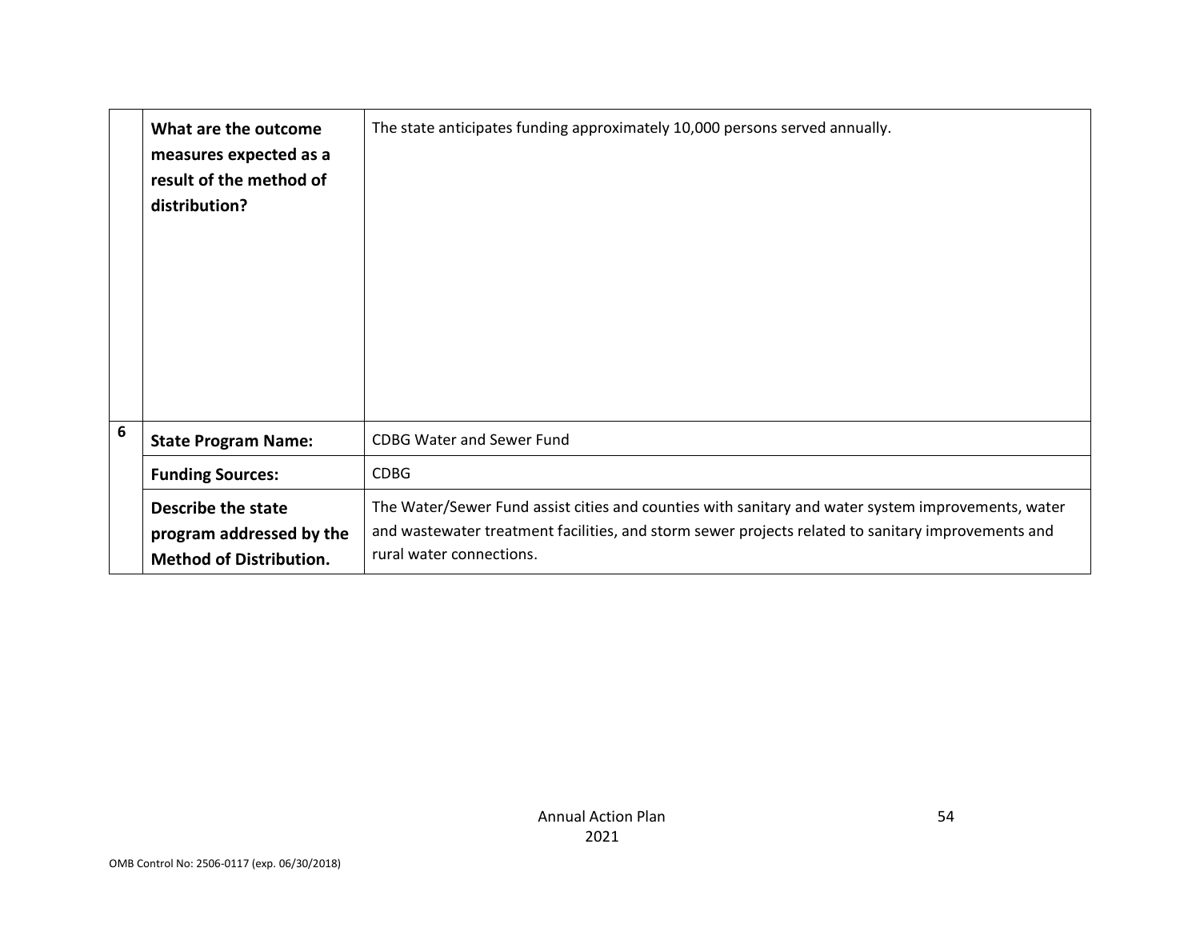| | | |
|---|---|---|
| | **What are the outcome measures expected as a result of the method of distribution?** | The state anticipates funding approximately 10,000 persons served annually. |
| 6 | **State Program Name:** | CDBG Water and Sewer Fund |
| | **Funding Sources:** | CDBG |
| | **Describe the state program addressed by the Method of Distribution.** | The Water/Sewer Fund assist cities and counties with sanitary and water system improvements, water and wastewater treatment facilities, and storm sewer projects related to sanitary improvements and rural water connections. |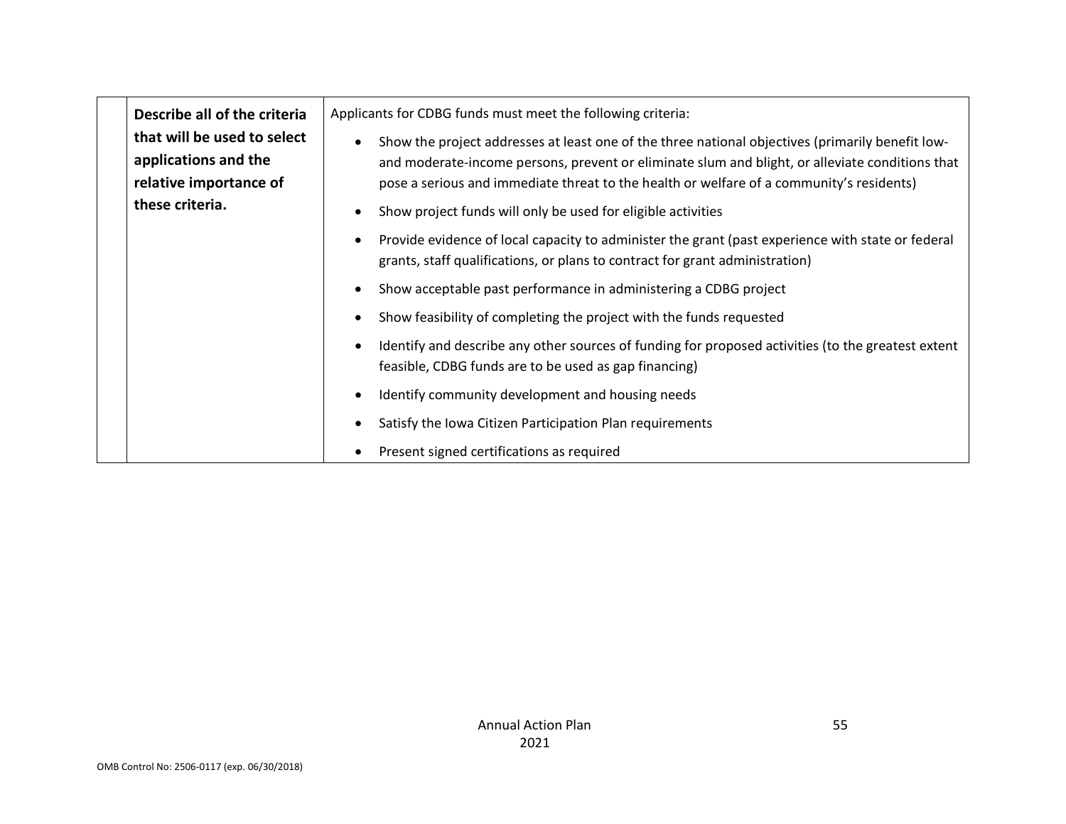| | Describe all of the criteria that will be used to select applications and the relative importance of these criteria. | Applicants for CDBG funds must meet the following criteria:<br>• Show the project addresses at least one of the three national objectives (primarily benefit low- and moderate-income persons, prevent or eliminate slum and blight, or alleviate conditions that pose a serious and immediate threat to the health or welfare of a community's residents)<br>• Show project funds will only be used for eligible activities<br>• Provide evidence of local capacity to administer the grant (past experience with state or federal grants, staff qualifications, or plans to contract for grant administration)<br>• Show acceptable past performance in administering a CDBG project<br>• Show feasibility of completing the project with the funds requested<br>• Identify and describe any other sources of funding for proposed activities (to the greatest extent feasible, CDBG funds are to be used as gap financing)<br>• Identify community development and housing needs<br>• Satisfy the Iowa Citizen Participation Plan requirements<br>• Present signed certifications as required |
|---|---|---|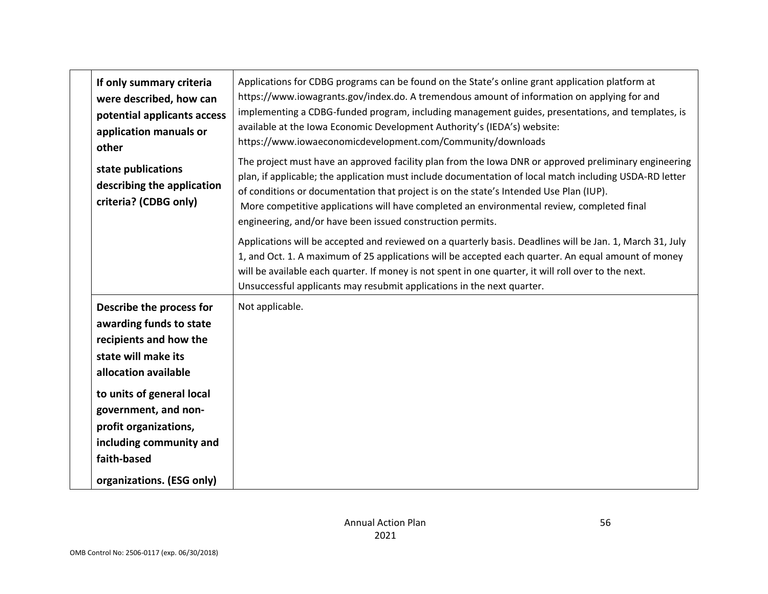| | |
|---|---|
| **If only summary criteria were described, how can potential applicants access application manuals or other state publications describing the application criteria? (CDBG only)** | Applications for CDBG programs can be found on the State's online grant application platform at https://www.iowagrants.gov/index.do. A tremendous amount of information on applying for and implementing a CDBG-funded program, including management guides, presentations, and templates, is available at the Iowa Economic Development Authority's (IEDA's) website: https://www.iowaeconomicdevelopment.com/Community/downloads<br><br>The project must have an approved facility plan from the Iowa DNR or approved preliminary engineering plan, if applicable; the application must include documentation of local match including USDA-RD letter of conditions or documentation that project is on the state's Intended Use Plan (IUP). More competitive applications will have completed an environmental review, completed final engineering, and/or have been issued construction permits.<br><br>Applications will be accepted and reviewed on a quarterly basis. Deadlines will be Jan. 1, March 31, July 1, and Oct. 1. A maximum of 25 applications will be accepted each quarter. An equal amount of money will be available each quarter. If money is not spent in one quarter, it will roll over to the next. Unsuccessful applicants may resubmit applications in the next quarter. |
| **Describe the process for awarding funds to state recipients and how the state will make its allocation available to units of general local government, and non-profit organizations, including community and faith-based organizations. (ESG only)** | Not applicable. |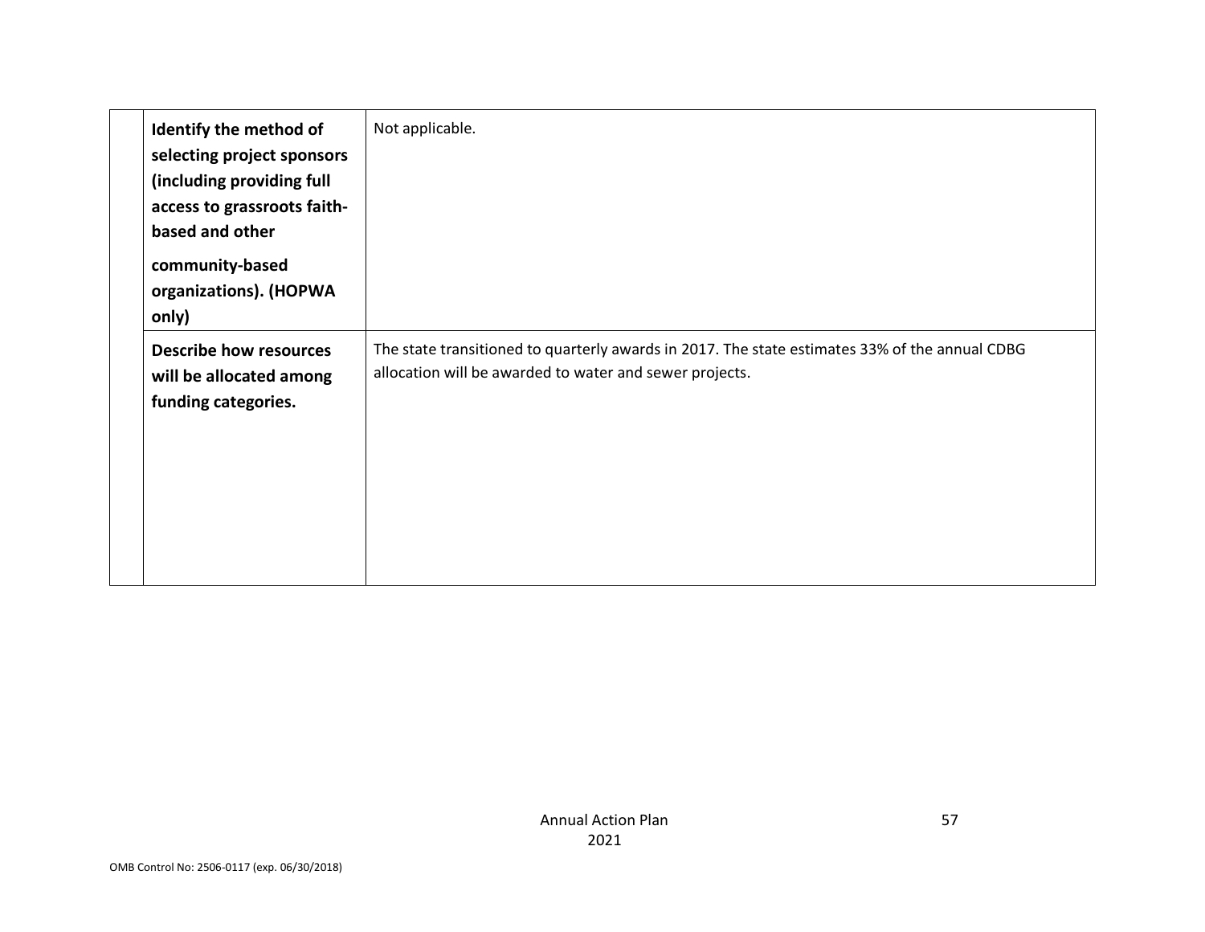| | | |
|---|---|---|
| | **Identify the method of selecting project sponsors (including providing full access to grassroots faith-based and other community-based organizations). (HOPWA only)** | Not applicable. |
| | **Describe how resources will be allocated among funding categories.** | The state transitioned to quarterly awards in 2017. The state estimates 33% of the annual CDBG allocation will be awarded to water and sewer projects. |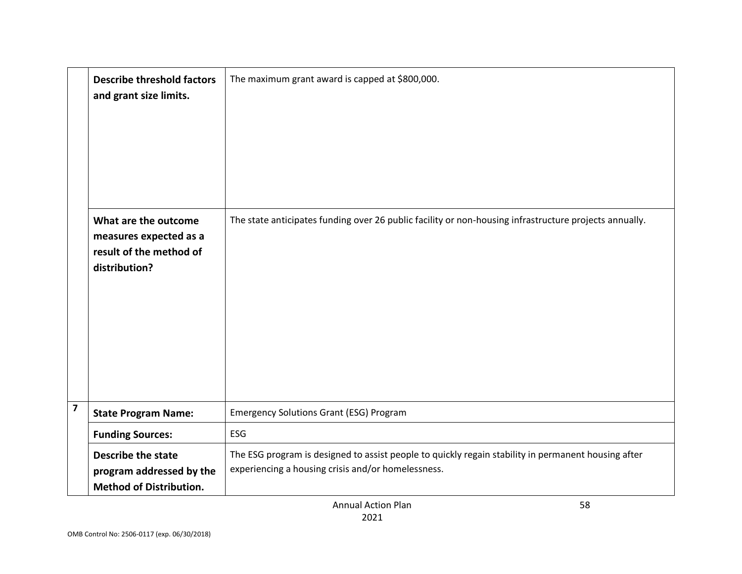| | | |
|---|---|---|
| | **Describe threshold factors and grant size limits.** | The maximum grant award is capped at $800,000. |
| | **What are the outcome measures expected as a result of the method of distribution?** | The state anticipates funding over 26 public facility or non-housing infrastructure projects annually. |
| **7** | **State Program Name:** | Emergency Solutions Grant (ESG) Program |
| | **Funding Sources:** | ESG |
| | **Describe the state program addressed by the Method of Distribution.** | The ESG program is designed to assist people to quickly regain stability in permanent housing after experiencing a housing crisis and/or homelessness. |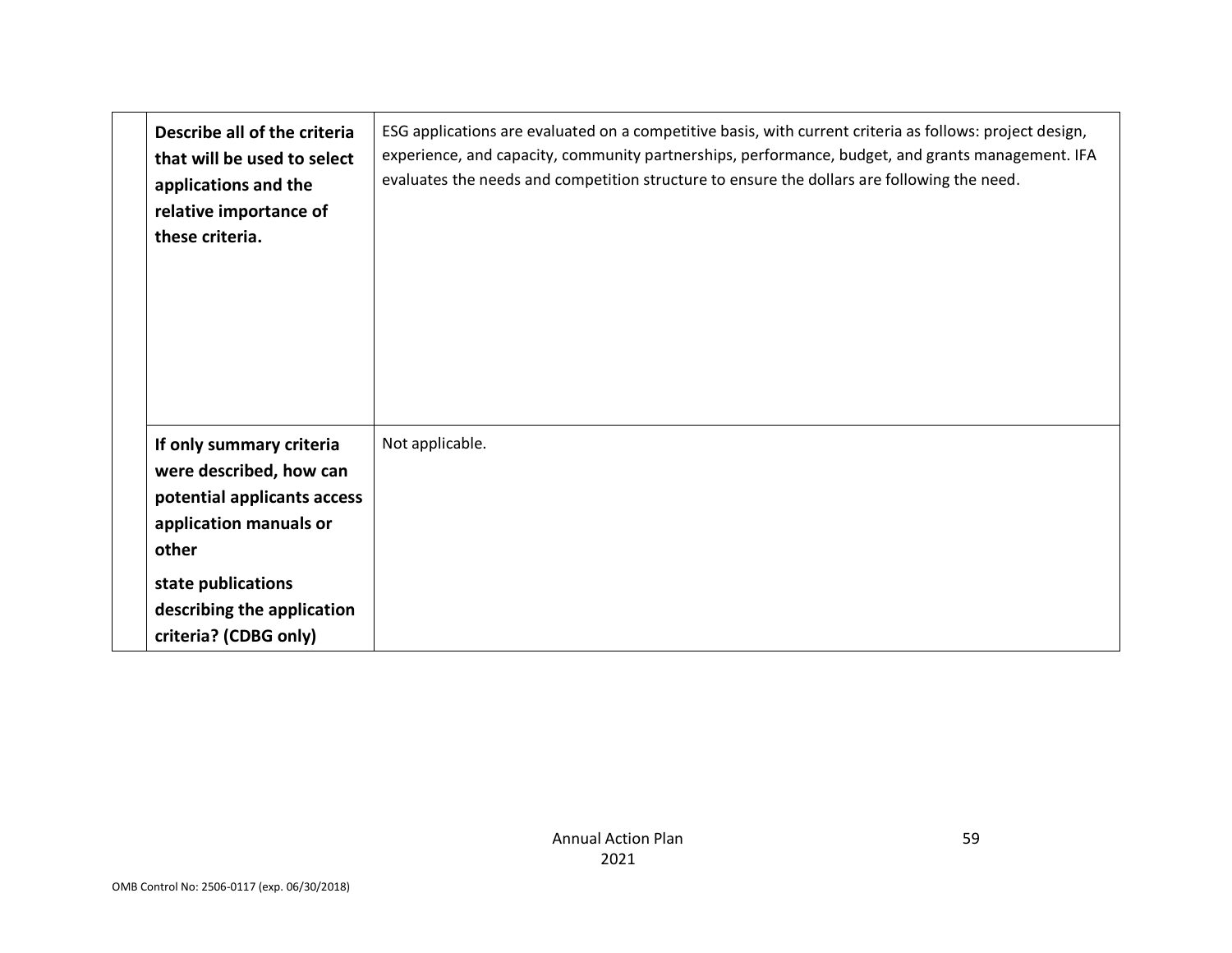| | | |
|---|---|---|
| | **Describe all of the criteria that will be used to select applications and the relative importance of these criteria.** | ESG applications are evaluated on a competitive basis, with current criteria as follows: project design, experience, and capacity, community partnerships, performance, budget, and grants management. IFA evaluates the needs and competition structure to ensure the dollars are following the need. |
| | **If only summary criteria were described, how can potential applicants access application manuals or other state publications describing the application criteria? (CDBG only)** | Not applicable. |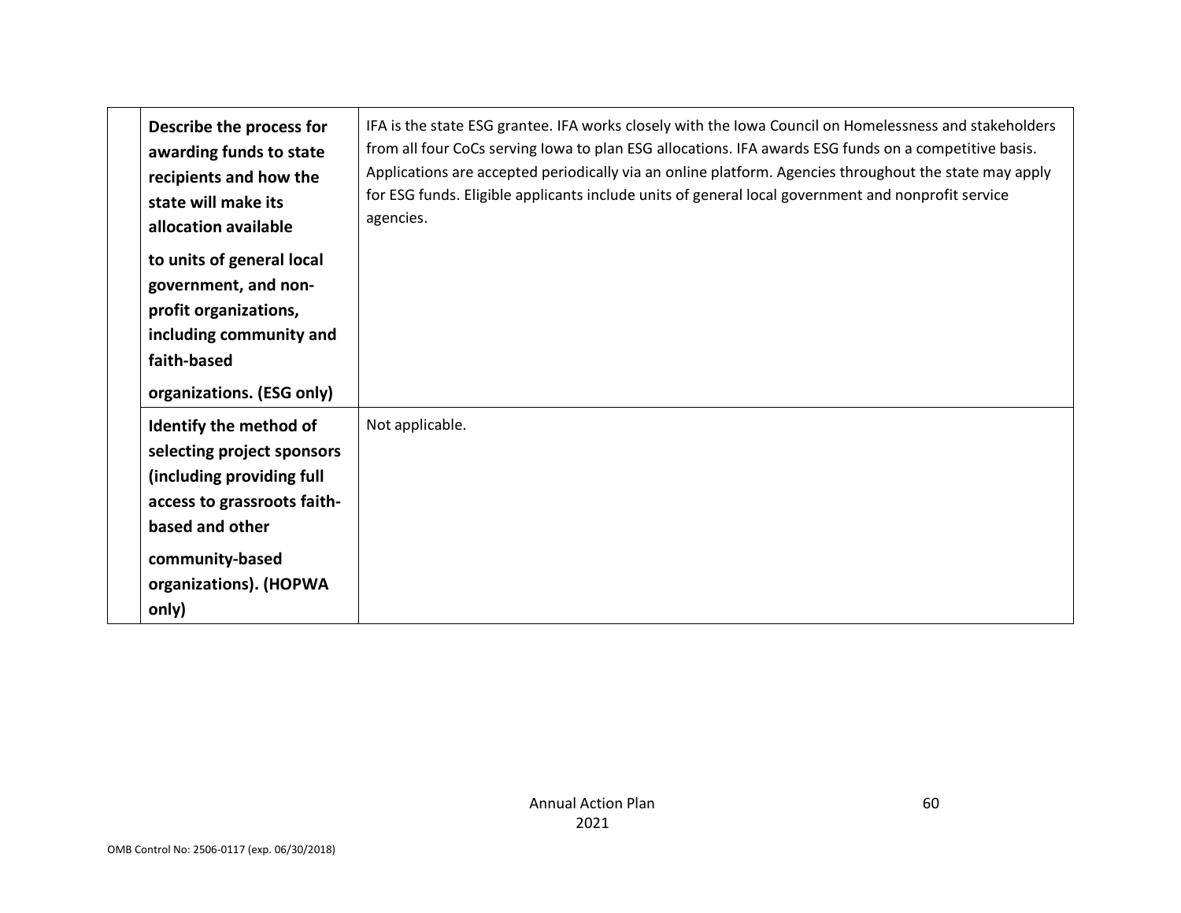| | | |
|---|---|---|
| | **Describe the process for awarding funds to state recipients and how the state will make its allocation available to units of general local government, and non-profit organizations, including community and faith-based organizations. (ESG only)** | IFA is the state ESG grantee. IFA works closely with the Iowa Council on Homelessness and stakeholders from all four CoCs serving Iowa to plan ESG allocations. IFA awards ESG funds on a competitive basis. Applications are accepted periodically via an online platform. Agencies throughout the state may apply for ESG funds. Eligible applicants include units of general local government and nonprofit service agencies. |
| | **Identify the method of selecting project sponsors (including providing full access to grassroots faith-based and other community-based organizations). (HOPWA only)** | Not applicable. |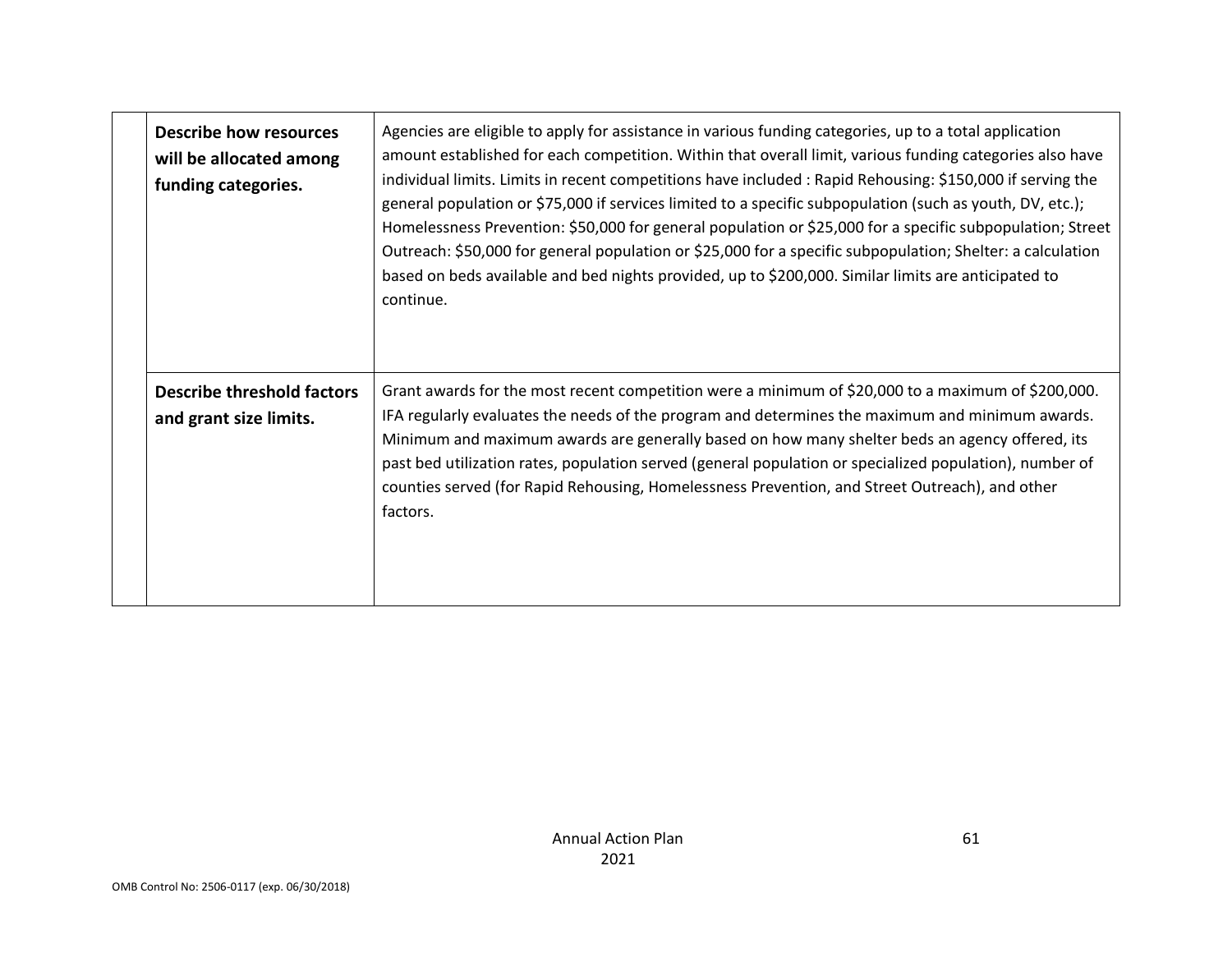| | | |
|---|---|---|
| | **Describe how resources will be allocated among funding categories.** | Agencies are eligible to apply for assistance in various funding categories, up to a total application amount established for each competition. Within that overall limit, various funding categories also have individual limits. Limits in recent competitions have included : Rapid Rehousing: $150,000 if serving the general population or $75,000 if services limited to a specific subpopulation (such as youth, DV, etc.); Homelessness Prevention: $50,000 for general population or $25,000 for a specific subpopulation; Street Outreach: $50,000 for general population or $25,000 for a specific subpopulation; Shelter: a calculation based on beds available and bed nights provided, up to $200,000. Similar limits are anticipated to continue. |
| | **Describe threshold factors and grant size limits.** | Grant awards for the most recent competition were a minimum of $20,000 to a maximum of $200,000. IFA regularly evaluates the needs of the program and determines the maximum and minimum awards. Minimum and maximum awards are generally based on how many shelter beds an agency offered, its past bed utilization rates, population served (general population or specialized population), number of counties served (for Rapid Rehousing, Homelessness Prevention, and Street Outreach), and other factors. |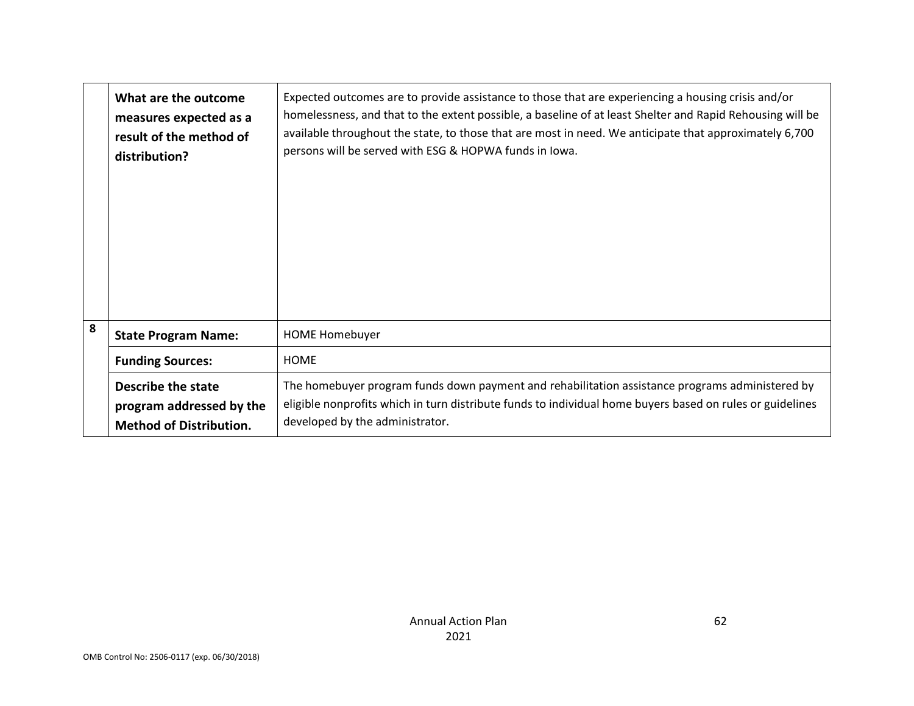| | | |
|---|---|---|
| | **What are the outcome measures expected as a result of the method of distribution?** | Expected outcomes are to provide assistance to those that are experiencing a housing crisis and/or homelessness, and that to the extent possible, a baseline of at least Shelter and Rapid Rehousing will be available throughout the state, to those that are most in need. We anticipate that approximately 6,700 persons will be served with ESG & HOPWA funds in Iowa. |
| 8 | **State Program Name:** | HOME Homebuyer |
| | **Funding Sources:** | HOME |
| | **Describe the state program addressed by the Method of Distribution.** | The homebuyer program funds down payment and rehabilitation assistance programs administered by eligible nonprofits which in turn distribute funds to individual home buyers based on rules or guidelines developed by the administrator. |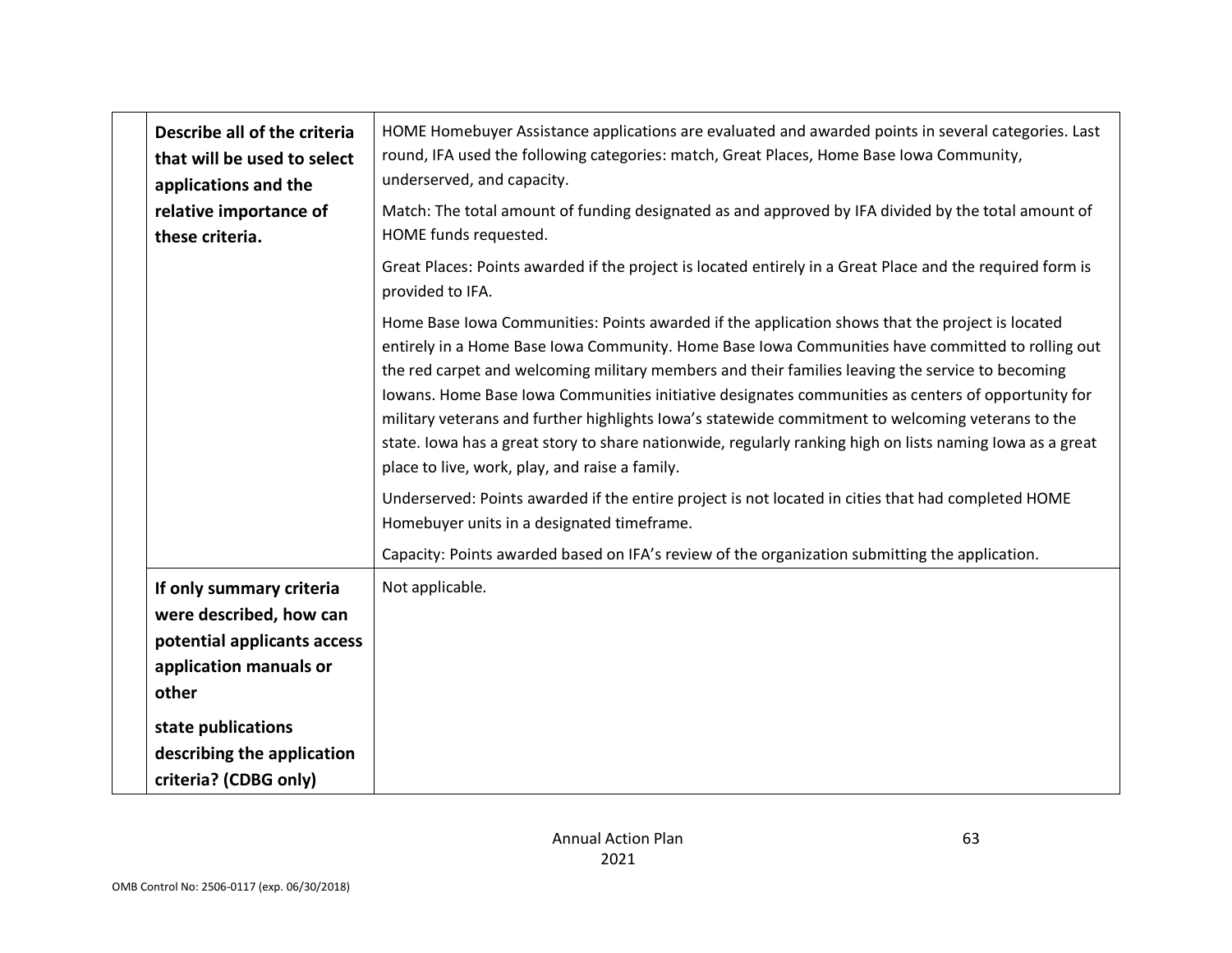| | |
|---|---|
| **Describe all of the criteria that will be used to select applications and the relative importance of these criteria.** | HOME Homebuyer Assistance applications are evaluated and awarded points in several categories. Last round, IFA used the following categories: match, Great Places, Home Base Iowa Community, underserved, and capacity.<br><br>Match: The total amount of funding designated as and approved by IFA divided by the total amount of HOME funds requested.<br><br>Great Places: Points awarded if the project is located entirely in a Great Place and the required form is provided to IFA.<br><br>Home Base Iowa Communities: Points awarded if the application shows that the project is located entirely in a Home Base Iowa Community. Home Base Iowa Communities have committed to rolling out the red carpet and welcoming military members and their families leaving the service to becoming Iowans. Home Base Iowa Communities initiative designates communities as centers of opportunity for military veterans and further highlights Iowa's statewide commitment to welcoming veterans to the state. Iowa has a great story to share nationwide, regularly ranking high on lists naming Iowa as a great place to live, work, play, and raise a family.<br><br>Underserved: Points awarded if the entire project is not located in cities that had completed HOME Homebuyer units in a designated timeframe.<br><br>Capacity: Points awarded based on IFA's review of the organization submitting the application. |
| **If only summary criteria were described, how can potential applicants access application manuals or other state publications describing the application criteria? (CDBG only)** | Not applicable. |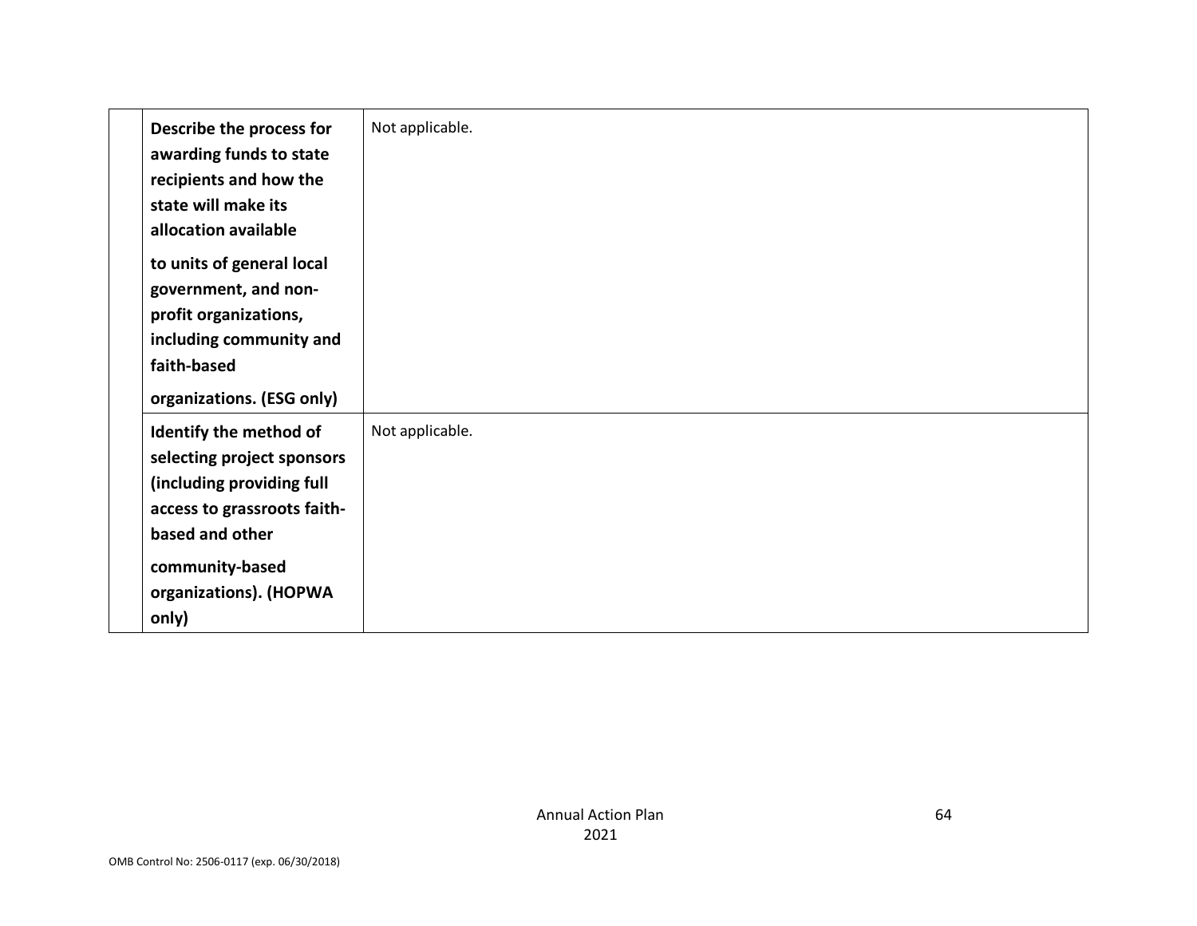| | | |
|---|---|---|
| | **Describe the process for awarding funds to state recipients and how the state will make its allocation available to units of general local government, and non-profit organizations, including community and faith-based organizations. (ESG only)** | Not applicable. |
| | **Identify the method of selecting project sponsors (including providing full access to grassroots faith-based and other community-based organizations). (HOPWA only)** | Not applicable. |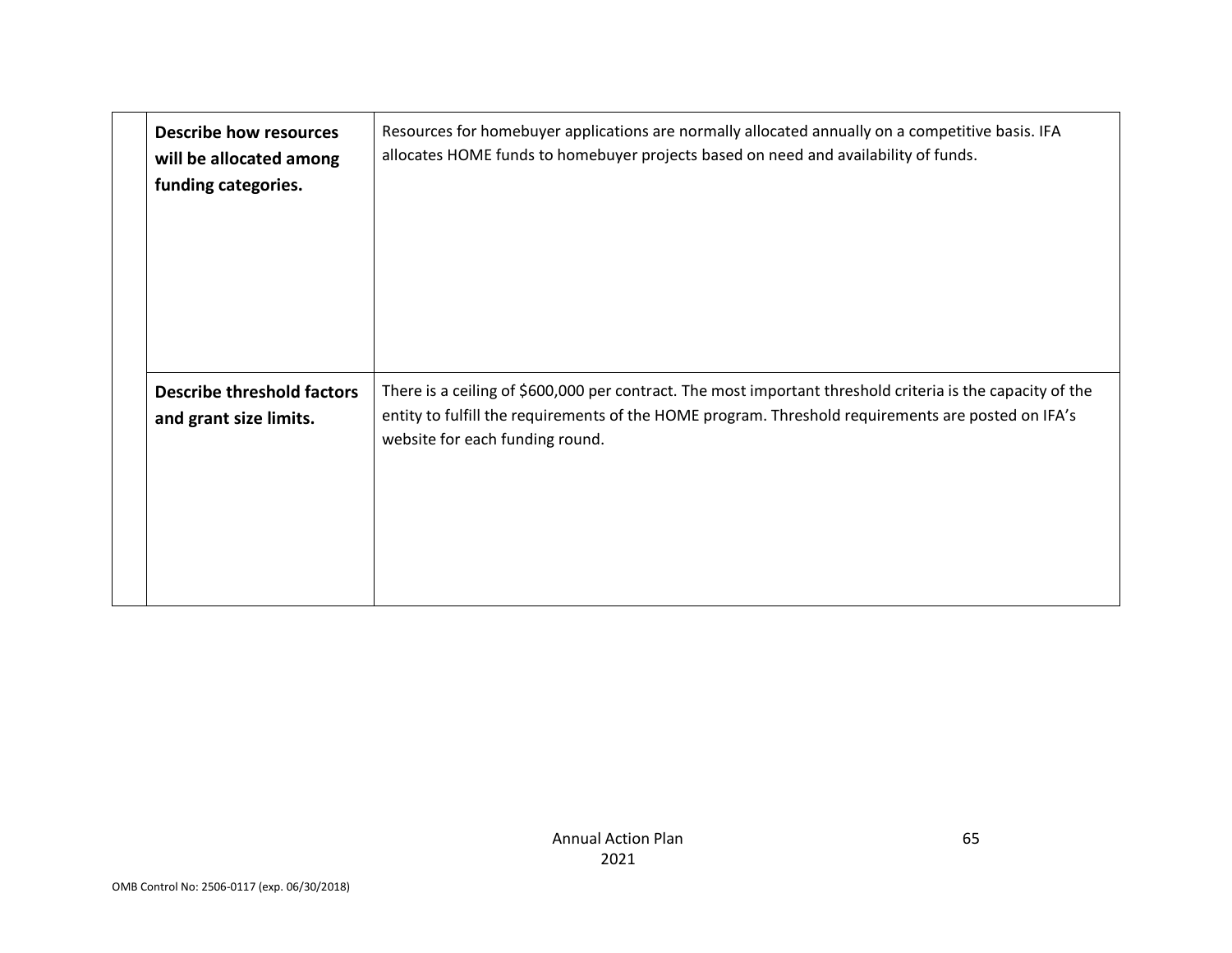| | | |
|---|---|---|
| | **Describe how resources will be allocated among funding categories.** | Resources for homebuyer applications are normally allocated annually on a competitive basis. IFA allocates HOME funds to homebuyer projects based on need and availability of funds. |
| | **Describe threshold factors and grant size limits.** | There is a ceiling of $600,000 per contract. The most important threshold criteria is the capacity of the entity to fulfill the requirements of the HOME program. Threshold requirements are posted on IFA's website for each funding round. |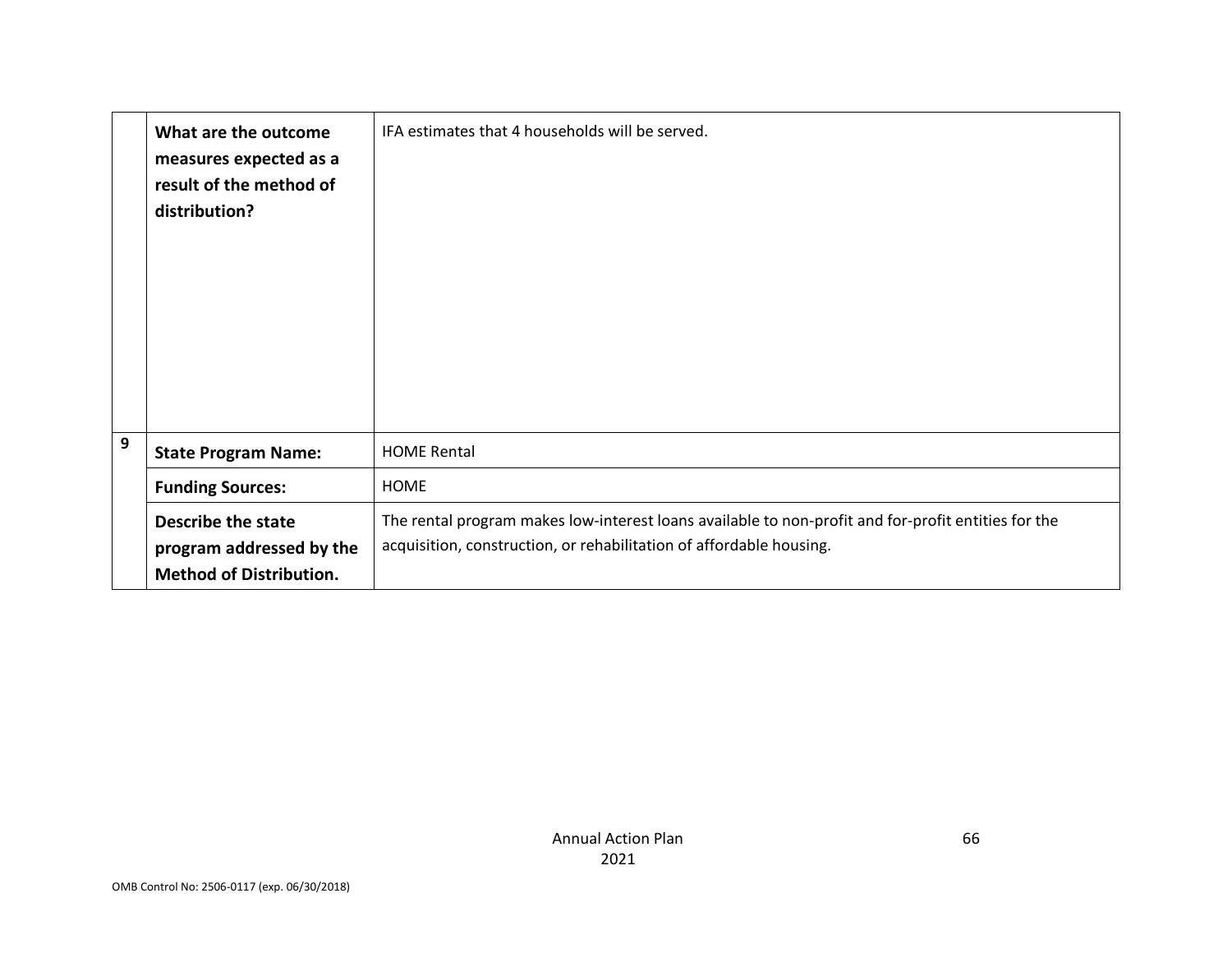| | | |
|---|---|---|
| | **What are the outcome measures expected as a result of the method of distribution?** | IFA estimates that 4 households will be served. |
| 9 | **State Program Name:** | HOME Rental |
| | **Funding Sources:** | HOME |
| | **Describe the state program addressed by the Method of Distribution.** | The rental program makes low-interest loans available to non-profit and for-profit entities for the acquisition, construction, or rehabilitation of affordable housing. |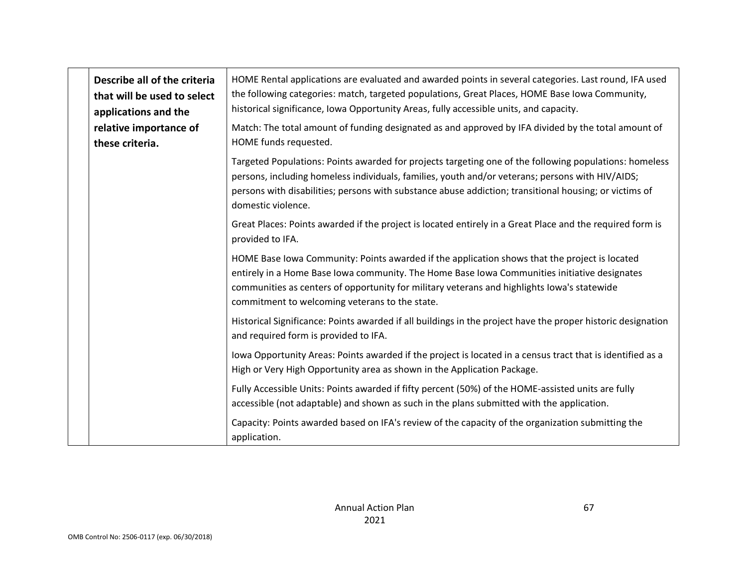| | | |
|---|---|---|
| | **Describe all of the criteria that will be used to select applications and the relative importance of these criteria.** | HOME Rental applications are evaluated and awarded points in several categories. Last round, IFA used the following categories: match, targeted populations, Great Places, HOME Base Iowa Community, historical significance, Iowa Opportunity Areas, fully accessible units, and capacity.<br><br>Match: The total amount of funding designated as and approved by IFA divided by the total amount of HOME funds requested.<br><br>Targeted Populations: Points awarded for projects targeting one of the following populations: homeless persons, including homeless individuals, families, youth and/or veterans; persons with HIV/AIDS; persons with disabilities; persons with substance abuse addiction; transitional housing; or victims of domestic violence.<br><br>Great Places: Points awarded if the project is located entirely in a Great Place and the required form is provided to IFA.<br><br>HOME Base Iowa Community: Points awarded if the application shows that the project is located entirely in a Home Base Iowa community. The Home Base Iowa Communities initiative designates communities as centers of opportunity for military veterans and highlights Iowa's statewide commitment to welcoming veterans to the state.<br><br>Historical Significance: Points awarded if all buildings in the project have the proper historic designation and required form is provided to IFA.<br><br>Iowa Opportunity Areas: Points awarded if the project is located in a census tract that is identified as a High or Very High Opportunity area as shown in the Application Package.<br><br>Fully Accessible Units: Points awarded if fifty percent (50%) of the HOME-assisted units are fully accessible (not adaptable) and shown as such in the plans submitted with the application.<br><br>Capacity: Points awarded based on IFA's review of the capacity of the organization submitting the application. |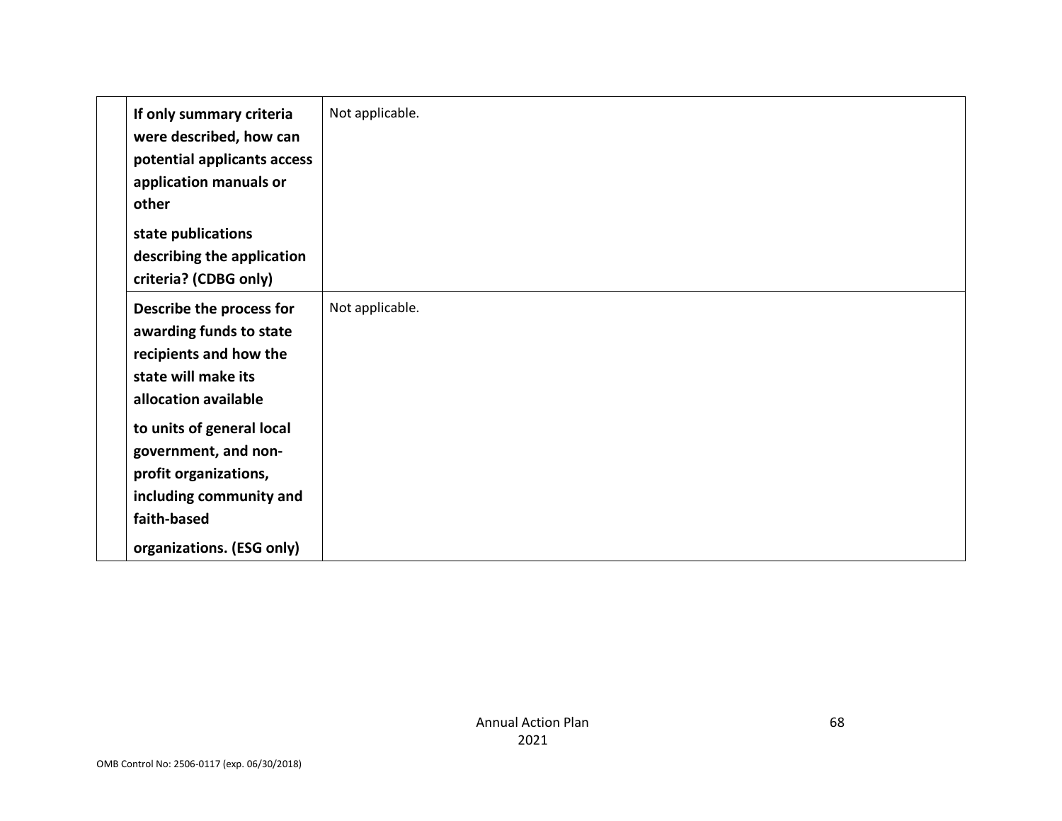| | | |
|---|---|---|
| | **If only summary criteria were described, how can potential applicants access application manuals or other state publications describing the application criteria? (CDBG only)** | Not applicable. |
| | **Describe the process for awarding funds to state recipients and how the state will make its allocation available to units of general local government, and non-profit organizations, including community and faith-based organizations. (ESG only)** | Not applicable. |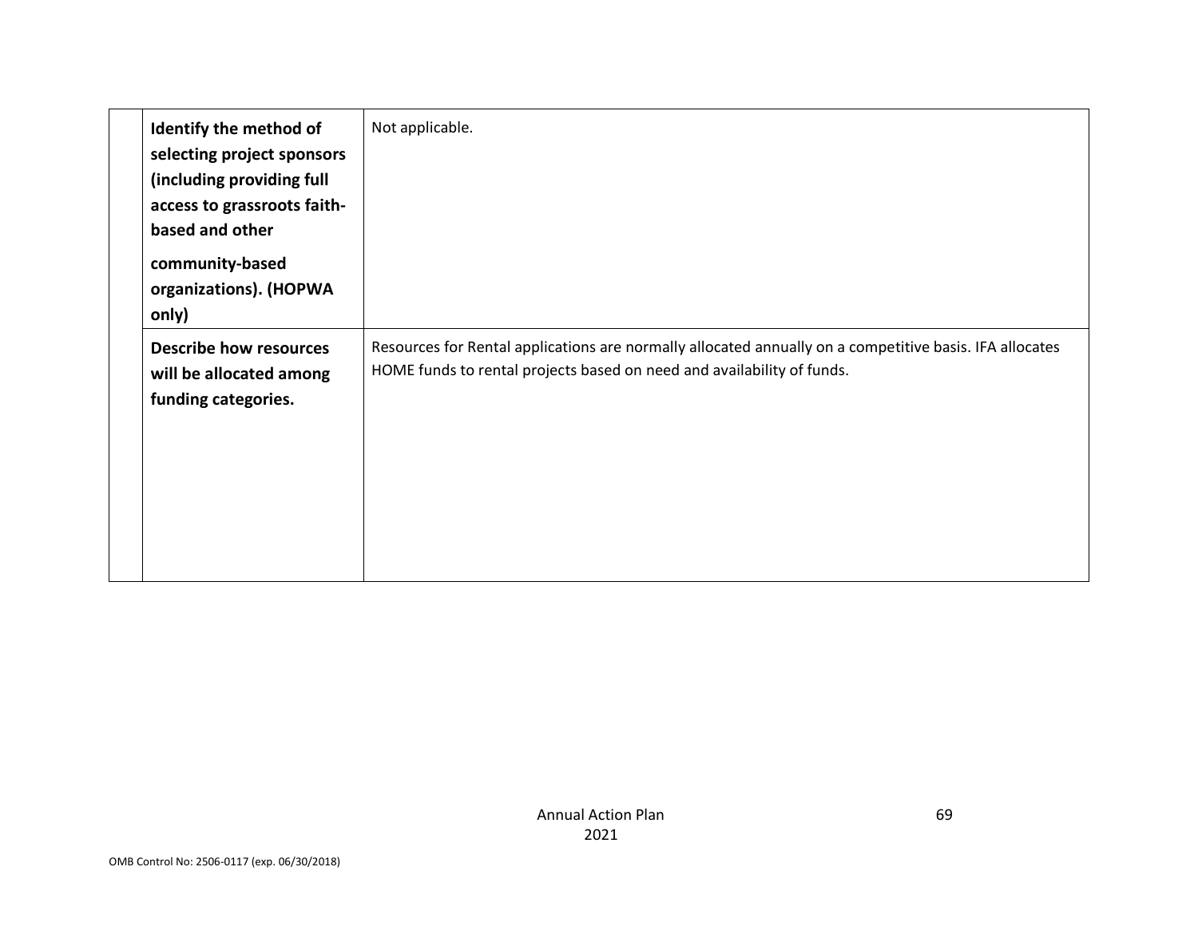| | | |
|---|---|---|
| | **Identify the method of selecting project sponsors (including providing full access to grassroots faith-based and other community-based organizations). (HOPWA only)** | Not applicable. |
| | **Describe how resources will be allocated among funding categories.** | Resources for Rental applications are normally allocated annually on a competitive basis. IFA allocates HOME funds to rental projects based on need and availability of funds. |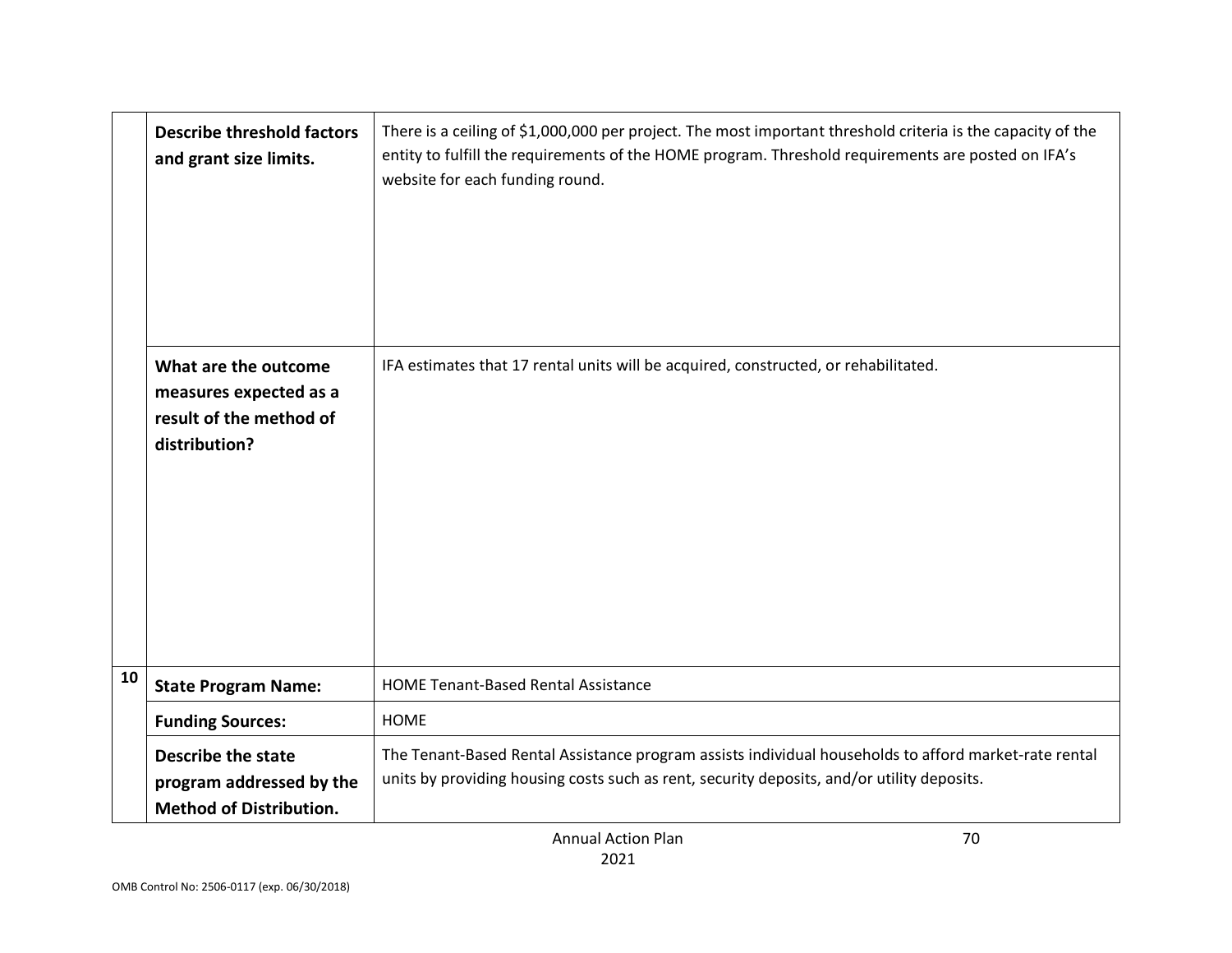| | | |
|---|---|---|
| | **Describe threshold factors and grant size limits.** | There is a ceiling of $1,000,000 per project. The most important threshold criteria is the capacity of the entity to fulfill the requirements of the HOME program. Threshold requirements are posted on IFA's website for each funding round. |
| | **What are the outcome measures expected as a result of the method of distribution?** | IFA estimates that 17 rental units will be acquired, constructed, or rehabilitated. |
| **10** | **State Program Name:** | HOME Tenant-Based Rental Assistance |
| | **Funding Sources:** | HOME |
| | **Describe the state program addressed by the Method of Distribution.** | The Tenant-Based Rental Assistance program assists individual households to afford market-rate rental units by providing housing costs such as rent, security deposits, and/or utility deposits. |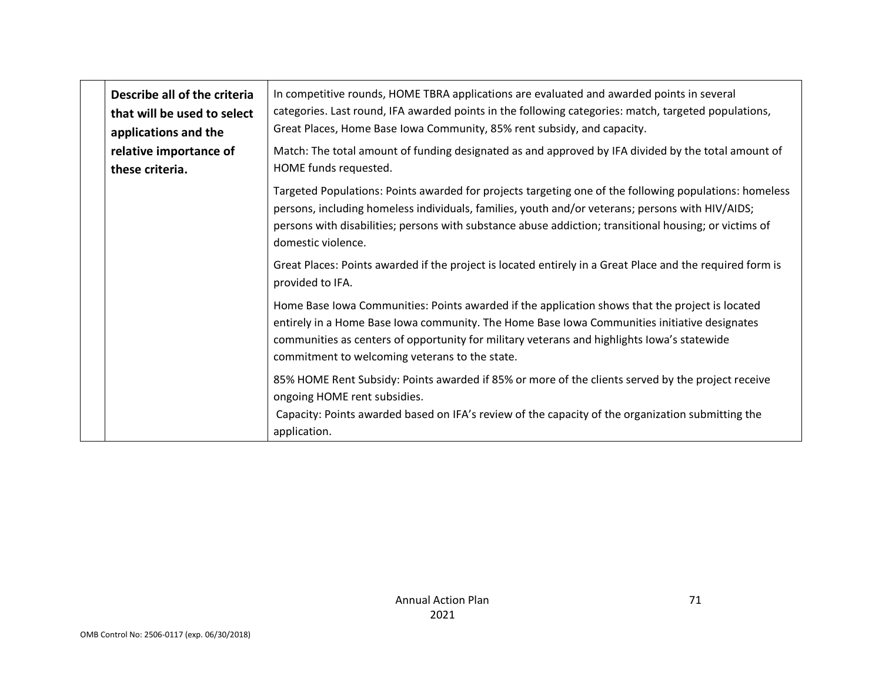| | | |
|---|---|---|
| | **Describe all of the criteria that will be used to select applications and the relative importance of these criteria.** | In competitive rounds, HOME TBRA applications are evaluated and awarded points in several categories. Last round, IFA awarded points in the following categories: match, targeted populations, Great Places, Home Base Iowa Community, 85% rent subsidy, and capacity.<br><br>Match: The total amount of funding designated as and approved by IFA divided by the total amount of HOME funds requested.<br><br>Targeted Populations: Points awarded for projects targeting one of the following populations: homeless persons, including homeless individuals, families, youth and/or veterans; persons with HIV/AIDS; persons with disabilities; persons with substance abuse addiction; transitional housing; or victims of domestic violence.<br><br>Great Places: Points awarded if the project is located entirely in a Great Place and the required form is provided to IFA.<br><br>Home Base Iowa Communities: Points awarded if the application shows that the project is located entirely in a Home Base Iowa community. The Home Base Iowa Communities initiative designates communities as centers of opportunity for military veterans and highlights Iowa's statewide commitment to welcoming veterans to the state.<br><br>85% HOME Rent Subsidy: Points awarded if 85% or more of the clients served by the project receive ongoing HOME rent subsidies.<br>Capacity: Points awarded based on IFA's review of the capacity of the organization submitting the application. |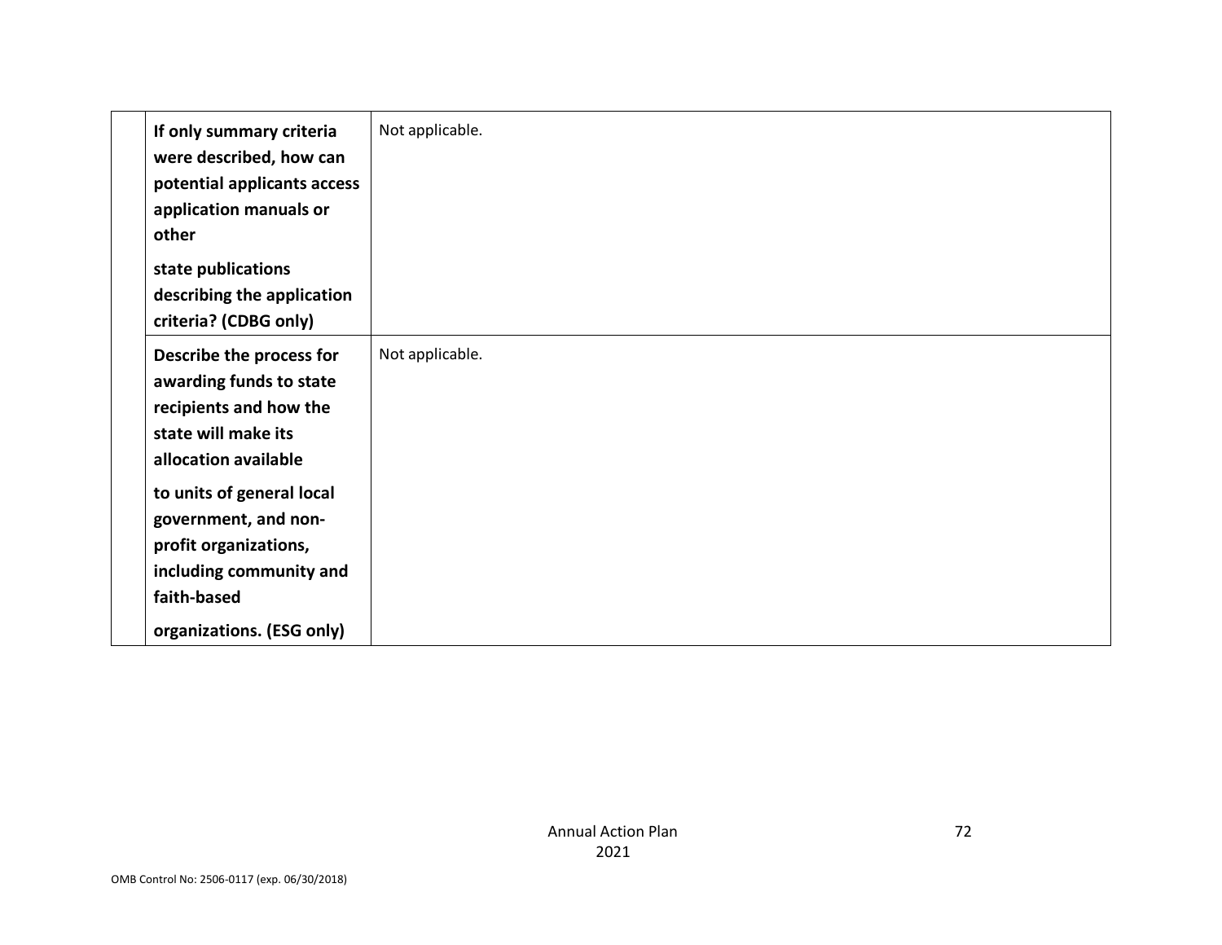| | | |
|---|---|---|
| | **If only summary criteria were described, how can potential applicants access application manuals or other state publications describing the application criteria? (CDBG only)** | Not applicable. |
| | **Describe the process for awarding funds to state recipients and how the state will make its allocation available to units of general local government, and non-profit organizations, including community and faith-based organizations. (ESG only)** | Not applicable. |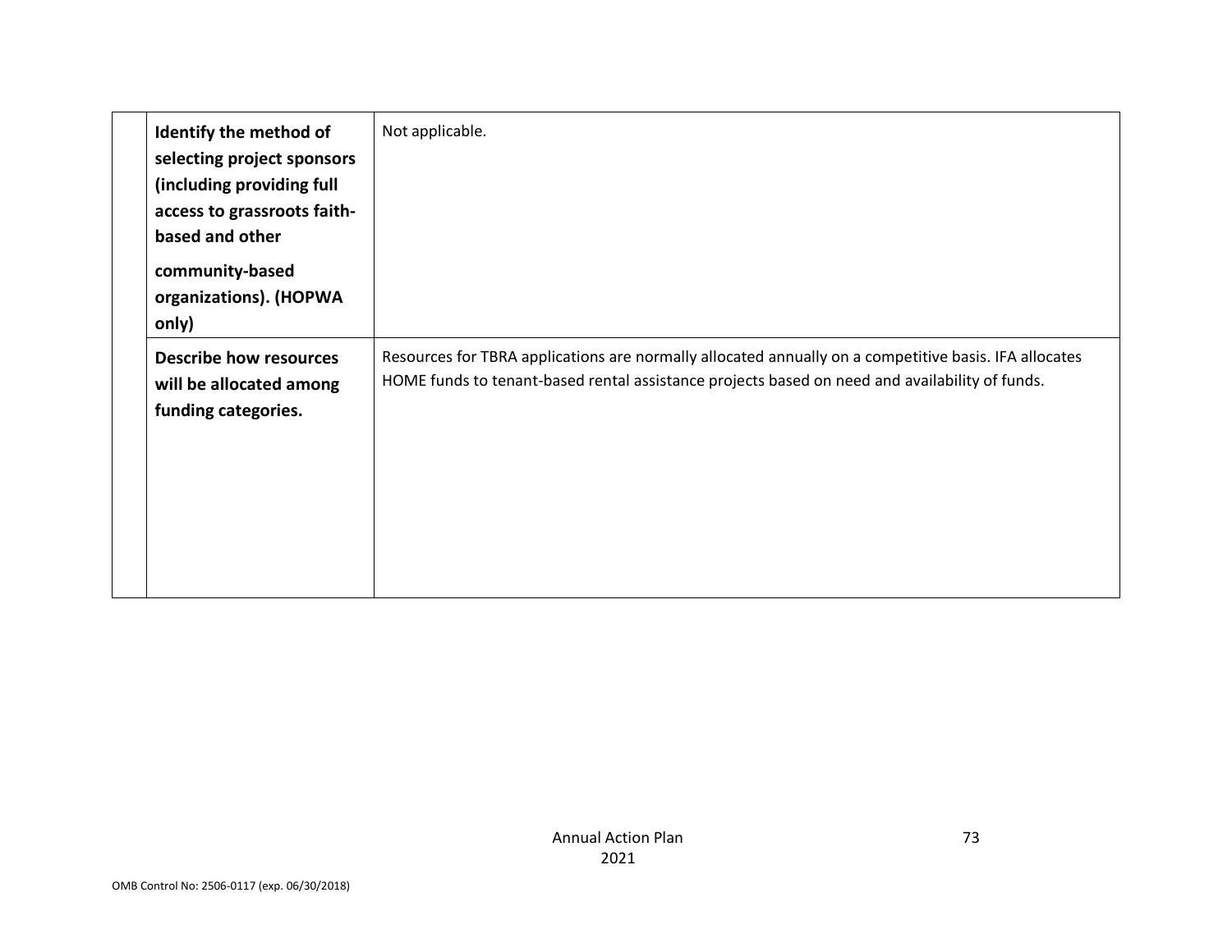| | | |
|---|---|---|
| | **Identify the method of selecting project sponsors (including providing full access to grassroots faith-based and other community-based organizations). (HOPWA only)** | Not applicable. |
| | **Describe how resources will be allocated among funding categories.** | Resources for TBRA applications are normally allocated annually on a competitive basis. IFA allocates HOME funds to tenant-based rental assistance projects based on need and availability of funds. |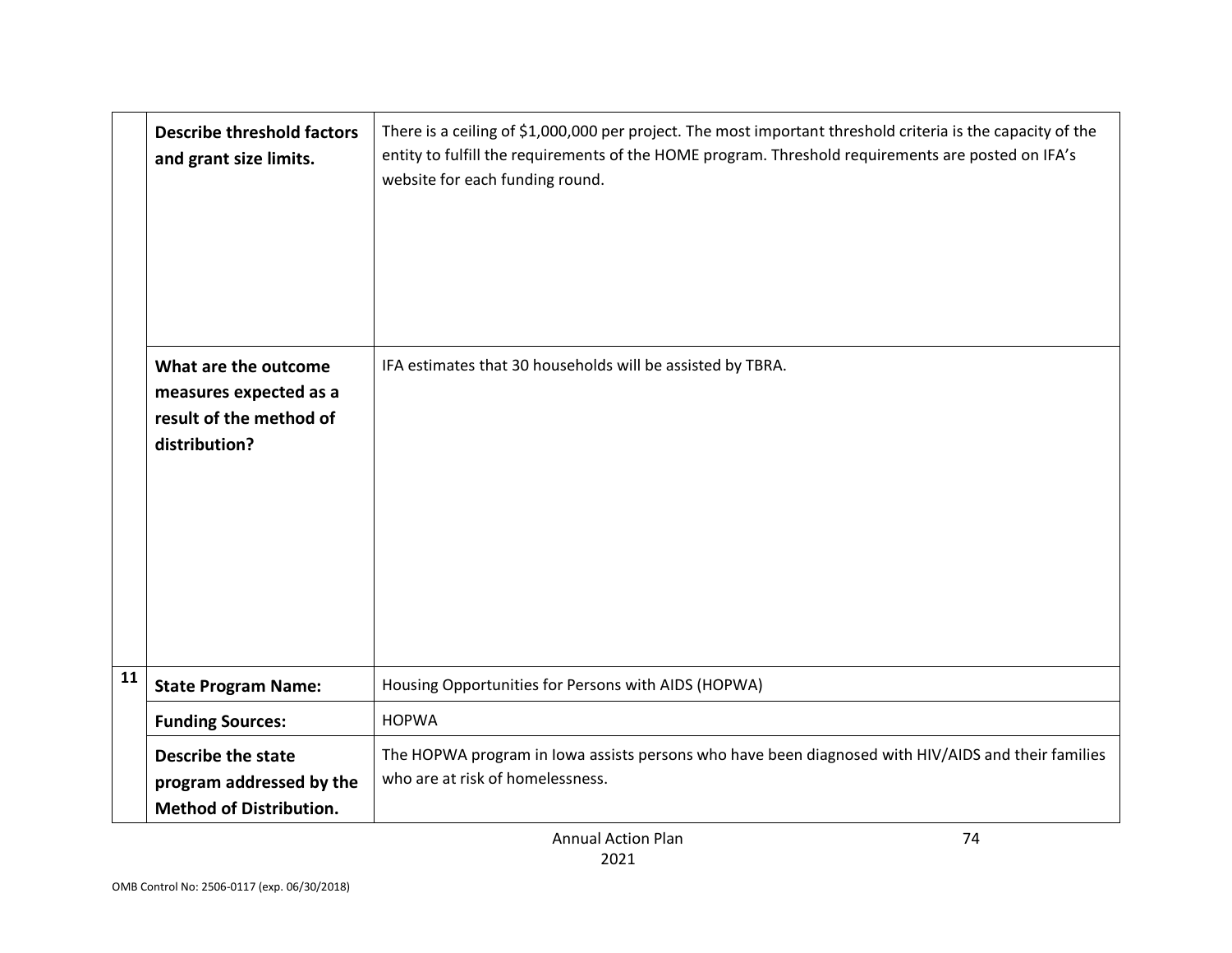| | | |
|---|---|---|
| | **Describe threshold factors and grant size limits.** | There is a ceiling of $1,000,000 per project. The most important threshold criteria is the capacity of the entity to fulfill the requirements of the HOME program. Threshold requirements are posted on IFA's website for each funding round. |
| | **What are the outcome measures expected as a result of the method of distribution?** | IFA estimates that 30 households will be assisted by TBRA. |
| **11** | **State Program Name:** | Housing Opportunities for Persons with AIDS (HOPWA) |
| | **Funding Sources:** | HOPWA |
| | **Describe the state program addressed by the Method of Distribution.** | The HOPWA program in Iowa assists persons who have been diagnosed with HIV/AIDS and their families who are at risk of homelessness. |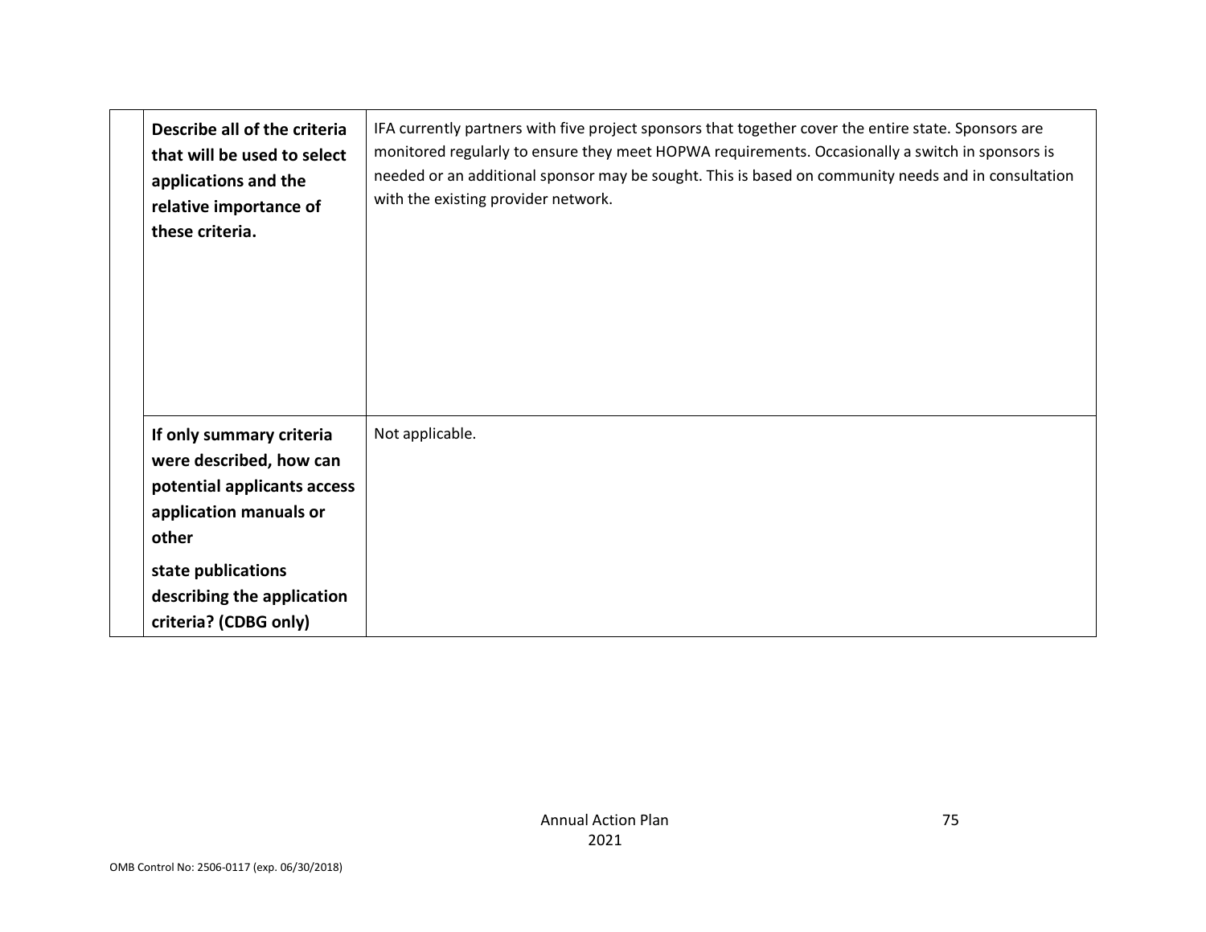| | | |
|---|---|---|
| | **Describe all of the criteria that will be used to select applications and the relative importance of these criteria.** | IFA currently partners with five project sponsors that together cover the entire state. Sponsors are monitored regularly to ensure they meet HOPWA requirements. Occasionally a switch in sponsors is needed or an additional sponsor may be sought. This is based on community needs and in consultation with the existing provider network. |
| | **If only summary criteria were described, how can potential applicants access application manuals or other state publications describing the application criteria? (CDBG only)** | Not applicable. |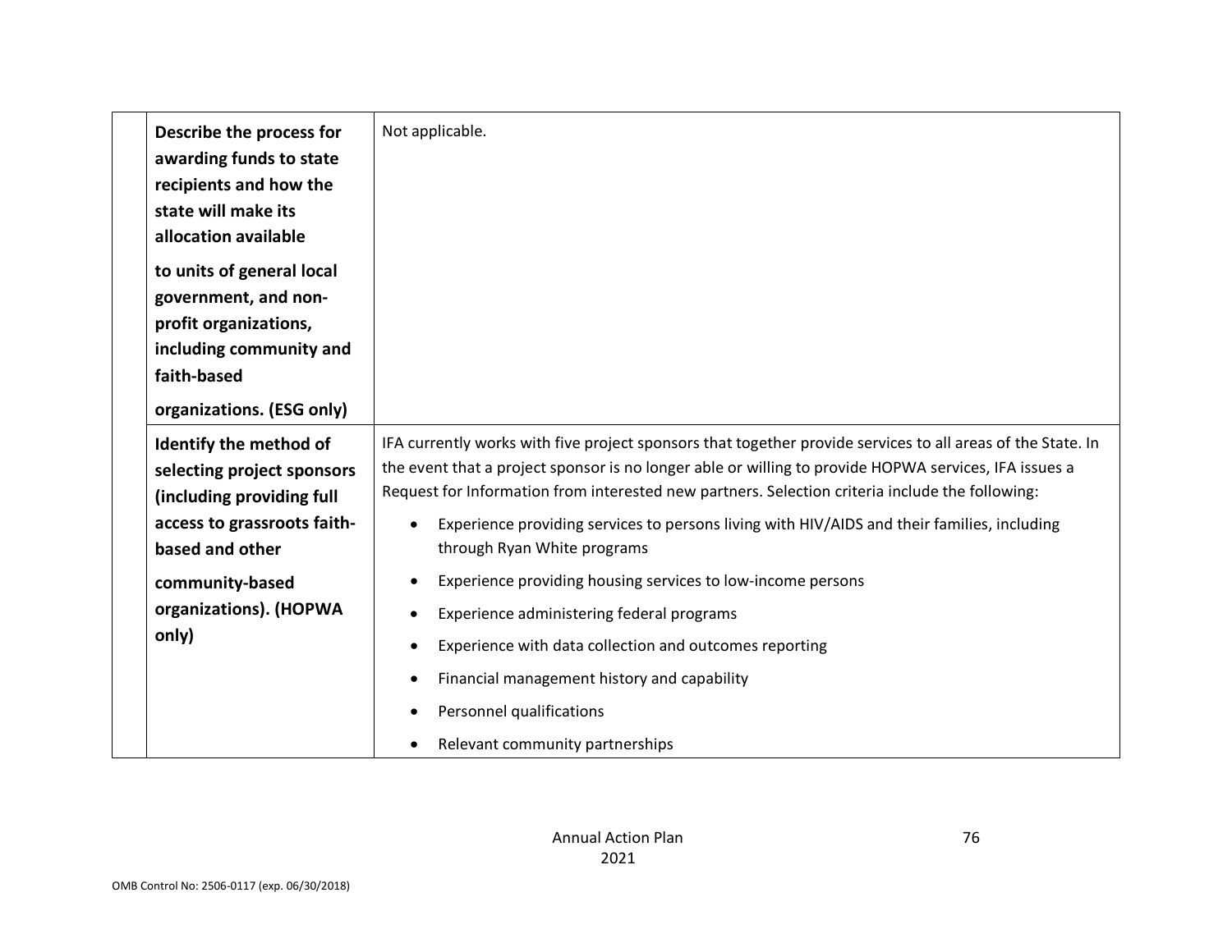| | | |
|---|---|---|
| | **Describe the process for awarding funds to state recipients and how the state will make its allocation available to units of general local government, and non-profit organizations, including community and faith-based organizations. (ESG only)** | Not applicable. |
| | **Identify the method of selecting project sponsors (including providing full access to grassroots faith-based and other community-based organizations). (HOPWA only)** | IFA currently works with five project sponsors that together provide services to all areas of the State. In the event that a project sponsor is no longer able or willing to provide HOPWA services, IFA issues a Request for Information from interested new partners. Selection criteria include the following:<br>• Experience providing services to persons living with HIV/AIDS and their families, including through Ryan White programs<br>• Experience providing housing services to low-income persons<br>• Experience administering federal programs<br>• Experience with data collection and outcomes reporting<br>• Financial management history and capability<br>• Personnel qualifications<br>• Relevant community partnerships |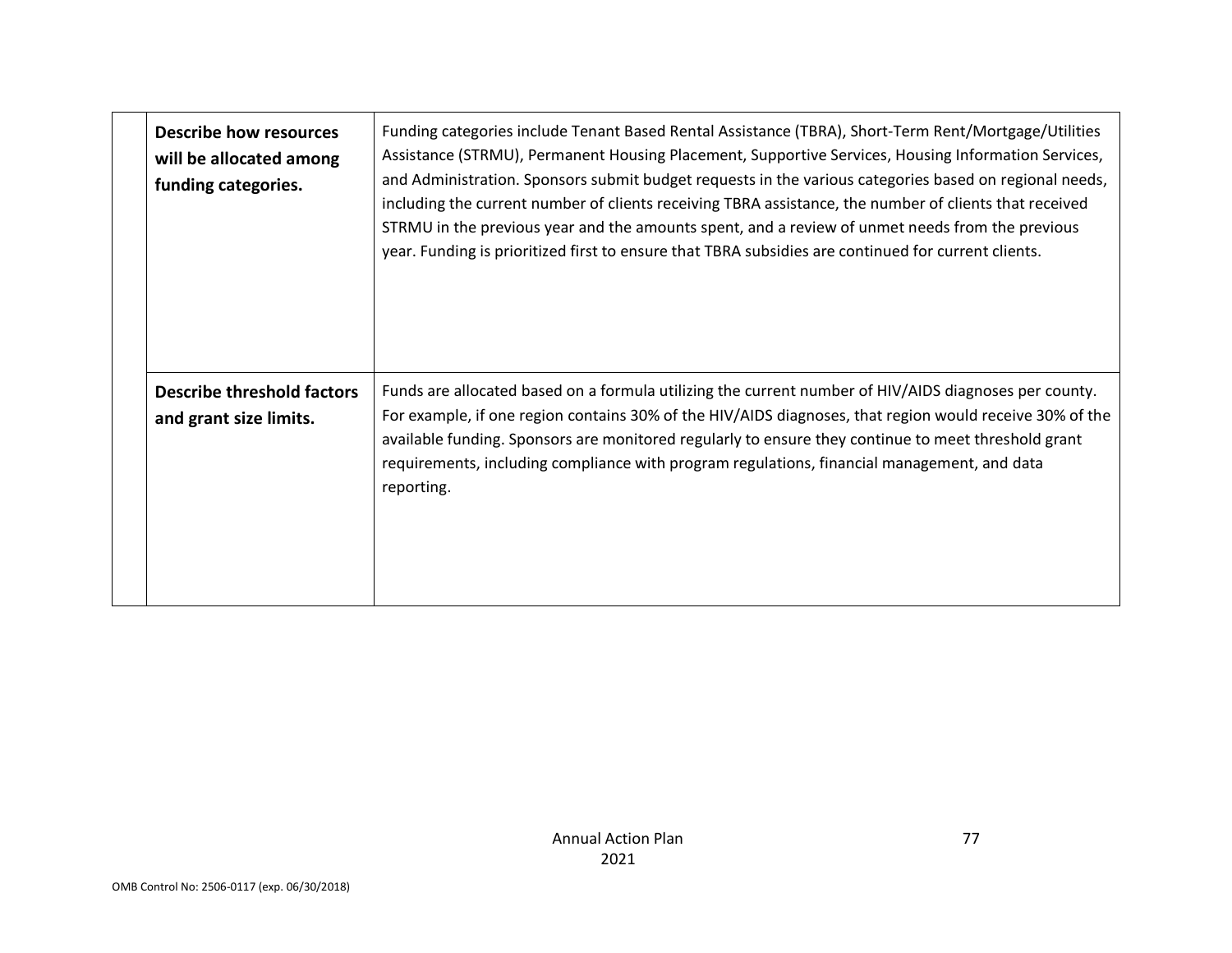| | | |
|---|---|---|
| | **Describe how resources will be allocated among funding categories.** | Funding categories include Tenant Based Rental Assistance (TBRA), Short-Term Rent/Mortgage/Utilities Assistance (STRMU), Permanent Housing Placement, Supportive Services, Housing Information Services, and Administration. Sponsors submit budget requests in the various categories based on regional needs, including the current number of clients receiving TBRA assistance, the number of clients that received STRMU in the previous year and the amounts spent, and a review of unmet needs from the previous year. Funding is prioritized first to ensure that TBRA subsidies are continued for current clients. |
| | **Describe threshold factors and grant size limits.** | Funds are allocated based on a formula utilizing the current number of HIV/AIDS diagnoses per county. For example, if one region contains 30% of the HIV/AIDS diagnoses, that region would receive 30% of the available funding. Sponsors are monitored regularly to ensure they continue to meet threshold grant requirements, including compliance with program regulations, financial management, and data reporting. |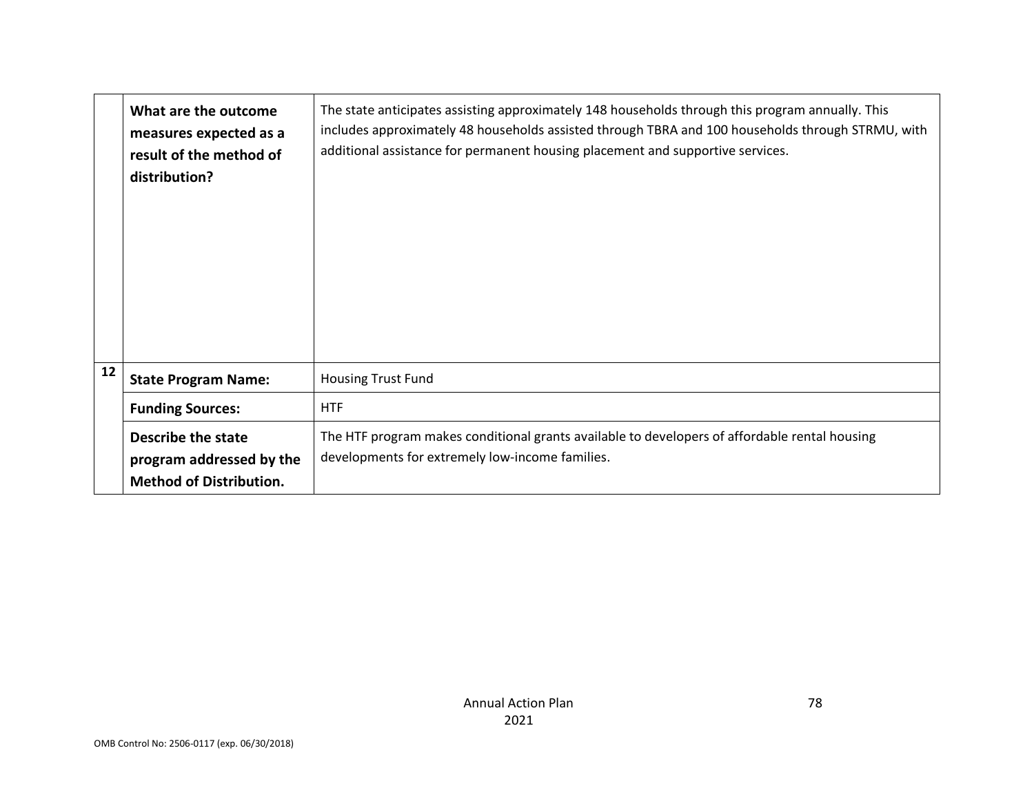| | | |
|---|---|---|
| | **What are the outcome measures expected as a result of the method of distribution?** | The state anticipates assisting approximately 148 households through this program annually. This includes approximately 48 households assisted through TBRA and 100 households through STRMU, with additional assistance for permanent housing placement and supportive services. |
| 12 | **State Program Name:** | Housing Trust Fund |
| | **Funding Sources:** | HTF |
| | **Describe the state program addressed by the Method of Distribution.** | The HTF program makes conditional grants available to developers of affordable rental housing developments for extremely low-income families. |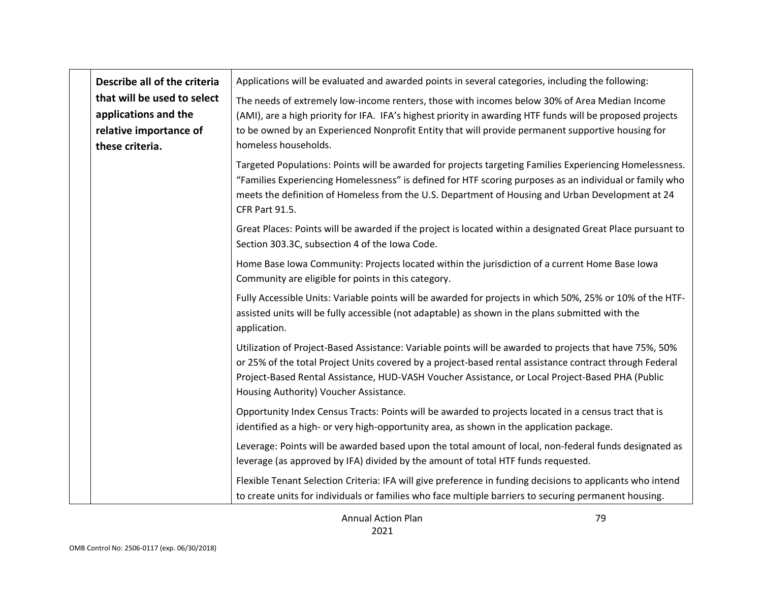| | Describe all of the criteria that will be used to select applications and the relative importance of these criteria. | Applications will be evaluated and awarded points in several categories, including the following:<br><br>The needs of extremely low-income renters, those with incomes below 30% of Area Median Income (AMI), are a high priority for IFA. IFA's highest priority in awarding HTF funds will be proposed projects to be owned by an Experienced Nonprofit Entity that will provide permanent supportive housing for homeless households.<br><br>Targeted Populations: Points will be awarded for projects targeting Families Experiencing Homelessness. "Families Experiencing Homelessness" is defined for HTF scoring purposes as an individual or family who meets the definition of Homeless from the U.S. Department of Housing and Urban Development at 24 CFR Part 91.5.<br><br>Great Places: Points will be awarded if the project is located within a designated Great Place pursuant to Section 303.3C, subsection 4 of the Iowa Code.<br><br>Home Base Iowa Community: Projects located within the jurisdiction of a current Home Base Iowa Community are eligible for points in this category.<br><br>Fully Accessible Units: Variable points will be awarded for projects in which 50%, 25% or 10% of the HTF-assisted units will be fully accessible (not adaptable) as shown in the plans submitted with the application.<br><br>Utilization of Project-Based Assistance: Variable points will be awarded to projects that have 75%, 50% or 25% of the total Project Units covered by a project-based rental assistance contract through Federal Project-Based Rental Assistance, HUD-VASH Voucher Assistance, or Local Project-Based PHA (Public Housing Authority) Voucher Assistance.<br><br>Opportunity Index Census Tracts: Points will be awarded to projects located in a census tract that is identified as a high- or very high-opportunity area, as shown in the application package.<br><br>Leverage: Points will be awarded based upon the total amount of local, non-federal funds designated as leverage (as approved by IFA) divided by the amount of total HTF funds requested.<br><br>Flexible Tenant Selection Criteria: IFA will give preference in funding decisions to applicants who intend to create units for individuals or families who face multiple barriers to securing permanent housing. |
|---|---|---|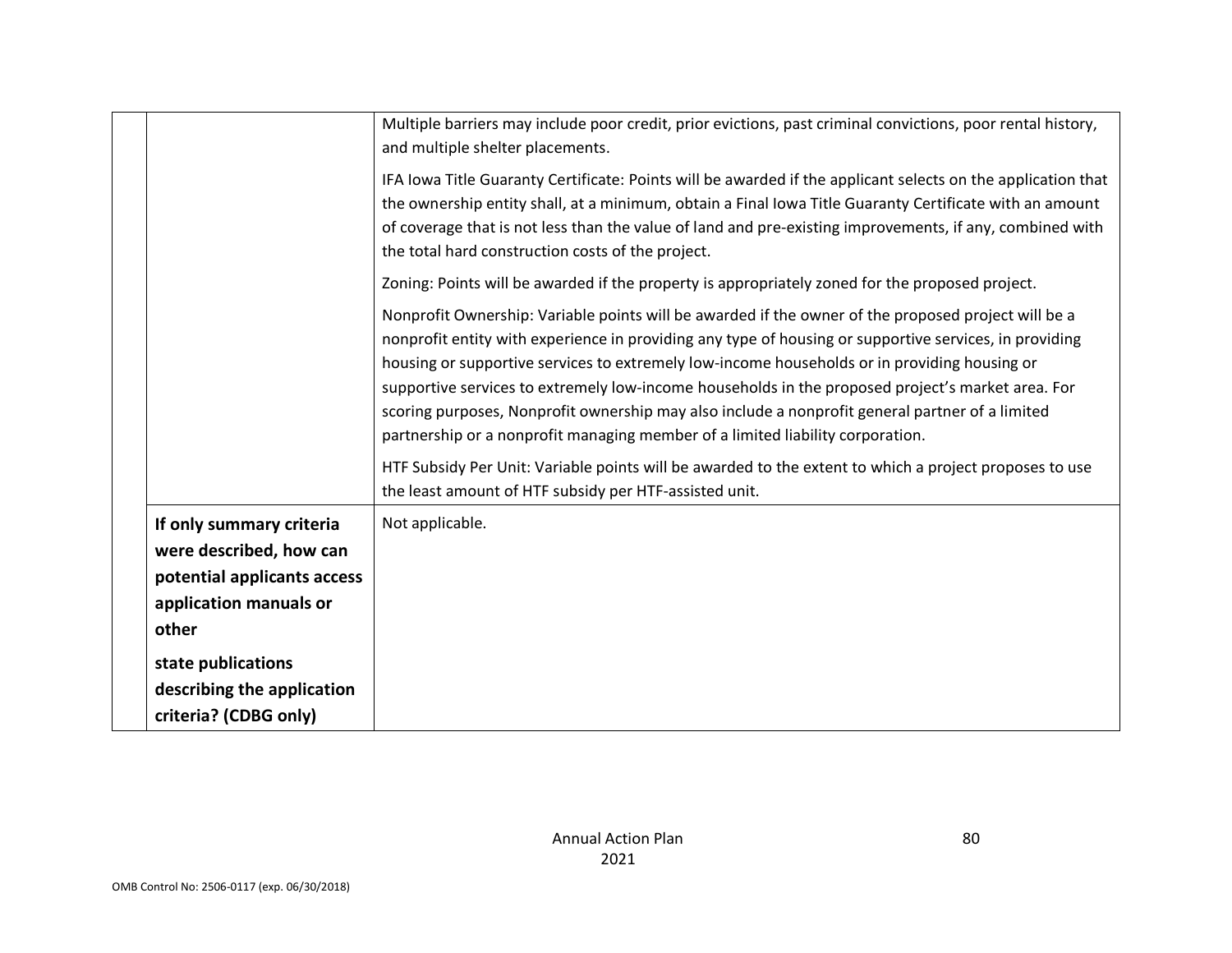| | | |
|---|---|---|
| | | Multiple barriers may include poor credit, prior evictions, past criminal convictions, poor rental history, and multiple shelter placements.<br><br>IFA Iowa Title Guaranty Certificate: Points will be awarded if the applicant selects on the application that the ownership entity shall, at a minimum, obtain a Final Iowa Title Guaranty Certificate with an amount of coverage that is not less than the value of land and pre-existing improvements, if any, combined with the total hard construction costs of the project.<br><br>Zoning: Points will be awarded if the property is appropriately zoned for the proposed project.<br><br>Nonprofit Ownership: Variable points will be awarded if the owner of the proposed project will be a nonprofit entity with experience in providing any type of housing or supportive services, in providing housing or supportive services to extremely low-income households or in providing housing or supportive services to extremely low-income households in the proposed project's market area. For scoring purposes, Nonprofit ownership may also include a nonprofit general partner of a limited partnership or a nonprofit managing member of a limited liability corporation.<br><br>HTF Subsidy Per Unit: Variable points will be awarded to the extent to which a project proposes to use the least amount of HTF subsidy per HTF-assisted unit. |
| | **If only summary criteria were described, how can potential applicants access application manuals or other state publications describing the application criteria? (CDBG only)** | Not applicable. |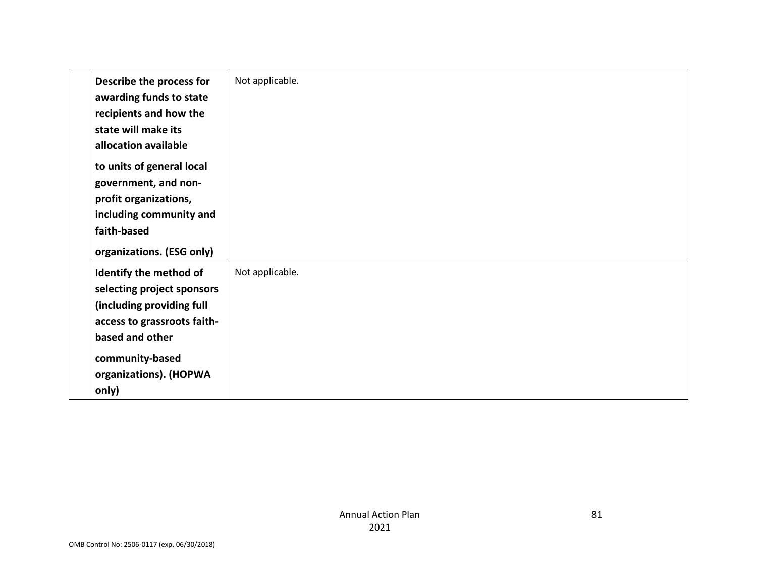| | | |
|---|---|---|
| | **Describe the process for awarding funds to state recipients and how the state will make its allocation available to units of general local government, and non-profit organizations, including community and faith-based organizations. (ESG only)** | Not applicable. |
| | **Identify the method of selecting project sponsors (including providing full access to grassroots faith-based and other community-based organizations). (HOPWA only)** | Not applicable. |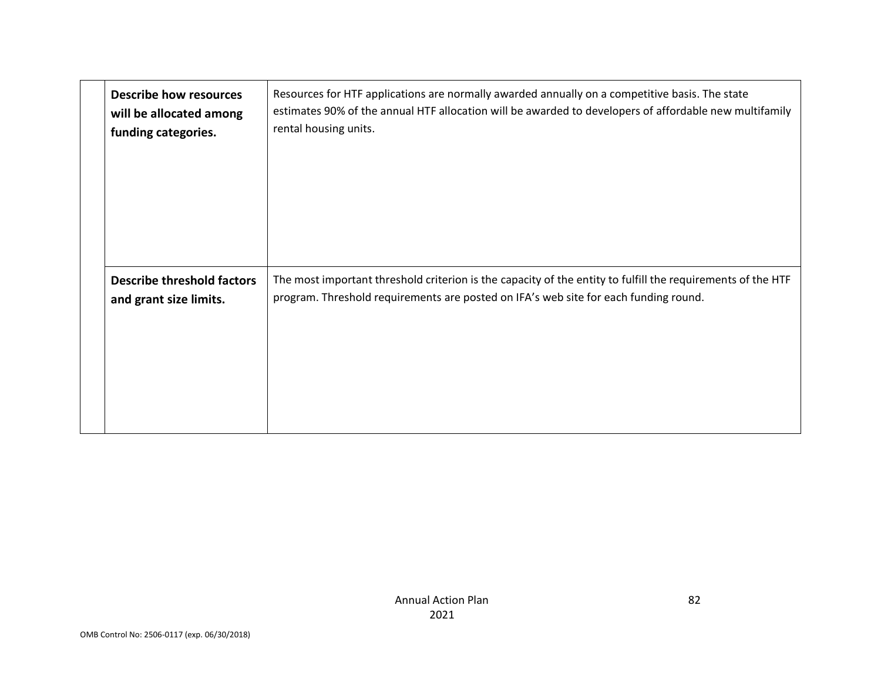| | | |
|---|---|---|
| | **Describe how resources will be allocated among funding categories.** | Resources for HTF applications are normally awarded annually on a competitive basis. The state estimates 90% of the annual HTF allocation will be awarded to developers of affordable new multifamily rental housing units. |
| | **Describe threshold factors and grant size limits.** | The most important threshold criterion is the capacity of the entity to fulfill the requirements of the HTF program. Threshold requirements are posted on IFA's web site for each funding round. |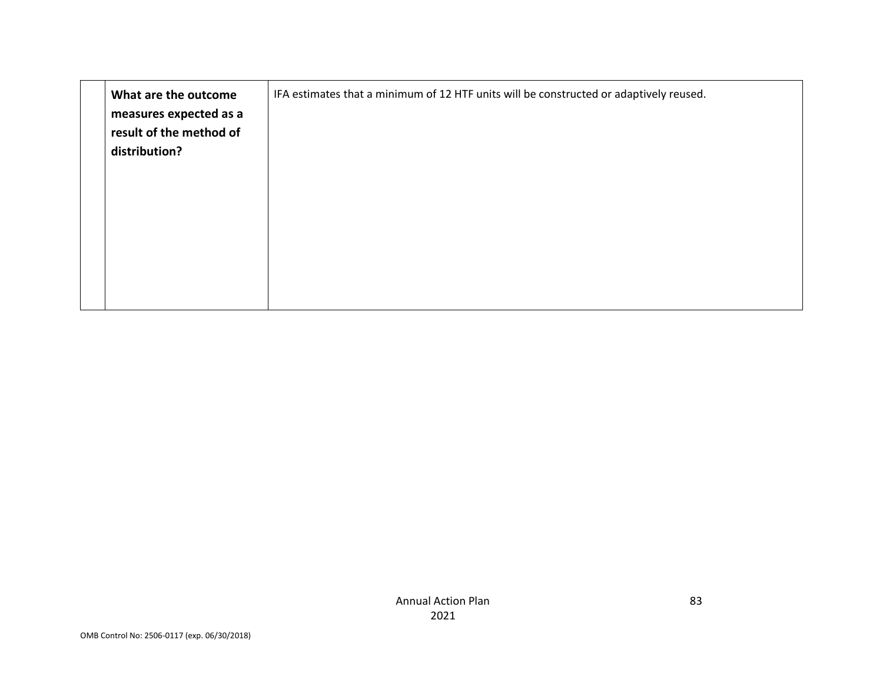| | | |
|---|---|---|
| | **What are the outcome measures expected as a result of the method of distribution?** | IFA estimates that a minimum of 12 HTF units will be constructed or adaptively reused. |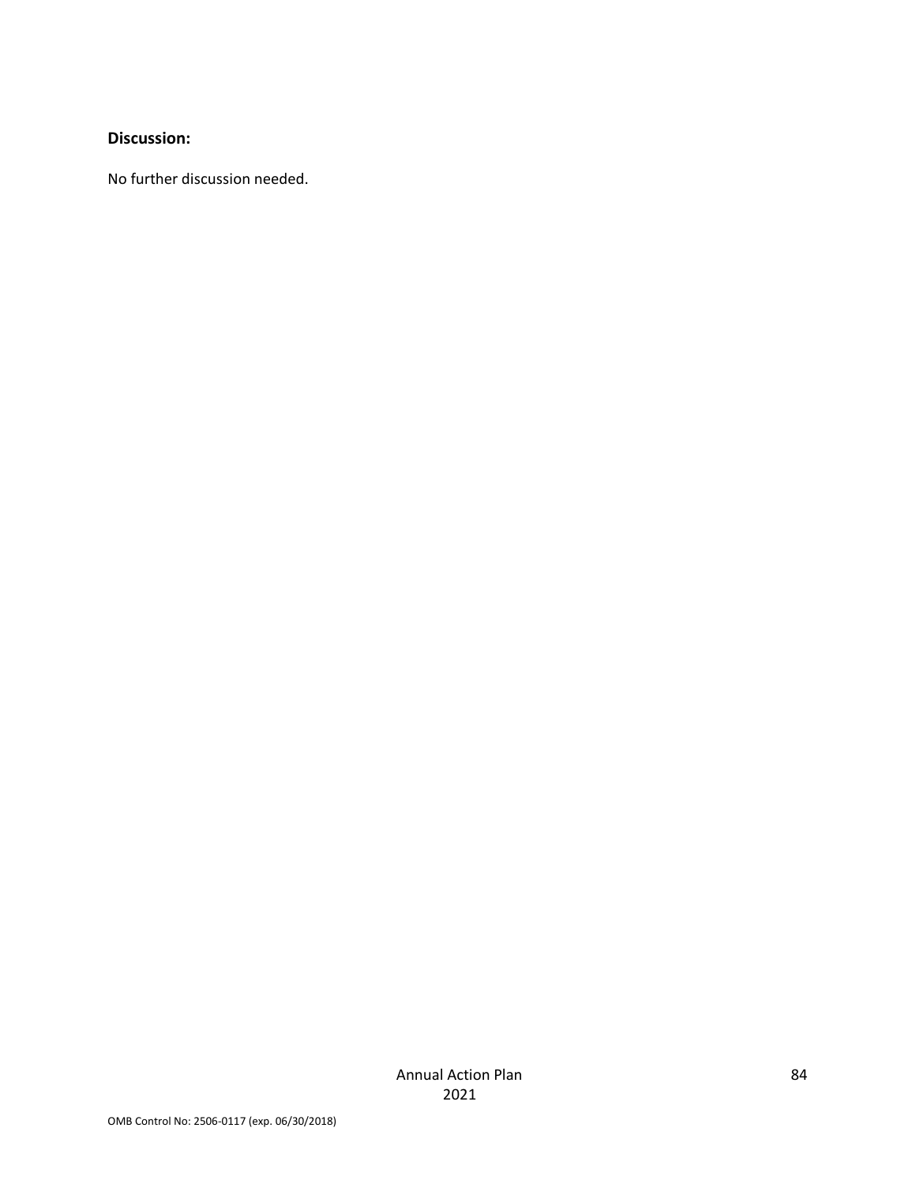**Discussion:**

No further discussion needed.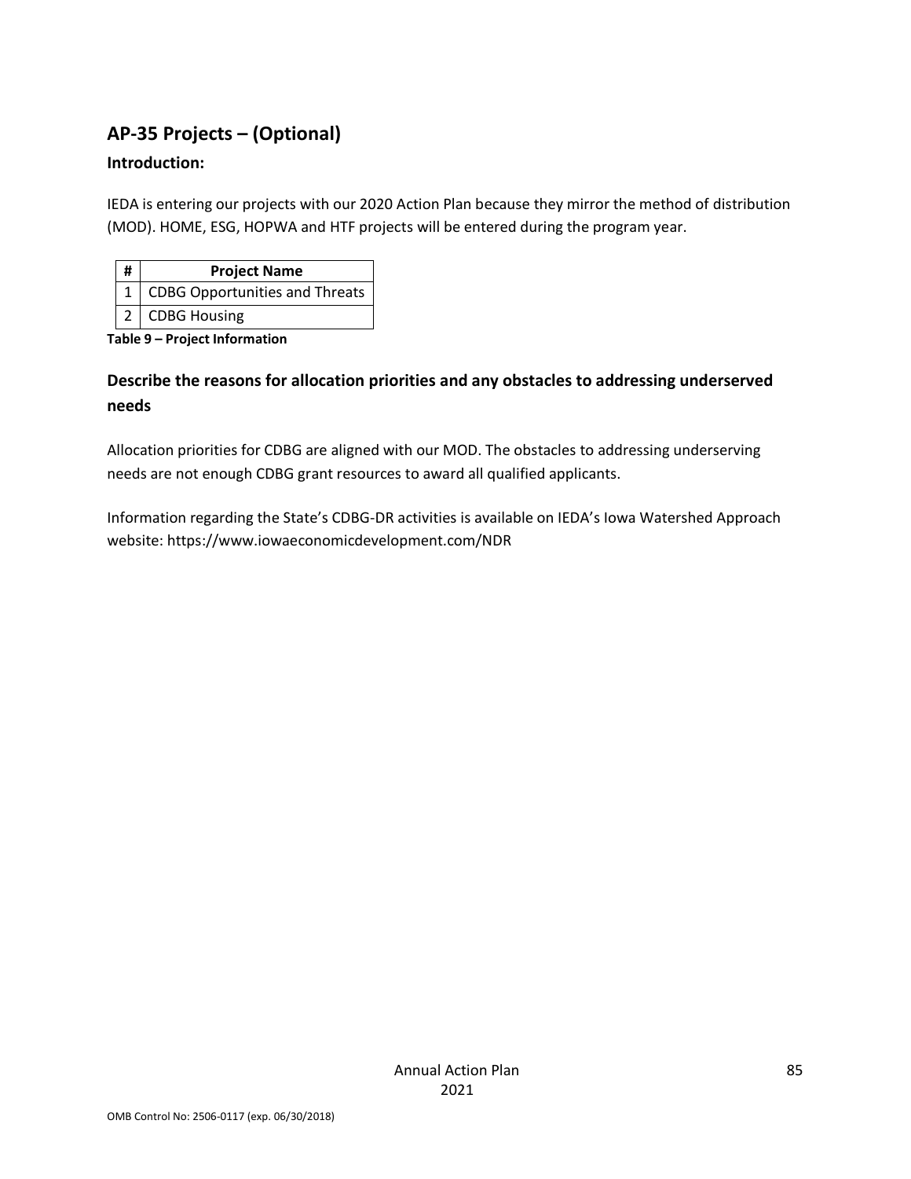## AP-35 Projects – (Optional)

### Introduction:

IEDA is entering our projects with our 2020 Action Plan because they mirror the method of distribution (MOD). HOME, ESG, HOPWA and HTF projects will be entered during the program year.

| # | Project Name |
|---|---|
| 1 | CDBG Opportunities and Threats |
| 2 | CDBG Housing |

**Table 9 – Project Information**

### Describe the reasons for allocation priorities and any obstacles to addressing underserved needs

Allocation priorities for CDBG are aligned with our MOD. The obstacles to addressing underserving needs are not enough CDBG grant resources to award all qualified applicants.

Information regarding the State's CDBG-DR activities is available on IEDA's Iowa Watershed Approach website: https://www.iowaeconomicdevelopment.com/NDR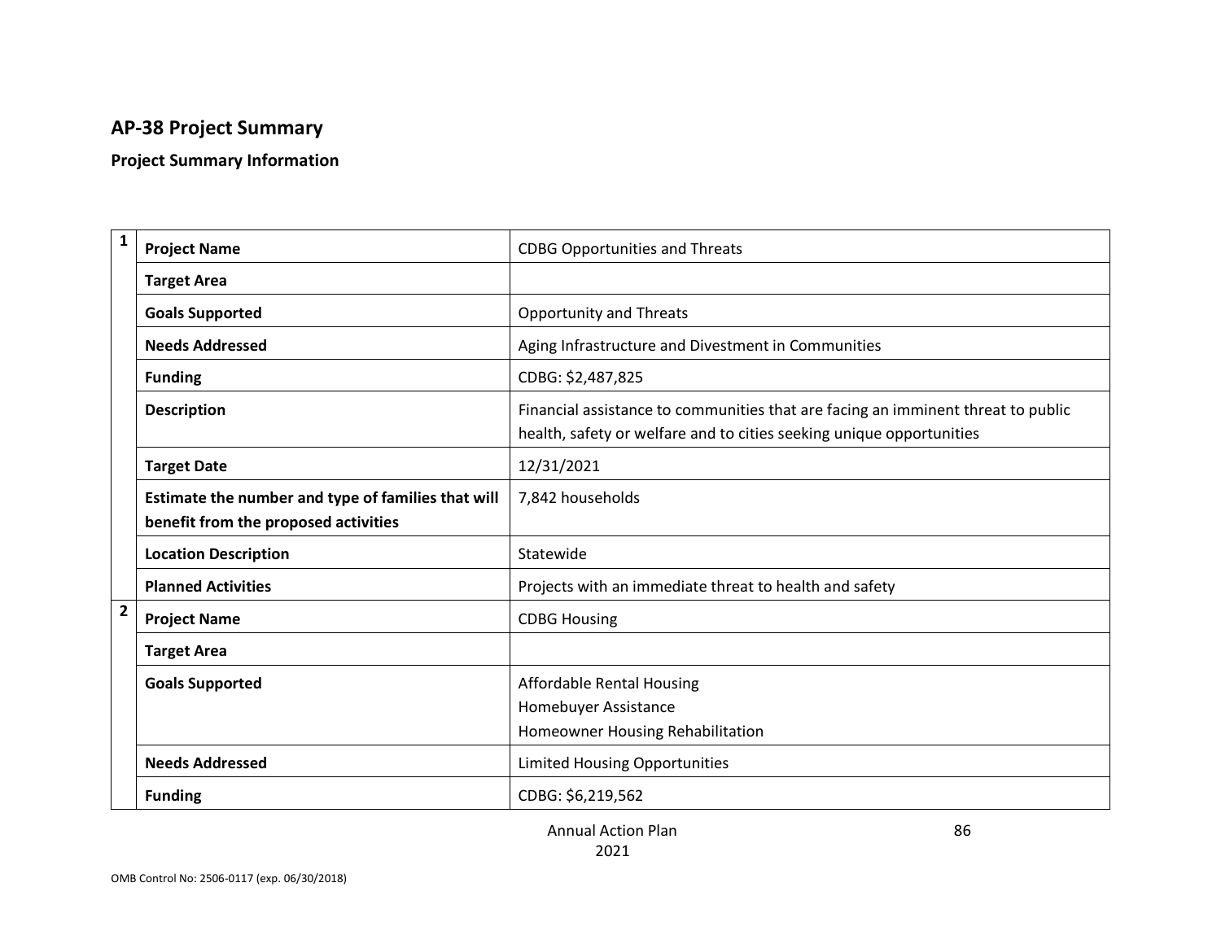## AP-38 Project Summary

### Project Summary Information

| | | |
|---|---|---|
| 1 | **Project Name** | CDBG Opportunities and Threats |
| | **Target Area** | |
| | **Goals Supported** | Opportunity and Threats |
| | **Needs Addressed** | Aging Infrastructure and Divestment in Communities |
| | **Funding** | CDBG: $2,487,825 |
| | **Description** | Financial assistance to communities that are facing an imminent threat to public health, safety or welfare and to cities seeking unique opportunities |
| | **Target Date** | 12/31/2021 |
| | **Estimate the number and type of families that will benefit from the proposed activities** | 7,842 households |
| | **Location Description** | Statewide |
| | **Planned Activities** | Projects with an immediate threat to health and safety |
| 2 | **Project Name** | CDBG Housing |
| | **Target Area** | |
| | **Goals Supported** | Affordable Rental Housing<br>Homebuyer Assistance<br>Homeowner Housing Rehabilitation |
| | **Needs Addressed** | Limited Housing Opportunities |
| | **Funding** | CDBG: $6,219,562 |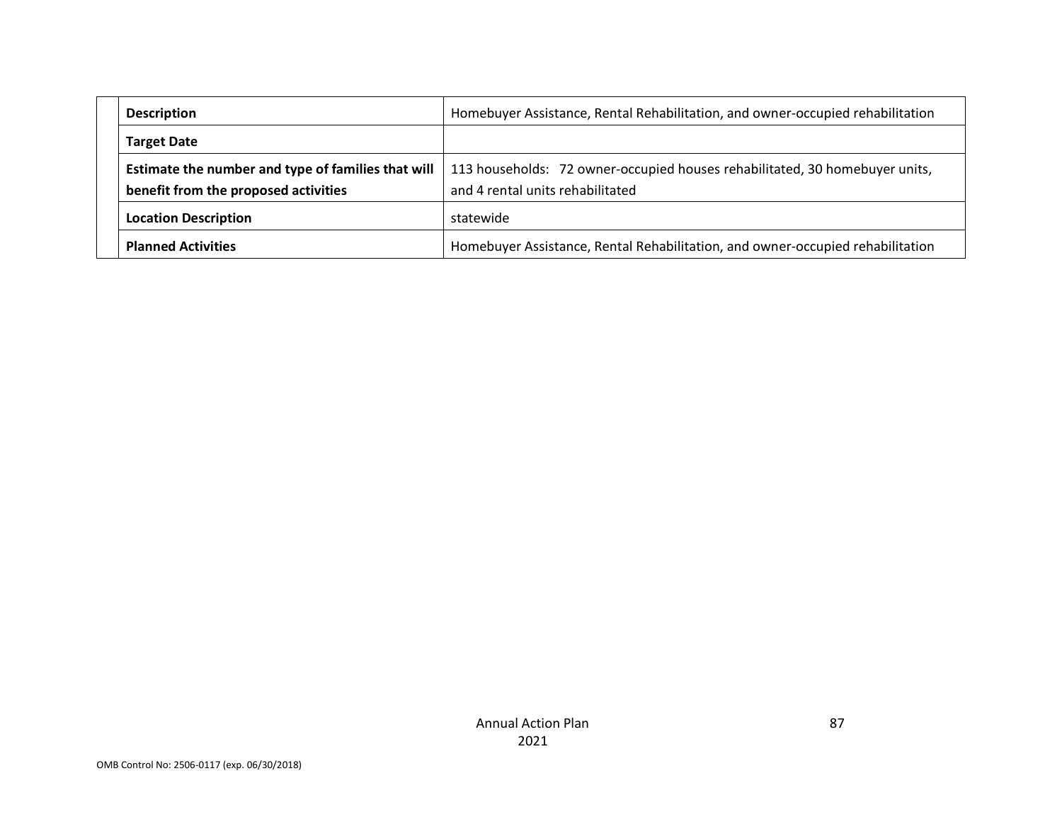| | |
|---|---|
| **Description** | Homebuyer Assistance, Rental Rehabilitation, and owner-occupied rehabilitation |
| **Target Date** | |
| **Estimate the number and type of families that will benefit from the proposed activities** | 113 households: 72 owner-occupied houses rehabilitated, 30 homebuyer units, and 4 rental units rehabilitated |
| **Location Description** | statewide |
| **Planned Activities** | Homebuyer Assistance, Rental Rehabilitation, and owner-occupied rehabilitation |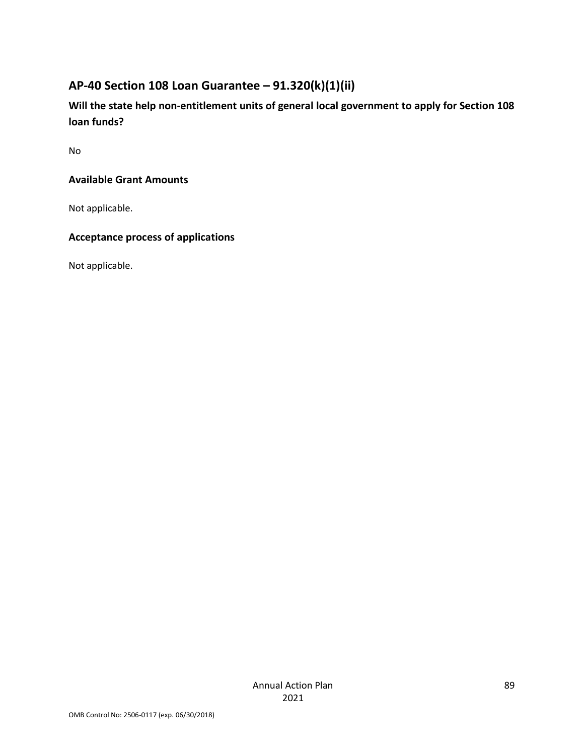## AP-40 Section 108 Loan Guarantee – 91.320(k)(1)(ii)

### Will the state help non-entitlement units of general local government to apply for Section 108 loan funds?

No

### Available Grant Amounts

Not applicable.

### Acceptance process of applications

Not applicable.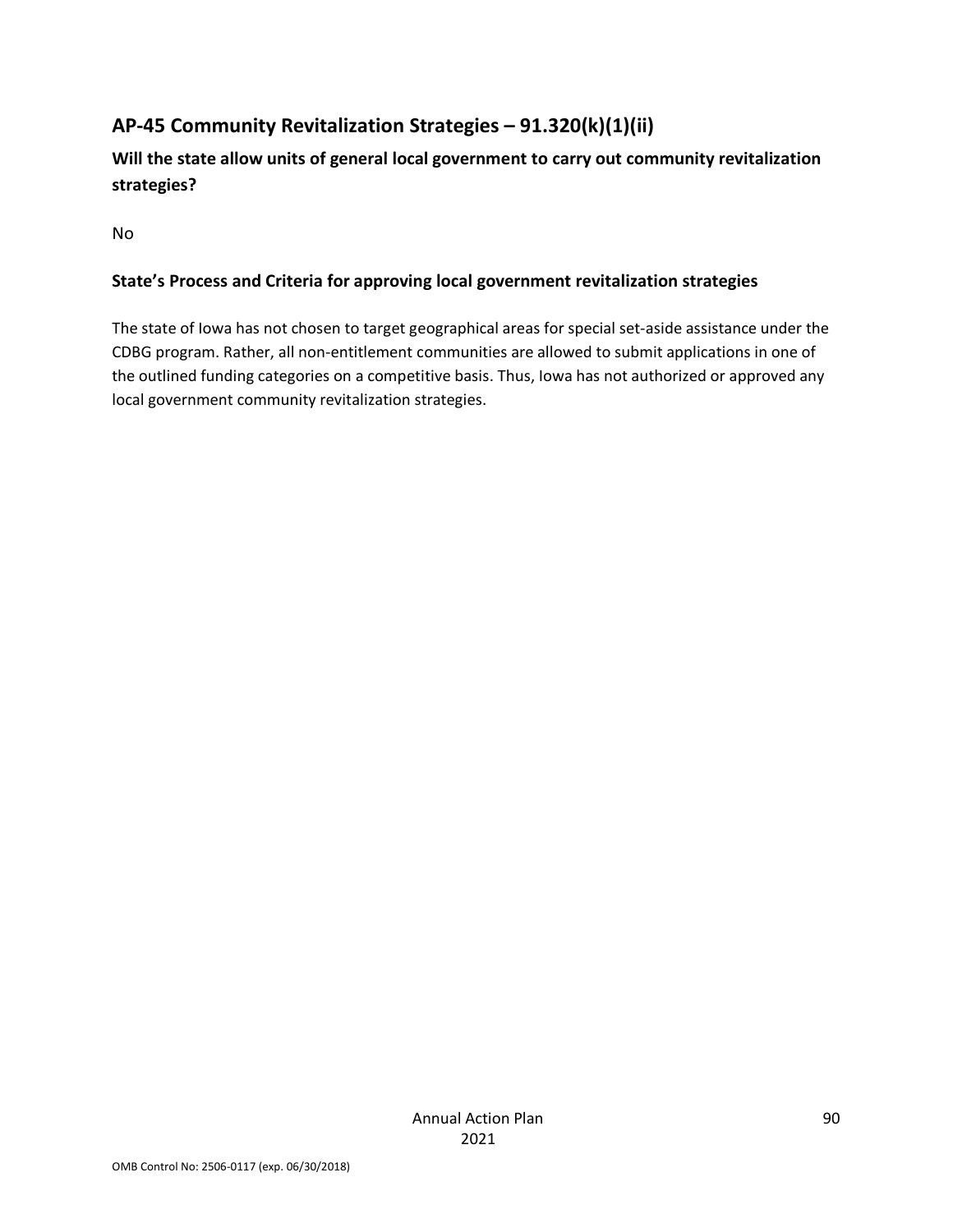## AP-45 Community Revitalization Strategies – 91.320(k)(1)(ii)

### Will the state allow units of general local government to carry out community revitalization strategies?

No

### State's Process and Criteria for approving local government revitalization strategies

The state of Iowa has not chosen to target geographical areas for special set-aside assistance under the CDBG program. Rather, all non-entitlement communities are allowed to submit applications in one of the outlined funding categories on a competitive basis. Thus, Iowa has not authorized or approved any local government community revitalization strategies.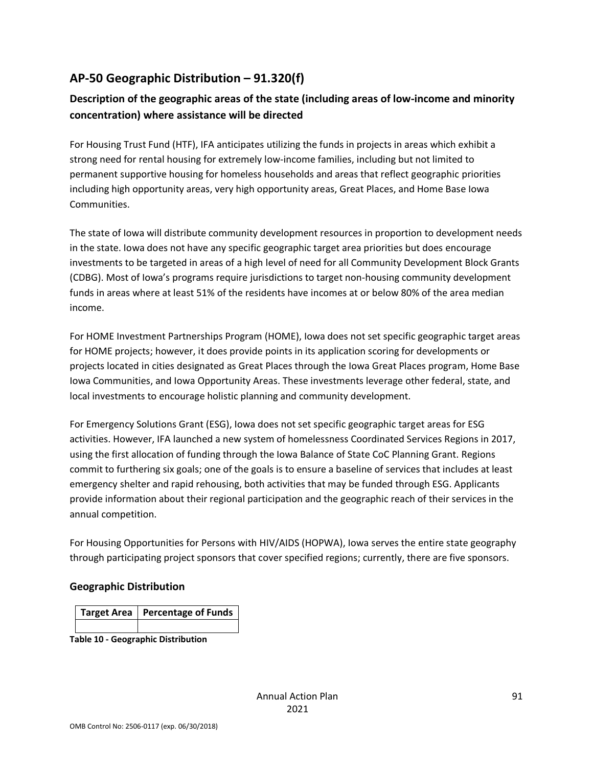## AP-50 Geographic Distribution – 91.320(f)

### Description of the geographic areas of the state (including areas of low-income and minority concentration) where assistance will be directed

For Housing Trust Fund (HTF), IFA anticipates utilizing the funds in projects in areas which exhibit a strong need for rental housing for extremely low-income families, including but not limited to permanent supportive housing for homeless households and areas that reflect geographic priorities including high opportunity areas, very high opportunity areas, Great Places, and Home Base Iowa Communities.

The state of Iowa will distribute community development resources in proportion to development needs in the state. Iowa does not have any specific geographic target area priorities but does encourage investments to be targeted in areas of a high level of need for all Community Development Block Grants (CDBG). Most of Iowa's programs require jurisdictions to target non-housing community development funds in areas where at least 51% of the residents have incomes at or below 80% of the area median income.

For HOME Investment Partnerships Program (HOME), Iowa does not set specific geographic target areas for HOME projects; however, it does provide points in its application scoring for developments or projects located in cities designated as Great Places through the Iowa Great Places program, Home Base Iowa Communities, and Iowa Opportunity Areas. These investments leverage other federal, state, and local investments to encourage holistic planning and community development.

For Emergency Solutions Grant (ESG), Iowa does not set specific geographic target areas for ESG activities. However, IFA launched a new system of homelessness Coordinated Services Regions in 2017, using the first allocation of funding through the Iowa Balance of State CoC Planning Grant. Regions commit to furthering six goals; one of the goals is to ensure a baseline of services that includes at least emergency shelter and rapid rehousing, both activities that may be funded through ESG. Applicants provide information about their regional participation and the geographic reach of their services in the annual competition.

For Housing Opportunities for Persons with HIV/AIDS (HOPWA), Iowa serves the entire state geography through participating project sponsors that cover specified regions; currently, there are five sponsors.

### Geographic Distribution

| Target Area | Percentage of Funds |
|---|---|
| | |

**Table 10 - Geographic Distribution**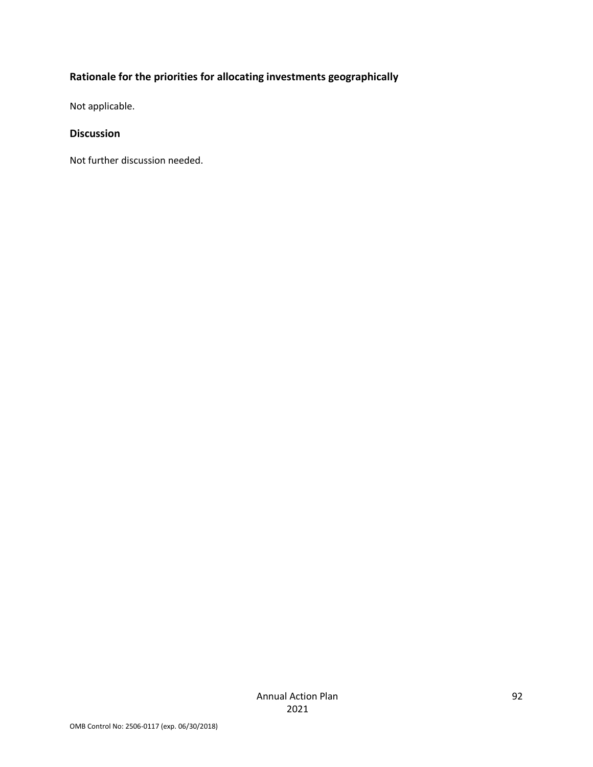### Rationale for the priorities for allocating investments geographically

Not applicable.

### Discussion

Not further discussion needed.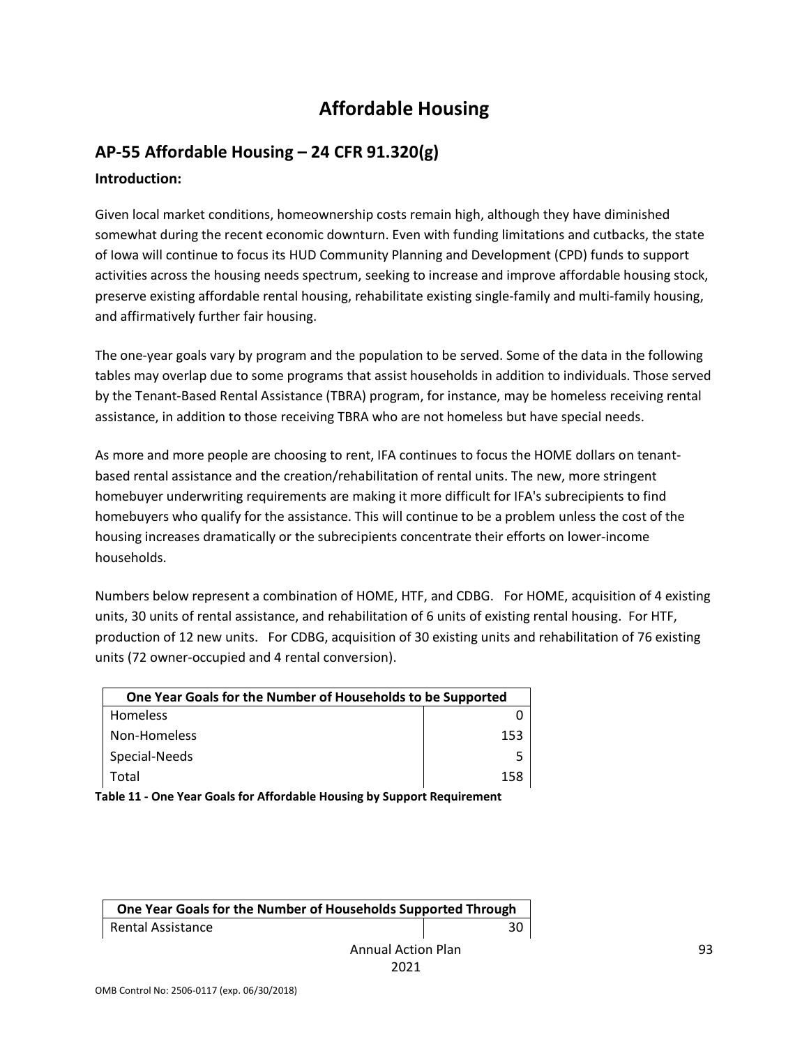# Affordable Housing

## AP-55 Affordable Housing – 24 CFR 91.320(g)

### Introduction:

Given local market conditions, homeownership costs remain high, although they have diminished somewhat during the recent economic downturn. Even with funding limitations and cutbacks, the state of Iowa will continue to focus its HUD Community Planning and Development (CPD) funds to support activities across the housing needs spectrum, seeking to increase and improve affordable housing stock, preserve existing affordable rental housing, rehabilitate existing single-family and multi-family housing, and affirmatively further fair housing.

The one-year goals vary by program and the population to be served. Some of the data in the following tables may overlap due to some programs that assist households in addition to individuals. Those served by the Tenant-Based Rental Assistance (TBRA) program, for instance, may be homeless receiving rental assistance, in addition to those receiving TBRA who are not homeless but have special needs.

As more and more people are choosing to rent, IFA continues to focus the HOME dollars on tenant-based rental assistance and the creation/rehabilitation of rental units. The new, more stringent homebuyer underwriting requirements are making it more difficult for IFA's subrecipients to find homebuyers who qualify for the assistance. This will continue to be a problem unless the cost of the housing increases dramatically or the subrecipients concentrate their efforts on lower-income households.

Numbers below represent a combination of HOME, HTF, and CDBG. For HOME, acquisition of 4 existing units, 30 units of rental assistance, and rehabilitation of 6 units of existing rental housing. For HTF, production of 12 new units. For CDBG, acquisition of 30 existing units and rehabilitation of 76 existing units (72 owner-occupied and 4 rental conversion).

| One Year Goals for the Number of Households to be Supported | |
|---|---|
| Homeless | 0 |
| Non-Homeless | 153 |
| Special-Needs | 5 |
| Total | 158 |

**Table 11 - One Year Goals for Affordable Housing by Support Requirement**

| One Year Goals for the Number of Households Supported Through | |
|---|---|
| Rental Assistance | 30 |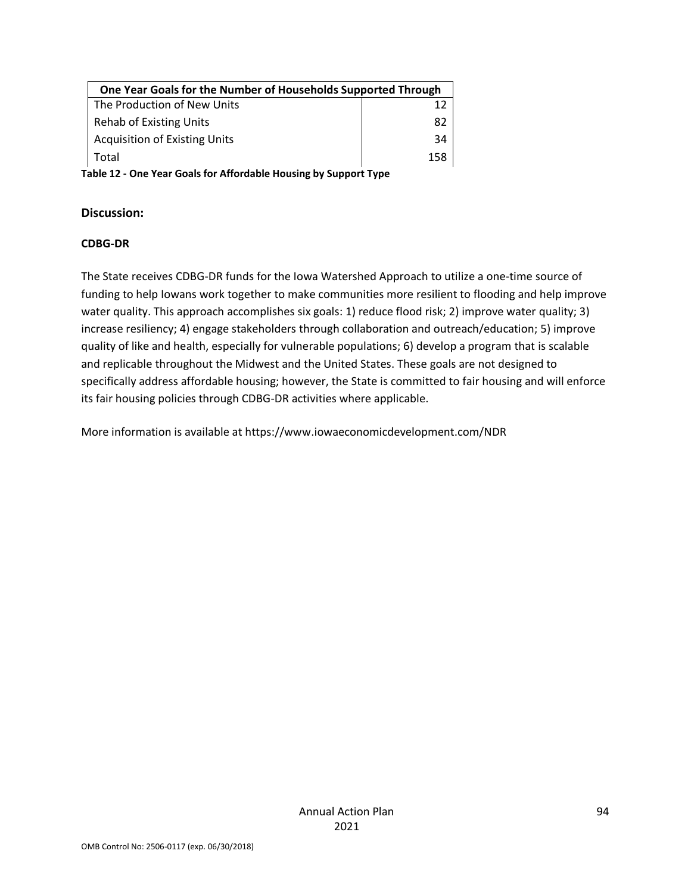| One Year Goals for the Number of Households Supported Through | |
|---|---|
| The Production of New Units | 12 |
| Rehab of Existing Units | 82 |
| Acquisition of Existing Units | 34 |
| Total | 158 |

**Table 12 - One Year Goals for Affordable Housing by Support Type**

## Discussion:

**CDBG-DR**

The State receives CDBG-DR funds for the Iowa Watershed Approach to utilize a one-time source of funding to help Iowans work together to make communities more resilient to flooding and help improve water quality. This approach accomplishes six goals: 1) reduce flood risk; 2) improve water quality; 3) increase resiliency; 4) engage stakeholders through collaboration and outreach/education; 5) improve quality of like and health, especially for vulnerable populations; 6) develop a program that is scalable and replicable throughout the Midwest and the United States. These goals are not designed to specifically address affordable housing; however, the State is committed to fair housing and will enforce its fair housing policies through CDBG-DR activities where applicable.

More information is available at https://www.iowaeconomicdevelopment.com/NDR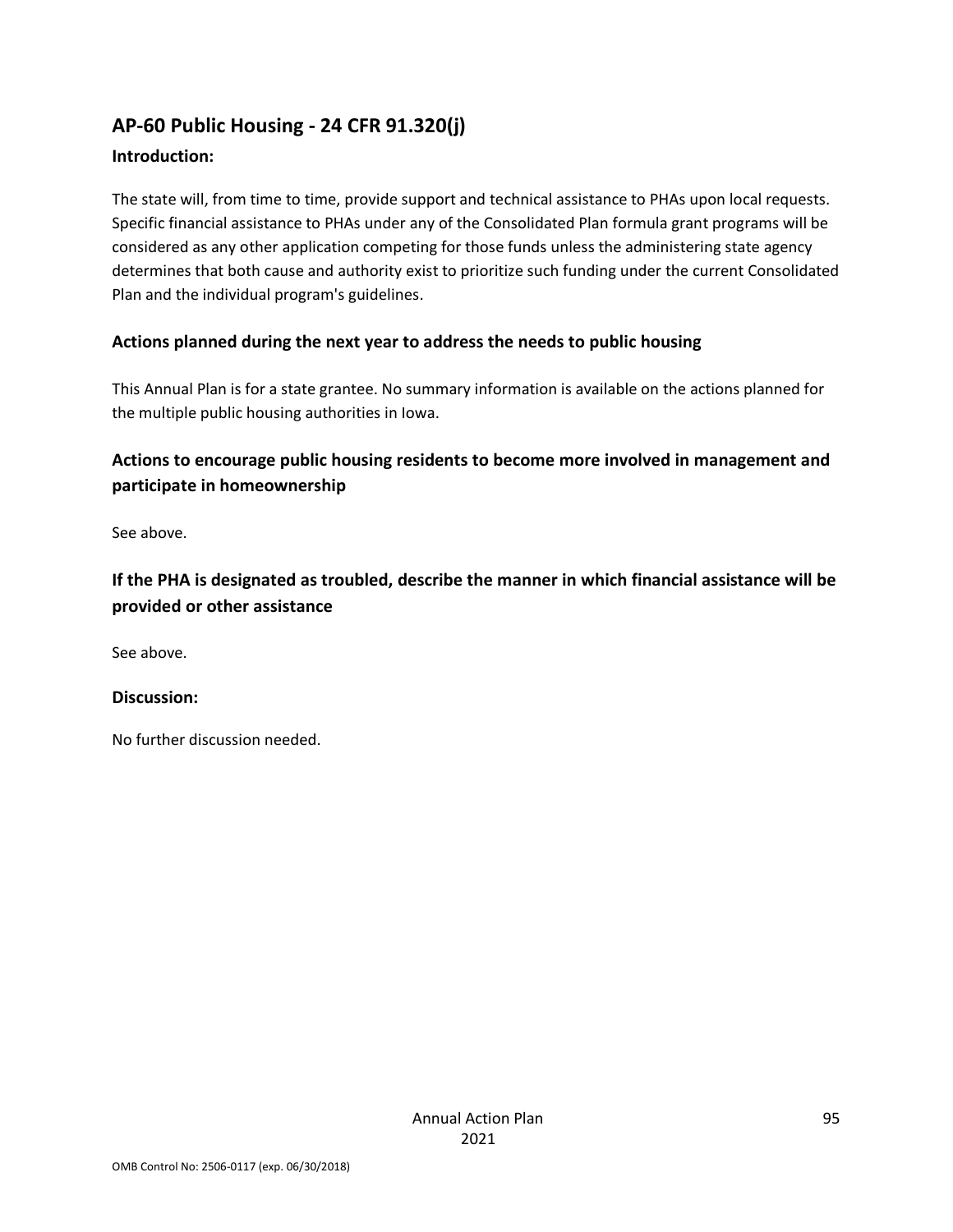## AP-60 Public Housing - 24 CFR 91.320(j)

### Introduction:

The state will, from time to time, provide support and technical assistance to PHAs upon local requests. Specific financial assistance to PHAs under any of the Consolidated Plan formula grant programs will be considered as any other application competing for those funds unless the administering state agency determines that both cause and authority exist to prioritize such funding under the current Consolidated Plan and the individual program's guidelines.

### Actions planned during the next year to address the needs to public housing

This Annual Plan is for a state grantee. No summary information is available on the actions planned for the multiple public housing authorities in Iowa.

### Actions to encourage public housing residents to become more involved in management and participate in homeownership

See above.

### If the PHA is designated as troubled, describe the manner in which financial assistance will be provided or other assistance

See above.

### Discussion:

No further discussion needed.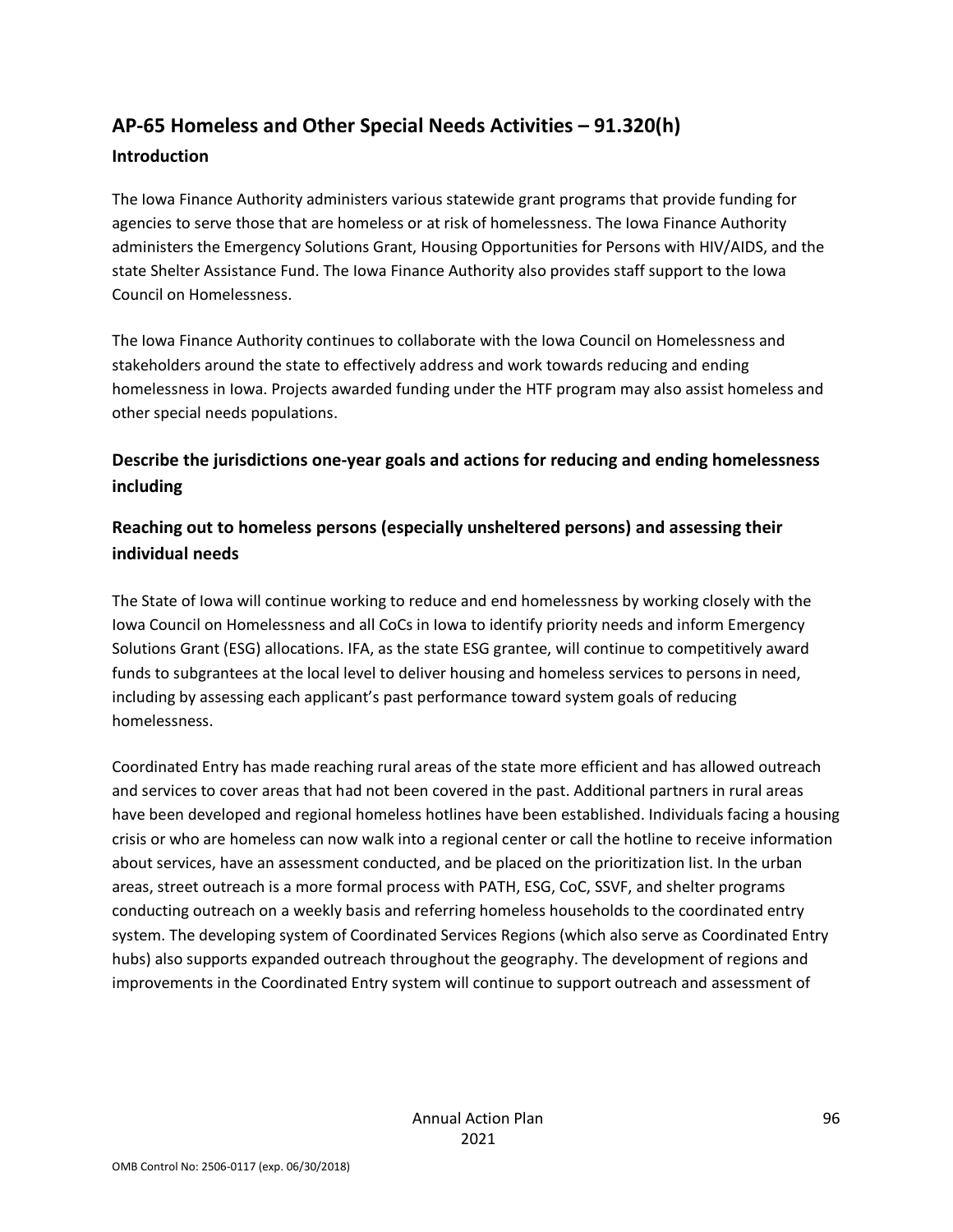## AP-65 Homeless and Other Special Needs Activities – 91.320(h)

### Introduction

The Iowa Finance Authority administers various statewide grant programs that provide funding for agencies to serve those that are homeless or at risk of homelessness. The Iowa Finance Authority administers the Emergency Solutions Grant, Housing Opportunities for Persons with HIV/AIDS, and the state Shelter Assistance Fund. The Iowa Finance Authority also provides staff support to the Iowa Council on Homelessness.

The Iowa Finance Authority continues to collaborate with the Iowa Council on Homelessness and stakeholders around the state to effectively address and work towards reducing and ending homelessness in Iowa. Projects awarded funding under the HTF program may also assist homeless and other special needs populations.

### Describe the jurisdictions one-year goals and actions for reducing and ending homelessness including

### Reaching out to homeless persons (especially unsheltered persons) and assessing their individual needs

The State of Iowa will continue working to reduce and end homelessness by working closely with the Iowa Council on Homelessness and all CoCs in Iowa to identify priority needs and inform Emergency Solutions Grant (ESG) allocations. IFA, as the state ESG grantee, will continue to competitively award funds to subgrantees at the local level to deliver housing and homeless services to persons in need, including by assessing each applicant's past performance toward system goals of reducing homelessness.

Coordinated Entry has made reaching rural areas of the state more efficient and has allowed outreach and services to cover areas that had not been covered in the past. Additional partners in rural areas have been developed and regional homeless hotlines have been established. Individuals facing a housing crisis or who are homeless can now walk into a regional center or call the hotline to receive information about services, have an assessment conducted, and be placed on the prioritization list. In the urban areas, street outreach is a more formal process with PATH, ESG, CoC, SSVF, and shelter programs conducting outreach on a weekly basis and referring homeless households to the coordinated entry system. The developing system of Coordinated Services Regions (which also serve as Coordinated Entry hubs) also supports expanded outreach throughout the geography. The development of regions and improvements in the Coordinated Entry system will continue to support outreach and assessment of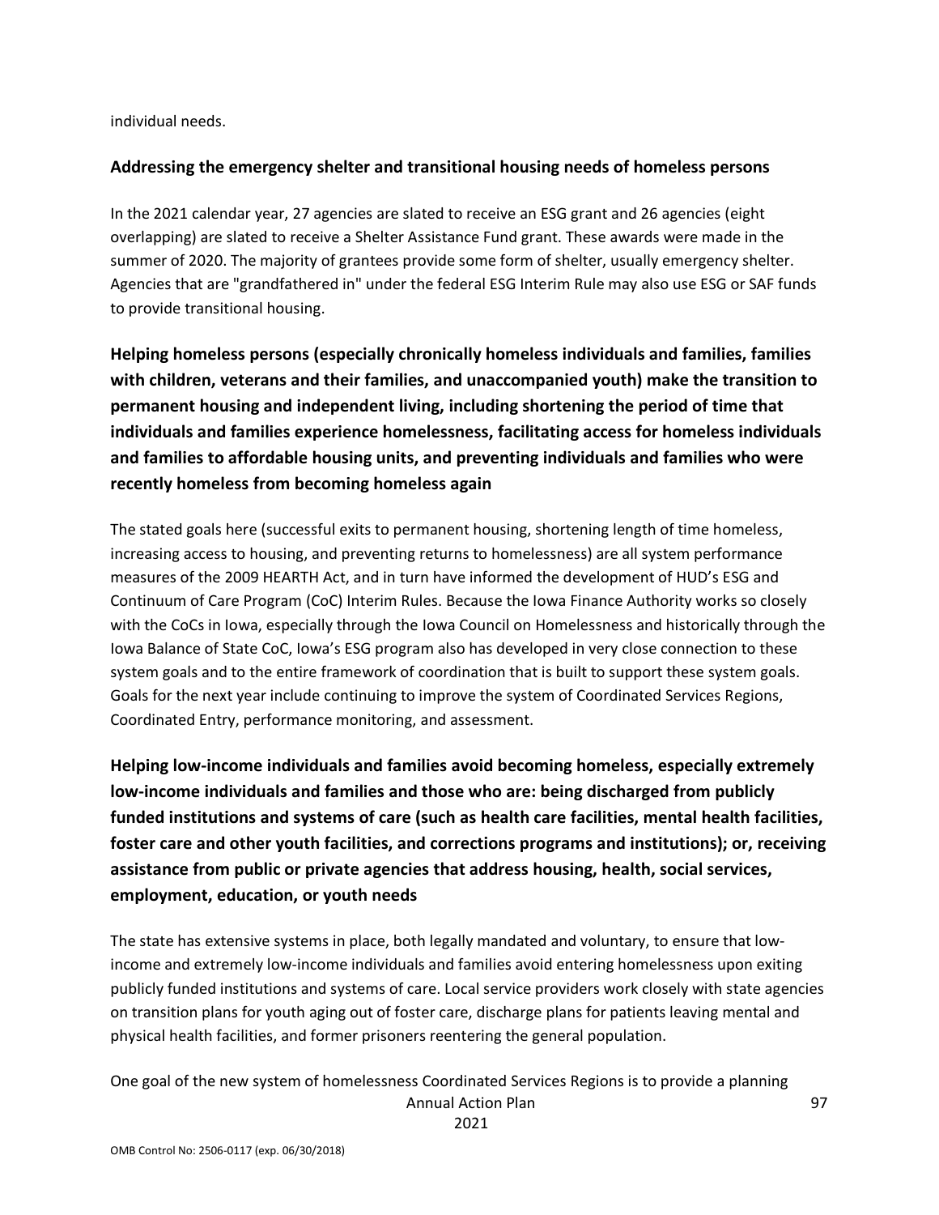individual needs.

**Addressing the emergency shelter and transitional housing needs of homeless persons**

In the 2021 calendar year, 27 agencies are slated to receive an ESG grant and 26 agencies (eight overlapping) are slated to receive a Shelter Assistance Fund grant. These awards were made in the summer of 2020. The majority of grantees provide some form of shelter, usually emergency shelter. Agencies that are "grandfathered in" under the federal ESG Interim Rule may also use ESG or SAF funds to provide transitional housing.

**Helping homeless persons (especially chronically homeless individuals and families, families with children, veterans and their families, and unaccompanied youth) make the transition to permanent housing and independent living, including shortening the period of time that individuals and families experience homelessness, facilitating access for homeless individuals and families to affordable housing units, and preventing individuals and families who were recently homeless from becoming homeless again**

The stated goals here (successful exits to permanent housing, shortening length of time homeless, increasing access to housing, and preventing returns to homelessness) are all system performance measures of the 2009 HEARTH Act, and in turn have informed the development of HUD's ESG and Continuum of Care Program (CoC) Interim Rules. Because the Iowa Finance Authority works so closely with the CoCs in Iowa, especially through the Iowa Council on Homelessness and historically through the Iowa Balance of State CoC, Iowa's ESG program also has developed in very close connection to these system goals and to the entire framework of coordination that is built to support these system goals. Goals for the next year include continuing to improve the system of Coordinated Services Regions, Coordinated Entry, performance monitoring, and assessment.

**Helping low-income individuals and families avoid becoming homeless, especially extremely low-income individuals and families and those who are: being discharged from publicly funded institutions and systems of care (such as health care facilities, mental health facilities, foster care and other youth facilities, and corrections programs and institutions); or, receiving assistance from public or private agencies that address housing, health, social services, employment, education, or youth needs**

The state has extensive systems in place, both legally mandated and voluntary, to ensure that low-income and extremely low-income individuals and families avoid entering homelessness upon exiting publicly funded institutions and systems of care. Local service providers work closely with state agencies on transition plans for youth aging out of foster care, discharge plans for patients leaving mental and physical health facilities, and former prisoners reentering the general population.

One goal of the new system of homelessness Coordinated Services Regions is to provide a planning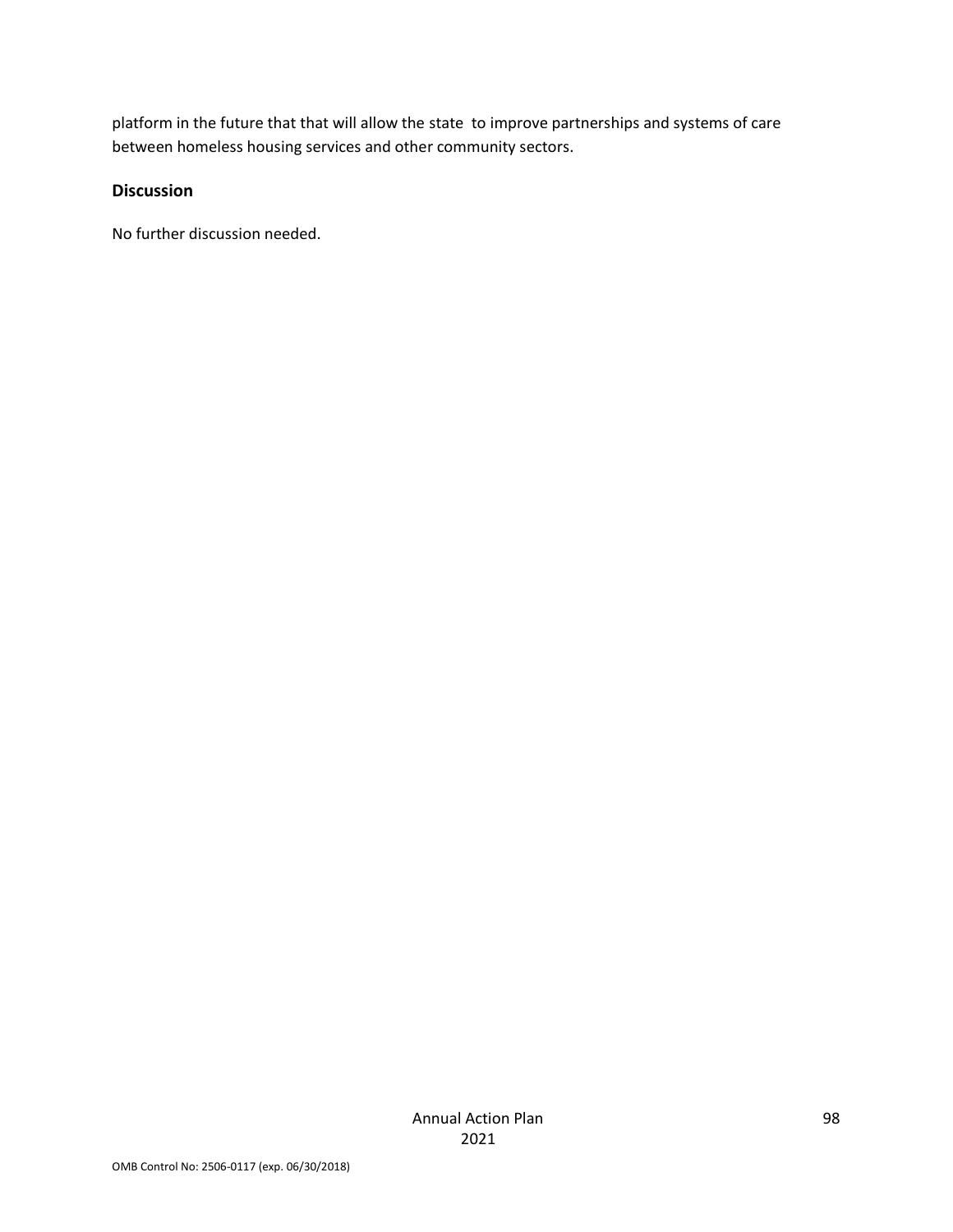platform in the future that that will allow the state  to improve partnerships and systems of care between homeless housing services and other community sectors.

### Discussion

No further discussion needed.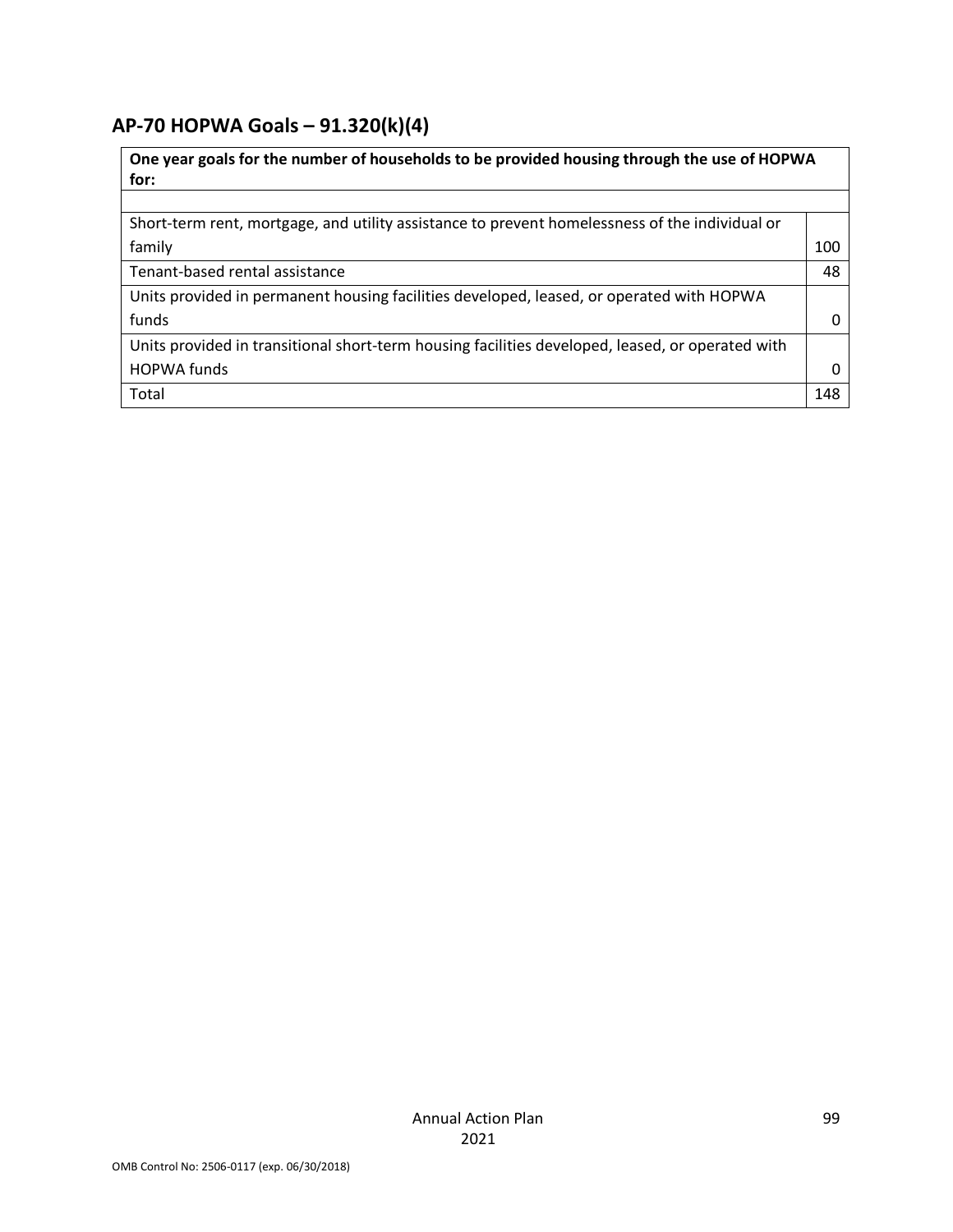## AP-70 HOPWA Goals – 91.320(k)(4)

| One year goals for the number of households to be provided housing through the use of HOPWA for: | |
|---|---|
| | |
| Short-term rent, mortgage, and utility assistance to prevent homelessness of the individual or family | 100 |
| Tenant-based rental assistance | 48 |
| Units provided in permanent housing facilities developed, leased, or operated with HOPWA funds | 0 |
| Units provided in transitional short-term housing facilities developed, leased, or operated with HOPWA funds | 0 |
| Total | 148 |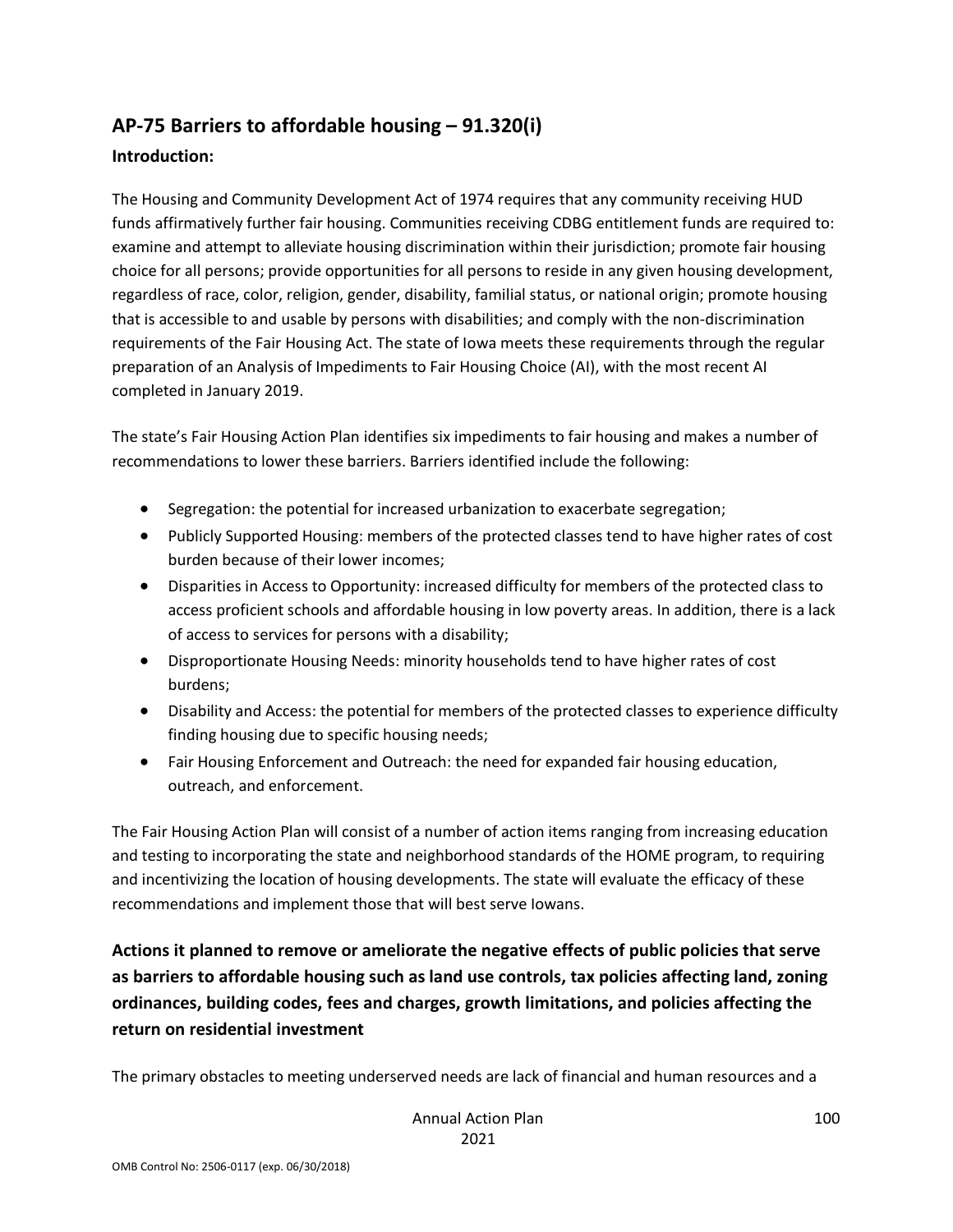## AP-75 Barriers to affordable housing – 91.320(i)

### Introduction:

The Housing and Community Development Act of 1974 requires that any community receiving HUD funds affirmatively further fair housing. Communities receiving CDBG entitlement funds are required to: examine and attempt to alleviate housing discrimination within their jurisdiction; promote fair housing choice for all persons; provide opportunities for all persons to reside in any given housing development, regardless of race, color, religion, gender, disability, familial status, or national origin; promote housing that is accessible to and usable by persons with disabilities; and comply with the non-discrimination requirements of the Fair Housing Act. The state of Iowa meets these requirements through the regular preparation of an Analysis of Impediments to Fair Housing Choice (AI), with the most recent AI completed in January 2019.

The state's Fair Housing Action Plan identifies six impediments to fair housing and makes a number of recommendations to lower these barriers. Barriers identified include the following:

- Segregation: the potential for increased urbanization to exacerbate segregation;
- Publicly Supported Housing: members of the protected classes tend to have higher rates of cost burden because of their lower incomes;
- Disparities in Access to Opportunity: increased difficulty for members of the protected class to access proficient schools and affordable housing in low poverty areas. In addition, there is a lack of access to services for persons with a disability;
- Disproportionate Housing Needs: minority households tend to have higher rates of cost burdens;
- Disability and Access: the potential for members of the protected classes to experience difficulty finding housing due to specific housing needs;
- Fair Housing Enforcement and Outreach: the need for expanded fair housing education, outreach, and enforcement.

The Fair Housing Action Plan will consist of a number of action items ranging from increasing education and testing to incorporating the state and neighborhood standards of the HOME program, to requiring and incentivizing the location of housing developments. The state will evaluate the efficacy of these recommendations and implement those that will best serve Iowans.

### Actions it planned to remove or ameliorate the negative effects of public policies that serve as barriers to affordable housing such as land use controls, tax policies affecting land, zoning ordinances, building codes, fees and charges, growth limitations, and policies affecting the return on residential investment

The primary obstacles to meeting underserved needs are lack of financial and human resources and a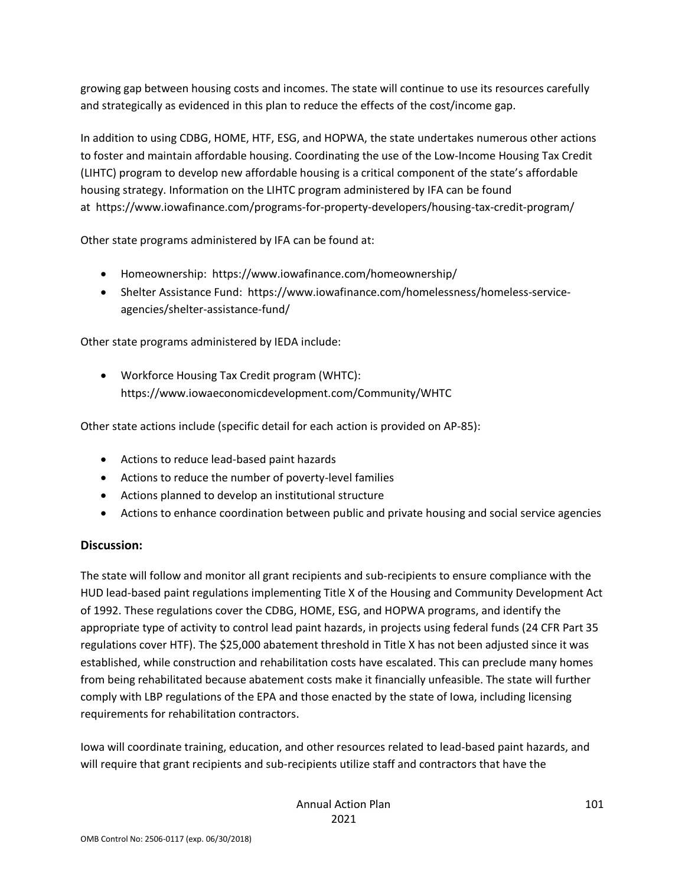growing gap between housing costs and incomes. The state will continue to use its resources carefully and strategically as evidenced in this plan to reduce the effects of the cost/income gap.

In addition to using CDBG, HOME, HTF, ESG, and HOPWA, the state undertakes numerous other actions to foster and maintain affordable housing. Coordinating the use of the Low-Income Housing Tax Credit (LIHTC) program to develop new affordable housing is a critical component of the state's affordable housing strategy. Information on the LIHTC program administered by IFA can be found at https://www.iowafinance.com/programs-for-property-developers/housing-tax-credit-program/

Other state programs administered by IFA can be found at:

- Homeownership: https://www.iowafinance.com/homeownership/
- Shelter Assistance Fund: https://www.iowafinance.com/homelessness/homeless-service-agencies/shelter-assistance-fund/

Other state programs administered by IEDA include:

- Workforce Housing Tax Credit program (WHTC): https://www.iowaeconomicdevelopment.com/Community/WHTC

Other state actions include (specific detail for each action is provided on AP-85):

- Actions to reduce lead-based paint hazards
- Actions to reduce the number of poverty-level families
- Actions planned to develop an institutional structure
- Actions to enhance coordination between public and private housing and social service agencies

## Discussion:

The state will follow and monitor all grant recipients and sub-recipients to ensure compliance with the HUD lead-based paint regulations implementing Title X of the Housing and Community Development Act of 1992. These regulations cover the CDBG, HOME, ESG, and HOPWA programs, and identify the appropriate type of activity to control lead paint hazards, in projects using federal funds (24 CFR Part 35 regulations cover HTF). The $25,000 abatement threshold in Title X has not been adjusted since it was established, while construction and rehabilitation costs have escalated. This can preclude many homes from being rehabilitated because abatement costs make it financially unfeasible. The state will further comply with LBP regulations of the EPA and those enacted by the state of Iowa, including licensing requirements for rehabilitation contractors.

Iowa will coordinate training, education, and other resources related to lead-based paint hazards, and will require that grant recipients and sub-recipients utilize staff and contractors that have the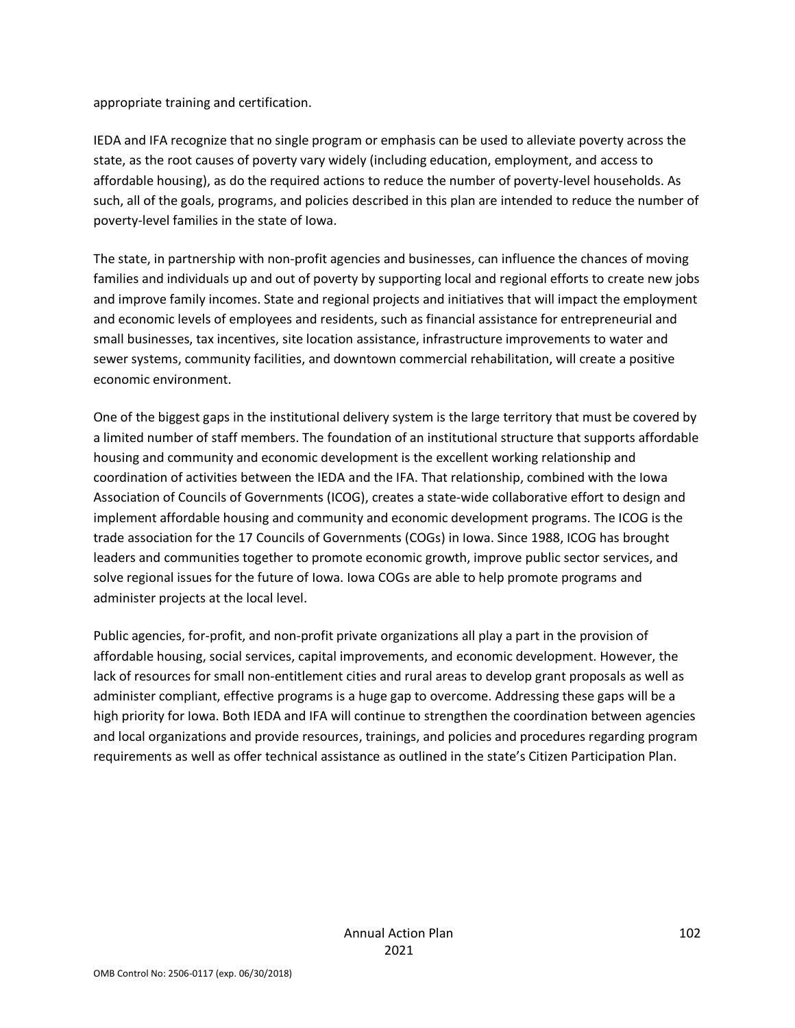appropriate training and certification.

IEDA and IFA recognize that no single program or emphasis can be used to alleviate poverty across the state, as the root causes of poverty vary widely (including education, employment, and access to affordable housing), as do the required actions to reduce the number of poverty-level households. As such, all of the goals, programs, and policies described in this plan are intended to reduce the number of poverty-level families in the state of Iowa.

The state, in partnership with non-profit agencies and businesses, can influence the chances of moving families and individuals up and out of poverty by supporting local and regional efforts to create new jobs and improve family incomes. State and regional projects and initiatives that will impact the employment and economic levels of employees and residents, such as financial assistance for entrepreneurial and small businesses, tax incentives, site location assistance, infrastructure improvements to water and sewer systems, community facilities, and downtown commercial rehabilitation, will create a positive economic environment.

One of the biggest gaps in the institutional delivery system is the large territory that must be covered by a limited number of staff members. The foundation of an institutional structure that supports affordable housing and community and economic development is the excellent working relationship and coordination of activities between the IEDA and the IFA. That relationship, combined with the Iowa Association of Councils of Governments (ICOG), creates a state-wide collaborative effort to design and implement affordable housing and community and economic development programs. The ICOG is the trade association for the 17 Councils of Governments (COGs) in Iowa. Since 1988, ICOG has brought leaders and communities together to promote economic growth, improve public sector services, and solve regional issues for the future of Iowa. Iowa COGs are able to help promote programs and administer projects at the local level.

Public agencies, for-profit, and non-profit private organizations all play a part in the provision of affordable housing, social services, capital improvements, and economic development. However, the lack of resources for small non-entitlement cities and rural areas to develop grant proposals as well as administer compliant, effective programs is a huge gap to overcome. Addressing these gaps will be a high priority for Iowa. Both IEDA and IFA will continue to strengthen the coordination between agencies and local organizations and provide resources, trainings, and policies and procedures regarding program requirements as well as offer technical assistance as outlined in the state's Citizen Participation Plan.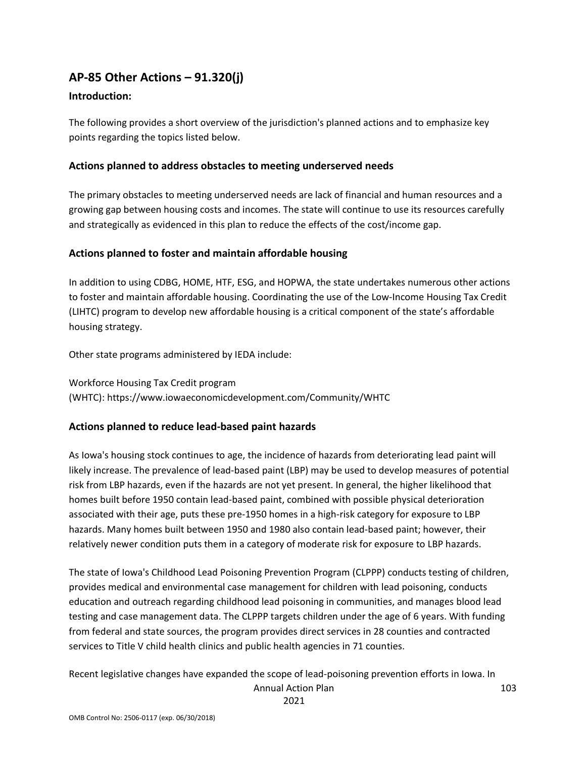## AP-85 Other Actions – 91.320(j)

### Introduction:

The following provides a short overview of the jurisdiction's planned actions and to emphasize key points regarding the topics listed below.

### Actions planned to address obstacles to meeting underserved needs

The primary obstacles to meeting underserved needs are lack of financial and human resources and a growing gap between housing costs and incomes. The state will continue to use its resources carefully and strategically as evidenced in this plan to reduce the effects of the cost/income gap.

### Actions planned to foster and maintain affordable housing

In addition to using CDBG, HOME, HTF, ESG, and HOPWA, the state undertakes numerous other actions to foster and maintain affordable housing. Coordinating the use of the Low-Income Housing Tax Credit (LIHTC) program to develop new affordable housing is a critical component of the state's affordable housing strategy.

Other state programs administered by IEDA include:

Workforce Housing Tax Credit program
(WHTC): https://www.iowaeconomicdevelopment.com/Community/WHTC

### Actions planned to reduce lead-based paint hazards

As Iowa's housing stock continues to age, the incidence of hazards from deteriorating lead paint will likely increase. The prevalence of lead-based paint (LBP) may be used to develop measures of potential risk from LBP hazards, even if the hazards are not yet present. In general, the higher likelihood that homes built before 1950 contain lead-based paint, combined with possible physical deterioration associated with their age, puts these pre-1950 homes in a high-risk category for exposure to LBP hazards. Many homes built between 1950 and 1980 also contain lead-based paint; however, their relatively newer condition puts them in a category of moderate risk for exposure to LBP hazards.

The state of Iowa's Childhood Lead Poisoning Prevention Program (CLPPP) conducts testing of children, provides medical and environmental case management for children with lead poisoning, conducts education and outreach regarding childhood lead poisoning in communities, and manages blood lead testing and case management data. The CLPPP targets children under the age of 6 years. With funding from federal and state sources, the program provides direct services in 28 counties and contracted services to Title V child health clinics and public health agencies in 71 counties.

Recent legislative changes have expanded the scope of lead-poisoning prevention efforts in Iowa. In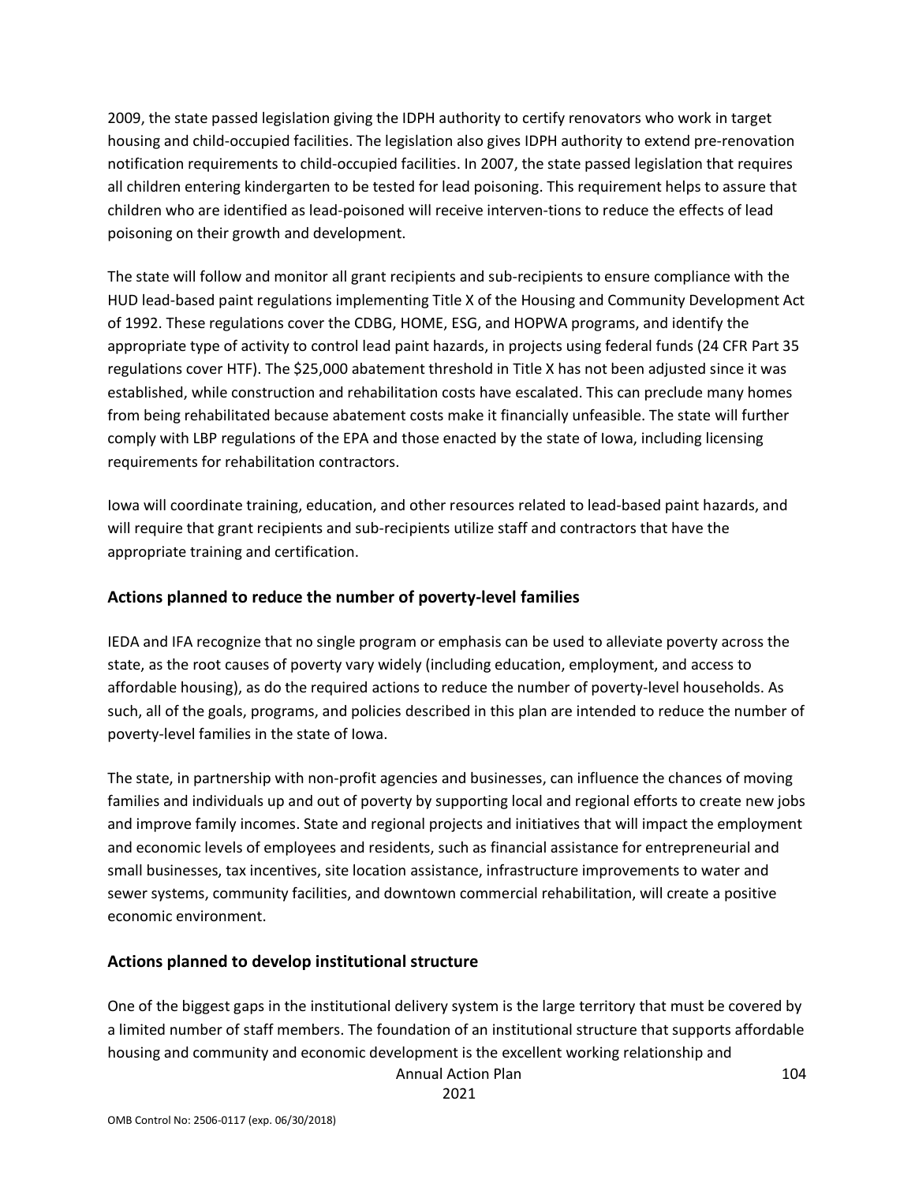2009, the state passed legislation giving the IDPH authority to certify renovators who work in target housing and child-occupied facilities. The legislation also gives IDPH authority to extend pre-renovation notification requirements to child-occupied facilities. In 2007, the state passed legislation that requires all children entering kindergarten to be tested for lead poisoning. This requirement helps to assure that children who are identified as lead-poisoned will receive interven-tions to reduce the effects of lead poisoning on their growth and development.

The state will follow and monitor all grant recipients and sub-recipients to ensure compliance with the HUD lead-based paint regulations implementing Title X of the Housing and Community Development Act of 1992. These regulations cover the CDBG, HOME, ESG, and HOPWA programs, and identify the appropriate type of activity to control lead paint hazards, in projects using federal funds (24 CFR Part 35 regulations cover HTF). The $25,000 abatement threshold in Title X has not been adjusted since it was established, while construction and rehabilitation costs have escalated. This can preclude many homes from being rehabilitated because abatement costs make it financially unfeasible. The state will further comply with LBP regulations of the EPA and those enacted by the state of Iowa, including licensing requirements for rehabilitation contractors.

Iowa will coordinate training, education, and other resources related to lead-based paint hazards, and will require that grant recipients and sub-recipients utilize staff and contractors that have the appropriate training and certification.

## Actions planned to reduce the number of poverty-level families

IEDA and IFA recognize that no single program or emphasis can be used to alleviate poverty across the state, as the root causes of poverty vary widely (including education, employment, and access to affordable housing), as do the required actions to reduce the number of poverty-level households. As such, all of the goals, programs, and policies described in this plan are intended to reduce the number of poverty-level families in the state of Iowa.

The state, in partnership with non-profit agencies and businesses, can influence the chances of moving families and individuals up and out of poverty by supporting local and regional efforts to create new jobs and improve family incomes. State and regional projects and initiatives that will impact the employment and economic levels of employees and residents, such as financial assistance for entrepreneurial and small businesses, tax incentives, site location assistance, infrastructure improvements to water and sewer systems, community facilities, and downtown commercial rehabilitation, will create a positive economic environment.

## Actions planned to develop institutional structure

One of the biggest gaps in the institutional delivery system is the large territory that must be covered by a limited number of staff members. The foundation of an institutional structure that supports affordable housing and community and economic development is the excellent working relationship and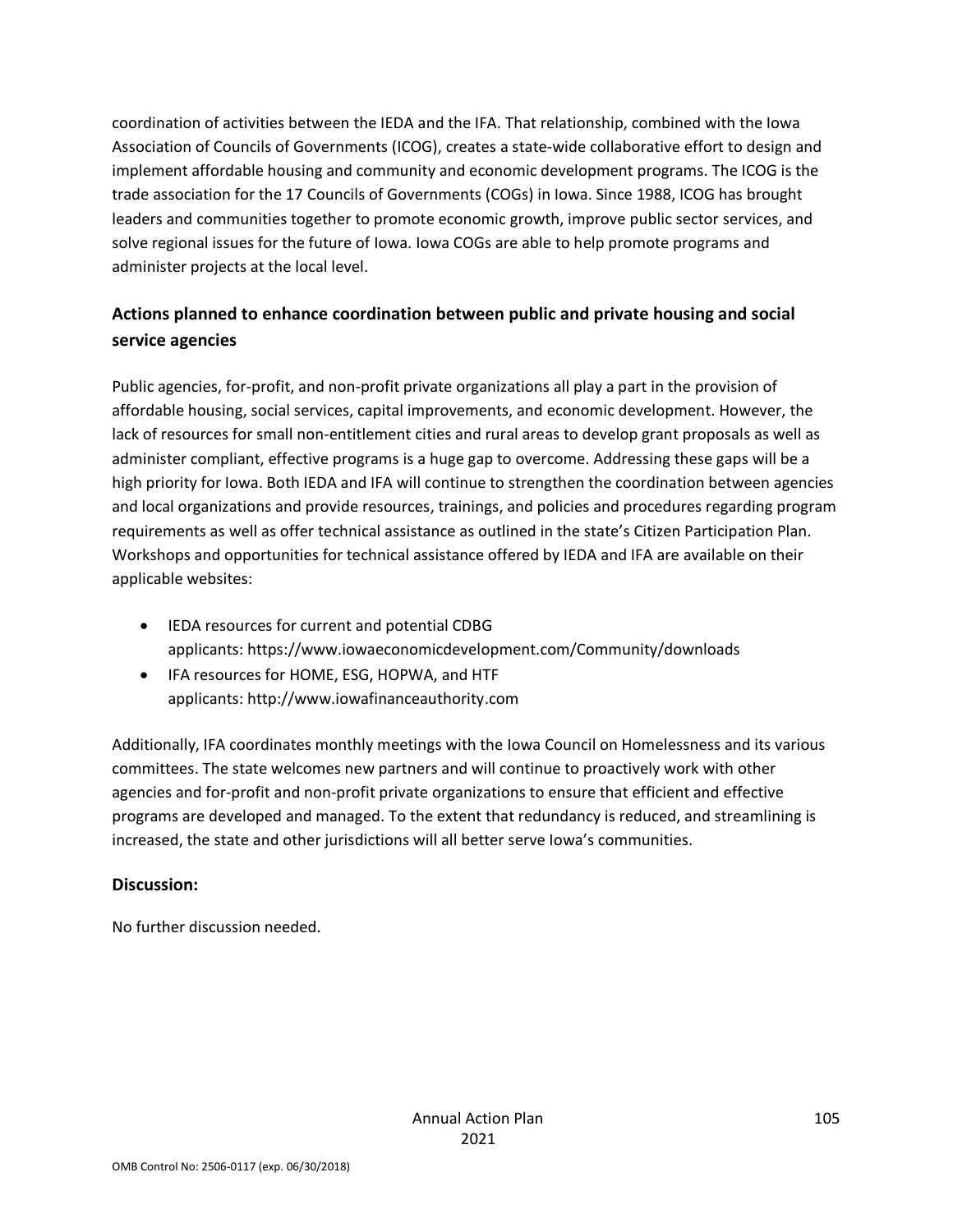coordination of activities between the IEDA and the IFA. That relationship, combined with the Iowa Association of Councils of Governments (ICOG), creates a state-wide collaborative effort to design and implement affordable housing and community and economic development programs. The ICOG is the trade association for the 17 Councils of Governments (COGs) in Iowa. Since 1988, ICOG has brought leaders and communities together to promote economic growth, improve public sector services, and solve regional issues for the future of Iowa. Iowa COGs are able to help promote programs and administer projects at the local level.

## Actions planned to enhance coordination between public and private housing and social service agencies

Public agencies, for-profit, and non-profit private organizations all play a part in the provision of affordable housing, social services, capital improvements, and economic development. However, the lack of resources for small non-entitlement cities and rural areas to develop grant proposals as well as administer compliant, effective programs is a huge gap to overcome. Addressing these gaps will be a high priority for Iowa. Both IEDA and IFA will continue to strengthen the coordination between agencies and local organizations and provide resources, trainings, and policies and procedures regarding program requirements as well as offer technical assistance as outlined in the state's Citizen Participation Plan. Workshops and opportunities for technical assistance offered by IEDA and IFA are available on their applicable websites:

- IEDA resources for current and potential CDBG applicants: https://www.iowaeconomicdevelopment.com/Community/downloads
- IFA resources for HOME, ESG, HOPWA, and HTF applicants: http://www.iowafinanceauthority.com

Additionally, IFA coordinates monthly meetings with the Iowa Council on Homelessness and its various committees. The state welcomes new partners and will continue to proactively work with other agencies and for-profit and non-profit private organizations to ensure that efficient and effective programs are developed and managed. To the extent that redundancy is reduced, and streamlining is increased, the state and other jurisdictions will all better serve Iowa's communities.

## Discussion:

No further discussion needed.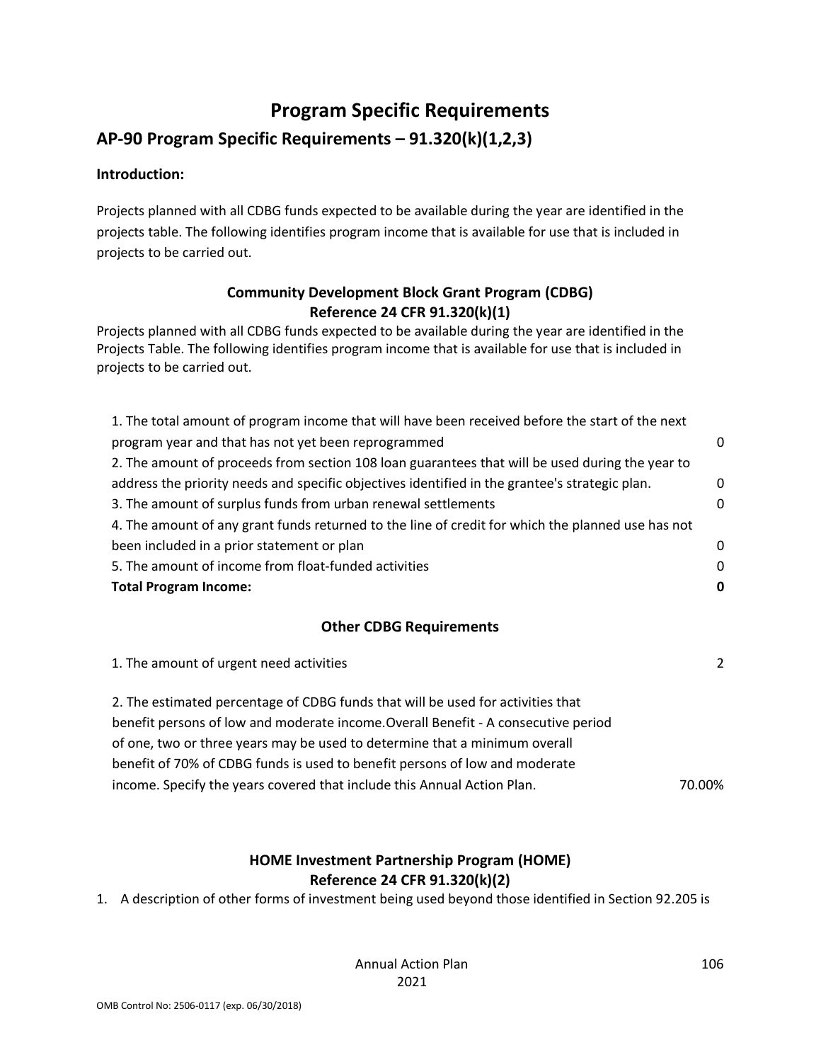# Program Specific Requirements

## AP-90 Program Specific Requirements – 91.320(k)(1,2,3)

**Introduction:**

Projects planned with all CDBG funds expected to be available during the year are identified in the projects table. The following identifies program income that is available for use that is included in projects to be carried out.

### Community Development Block Grant Program (CDBG)
### Reference 24 CFR 91.320(k)(1)

Projects planned with all CDBG funds expected to be available during the year are identified in the Projects Table. The following identifies program income that is available for use that is included in projects to be carried out.

| | |
|---|---|
| 1. The total amount of program income that will have been received before the start of the next program year and that has not yet been reprogrammed | 0 |
| 2. The amount of proceeds from section 108 loan guarantees that will be used during the year to address the priority needs and specific objectives identified in the grantee's strategic plan. | 0 |
| 3. The amount of surplus funds from urban renewal settlements | 0 |
| 4. The amount of any grant funds returned to the line of credit for which the planned use has not been included in a prior statement or plan | 0 |
| 5. The amount of income from float-funded activities | 0 |
| **Total Program Income:** | **0** |

### Other CDBG Requirements

| | |
|---|---|
| 1. The amount of urgent need activities | 2 |
| 2. The estimated percentage of CDBG funds that will be used for activities that benefit persons of low and moderate income.Overall Benefit - A consecutive period of one, two or three years may be used to determine that a minimum overall benefit of 70% of CDBG funds is used to benefit persons of low and moderate income. Specify the years covered that include this Annual Action Plan. | 70.00% |

### HOME Investment Partnership Program (HOME)
### Reference 24 CFR 91.320(k)(2)

1. A description of other forms of investment being used beyond those identified in Section 92.205 is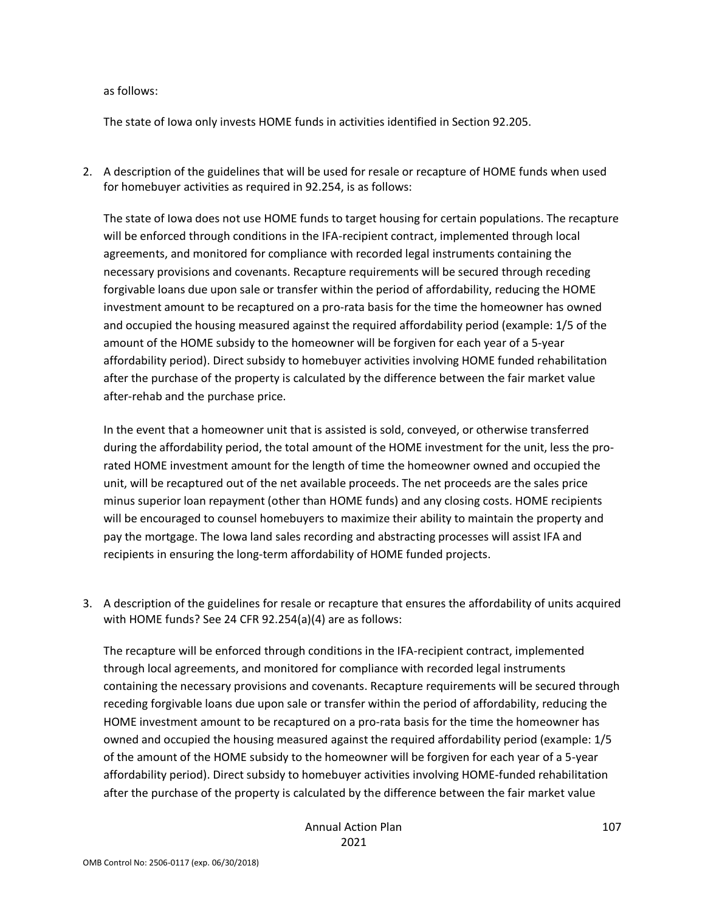as follows:

The state of Iowa only invests HOME funds in activities identified in Section 92.205.

2. A description of the guidelines that will be used for resale or recapture of HOME funds when used for homebuyer activities as required in 92.254, is as follows:

   The state of Iowa does not use HOME funds to target housing for certain populations. The recapture will be enforced through conditions in the IFA-recipient contract, implemented through local agreements, and monitored for compliance with recorded legal instruments containing the necessary provisions and covenants. Recapture requirements will be secured through receding forgivable loans due upon sale or transfer within the period of affordability, reducing the HOME investment amount to be recaptured on a pro-rata basis for the time the homeowner has owned and occupied the housing measured against the required affordability period (example: 1/5 of the amount of the HOME subsidy to the homeowner will be forgiven for each year of a 5-year affordability period). Direct subsidy to homebuyer activities involving HOME funded rehabilitation after the purchase of the property is calculated by the difference between the fair market value after-rehab and the purchase price.

   In the event that a homeowner unit that is assisted is sold, conveyed, or otherwise transferred during the affordability period, the total amount of the HOME investment for the unit, less the pro-rated HOME investment amount for the length of time the homeowner owned and occupied the unit, will be recaptured out of the net available proceeds. The net proceeds are the sales price minus superior loan repayment (other than HOME funds) and any closing costs. HOME recipients will be encouraged to counsel homebuyers to maximize their ability to maintain the property and pay the mortgage. The Iowa land sales recording and abstracting processes will assist IFA and recipients in ensuring the long-term affordability of HOME funded projects.

3. A description of the guidelines for resale or recapture that ensures the affordability of units acquired with HOME funds? See 24 CFR 92.254(a)(4) are as follows:

   The recapture will be enforced through conditions in the IFA-recipient contract, implemented through local agreements, and monitored for compliance with recorded legal instruments containing the necessary provisions and covenants. Recapture requirements will be secured through receding forgivable loans due upon sale or transfer within the period of affordability, reducing the HOME investment amount to be recaptured on a pro-rata basis for the time the homeowner has owned and occupied the housing measured against the required affordability period (example: 1/5 of the amount of the HOME subsidy to the homeowner will be forgiven for each year of a 5-year affordability period). Direct subsidy to homebuyer activities involving HOME-funded rehabilitation after the purchase of the property is calculated by the difference between the fair market value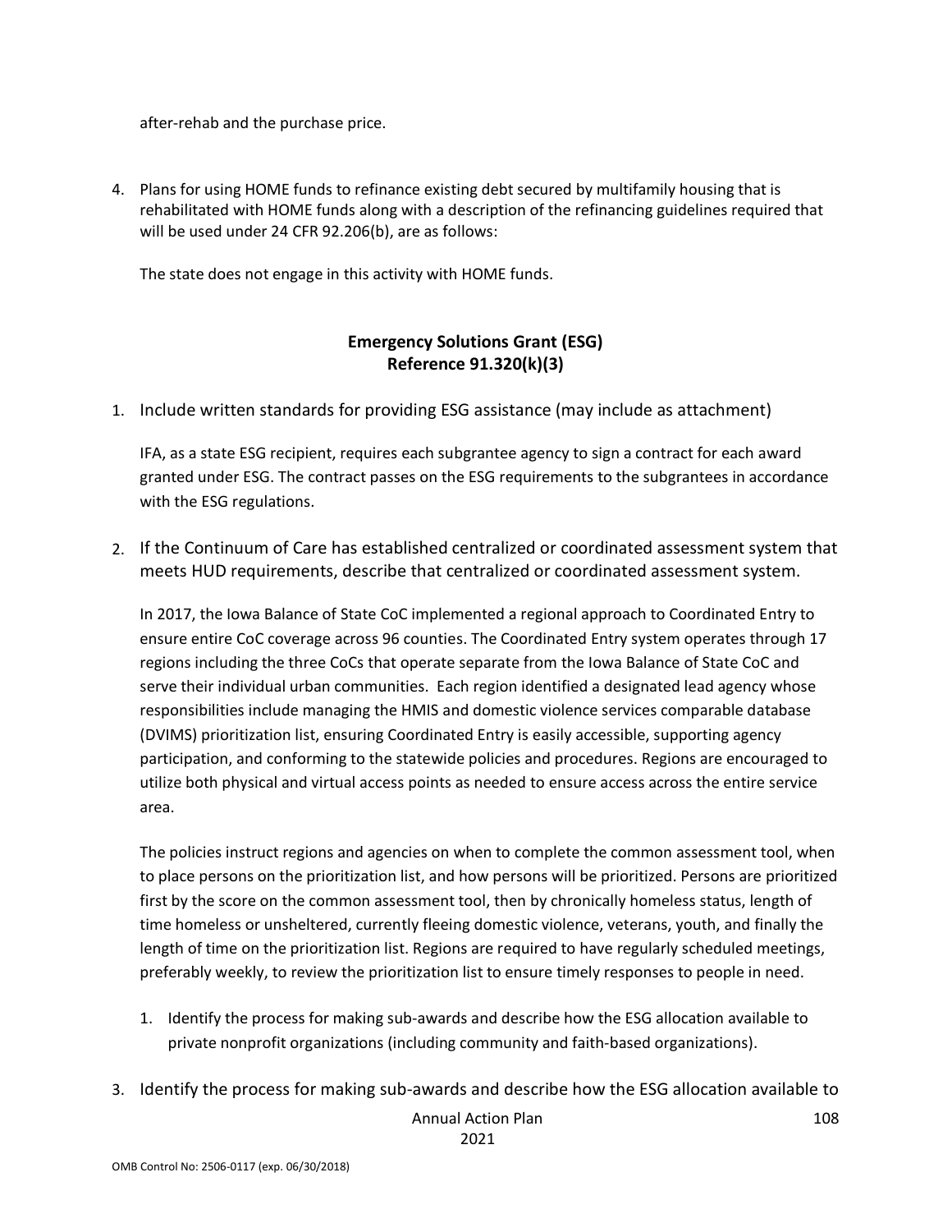after-rehab and the purchase price.

4. Plans for using HOME funds to refinance existing debt secured by multifamily housing that is rehabilitated with HOME funds along with a description of the refinancing guidelines required that will be used under 24 CFR 92.206(b), are as follows:

   The state does not engage in this activity with HOME funds.

## Emergency Solutions Grant (ESG)
## Reference 91.320(k)(3)

1. Include written standards for providing ESG assistance (may include as attachment)

   IFA, as a state ESG recipient, requires each subgrantee agency to sign a contract for each award granted under ESG. The contract passes on the ESG requirements to the subgrantees in accordance with the ESG regulations.

2. If the Continuum of Care has established centralized or coordinated assessment system that meets HUD requirements, describe that centralized or coordinated assessment system.

   In 2017, the Iowa Balance of State CoC implemented a regional approach to Coordinated Entry to ensure entire CoC coverage across 96 counties. The Coordinated Entry system operates through 17 regions including the three CoCs that operate separate from the Iowa Balance of State CoC and serve their individual urban communities. Each region identified a designated lead agency whose responsibilities include managing the HMIS and domestic violence services comparable database (DVIMS) prioritization list, ensuring Coordinated Entry is easily accessible, supporting agency participation, and conforming to the statewide policies and procedures. Regions are encouraged to utilize both physical and virtual access points as needed to ensure access across the entire service area.

   The policies instruct regions and agencies on when to complete the common assessment tool, when to place persons on the prioritization list, and how persons will be prioritized. Persons are prioritized first by the score on the common assessment tool, then by chronically homeless status, length of time homeless or unsheltered, currently fleeing domestic violence, veterans, youth, and finally the length of time on the prioritization list. Regions are required to have regularly scheduled meetings, preferably weekly, to review the prioritization list to ensure timely responses to people in need.

   1. Identify the process for making sub-awards and describe how the ESG allocation available to private nonprofit organizations (including community and faith-based organizations).

3. Identify the process for making sub-awards and describe how the ESG allocation available to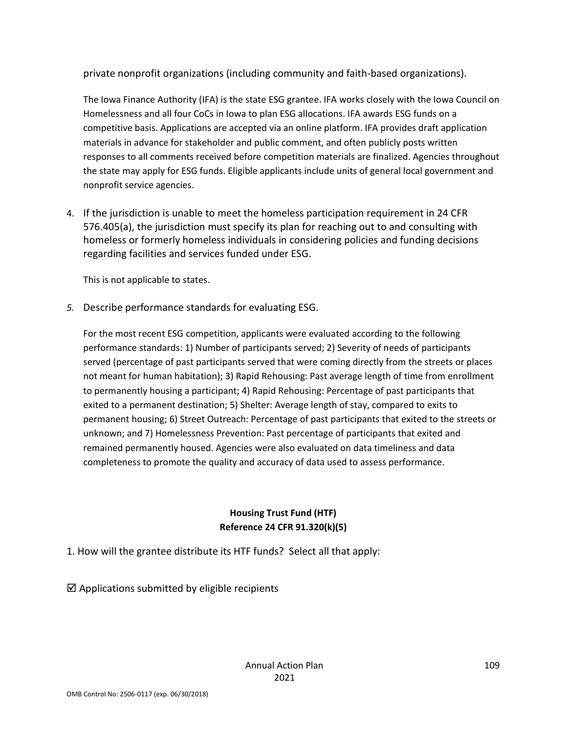private nonprofit organizations (including community and faith-based organizations).

The Iowa Finance Authority (IFA) is the state ESG grantee. IFA works closely with the Iowa Council on Homelessness and all four CoCs in Iowa to plan ESG allocations. IFA awards ESG funds on a competitive basis. Applications are accepted via an online platform. IFA provides draft application materials in advance for stakeholder and public comment, and often publicly posts written responses to all comments received before competition materials are finalized. Agencies throughout the state may apply for ESG funds. Eligible applicants include units of general local government and nonprofit service agencies.

4. If the jurisdiction is unable to meet the homeless participation requirement in 24 CFR 576.405(a), the jurisdiction must specify its plan for reaching out to and consulting with homeless or formerly homeless individuals in considering policies and funding decisions regarding facilities and services funded under ESG.

   This is not applicable to states.

5. Describe performance standards for evaluating ESG.

   For the most recent ESG competition, applicants were evaluated according to the following performance standards: 1) Number of participants served; 2) Severity of needs of participants served (percentage of past participants served that were coming directly from the streets or places not meant for human habitation); 3) Rapid Rehousing: Past average length of time from enrollment to permanently housing a participant; 4) Rapid Rehousing: Percentage of past participants that exited to a permanent destination; 5) Shelter: Average length of stay, compared to exits to permanent housing; 6) Street Outreach: Percentage of past participants that exited to the streets or unknown; and 7) Homelessness Prevention: Past percentage of participants that exited and remained permanently housed. Agencies were also evaluated on data timeliness and data completeness to promote the quality and accuracy of data used to assess performance.

**Housing Trust Fund (HTF)**
**Reference 24 CFR 91.320(k)(5)**

1. How will the grantee distribute its HTF funds? Select all that apply:

☑ Applications submitted by eligible recipients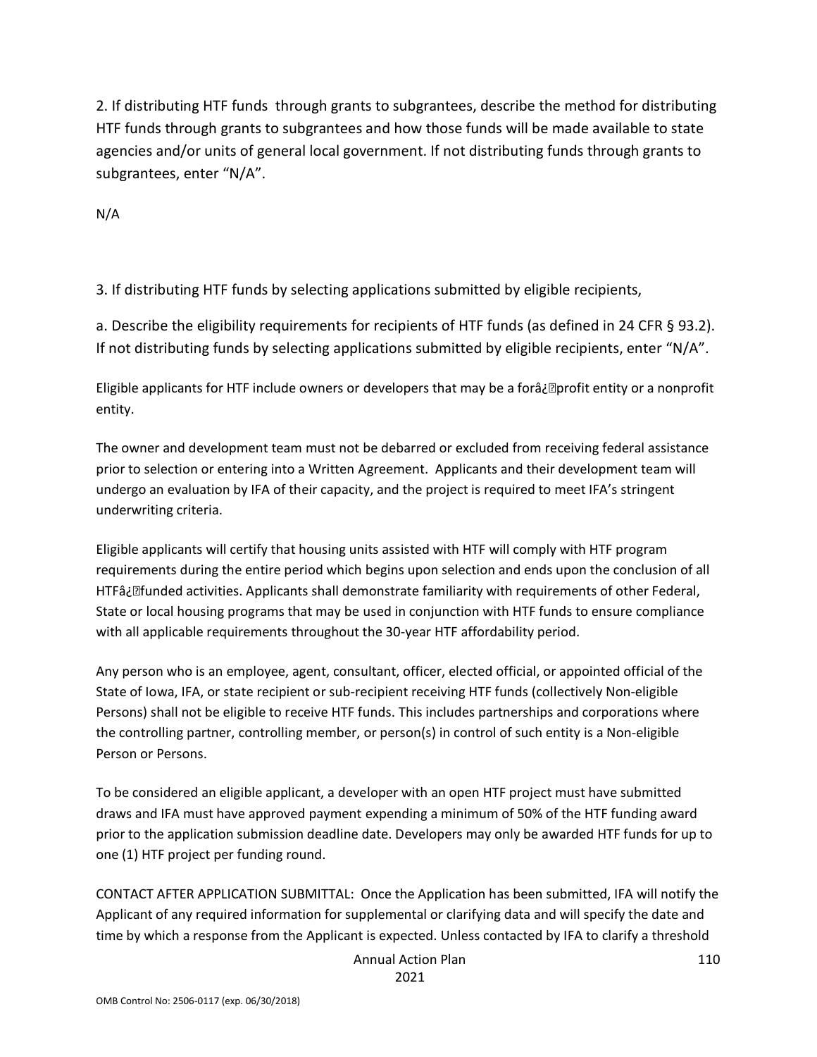2. If distributing HTF funds through grants to subgrantees, describe the method for distributing HTF funds through grants to subgrantees and how those funds will be made available to state agencies and/or units of general local government. If not distributing funds through grants to subgrantees, enter “N/A”.

N/A

3. If distributing HTF funds by selecting applications submitted by eligible recipients,

a. Describe the eligibility requirements for recipients of HTF funds (as defined in 24 CFR § 93.2). If not distributing funds by selecting applications submitted by eligible recipients, enter “N/A”.

Eligible applicants for HTF include owners or developers that may be a forâ¿profit entity or a nonprofit entity.

The owner and development team must not be debarred or excluded from receiving federal assistance prior to selection or entering into a Written Agreement. Applicants and their development team will undergo an evaluation by IFA of their capacity, and the project is required to meet IFA’s stringent underwriting criteria.

Eligible applicants will certify that housing units assisted with HTF will comply with HTF program requirements during the entire period which begins upon selection and ends upon the conclusion of all HTFâ¿funded activities. Applicants shall demonstrate familiarity with requirements of other Federal, State or local housing programs that may be used in conjunction with HTF funds to ensure compliance with all applicable requirements throughout the 30-year HTF affordability period.

Any person who is an employee, agent, consultant, officer, elected official, or appointed official of the State of Iowa, IFA, or state recipient or sub-recipient receiving HTF funds (collectively Non-eligible Persons) shall not be eligible to receive HTF funds. This includes partnerships and corporations where the controlling partner, controlling member, or person(s) in control of such entity is a Non-eligible Person or Persons.

To be considered an eligible applicant, a developer with an open HTF project must have submitted draws and IFA must have approved payment expending a minimum of 50% of the HTF funding award prior to the application submission deadline date. Developers may only be awarded HTF funds for up to one (1) HTF project per funding round.

CONTACT AFTER APPLICATION SUBMITTAL: Once the Application has been submitted, IFA will notify the Applicant of any required information for supplemental or clarifying data and will specify the date and time by which a response from the Applicant is expected. Unless contacted by IFA to clarify a threshold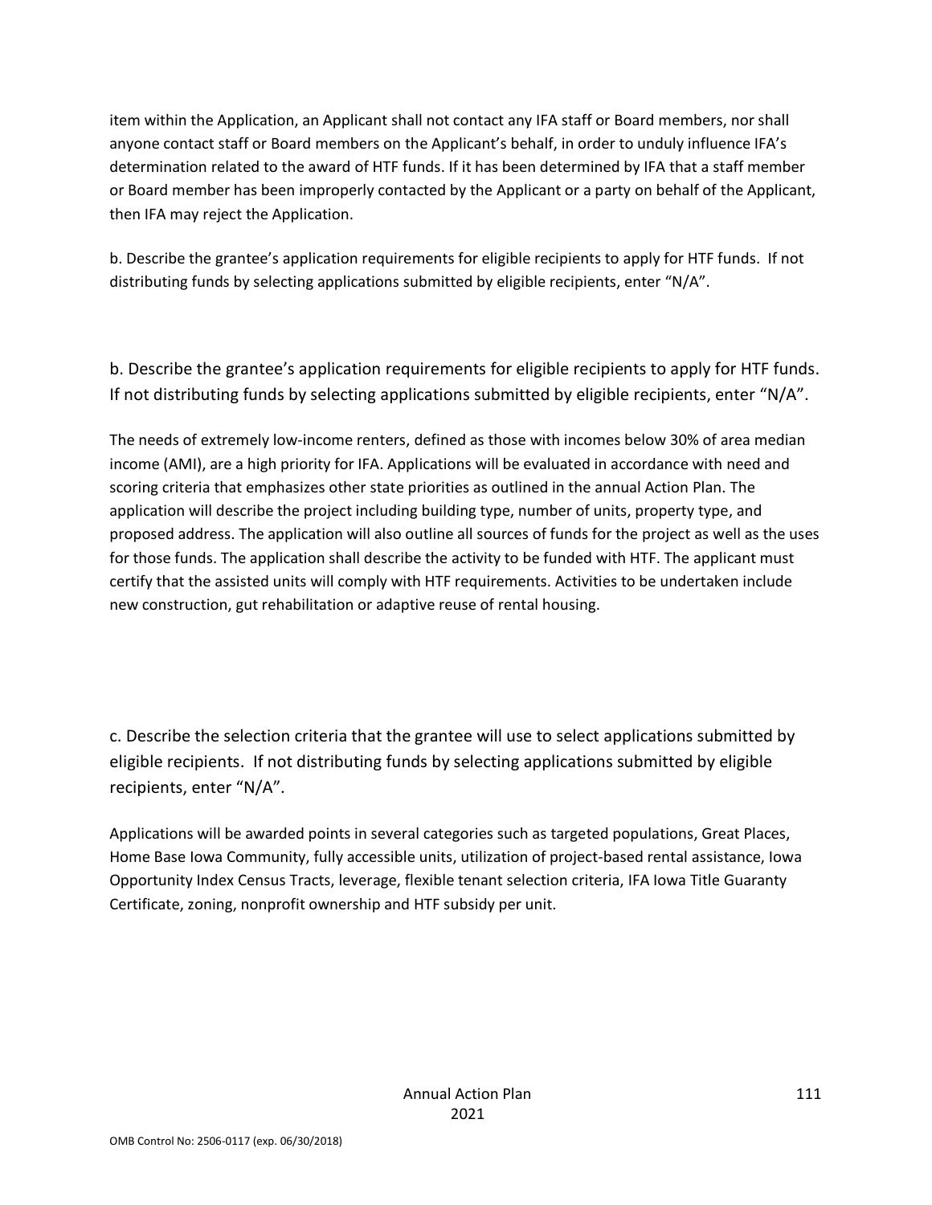item within the Application, an Applicant shall not contact any IFA staff or Board members, nor shall anyone contact staff or Board members on the Applicant's behalf, in order to unduly influence IFA's determination related to the award of HTF funds. If it has been determined by IFA that a staff member or Board member has been improperly contacted by the Applicant or a party on behalf of the Applicant, then IFA may reject the Application.

b. Describe the grantee's application requirements for eligible recipients to apply for HTF funds. If not distributing funds by selecting applications submitted by eligible recipients, enter "N/A".

b. Describe the grantee's application requirements for eligible recipients to apply for HTF funds. If not distributing funds by selecting applications submitted by eligible recipients, enter "N/A".

The needs of extremely low-income renters, defined as those with incomes below 30% of area median income (AMI), are a high priority for IFA. Applications will be evaluated in accordance with need and scoring criteria that emphasizes other state priorities as outlined in the annual Action Plan. The application will describe the project including building type, number of units, property type, and proposed address. The application will also outline all sources of funds for the project as well as the uses for those funds. The application shall describe the activity to be funded with HTF. The applicant must certify that the assisted units will comply with HTF requirements. Activities to be undertaken include new construction, gut rehabilitation or adaptive reuse of rental housing.

c. Describe the selection criteria that the grantee will use to select applications submitted by eligible recipients. If not distributing funds by selecting applications submitted by eligible recipients, enter "N/A".

Applications will be awarded points in several categories such as targeted populations, Great Places, Home Base Iowa Community, fully accessible units, utilization of project-based rental assistance, Iowa Opportunity Index Census Tracts, leverage, flexible tenant selection criteria, IFA Iowa Title Guaranty Certificate, zoning, nonprofit ownership and HTF subsidy per unit.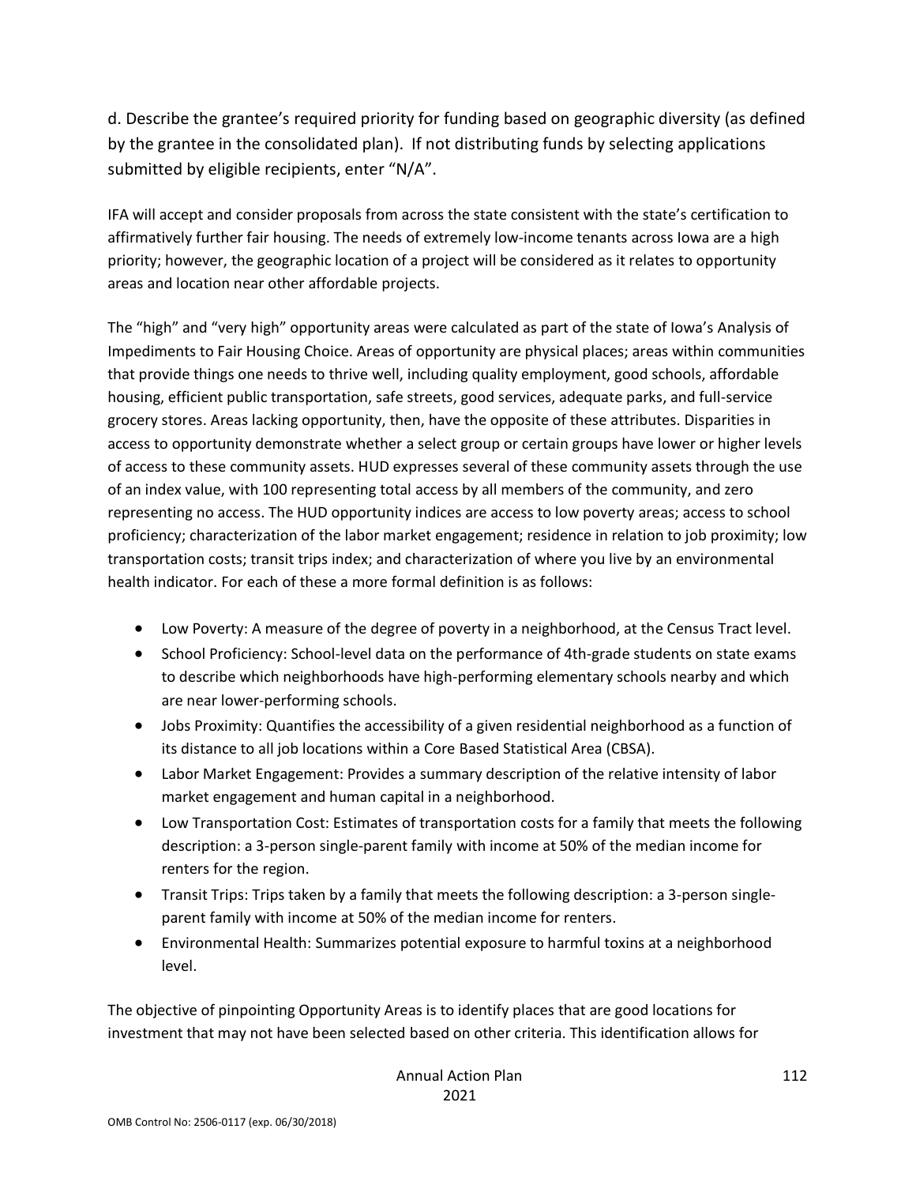d. Describe the grantee's required priority for funding based on geographic diversity (as defined by the grantee in the consolidated plan). If not distributing funds by selecting applications submitted by eligible recipients, enter "N/A".

IFA will accept and consider proposals from across the state consistent with the state's certification to affirmatively further fair housing. The needs of extremely low-income tenants across Iowa are a high priority; however, the geographic location of a project will be considered as it relates to opportunity areas and location near other affordable projects.

The "high" and "very high" opportunity areas were calculated as part of the state of Iowa's Analysis of Impediments to Fair Housing Choice. Areas of opportunity are physical places; areas within communities that provide things one needs to thrive well, including quality employment, good schools, affordable housing, efficient public transportation, safe streets, good services, adequate parks, and full-service grocery stores. Areas lacking opportunity, then, have the opposite of these attributes. Disparities in access to opportunity demonstrate whether a select group or certain groups have lower or higher levels of access to these community assets. HUD expresses several of these community assets through the use of an index value, with 100 representing total access by all members of the community, and zero representing no access. The HUD opportunity indices are access to low poverty areas; access to school proficiency; characterization of the labor market engagement; residence in relation to job proximity; low transportation costs; transit trips index; and characterization of where you live by an environmental health indicator. For each of these a more formal definition is as follows:

- Low Poverty: A measure of the degree of poverty in a neighborhood, at the Census Tract level.
- School Proficiency: School-level data on the performance of 4th-grade students on state exams to describe which neighborhoods have high-performing elementary schools nearby and which are near lower-performing schools.
- Jobs Proximity: Quantifies the accessibility of a given residential neighborhood as a function of its distance to all job locations within a Core Based Statistical Area (CBSA).
- Labor Market Engagement: Provides a summary description of the relative intensity of labor market engagement and human capital in a neighborhood.
- Low Transportation Cost: Estimates of transportation costs for a family that meets the following description: a 3-person single-parent family with income at 50% of the median income for renters for the region.
- Transit Trips: Trips taken by a family that meets the following description: a 3-person single-parent family with income at 50% of the median income for renters.
- Environmental Health: Summarizes potential exposure to harmful toxins at a neighborhood level.

The objective of pinpointing Opportunity Areas is to identify places that are good locations for investment that may not have been selected based on other criteria. This identification allows for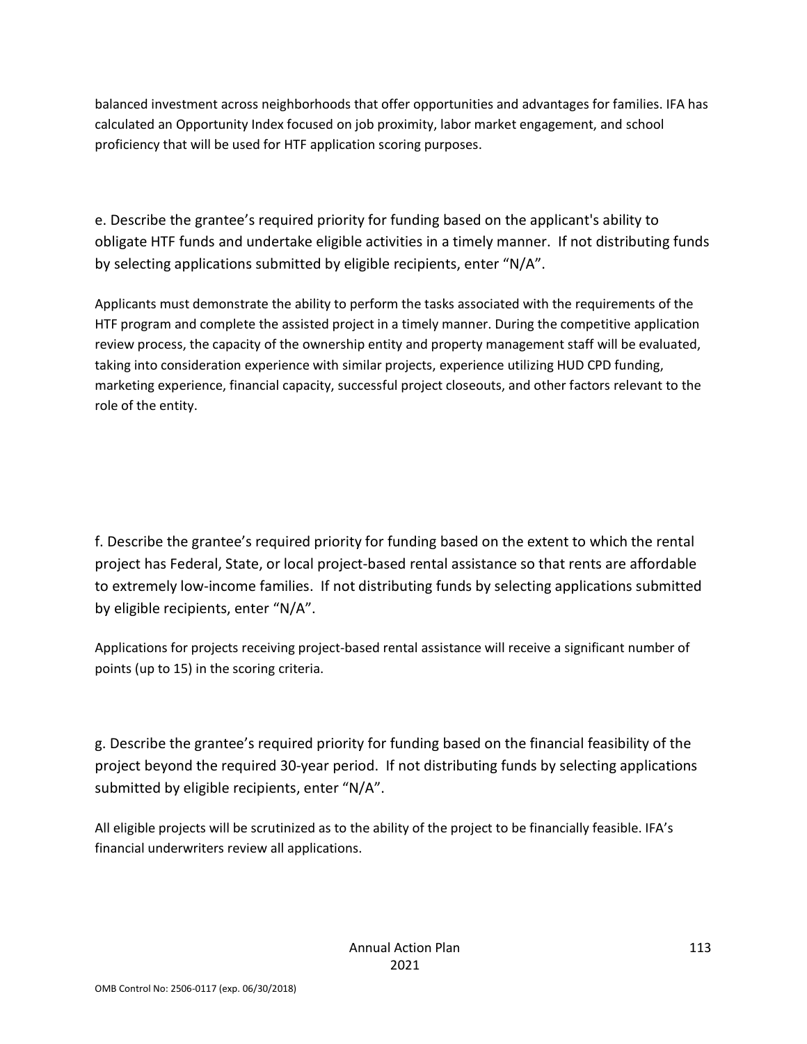balanced investment across neighborhoods that offer opportunities and advantages for families. IFA has calculated an Opportunity Index focused on job proximity, labor market engagement, and school proficiency that will be used for HTF application scoring purposes.

e. Describe the grantee's required priority for funding based on the applicant's ability to obligate HTF funds and undertake eligible activities in a timely manner. If not distributing funds by selecting applications submitted by eligible recipients, enter "N/A".

Applicants must demonstrate the ability to perform the tasks associated with the requirements of the HTF program and complete the assisted project in a timely manner. During the competitive application review process, the capacity of the ownership entity and property management staff will be evaluated, taking into consideration experience with similar projects, experience utilizing HUD CPD funding, marketing experience, financial capacity, successful project closeouts, and other factors relevant to the role of the entity.

f. Describe the grantee's required priority for funding based on the extent to which the rental project has Federal, State, or local project-based rental assistance so that rents are affordable to extremely low-income families. If not distributing funds by selecting applications submitted by eligible recipients, enter "N/A".

Applications for projects receiving project-based rental assistance will receive a significant number of points (up to 15) in the scoring criteria.

g. Describe the grantee's required priority for funding based on the financial feasibility of the project beyond the required 30-year period. If not distributing funds by selecting applications submitted by eligible recipients, enter "N/A".

All eligible projects will be scrutinized as to the ability of the project to be financially feasible. IFA's financial underwriters review all applications.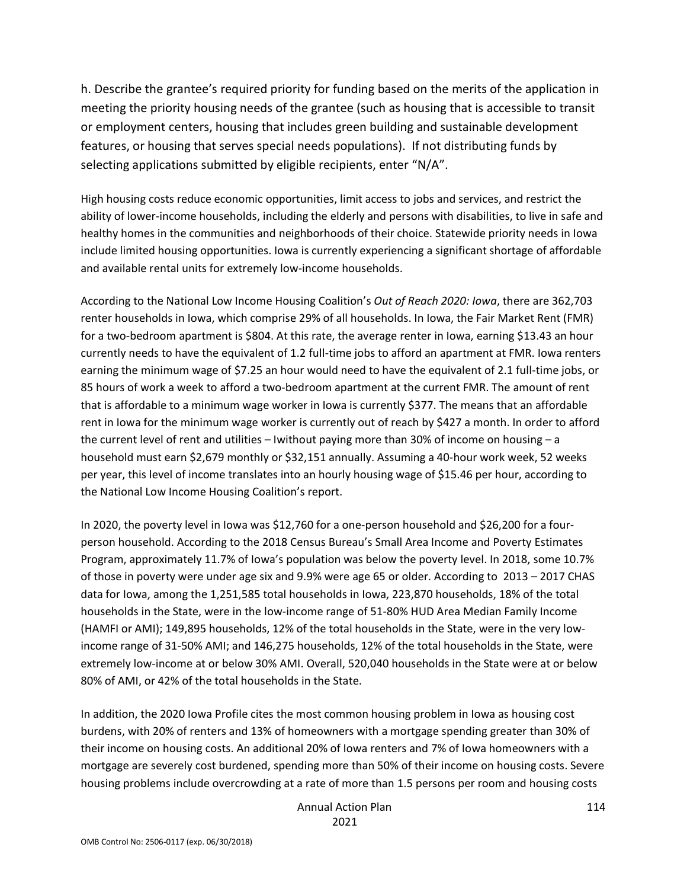h. Describe the grantee's required priority for funding based on the merits of the application in meeting the priority housing needs of the grantee (such as housing that is accessible to transit or employment centers, housing that includes green building and sustainable development features, or housing that serves special needs populations). If not distributing funds by selecting applications submitted by eligible recipients, enter "N/A".

High housing costs reduce economic opportunities, limit access to jobs and services, and restrict the ability of lower-income households, including the elderly and persons with disabilities, to live in safe and healthy homes in the communities and neighborhoods of their choice. Statewide priority needs in Iowa include limited housing opportunities. Iowa is currently experiencing a significant shortage of affordable and available rental units for extremely low-income households.

According to the National Low Income Housing Coalition's *Out of Reach 2020: Iowa*, there are 362,703 renter households in Iowa, which comprise 29% of all households. In Iowa, the Fair Market Rent (FMR) for a two-bedroom apartment is $804. At this rate, the average renter in Iowa, earning $13.43 an hour currently needs to have the equivalent of 1.2 full-time jobs to afford an apartment at FMR. Iowa renters earning the minimum wage of $7.25 an hour would need to have the equivalent of 2.1 full-time jobs, or 85 hours of work a week to afford a two-bedroom apartment at the current FMR. The amount of rent that is affordable to a minimum wage worker in Iowa is currently $377. The means that an affordable rent in Iowa for the minimum wage worker is currently out of reach by $427 a month. In order to afford the current level of rent and utilities – Iwithout paying more than 30% of income on housing – a household must earn $2,679 monthly or $32,151 annually. Assuming a 40-hour work week, 52 weeks per year, this level of income translates into an hourly housing wage of $15.46 per hour, according to the National Low Income Housing Coalition's report.

In 2020, the poverty level in Iowa was $12,760 for a one-person household and $26,200 for a four-person household. According to the 2018 Census Bureau's Small Area Income and Poverty Estimates Program, approximately 11.7% of Iowa's population was below the poverty level. In 2018, some 10.7% of those in poverty were under age six and 9.9% were age 65 or older. According to 2013 – 2017 CHAS data for Iowa, among the 1,251,585 total households in Iowa, 223,870 households, 18% of the total households in the State, were in the low-income range of 51-80% HUD Area Median Family Income (HAMFI or AMI); 149,895 households, 12% of the total households in the State, were in the very low-income range of 31-50% AMI; and 146,275 households, 12% of the total households in the State, were extremely low-income at or below 30% AMI. Overall, 520,040 households in the State were at or below 80% of AMI, or 42% of the total households in the State.

In addition, the 2020 Iowa Profile cites the most common housing problem in Iowa as housing cost burdens, with 20% of renters and 13% of homeowners with a mortgage spending greater than 30% of their income on housing costs. An additional 20% of Iowa renters and 7% of Iowa homeowners with a mortgage are severely cost burdened, spending more than 50% of their income on housing costs. Severe housing problems include overcrowding at a rate of more than 1.5 persons per room and housing costs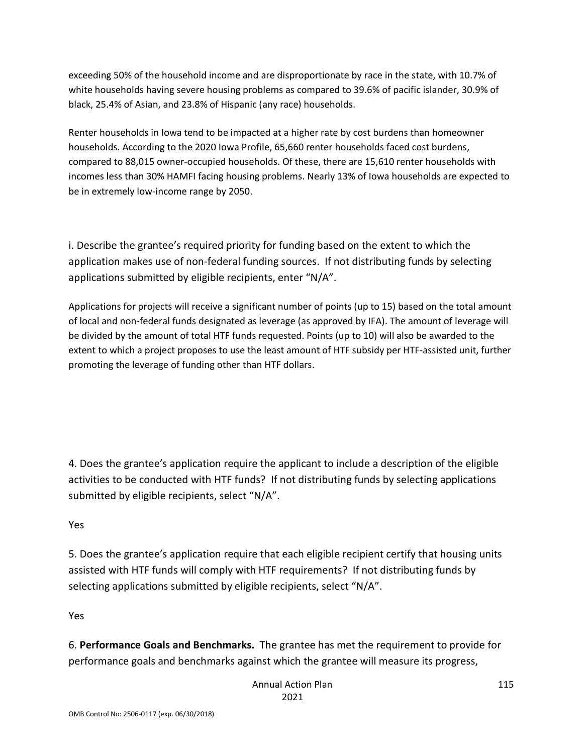exceeding 50% of the household income and are disproportionate by race in the state, with 10.7% of white households having severe housing problems as compared to 39.6% of pacific islander, 30.9% of black, 25.4% of Asian, and 23.8% of Hispanic (any race) households.

Renter households in Iowa tend to be impacted at a higher rate by cost burdens than homeowner households. According to the 2020 Iowa Profile, 65,660 renter households faced cost burdens, compared to 88,015 owner-occupied households. Of these, there are 15,610 renter households with incomes less than 30% HAMFI facing housing problems. Nearly 13% of Iowa households are expected to be in extremely low-income range by 2050.

i. Describe the grantee's required priority for funding based on the extent to which the application makes use of non-federal funding sources. If not distributing funds by selecting applications submitted by eligible recipients, enter "N/A".

Applications for projects will receive a significant number of points (up to 15) based on the total amount of local and non-federal funds designated as leverage (as approved by IFA). The amount of leverage will be divided by the amount of total HTF funds requested. Points (up to 10) will also be awarded to the extent to which a project proposes to use the least amount of HTF subsidy per HTF-assisted unit, further promoting the leverage of funding other than HTF dollars.

4. Does the grantee's application require the applicant to include a description of the eligible activities to be conducted with HTF funds? If not distributing funds by selecting applications submitted by eligible recipients, select "N/A".

Yes

5. Does the grantee's application require that each eligible recipient certify that housing units assisted with HTF funds will comply with HTF requirements? If not distributing funds by selecting applications submitted by eligible recipients, select "N/A".

Yes

6. **Performance Goals and Benchmarks.** The grantee has met the requirement to provide for performance goals and benchmarks against which the grantee will measure its progress,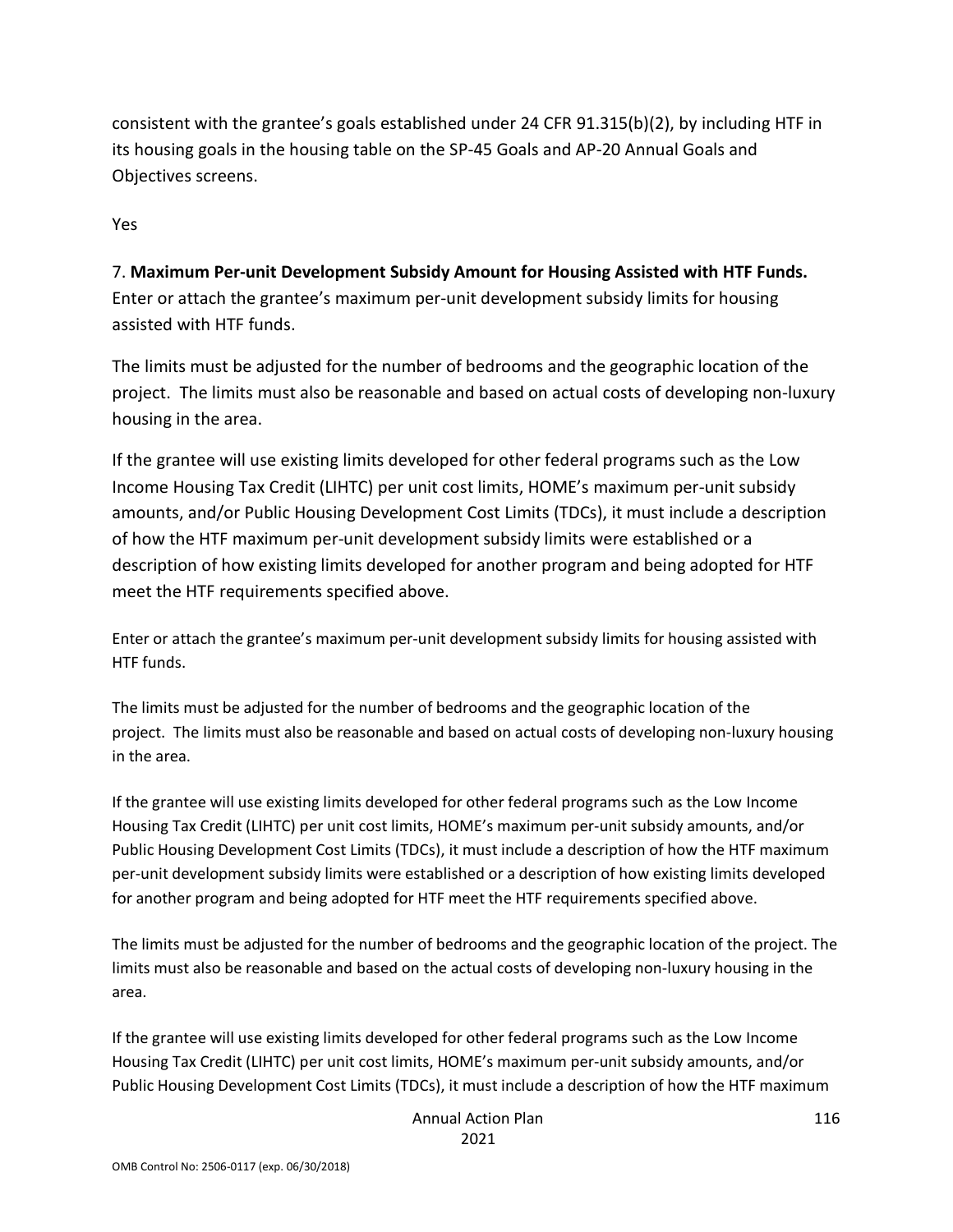consistent with the grantee's goals established under 24 CFR 91.315(b)(2), by including HTF in its housing goals in the housing table on the SP-45 Goals and AP-20 Annual Goals and Objectives screens.

Yes

7. **Maximum Per-unit Development Subsidy Amount for Housing Assisted with HTF Funds.** Enter or attach the grantee's maximum per-unit development subsidy limits for housing assisted with HTF funds.

The limits must be adjusted for the number of bedrooms and the geographic location of the project. The limits must also be reasonable and based on actual costs of developing non-luxury housing in the area.

If the grantee will use existing limits developed for other federal programs such as the Low Income Housing Tax Credit (LIHTC) per unit cost limits, HOME's maximum per-unit subsidy amounts, and/or Public Housing Development Cost Limits (TDCs), it must include a description of how the HTF maximum per-unit development subsidy limits were established or a description of how existing limits developed for another program and being adopted for HTF meet the HTF requirements specified above.

Enter or attach the grantee's maximum per-unit development subsidy limits for housing assisted with HTF funds.

The limits must be adjusted for the number of bedrooms and the geographic location of the project. The limits must also be reasonable and based on actual costs of developing non-luxury housing in the area.

If the grantee will use existing limits developed for other federal programs such as the Low Income Housing Tax Credit (LIHTC) per unit cost limits, HOME's maximum per-unit subsidy amounts, and/or Public Housing Development Cost Limits (TDCs), it must include a description of how the HTF maximum per-unit development subsidy limits were established or a description of how existing limits developed for another program and being adopted for HTF meet the HTF requirements specified above.

The limits must be adjusted for the number of bedrooms and the geographic location of the project. The limits must also be reasonable and based on the actual costs of developing non-luxury housing in the area.

If the grantee will use existing limits developed for other federal programs such as the Low Income Housing Tax Credit (LIHTC) per unit cost limits, HOME's maximum per-unit subsidy amounts, and/or Public Housing Development Cost Limits (TDCs), it must include a description of how the HTF maximum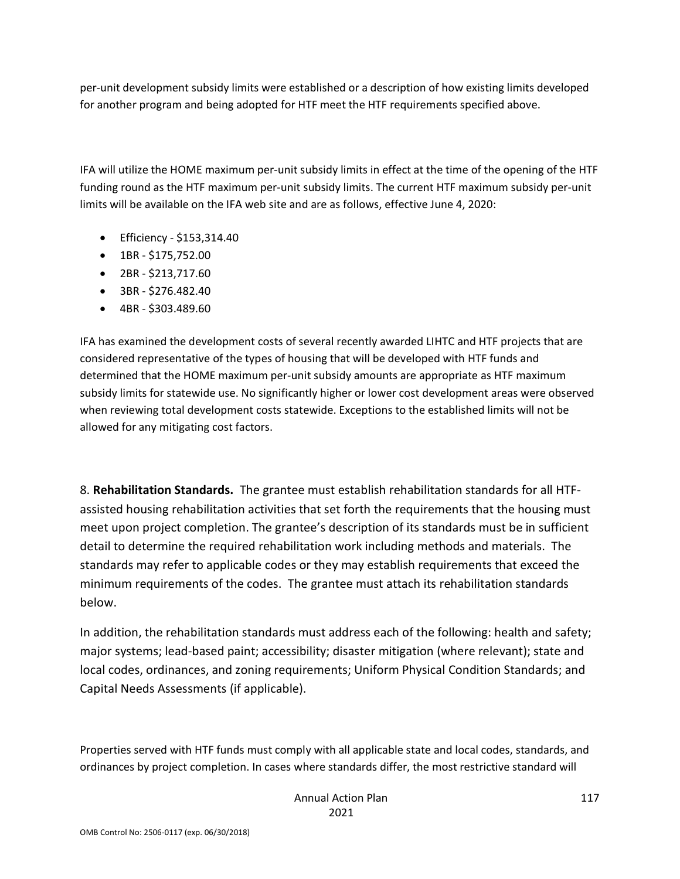per-unit development subsidy limits were established or a description of how existing limits developed for another program and being adopted for HTF meet the HTF requirements specified above.

IFA will utilize the HOME maximum per-unit subsidy limits in effect at the time of the opening of the HTF funding round as the HTF maximum per-unit subsidy limits. The current HTF maximum subsidy per-unit limits will be available on the IFA web site and are as follows, effective June 4, 2020:

- Efficiency - $153,314.40
- 1BR - $175,752.00
- 2BR - $213,717.60
- 3BR - $276.482.40
- 4BR - $303.489.60

IFA has examined the development costs of several recently awarded LIHTC and HTF projects that are considered representative of the types of housing that will be developed with HTF funds and determined that the HOME maximum per-unit subsidy amounts are appropriate as HTF maximum subsidy limits for statewide use. No significantly higher or lower cost development areas were observed when reviewing total development costs statewide. Exceptions to the established limits will not be allowed for any mitigating cost factors.

8. **Rehabilitation Standards.** The grantee must establish rehabilitation standards for all HTF-assisted housing rehabilitation activities that set forth the requirements that the housing must meet upon project completion. The grantee's description of its standards must be in sufficient detail to determine the required rehabilitation work including methods and materials. The standards may refer to applicable codes or they may establish requirements that exceed the minimum requirements of the codes. The grantee must attach its rehabilitation standards below.

In addition, the rehabilitation standards must address each of the following: health and safety; major systems; lead-based paint; accessibility; disaster mitigation (where relevant); state and local codes, ordinances, and zoning requirements; Uniform Physical Condition Standards; and Capital Needs Assessments (if applicable).

Properties served with HTF funds must comply with all applicable state and local codes, standards, and ordinances by project completion. In cases where standards differ, the most restrictive standard will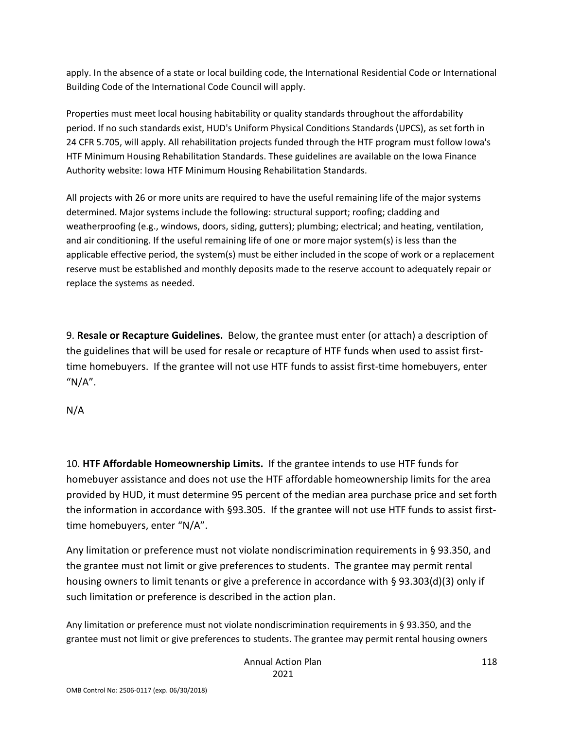apply. In the absence of a state or local building code, the International Residential Code or International Building Code of the International Code Council will apply.

Properties must meet local housing habitability or quality standards throughout the affordability period. If no such standards exist, HUD's Uniform Physical Conditions Standards (UPCS), as set forth in 24 CFR 5.705, will apply. All rehabilitation projects funded through the HTF program must follow Iowa's HTF Minimum Housing Rehabilitation Standards. These guidelines are available on the Iowa Finance Authority website: Iowa HTF Minimum Housing Rehabilitation Standards.

All projects with 26 or more units are required to have the useful remaining life of the major systems determined. Major systems include the following: structural support; roofing; cladding and weatherproofing (e.g., windows, doors, siding, gutters); plumbing; electrical; and heating, ventilation, and air conditioning. If the useful remaining life of one or more major system(s) is less than the applicable effective period, the system(s) must be either included in the scope of work or a replacement reserve must be established and monthly deposits made to the reserve account to adequately repair or replace the systems as needed.

9. **Resale or Recapture Guidelines.** Below, the grantee must enter (or attach) a description of the guidelines that will be used for resale or recapture of HTF funds when used to assist first-time homebuyers. If the grantee will not use HTF funds to assist first-time homebuyers, enter "N/A".

N/A

10. **HTF Affordable Homeownership Limits.** If the grantee intends to use HTF funds for homebuyer assistance and does not use the HTF affordable homeownership limits for the area provided by HUD, it must determine 95 percent of the median area purchase price and set forth the information in accordance with §93.305. If the grantee will not use HTF funds to assist first-time homebuyers, enter "N/A".

Any limitation or preference must not violate nondiscrimination requirements in § 93.350, and the grantee must not limit or give preferences to students. The grantee may permit rental housing owners to limit tenants or give a preference in accordance with § 93.303(d)(3) only if such limitation or preference is described in the action plan.

Any limitation or preference must not violate nondiscrimination requirements in § 93.350, and the grantee must not limit or give preferences to students. The grantee may permit rental housing owners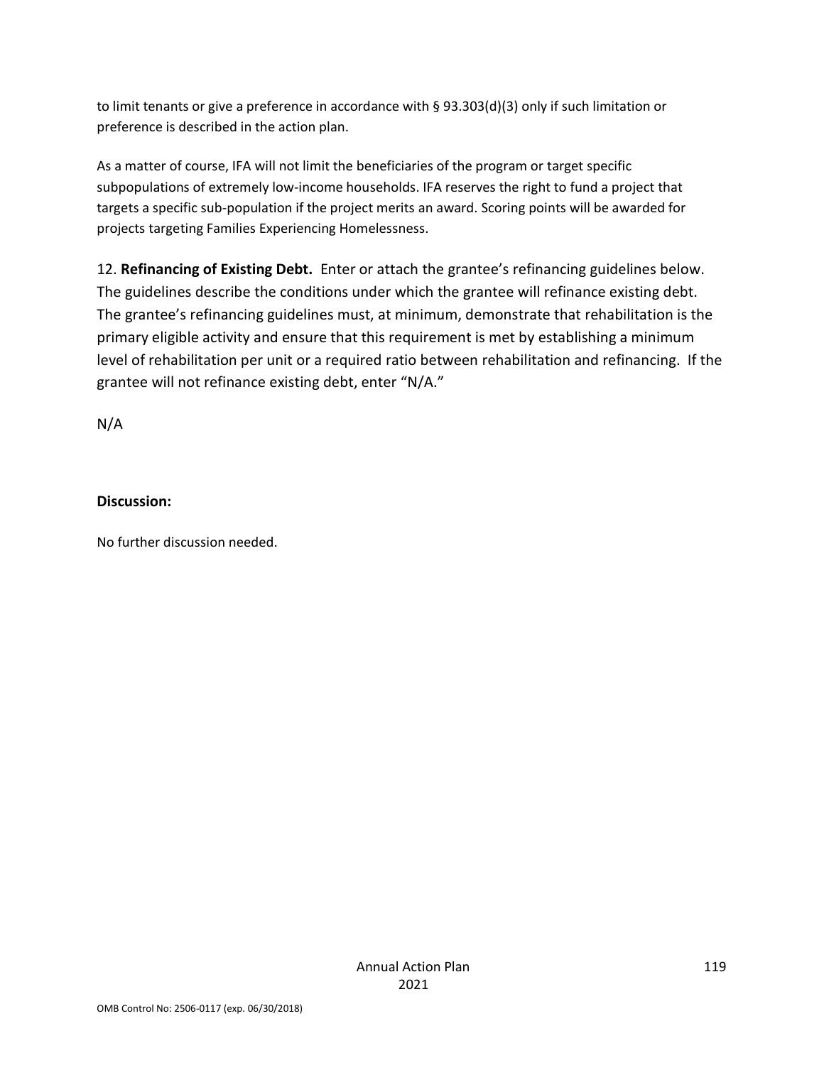to limit tenants or give a preference in accordance with § 93.303(d)(3) only if such limitation or preference is described in the action plan.

As a matter of course, IFA will not limit the beneficiaries of the program or target specific subpopulations of extremely low-income households. IFA reserves the right to fund a project that targets a specific sub-population if the project merits an award. Scoring points will be awarded for projects targeting Families Experiencing Homelessness.

12. **Refinancing of Existing Debt.** Enter or attach the grantee's refinancing guidelines below. The guidelines describe the conditions under which the grantee will refinance existing debt. The grantee's refinancing guidelines must, at minimum, demonstrate that rehabilitation is the primary eligible activity and ensure that this requirement is met by establishing a minimum level of rehabilitation per unit or a required ratio between rehabilitation and refinancing. If the grantee will not refinance existing debt, enter "N/A."

N/A

**Discussion:**

No further discussion needed.